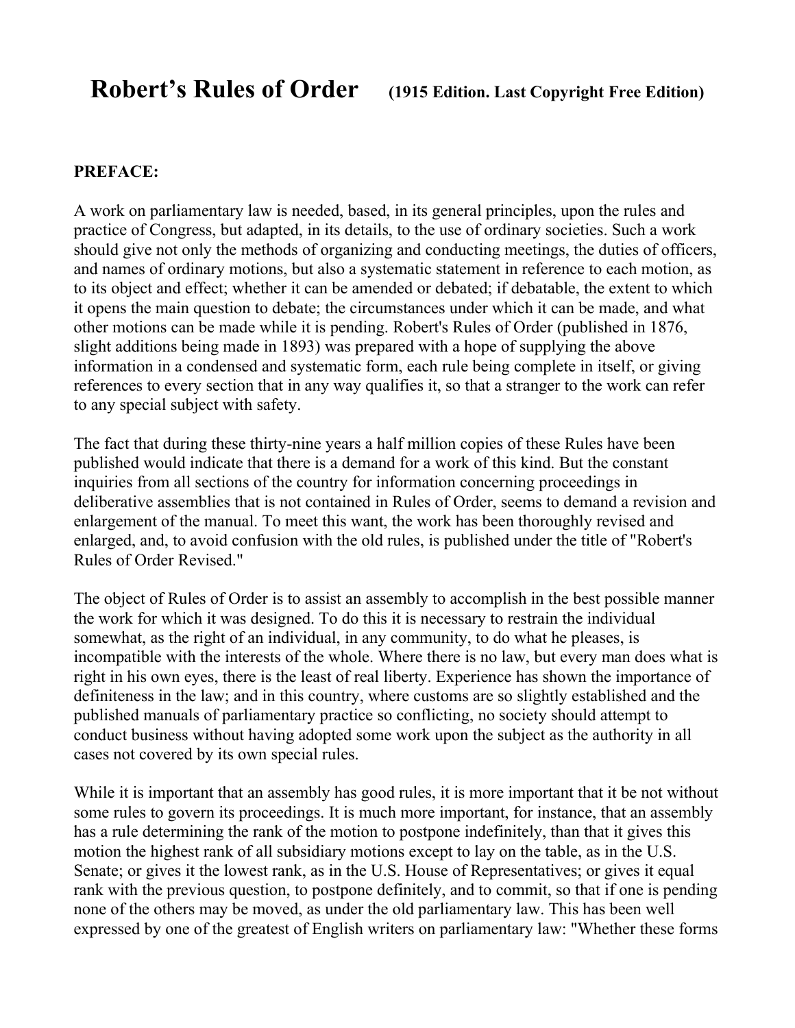# Robert's Rules of Order (1915 Edition. Last Copyright Free Edition)

**PREFACE:**

A work on parliamentary law is needed, based, in its general principles, upon the rules and practice of Congress, but adapted, in its details, to the use of ordinary societies. Such a work should give not only the methods of organizing and conducting meetings, the duties of officers, and names of ordinary motions, but also a systematic statement in reference to each motion, as to its object and effect; whether it can be amended or debated; if debatable, the extent to which it opens the main question to debate; the circumstances under which it can be made, and what other motions can be made while it is pending. Robert's Rules of Order (published in 1876, slight additions being made in 1893) was prepared with a hope of supplying the above information in a condensed and systematic form, each rule being complete in itself, or giving references to every section that in any way qualifies it, so that a stranger to the work can refer to any special subject with safety.

The fact that during these thirty-nine years a half million copies of these Rules have been published would indicate that there is a demand for a work of this kind. But the constant inquiries from all sections of the country for information concerning proceedings in deliberative assemblies that is not contained in Rules of Order, seems to demand a revision and enlargement of the manual. To meet this want, the work has been thoroughly revised and enlarged, and, to avoid confusion with the old rules, is published under the title of "Robert's Rules of Order Revised."

The object of Rules of Order is to assist an assembly to accomplish in the best possible manner the work for which it was designed. To do this it is necessary to restrain the individual somewhat, as the right of an individual, in any community, to do what he pleases, is incompatible with the interests of the whole. Where there is no law, but every man does what is right in his own eyes, there is the least of real liberty. Experience has shown the importance of definiteness in the law; and in this country, where customs are so slightly established and the published manuals of parliamentary practice so conflicting, no society should attempt to conduct business without having adopted some work upon the subject as the authority in all cases not covered by its own special rules.

While it is important that an assembly has good rules, it is more important that it be not without some rules to govern its proceedings. It is much more important, for instance, that an assembly has a rule determining the rank of the motion to postpone indefinitely, than that it gives this motion the highest rank of all subsidiary motions except to lay on the table, as in the U.S. Senate; or gives it the lowest rank, as in the U.S. House of Representatives; or gives it equal rank with the previous question, to postpone definitely, and to commit, so that if one is pending none of the others may be moved, as under the old parliamentary law. This has been well expressed by one of the greatest of English writers on parliamentary law: "Whether these forms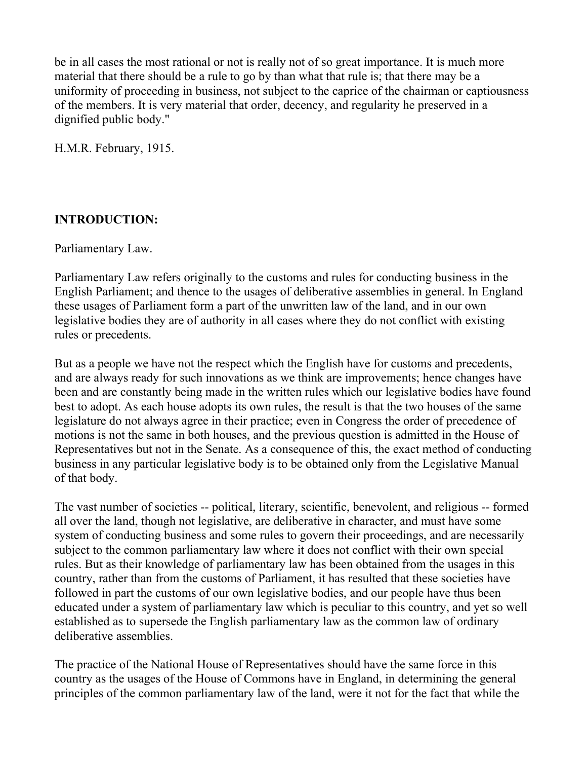be in all cases the most rational or not is really not of so great importance. It is much more material that there should be a rule to go by than what that rule is; that there may be a uniformity of proceeding in business, not subject to the caprice of the chairman or captiousness of the members. It is very material that order, decency, and regularity he preserved in a dignified public body."

H.M.R. February, 1915.

## INTRODUCTION:

Parliamentary Law.

Parliamentary Law refers originally to the customs and rules for conducting business in the English Parliament; and thence to the usages of deliberative assemblies in general. In England these usages of Parliament form a part of the unwritten law of the land, and in our own legislative bodies they are of authority in all cases where they do not conflict with existing rules or precedents.

But as a people we have not the respect which the English have for customs and precedents, and are always ready for such innovations as we think are improvements; hence changes have been and are constantly being made in the written rules which our legislative bodies have found best to adopt. As each house adopts its own rules, the result is that the two houses of the same legislature do not always agree in their practice; even in Congress the order of precedence of motions is not the same in both houses, and the previous question is admitted in the House of Representatives but not in the Senate. As a consequence of this, the exact method of conducting business in any particular legislative body is to be obtained only from the Legislative Manual of that body.

The vast number of societies -- political, literary, scientific, benevolent, and religious -- formed all over the land, though not legislative, are deliberative in character, and must have some system of conducting business and some rules to govern their proceedings, and are necessarily subject to the common parliamentary law where it does not conflict with their own special rules. But as their knowledge of parliamentary law has been obtained from the usages in this country, rather than from the customs of Parliament, it has resulted that these societies have followed in part the customs of our own legislative bodies, and our people have thus been educated under a system of parliamentary law which is peculiar to this country, and yet so well established as to supersede the English parliamentary law as the common law of ordinary deliberative assemblies.

The practice of the National House of Representatives should have the same force in this country as the usages of the House of Commons have in England, in determining the general principles of the common parliamentary law of the land, were it not for the fact that while the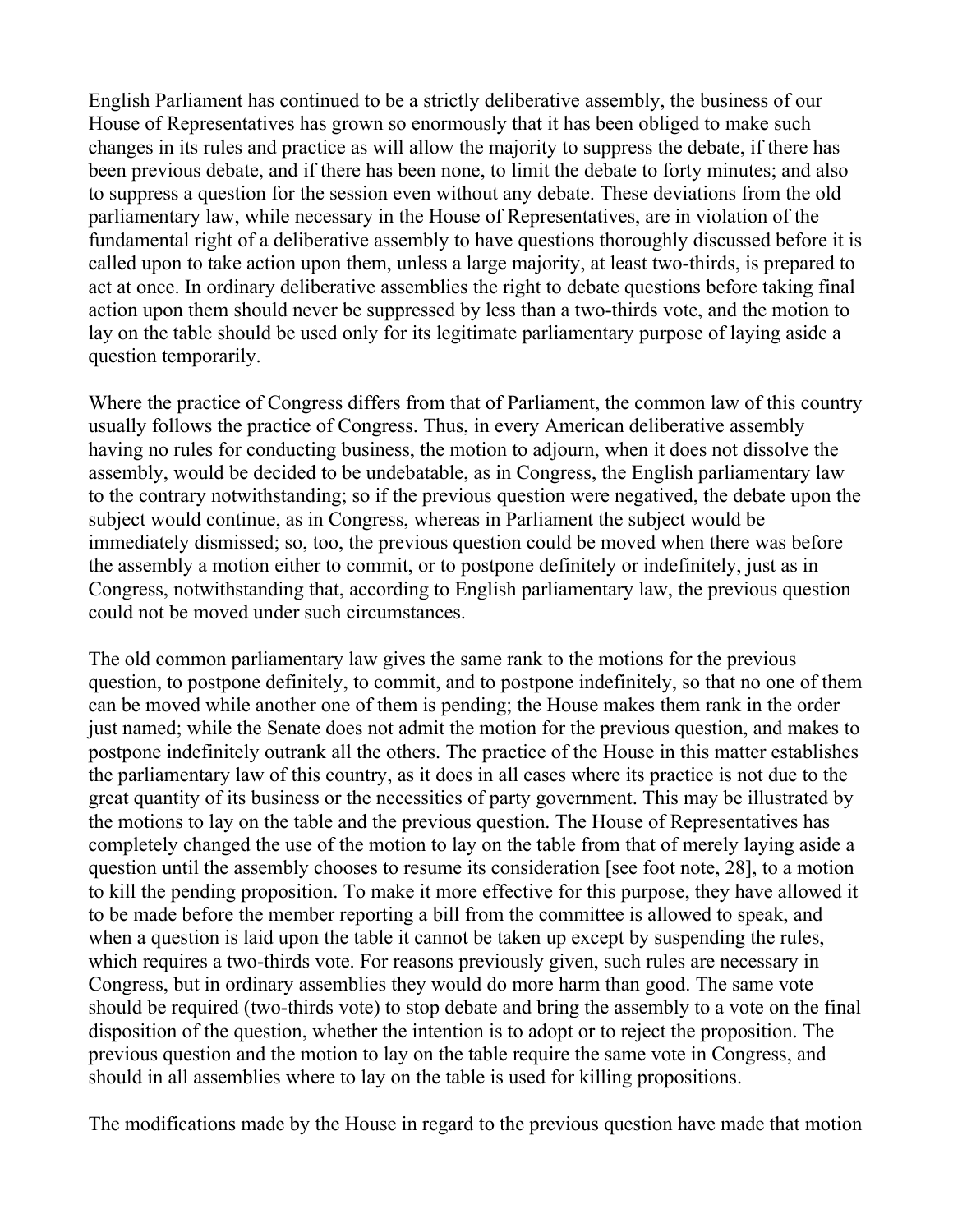English Parliament has continued to be a strictly deliberative assembly, the business of our House of Representatives has grown so enormously that it has been obliged to make such changes in its rules and practice as will allow the majority to suppress the debate, if there has been previous debate, and if there has been none, to limit the debate to forty minutes; and also to suppress a question for the session even without any debate. These deviations from the old parliamentary law, while necessary in the House of Representatives, are in violation of the fundamental right of a deliberative assembly to have questions thoroughly discussed before it is called upon to take action upon them, unless a large majority, at least two-thirds, is prepared to act at once. In ordinary deliberative assemblies the right to debate questions before taking final action upon them should never be suppressed by less than a two-thirds vote, and the motion to lay on the table should be used only for its legitimate parliamentary purpose of laying aside a question temporarily.

Where the practice of Congress differs from that of Parliament, the common law of this country usually follows the practice of Congress. Thus, in every American deliberative assembly having no rules for conducting business, the motion to adjourn, when it does not dissolve the assembly, would be decided to be undebatable, as in Congress, the English parliamentary law to the contrary notwithstanding; so if the previous question were negatived, the debate upon the subject would continue, as in Congress, whereas in Parliament the subject would be immediately dismissed; so, too, the previous question could be moved when there was before the assembly a motion either to commit, or to postpone definitely or indefinitely, just as in Congress, notwithstanding that, according to English parliamentary law, the previous question could not be moved under such circumstances.

The old common parliamentary law gives the same rank to the motions for the previous question, to postpone definitely, to commit, and to postpone indefinitely, so that no one of them can be moved while another one of them is pending; the House makes them rank in the order just named; while the Senate does not admit the motion for the previous question, and makes to postpone indefinitely outrank all the others. The practice of the House in this matter establishes the parliamentary law of this country, as it does in all cases where its practice is not due to the great quantity of its business or the necessities of party government. This may be illustrated by the motions to lay on the table and the previous question. The House of Representatives has completely changed the use of the motion to lay on the table from that of merely laying aside a question until the assembly chooses to resume its consideration [see foot note, 28], to a motion to kill the pending proposition. To make it more effective for this purpose, they have allowed it to be made before the member reporting a bill from the committee is allowed to speak, and when a question is laid upon the table it cannot be taken up except by suspending the rules, which requires a two-thirds vote. For reasons previously given, such rules are necessary in Congress, but in ordinary assemblies they would do more harm than good. The same vote should be required (two-thirds vote) to stop debate and bring the assembly to a vote on the final disposition of the question, whether the intention is to adopt or to reject the proposition. The previous question and the motion to lay on the table require the same vote in Congress, and should in all assemblies where to lay on the table is used for killing propositions.

The modifications made by the House in regard to the previous question have made that motion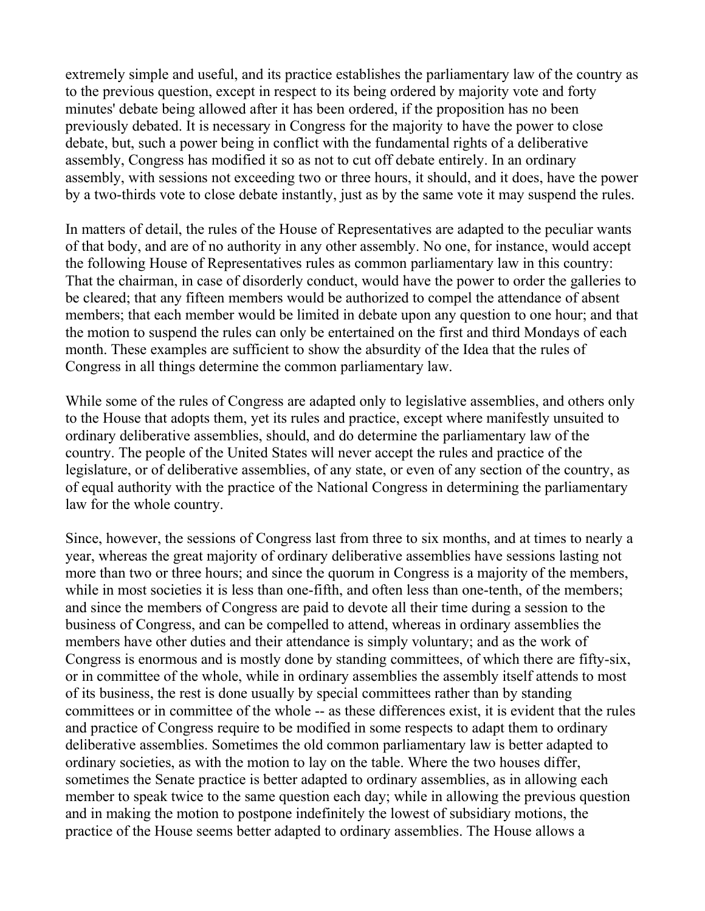extremely simple and useful, and its practice establishes the parliamentary law of the country as to the previous question, except in respect to its being ordered by majority vote and forty minutes' debate being allowed after it has been ordered, if the proposition has no been previously debated. It is necessary in Congress for the majority to have the power to close debate, but, such a power being in conflict with the fundamental rights of a deliberative assembly, Congress has modified it so as not to cut off debate entirely. In an ordinary assembly, with sessions not exceeding two or three hours, it should, and it does, have the power by a two-thirds vote to close debate instantly, just as by the same vote it may suspend the rules.

In matters of detail, the rules of the House of Representatives are adapted to the peculiar wants of that body, and are of no authority in any other assembly. No one, for instance, would accept the following House of Representatives rules as common parliamentary law in this country: That the chairman, in case of disorderly conduct, would have the power to order the galleries to be cleared; that any fifteen members would be authorized to compel the attendance of absent members; that each member would be limited in debate upon any question to one hour; and that the motion to suspend the rules can only be entertained on the first and third Mondays of each month. These examples are sufficient to show the absurdity of the Idea that the rules of Congress in all things determine the common parliamentary law.

While some of the rules of Congress are adapted only to legislative assemblies, and others only to the House that adopts them, yet its rules and practice, except where manifestly unsuited to ordinary deliberative assemblies, should, and do determine the parliamentary law of the country. The people of the United States will never accept the rules and practice of the legislature, or of deliberative assemblies, of any state, or even of any section of the country, as of equal authority with the practice of the National Congress in determining the parliamentary law for the whole country.

Since, however, the sessions of Congress last from three to six months, and at times to nearly a year, whereas the great majority of ordinary deliberative assemblies have sessions lasting not more than two or three hours; and since the quorum in Congress is a majority of the members, while in most societies it is less than one-fifth, and often less than one-tenth, of the members; and since the members of Congress are paid to devote all their time during a session to the business of Congress, and can be compelled to attend, whereas in ordinary assemblies the members have other duties and their attendance is simply voluntary; and as the work of Congress is enormous and is mostly done by standing committees, of which there are fifty-six, or in committee of the whole, while in ordinary assemblies the assembly itself attends to most of its business, the rest is done usually by special committees rather than by standing committees or in committee of the whole -- as these differences exist, it is evident that the rules and practice of Congress require to be modified in some respects to adapt them to ordinary deliberative assemblies. Sometimes the old common parliamentary law is better adapted to ordinary societies, as with the motion to lay on the table. Where the two houses differ, sometimes the Senate practice is better adapted to ordinary assemblies, as in allowing each member to speak twice to the same question each day; while in allowing the previous question and in making the motion to postpone indefinitely the lowest of subsidiary motions, the practice of the House seems better adapted to ordinary assemblies. The House allows a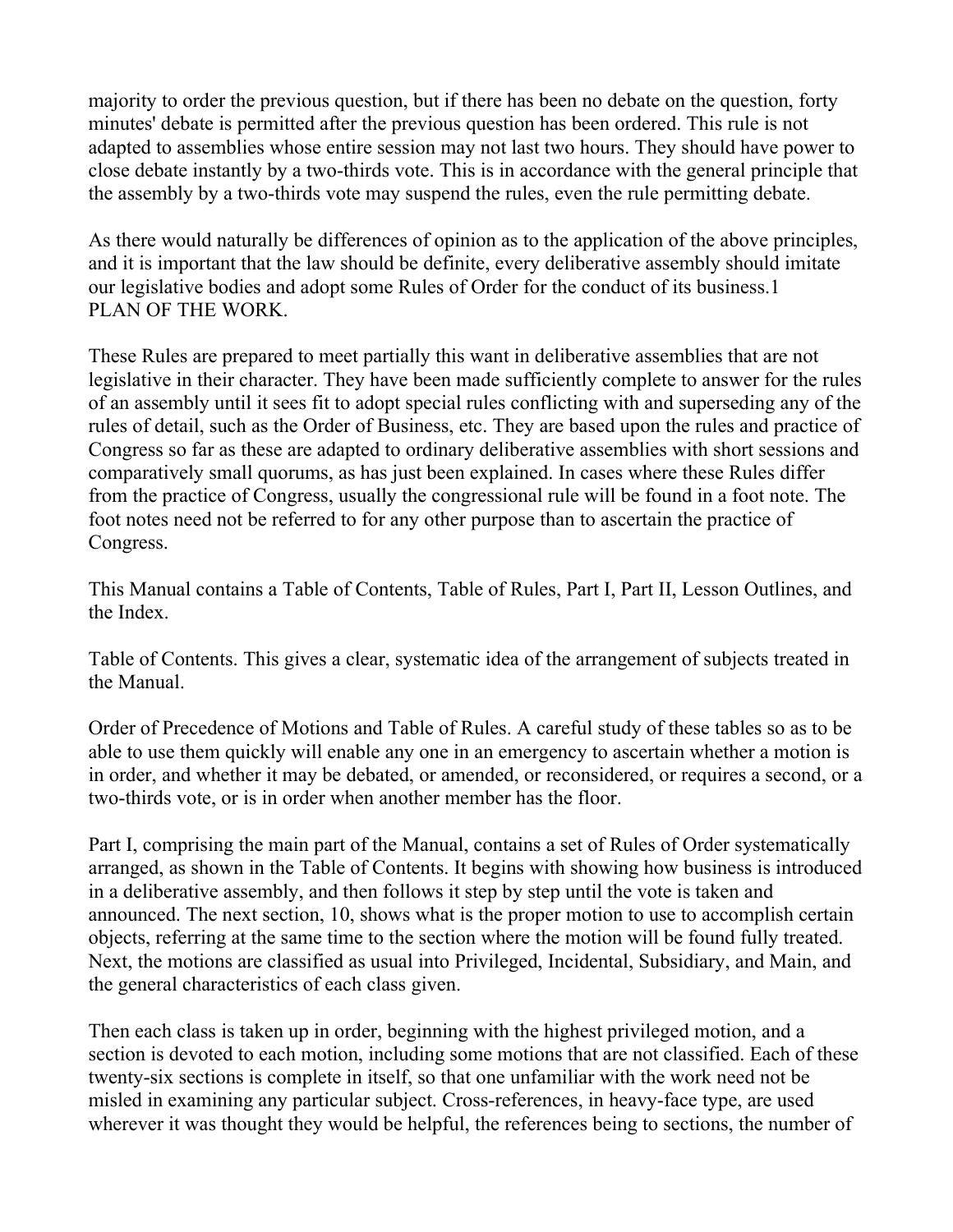majority to order the previous question, but if there has been no debate on the question, forty minutes' debate is permitted after the previous question has been ordered. This rule is not adapted to assemblies whose entire session may not last two hours. They should have power to close debate instantly by a two-thirds vote. This is in accordance with the general principle that the assembly by a two-thirds vote may suspend the rules, even the rule permitting debate.

As there would naturally be differences of opinion as to the application of the above principles, and it is important that the law should be definite, every deliberative assembly should imitate our legislative bodies and adopt some Rules of Order for the conduct of its business.1

## PLAN OF THE WORK.

These Rules are prepared to meet partially this want in deliberative assemblies that are not legislative in their character. They have been made sufficiently complete to answer for the rules of an assembly until it sees fit to adopt special rules conflicting with and superseding any of the rules of detail, such as the Order of Business, etc. They are based upon the rules and practice of Congress so far as these are adapted to ordinary deliberative assemblies with short sessions and comparatively small quorums, as has just been explained. In cases where these Rules differ from the practice of Congress, usually the congressional rule will be found in a foot note. The foot notes need not be referred to for any other purpose than to ascertain the practice of Congress.

This Manual contains a Table of Contents, Table of Rules, Part I, Part II, Lesson Outlines, and the Index.

Table of Contents. This gives a clear, systematic idea of the arrangement of subjects treated in the Manual.

Order of Precedence of Motions and Table of Rules. A careful study of these tables so as to be able to use them quickly will enable any one in an emergency to ascertain whether a motion is in order, and whether it may be debated, or amended, or reconsidered, or requires a second, or a two-thirds vote, or is in order when another member has the floor.

Part I, comprising the main part of the Manual, contains a set of Rules of Order systematically arranged, as shown in the Table of Contents. It begins with showing how business is introduced in a deliberative assembly, and then follows it step by step until the vote is taken and announced. The next section, 10, shows what is the proper motion to use to accomplish certain objects, referring at the same time to the section where the motion will be found fully treated. Next, the motions are classified as usual into Privileged, Incidental, Subsidiary, and Main, and the general characteristics of each class given.

Then each class is taken up in order, beginning with the highest privileged motion, and a section is devoted to each motion, including some motions that are not classified. Each of these twenty-six sections is complete in itself, so that one unfamiliar with the work need not be misled in examining any particular subject. Cross-references, in heavy-face type, are used wherever it was thought they would be helpful, the references being to sections, the number of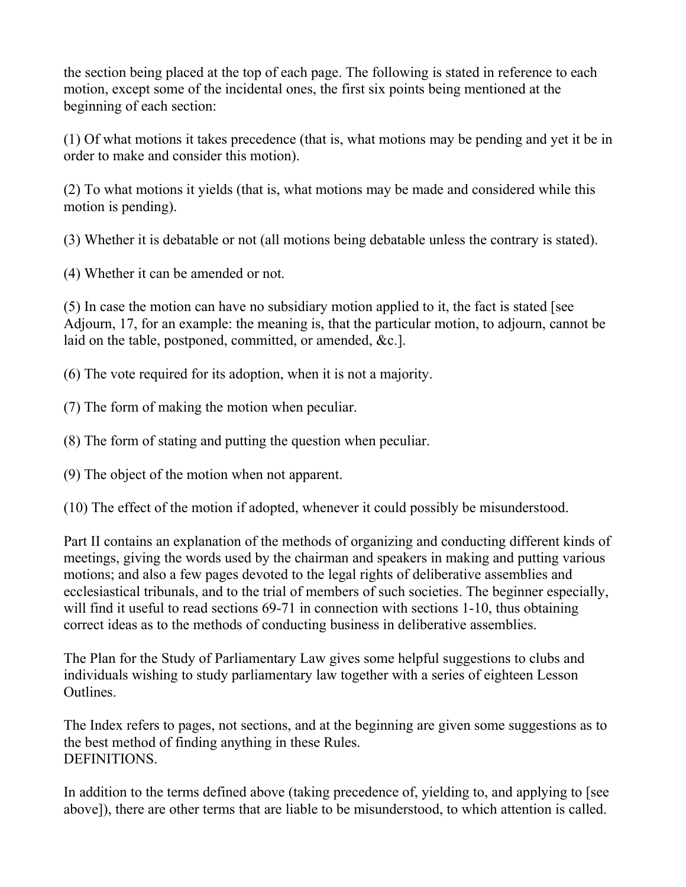the section being placed at the top of each page. The following is stated in reference to each motion, except some of the incidental ones, the first six points being mentioned at the beginning of each section:

(1) Of what motions it takes precedence (that is, what motions may be pending and yet it be in order to make and consider this motion).

(2) To what motions it yields (that is, what motions may be made and considered while this motion is pending).

(3) Whether it is debatable or not (all motions being debatable unless the contrary is stated).

(4) Whether it can be amended or not.

(5) In case the motion can have no subsidiary motion applied to it, the fact is stated [see Adjourn, 17, for an example: the meaning is, that the particular motion, to adjourn, cannot be laid on the table, postponed, committed, or amended, &c.].

(6) The vote required for its adoption, when it is not a majority.

(7) The form of making the motion when peculiar.

(8) The form of stating and putting the question when peculiar.

(9) The object of the motion when not apparent.

(10) The effect of the motion if adopted, whenever it could possibly be misunderstood.

Part II contains an explanation of the methods of organizing and conducting different kinds of meetings, giving the words used by the chairman and speakers in making and putting various motions; and also a few pages devoted to the legal rights of deliberative assemblies and ecclesiastical tribunals, and to the trial of members of such societies. The beginner especially, will find it useful to read sections 69-71 in connection with sections 1-10, thus obtaining correct ideas as to the methods of conducting business in deliberative assemblies.

The Plan for the Study of Parliamentary Law gives some helpful suggestions to clubs and individuals wishing to study parliamentary law together with a series of eighteen Lesson Outlines.

The Index refers to pages, not sections, and at the beginning are given some suggestions as to the best method of finding anything in these Rules.

## DEFINITIONS.

In addition to the terms defined above (taking precedence of, yielding to, and applying to [see above]), there are other terms that are liable to be misunderstood, to which attention is called.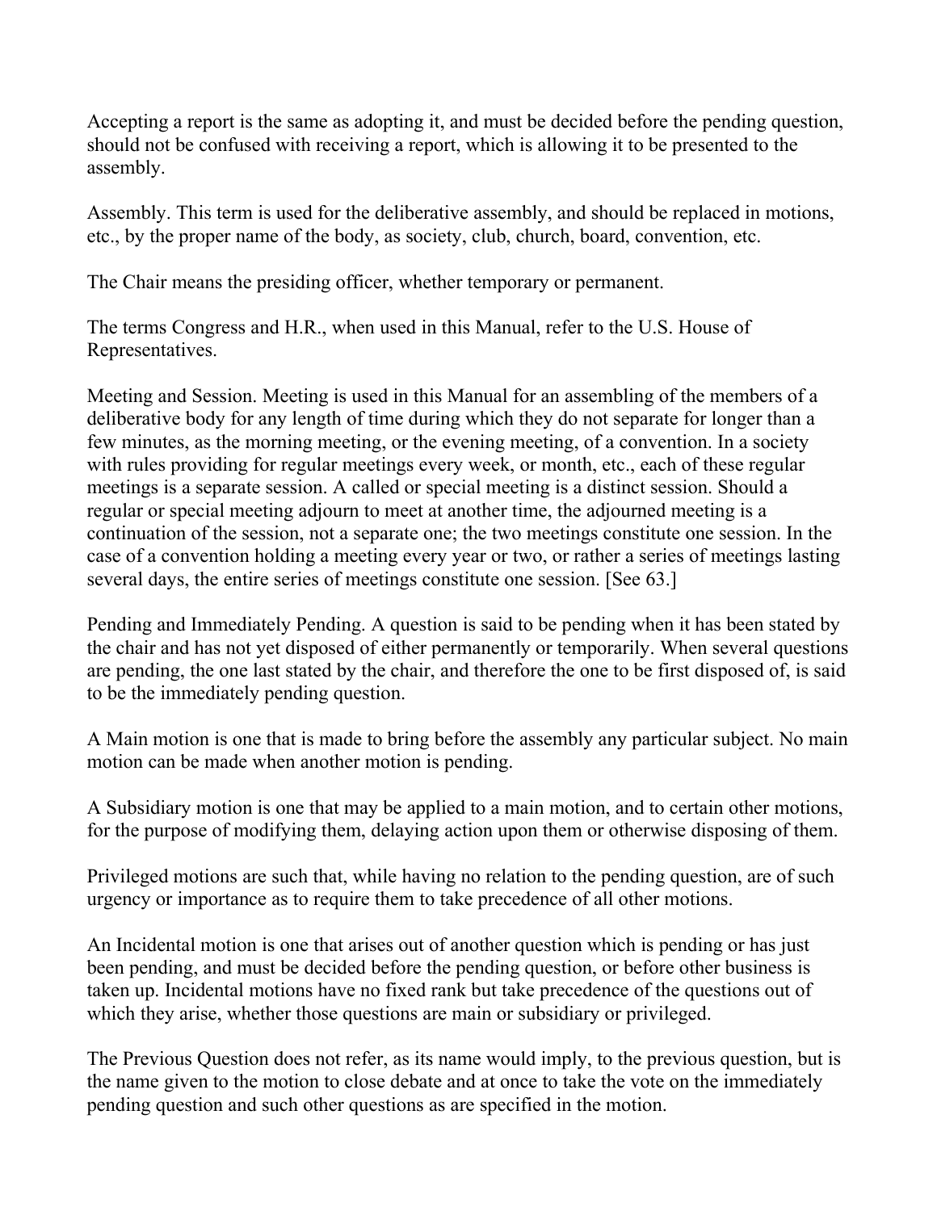Accepting a report is the same as adopting it, and must be decided before the pending question, should not be confused with receiving a report, which is allowing it to be presented to the assembly.

Assembly. This term is used for the deliberative assembly, and should be replaced in motions, etc., by the proper name of the body, as society, club, church, board, convention, etc.

The Chair means the presiding officer, whether temporary or permanent.

The terms Congress and H.R., when used in this Manual, refer to the U.S. House of Representatives.

Meeting and Session. Meeting is used in this Manual for an assembling of the members of a deliberative body for any length of time during which they do not separate for longer than a few minutes, as the morning meeting, or the evening meeting, of a convention. In a society with rules providing for regular meetings every week, or month, etc., each of these regular meetings is a separate session. A called or special meeting is a distinct session. Should a regular or special meeting adjourn to meet at another time, the adjourned meeting is a continuation of the session, not a separate one; the two meetings constitute one session. In the case of a convention holding a meeting every year or two, or rather a series of meetings lasting several days, the entire series of meetings constitute one session. [See 63.]

Pending and Immediately Pending. A question is said to be pending when it has been stated by the chair and has not yet disposed of either permanently or temporarily. When several questions are pending, the one last stated by the chair, and therefore the one to be first disposed of, is said to be the immediately pending question.

A Main motion is one that is made to bring before the assembly any particular subject. No main motion can be made when another motion is pending.

A Subsidiary motion is one that may be applied to a main motion, and to certain other motions, for the purpose of modifying them, delaying action upon them or otherwise disposing of them.

Privileged motions are such that, while having no relation to the pending question, are of such urgency or importance as to require them to take precedence of all other motions.

An Incidental motion is one that arises out of another question which is pending or has just been pending, and must be decided before the pending question, or before other business is taken up. Incidental motions have no fixed rank but take precedence of the questions out of which they arise, whether those questions are main or subsidiary or privileged.

The Previous Question does not refer, as its name would imply, to the previous question, but is the name given to the motion to close debate and at once to take the vote on the immediately pending question and such other questions as are specified in the motion.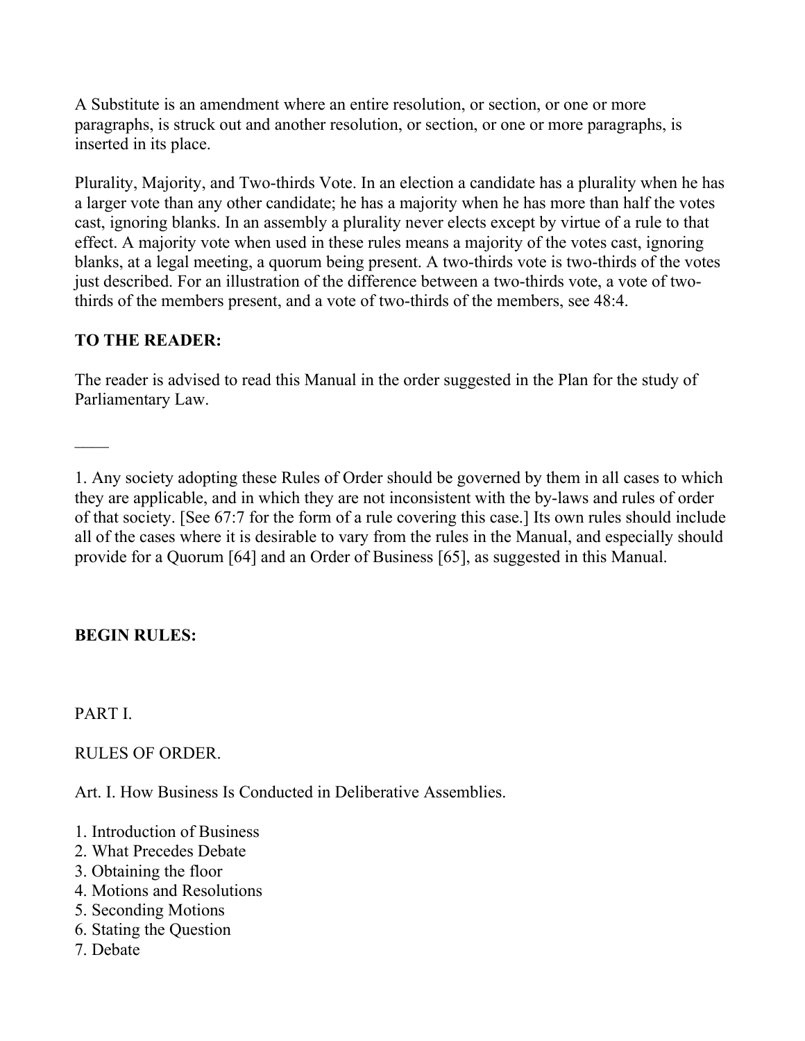A Substitute is an amendment where an entire resolution, or section, or one or more paragraphs, is struck out and another resolution, or section, or one or more paragraphs, is inserted in its place.

Plurality, Majority, and Two-thirds Vote. In an election a candidate has a plurality when he has a larger vote than any other candidate; he has a majority when he has more than half the votes cast, ignoring blanks. In an assembly a plurality never elects except by virtue of a rule to that effect. A majority vote when used in these rules means a majority of the votes cast, ignoring blanks, at a legal meeting, a quorum being present. A two-thirds vote is two-thirds of the votes just described. For an illustration of the difference between a two-thirds vote, a vote of two-thirds of the members present, and a vote of two-thirds of the members, see 48:4.

**TO THE READER:**

The reader is advised to read this Manual in the order suggested in the Plan for the study of Parliamentary Law.

\_\_\_\_

1. Any society adopting these Rules of Order should be governed by them in all cases to which they are applicable, and in which they are not inconsistent with the by-laws and rules of order of that society. [See 67:7 for the form of a rule covering this case.] Its own rules should include all of the cases where it is desirable to vary from the rules in the Manual, and especially should provide for a Quorum [64] and an Order of Business [65], as suggested in this Manual.

**BEGIN RULES:**

PART I.

RULES OF ORDER.

Art. I. How Business Is Conducted in Deliberative Assemblies.

1. Introduction of Business
2. What Precedes Debate
3. Obtaining the floor
4. Motions and Resolutions
5. Seconding Motions
6. Stating the Question
7. Debate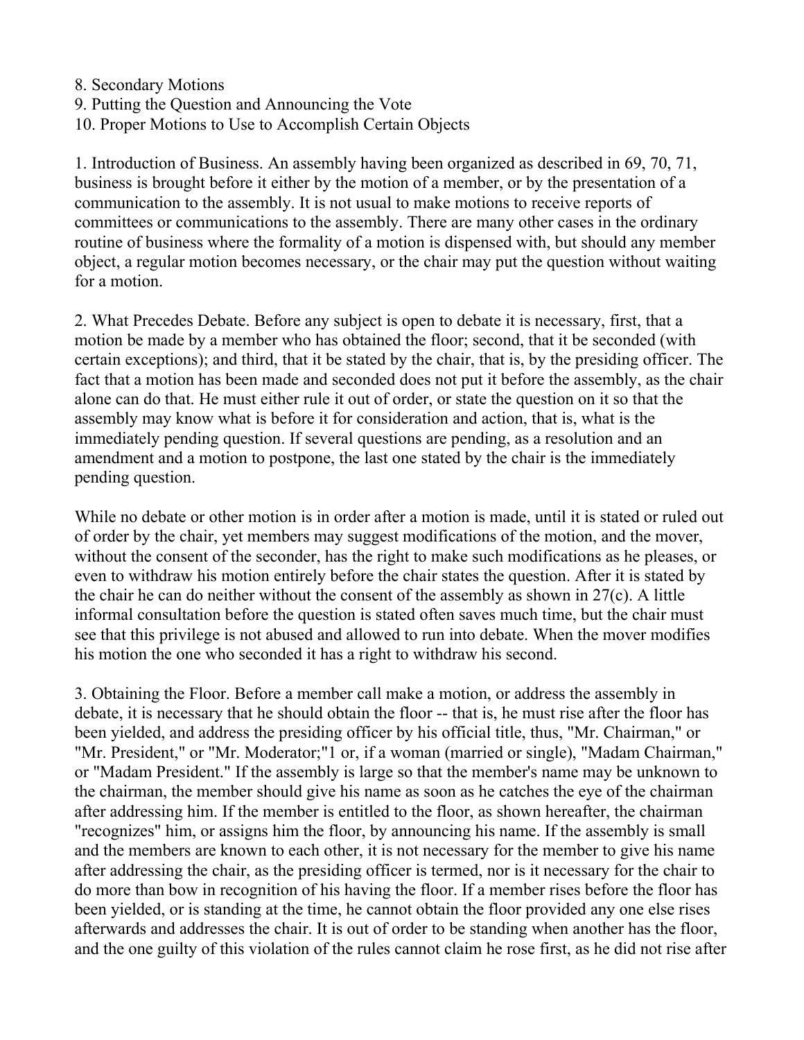8. Secondary Motions
9. Putting the Question and Announcing the Vote
10. Proper Motions to Use to Accomplish Certain Objects

1. Introduction of Business. An assembly having been organized as described in 69, 70, 71, business is brought before it either by the motion of a member, or by the presentation of a communication to the assembly. It is not usual to make motions to receive reports of committees or communications to the assembly. There are many other cases in the ordinary routine of business where the formality of a motion is dispensed with, but should any member object, a regular motion becomes necessary, or the chair may put the question without waiting for a motion.

2. What Precedes Debate. Before any subject is open to debate it is necessary, first, that a motion be made by a member who has obtained the floor; second, that it be seconded (with certain exceptions); and third, that it be stated by the chair, that is, by the presiding officer. The fact that a motion has been made and seconded does not put it before the assembly, as the chair alone can do that. He must either rule it out of order, or state the question on it so that the assembly may know what is before it for consideration and action, that is, what is the immediately pending question. If several questions are pending, as a resolution and an amendment and a motion to postpone, the last one stated by the chair is the immediately pending question.

While no debate or other motion is in order after a motion is made, until it is stated or ruled out of order by the chair, yet members may suggest modifications of the motion, and the mover, without the consent of the seconder, has the right to make such modifications as he pleases, or even to withdraw his motion entirely before the chair states the question. After it is stated by the chair he can do neither without the consent of the assembly as shown in 27(c). A little informal consultation before the question is stated often saves much time, but the chair must see that this privilege is not abused and allowed to run into debate. When the mover modifies his motion the one who seconded it has a right to withdraw his second.

3. Obtaining the Floor. Before a member call make a motion, or address the assembly in debate, it is necessary that he should obtain the floor -- that is, he must rise after the floor has been yielded, and address the presiding officer by his official title, thus, "Mr. Chairman," or "Mr. President," or "Mr. Moderator;"1 or, if a woman (married or single), "Madam Chairman," or "Madam President." If the assembly is large so that the member's name may be unknown to the chairman, the member should give his name as soon as he catches the eye of the chairman after addressing him. If the member is entitled to the floor, as shown hereafter, the chairman "recognizes" him, or assigns him the floor, by announcing his name. If the assembly is small and the members are known to each other, it is not necessary for the member to give his name after addressing the chair, as the presiding officer is termed, nor is it necessary for the chair to do more than bow in recognition of his having the floor. If a member rises before the floor has been yielded, or is standing at the time, he cannot obtain the floor provided any one else rises afterwards and addresses the chair. It is out of order to be standing when another has the floor, and the one guilty of this violation of the rules cannot claim he rose first, as he did not rise after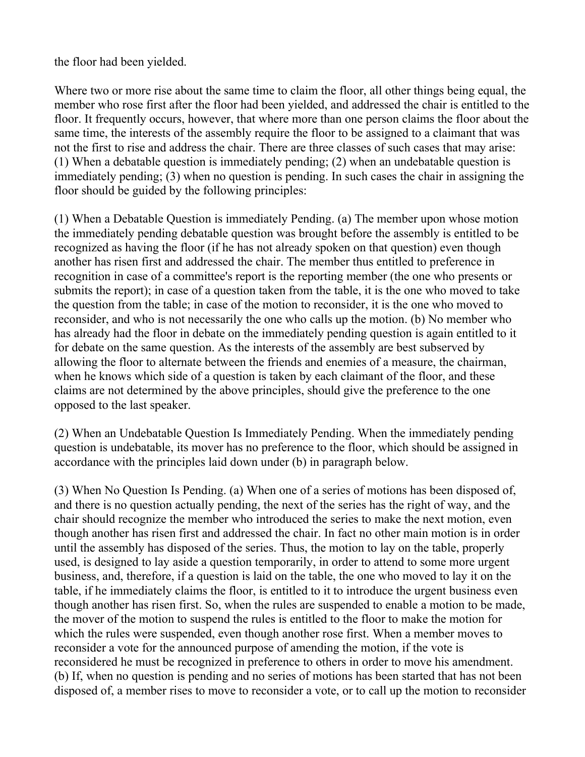the floor had been yielded.

Where two or more rise about the same time to claim the floor, all other things being equal, the member who rose first after the floor had been yielded, and addressed the chair is entitled to the floor. It frequently occurs, however, that where more than one person claims the floor about the same time, the interests of the assembly require the floor to be assigned to a claimant that was not the first to rise and address the chair. There are three classes of such cases that may arise: (1) When a debatable question is immediately pending; (2) when an undebatable question is immediately pending; (3) when no question is pending. In such cases the chair in assigning the floor should be guided by the following principles:

(1) When a Debatable Question is immediately Pending. (a) The member upon whose motion the immediately pending debatable question was brought before the assembly is entitled to be recognized as having the floor (if he has not already spoken on that question) even though another has risen first and addressed the chair. The member thus entitled to preference in recognition in case of a committee's report is the reporting member (the one who presents or submits the report); in case of a question taken from the table, it is the one who moved to take the question from the table; in case of the motion to reconsider, it is the one who moved to reconsider, and who is not necessarily the one who calls up the motion. (b) No member who has already had the floor in debate on the immediately pending question is again entitled to it for debate on the same question. As the interests of the assembly are best subserved by allowing the floor to alternate between the friends and enemies of a measure, the chairman, when he knows which side of a question is taken by each claimant of the floor, and these claims are not determined by the above principles, should give the preference to the one opposed to the last speaker.

(2) When an Undebatable Question Is Immediately Pending. When the immediately pending question is undebatable, its mover has no preference to the floor, which should be assigned in accordance with the principles laid down under (b) in paragraph below.

(3) When No Question Is Pending. (a) When one of a series of motions has been disposed of, and there is no question actually pending, the next of the series has the right of way, and the chair should recognize the member who introduced the series to make the next motion, even though another has risen first and addressed the chair. In fact no other main motion is in order until the assembly has disposed of the series. Thus, the motion to lay on the table, properly used, is designed to lay aside a question temporarily, in order to attend to some more urgent business, and, therefore, if a question is laid on the table, the one who moved to lay it on the table, if he immediately claims the floor, is entitled to it to introduce the urgent business even though another has risen first. So, when the rules are suspended to enable a motion to be made, the mover of the motion to suspend the rules is entitled to the floor to make the motion for which the rules were suspended, even though another rose first. When a member moves to reconsider a vote for the announced purpose of amending the motion, if the vote is reconsidered he must be recognized in preference to others in order to move his amendment. (b) If, when no question is pending and no series of motions has been started that has not been disposed of, a member rises to move to reconsider a vote, or to call up the motion to reconsider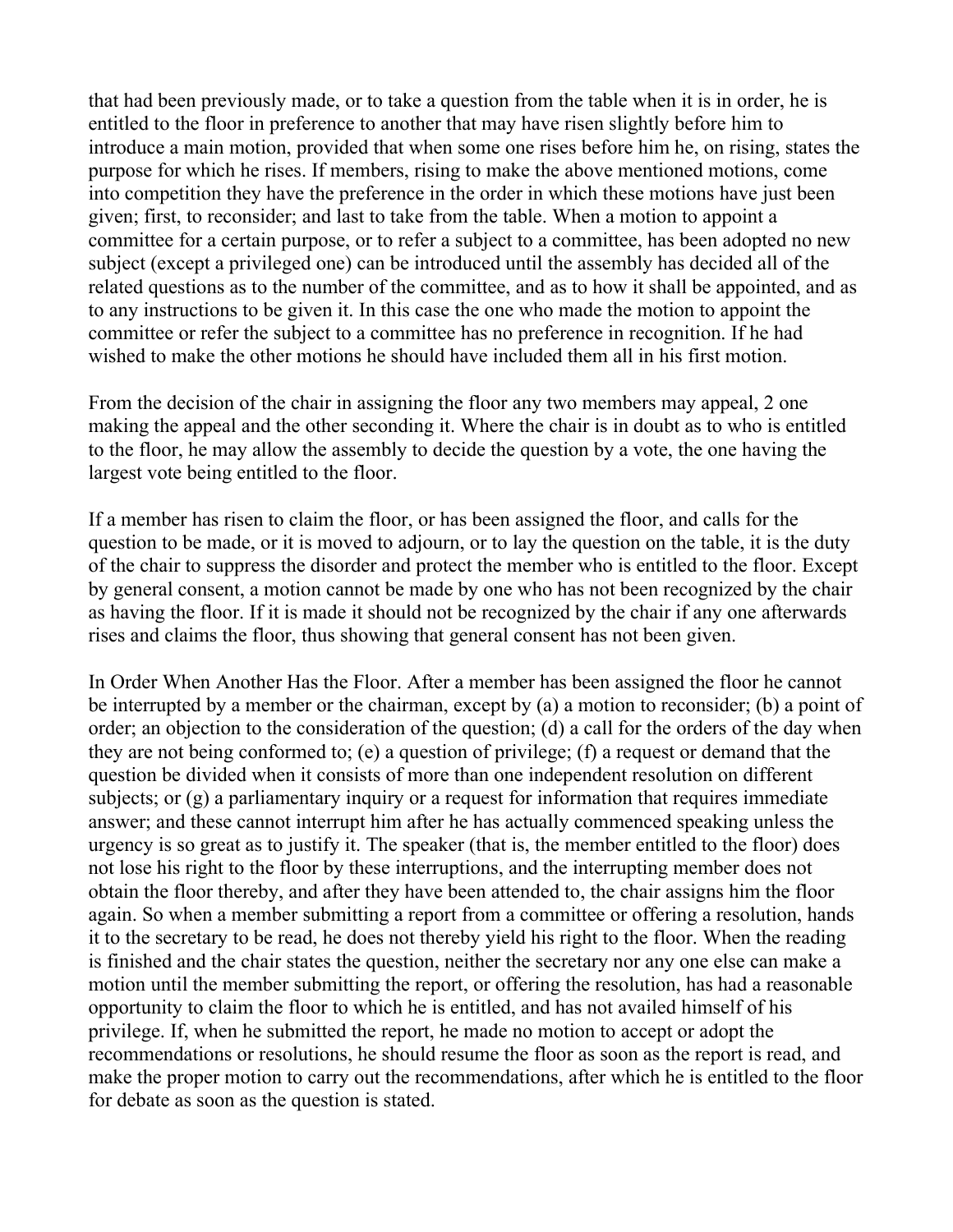that had been previously made, or to take a question from the table when it is in order, he is entitled to the floor in preference to another that may have risen slightly before him to introduce a main motion, provided that when some one rises before him he, on rising, states the purpose for which he rises. If members, rising to make the above mentioned motions, come into competition they have the preference in the order in which these motions have just been given; first, to reconsider; and last to take from the table. When a motion to appoint a committee for a certain purpose, or to refer a subject to a committee, has been adopted no new subject (except a privileged one) can be introduced until the assembly has decided all of the related questions as to the number of the committee, and as to how it shall be appointed, and as to any instructions to be given it. In this case the one who made the motion to appoint the committee or refer the subject to a committee has no preference in recognition. If he had wished to make the other motions he should have included them all in his first motion.

From the decision of the chair in assigning the floor any two members may appeal, 2 one making the appeal and the other seconding it. Where the chair is in doubt as to who is entitled to the floor, he may allow the assembly to decide the question by a vote, the one having the largest vote being entitled to the floor.

If a member has risen to claim the floor, or has been assigned the floor, and calls for the question to be made, or it is moved to adjourn, or to lay the question on the table, it is the duty of the chair to suppress the disorder and protect the member who is entitled to the floor. Except by general consent, a motion cannot be made by one who has not been recognized by the chair as having the floor. If it is made it should not be recognized by the chair if any one afterwards rises and claims the floor, thus showing that general consent has not been given.

In Order When Another Has the Floor. After a member has been assigned the floor he cannot be interrupted by a member or the chairman, except by (a) a motion to reconsider; (b) a point of order; an objection to the consideration of the question; (d) a call for the orders of the day when they are not being conformed to; (e) a question of privilege; (f) a request or demand that the question be divided when it consists of more than one independent resolution on different subjects; or (g) a parliamentary inquiry or a request for information that requires immediate answer; and these cannot interrupt him after he has actually commenced speaking unless the urgency is so great as to justify it. The speaker (that is, the member entitled to the floor) does not lose his right to the floor by these interruptions, and the interrupting member does not obtain the floor thereby, and after they have been attended to, the chair assigns him the floor again. So when a member submitting a report from a committee or offering a resolution, hands it to the secretary to be read, he does not thereby yield his right to the floor. When the reading is finished and the chair states the question, neither the secretary nor any one else can make a motion until the member submitting the report, or offering the resolution, has had a reasonable opportunity to claim the floor to which he is entitled, and has not availed himself of his privilege. If, when he submitted the report, he made no motion to accept or adopt the recommendations or resolutions, he should resume the floor as soon as the report is read, and make the proper motion to carry out the recommendations, after which he is entitled to the floor for debate as soon as the question is stated.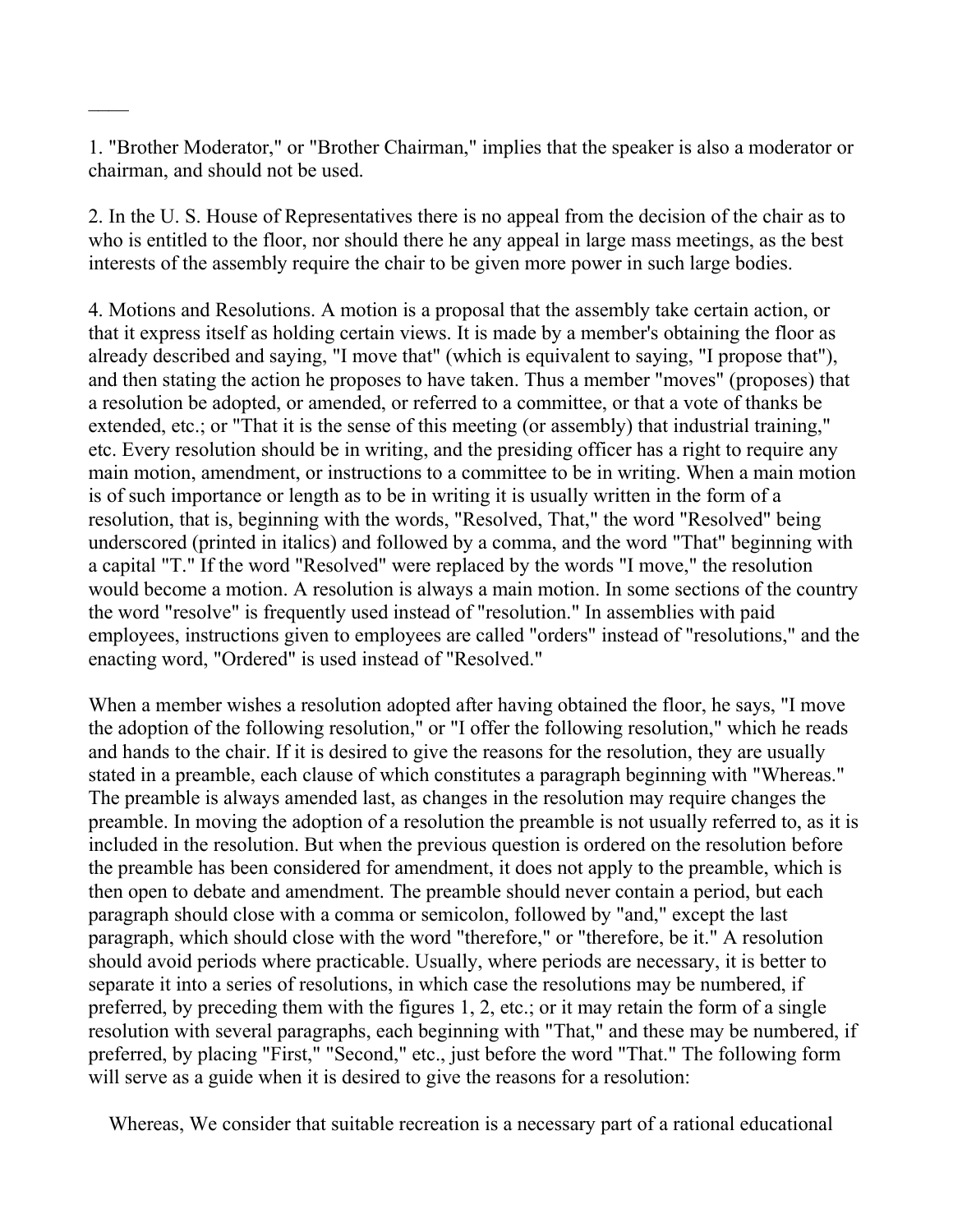____

1. "Brother Moderator," or "Brother Chairman," implies that the speaker is also a moderator or chairman, and should not be used.

2. In the U. S. House of Representatives there is no appeal from the decision of the chair as to who is entitled to the floor, nor should there he any appeal in large mass meetings, as the best interests of the assembly require the chair to be given more power in such large bodies.

4. Motions and Resolutions. A motion is a proposal that the assembly take certain action, or that it express itself as holding certain views. It is made by a member's obtaining the floor as already described and saying, "I move that" (which is equivalent to saying, "I propose that"), and then stating the action he proposes to have taken. Thus a member "moves" (proposes) that a resolution be adopted, or amended, or referred to a committee, or that a vote of thanks be extended, etc.; or "That it is the sense of this meeting (or assembly) that industrial training," etc. Every resolution should be in writing, and the presiding officer has a right to require any main motion, amendment, or instructions to a committee to be in writing. When a main motion is of such importance or length as to be in writing it is usually written in the form of a resolution, that is, beginning with the words, "Resolved, That," the word "Resolved" being underscored (printed in italics) and followed by a comma, and the word "That" beginning with a capital "T." If the word "Resolved" were replaced by the words "I move," the resolution would become a motion. A resolution is always a main motion. In some sections of the country the word "resolve" is frequently used instead of "resolution." In assemblies with paid employees, instructions given to employees are called "orders" instead of "resolutions," and the enacting word, "Ordered" is used instead of "Resolved."

When a member wishes a resolution adopted after having obtained the floor, he says, "I move the adoption of the following resolution," or "I offer the following resolution," which he reads and hands to the chair. If it is desired to give the reasons for the resolution, they are usually stated in a preamble, each clause of which constitutes a paragraph beginning with "Whereas." The preamble is always amended last, as changes in the resolution may require changes the preamble. In moving the adoption of a resolution the preamble is not usually referred to, as it is included in the resolution. But when the previous question is ordered on the resolution before the preamble has been considered for amendment, it does not apply to the preamble, which is then open to debate and amendment. The preamble should never contain a period, but each paragraph should close with a comma or semicolon, followed by "and," except the last paragraph, which should close with the word "therefore," or "therefore, be it." A resolution should avoid periods where practicable. Usually, where periods are necessary, it is better to separate it into a series of resolutions, in which case the resolutions may be numbered, if preferred, by preceding them with the figures 1, 2, etc.; or it may retain the form of a single resolution with several paragraphs, each beginning with "That," and these may be numbered, if preferred, by placing "First," "Second," etc., just before the word "That." The following form will serve as a guide when it is desired to give the reasons for a resolution:

Whereas, We consider that suitable recreation is a necessary part of a rational educational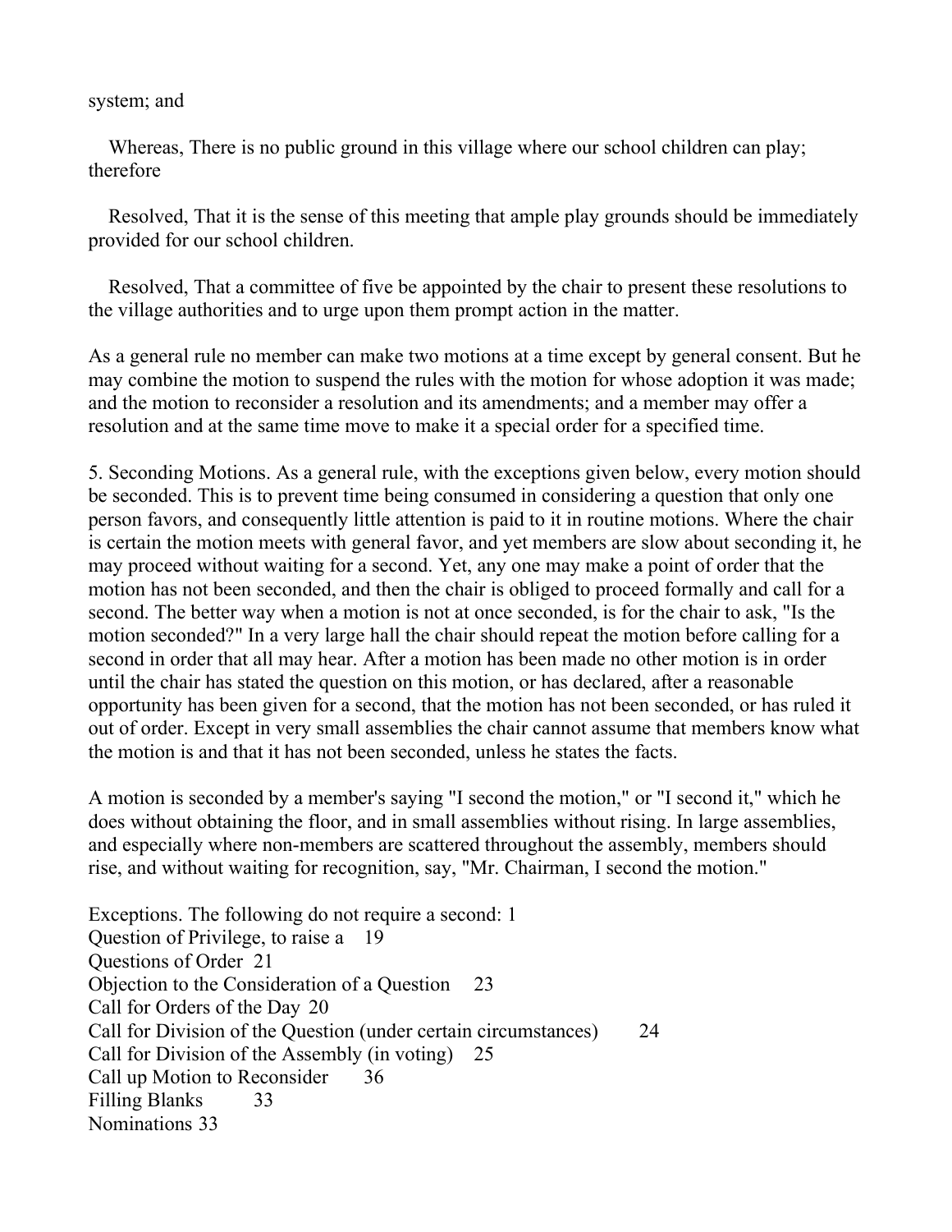system; and

Whereas, There is no public ground in this village where our school children can play; therefore

Resolved, That it is the sense of this meeting that ample play grounds should be immediately provided for our school children.

Resolved, That a committee of five be appointed by the chair to present these resolutions to the village authorities and to urge upon them prompt action in the matter.

As a general rule no member can make two motions at a time except by general consent. But he may combine the motion to suspend the rules with the motion for whose adoption it was made; and the motion to reconsider a resolution and its amendments; and a member may offer a resolution and at the same time move to make it a special order for a specified time.

5. Seconding Motions. As a general rule, with the exceptions given below, every motion should be seconded. This is to prevent time being consumed in considering a question that only one person favors, and consequently little attention is paid to it in routine motions. Where the chair is certain the motion meets with general favor, and yet members are slow about seconding it, he may proceed without waiting for a second. Yet, any one may make a point of order that the motion has not been seconded, and then the chair is obliged to proceed formally and call for a second. The better way when a motion is not at once seconded, is for the chair to ask, "Is the motion seconded?" In a very large hall the chair should repeat the motion before calling for a second in order that all may hear. After a motion has been made no other motion is in order until the chair has stated the question on this motion, or has declared, after a reasonable opportunity has been given for a second, that the motion has not been seconded, or has ruled it out of order. Except in very small assemblies the chair cannot assume that members know what the motion is and that it has not been seconded, unless he states the facts.

A motion is seconded by a member's saying "I second the motion," or "I second it," which he does without obtaining the floor, and in small assemblies without rising. In large assemblies, and especially where non-members are scattered throughout the assembly, members should rise, and without waiting for recognition, say, "Mr. Chairman, I second the motion."

Exceptions. The following do not require a second: 1
Question of Privilege, to raise a 19
Questions of Order 21
Objection to the Consideration of a Question 23
Call for Orders of the Day 20
Call for Division of the Question (under certain circumstances) 24
Call for Division of the Assembly (in voting) 25
Call up Motion to Reconsider 36
Filling Blanks 33
Nominations 33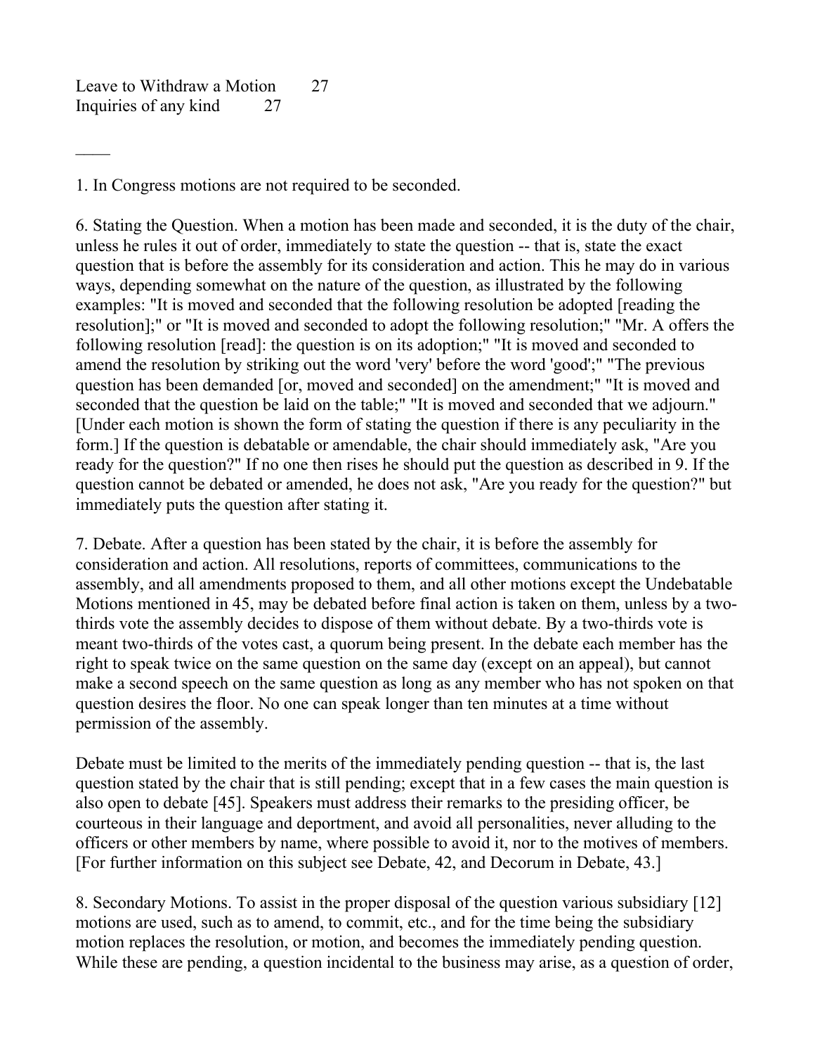Leave to Withdraw a Motion 27
Inquiries of any kind 27

____

1. In Congress motions are not required to be seconded.

6. Stating the Question. When a motion has been made and seconded, it is the duty of the chair, unless he rules it out of order, immediately to state the question -- that is, state the exact question that is before the assembly for its consideration and action. This he may do in various ways, depending somewhat on the nature of the question, as illustrated by the following examples: "It is moved and seconded that the following resolution be adopted [reading the resolution];" or "It is moved and seconded to adopt the following resolution;" "Mr. A offers the following resolution [read]: the question is on its adoption;" "It is moved and seconded to amend the resolution by striking out the word 'very' before the word 'good';" "The previous question has been demanded [or, moved and seconded] on the amendment;" "It is moved and seconded that the question be laid on the table;" "It is moved and seconded that we adjourn." [Under each motion is shown the form of stating the question if there is any peculiarity in the form.] If the question is debatable or amendable, the chair should immediately ask, "Are you ready for the question?" If no one then rises he should put the question as described in 9. If the question cannot be debated or amended, he does not ask, "Are you ready for the question?" but immediately puts the question after stating it.

7. Debate. After a question has been stated by the chair, it is before the assembly for consideration and action. All resolutions, reports of committees, communications to the assembly, and all amendments proposed to them, and all other motions except the Undebatable Motions mentioned in 45, may be debated before final action is taken on them, unless by a two-thirds vote the assembly decides to dispose of them without debate. By a two-thirds vote is meant two-thirds of the votes cast, a quorum being present. In the debate each member has the right to speak twice on the same question on the same day (except on an appeal), but cannot make a second speech on the same question as long as any member who has not spoken on that question desires the floor. No one can speak longer than ten minutes at a time without permission of the assembly.

Debate must be limited to the merits of the immediately pending question -- that is, the last question stated by the chair that is still pending; except that in a few cases the main question is also open to debate [45]. Speakers must address their remarks to the presiding officer, be courteous in their language and deportment, and avoid all personalities, never alluding to the officers or other members by name, where possible to avoid it, nor to the motives of members. [For further information on this subject see Debate, 42, and Decorum in Debate, 43.]

8. Secondary Motions. To assist in the proper disposal of the question various subsidiary [12] motions are used, such as to amend, to commit, etc., and for the time being the subsidiary motion replaces the resolution, or motion, and becomes the immediately pending question. While these are pending, a question incidental to the business may arise, as a question of order,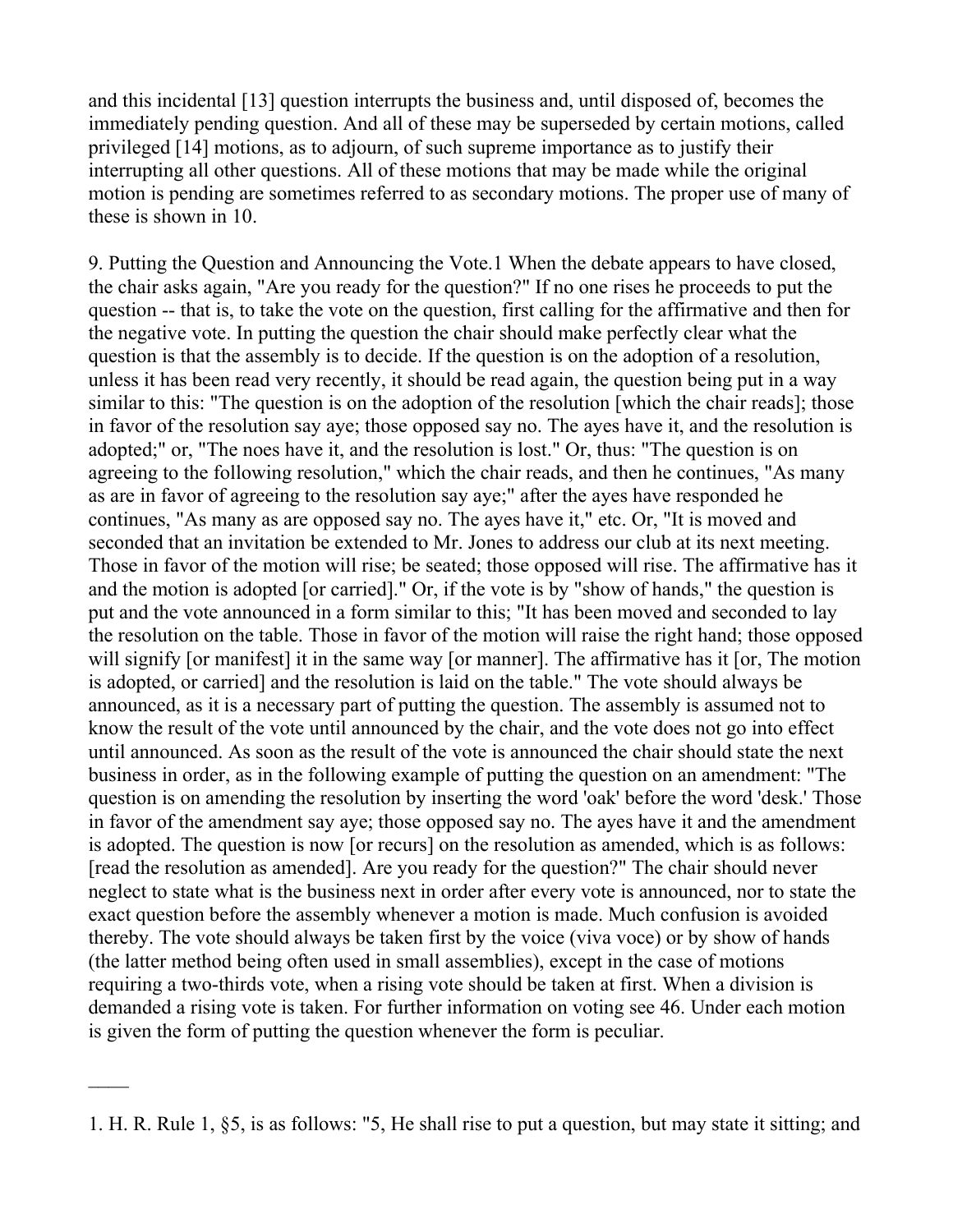and this incidental [13] question interrupts the business and, until disposed of, becomes the immediately pending question. And all of these may be superseded by certain motions, called privileged [14] motions, as to adjourn, of such supreme importance as to justify their interrupting all other questions. All of these motions that may be made while the original motion is pending are sometimes referred to as secondary motions. The proper use of many of these is shown in 10.

9. Putting the Question and Announcing the Vote.1 When the debate appears to have closed, the chair asks again, "Are you ready for the question?" If no one rises he proceeds to put the question -- that is, to take the vote on the question, first calling for the affirmative and then for the negative vote. In putting the question the chair should make perfectly clear what the question is that the assembly is to decide. If the question is on the adoption of a resolution, unless it has been read very recently, it should be read again, the question being put in a way similar to this: "The question is on the adoption of the resolution [which the chair reads]; those in favor of the resolution say aye; those opposed say no. The ayes have it, and the resolution is adopted;" or, "The noes have it, and the resolution is lost." Or, thus: "The question is on agreeing to the following resolution," which the chair reads, and then he continues, "As many as are in favor of agreeing to the resolution say aye;" after the ayes have responded he continues, "As many as are opposed say no. The ayes have it," etc. Or, "It is moved and seconded that an invitation be extended to Mr. Jones to address our club at its next meeting. Those in favor of the motion will rise; be seated; those opposed will rise. The affirmative has it and the motion is adopted [or carried]." Or, if the vote is by "show of hands," the question is put and the vote announced in a form similar to this; "It has been moved and seconded to lay the resolution on the table. Those in favor of the motion will raise the right hand; those opposed will signify [or manifest] it in the same way [or manner]. The affirmative has it [or, The motion is adopted, or carried] and the resolution is laid on the table." The vote should always be announced, as it is a necessary part of putting the question. The assembly is assumed not to know the result of the vote until announced by the chair, and the vote does not go into effect until announced. As soon as the result of the vote is announced the chair should state the next business in order, as in the following example of putting the question on an amendment: "The question is on amending the resolution by inserting the word 'oak' before the word 'desk.' Those in favor of the amendment say aye; those opposed say no. The ayes have it and the amendment is adopted. The question is now [or recurs] on the resolution as amended, which is as follows: [read the resolution as amended]. Are you ready for the question?" The chair should never neglect to state what is the business next in order after every vote is announced, nor to state the exact question before the assembly whenever a motion is made. Much confusion is avoided thereby. The vote should always be taken first by the voice (viva voce) or by show of hands (the latter method being often used in small assemblies), except in the case of motions requiring a two-thirds vote, when a rising vote should be taken at first. When a division is demanded a rising vote is taken. For further information on voting see 46. Under each motion is given the form of putting the question whenever the form is peculiar.

----

1. H. R. Rule 1, §5, is as follows: "5, He shall rise to put a question, but may state it sitting; and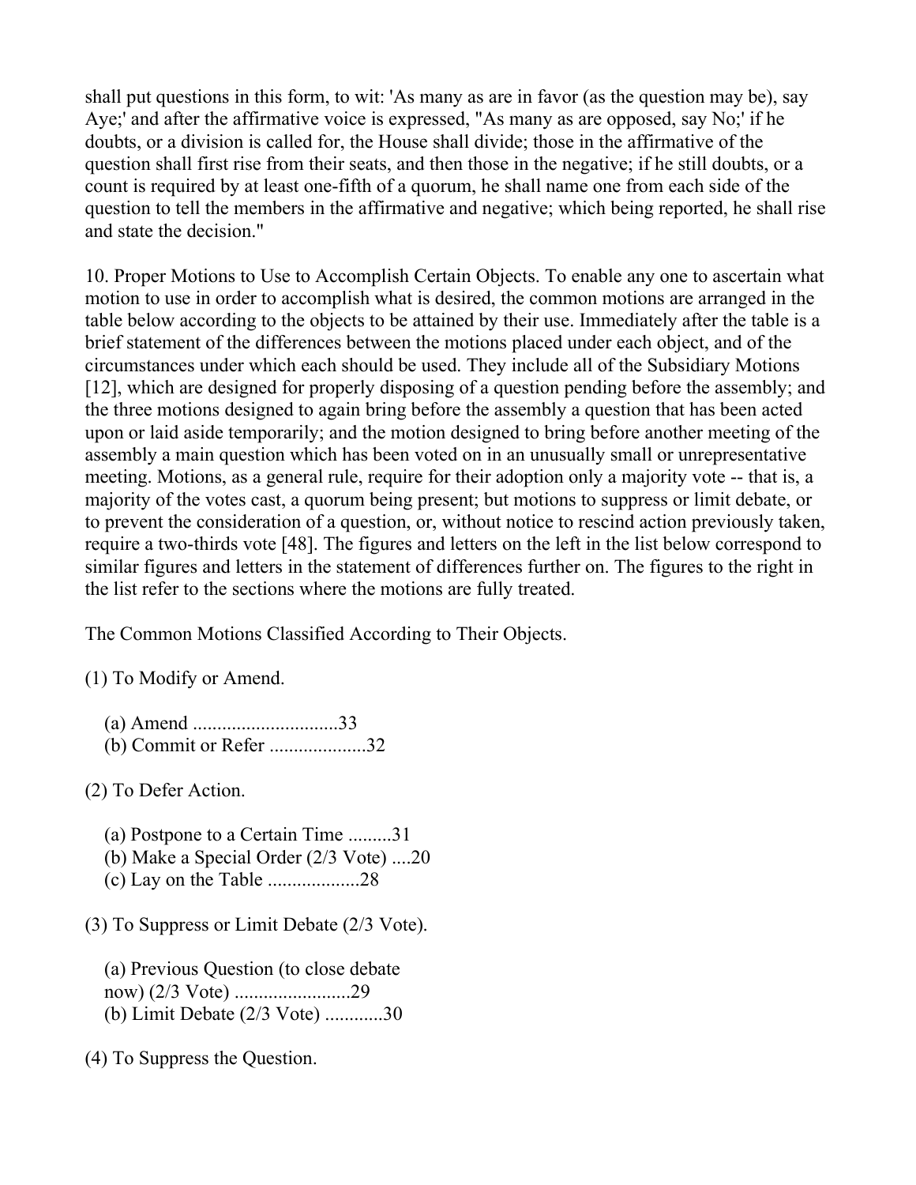shall put questions in this form, to wit: 'As many as are in favor (as the question may be), say Aye;' and after the affirmative voice is expressed, "As many as are opposed, say No;' if he doubts, or a division is called for, the House shall divide; those in the affirmative of the question shall first rise from their seats, and then those in the negative; if he still doubts, or a count is required by at least one-fifth of a quorum, he shall name one from each side of the question to tell the members in the affirmative and negative; which being reported, he shall rise and state the decision."

10. Proper Motions to Use to Accomplish Certain Objects. To enable any one to ascertain what motion to use in order to accomplish what is desired, the common motions are arranged in the table below according to the objects to be attained by their use. Immediately after the table is a brief statement of the differences between the motions placed under each object, and of the circumstances under which each should be used. They include all of the Subsidiary Motions [12], which are designed for properly disposing of a question pending before the assembly; and the three motions designed to again bring before the assembly a question that has been acted upon or laid aside temporarily; and the motion designed to bring before another meeting of the assembly a main question which has been voted on in an unusually small or unrepresentative meeting. Motions, as a general rule, require for their adoption only a majority vote -- that is, a majority of the votes cast, a quorum being present; but motions to suppress or limit debate, or to prevent the consideration of a question, or, without notice to rescind action previously taken, require a two-thirds vote [48]. The figures and letters on the left in the list below correspond to similar figures and letters in the statement of differences further on. The figures to the right in the list refer to the sections where the motions are fully treated.

The Common Motions Classified According to Their Objects.

(1) To Modify or Amend.

(a) Amend ..............................33
(b) Commit or Refer ....................32

(2) To Defer Action.

(a) Postpone to a Certain Time .........31
(b) Make a Special Order (2/3 Vote) ....20
(c) Lay on the Table ...................28

(3) To Suppress or Limit Debate (2/3 Vote).

(a) Previous Question (to close debate now) (2/3 Vote) ........................29
(b) Limit Debate (2/3 Vote) ............30

(4) To Suppress the Question.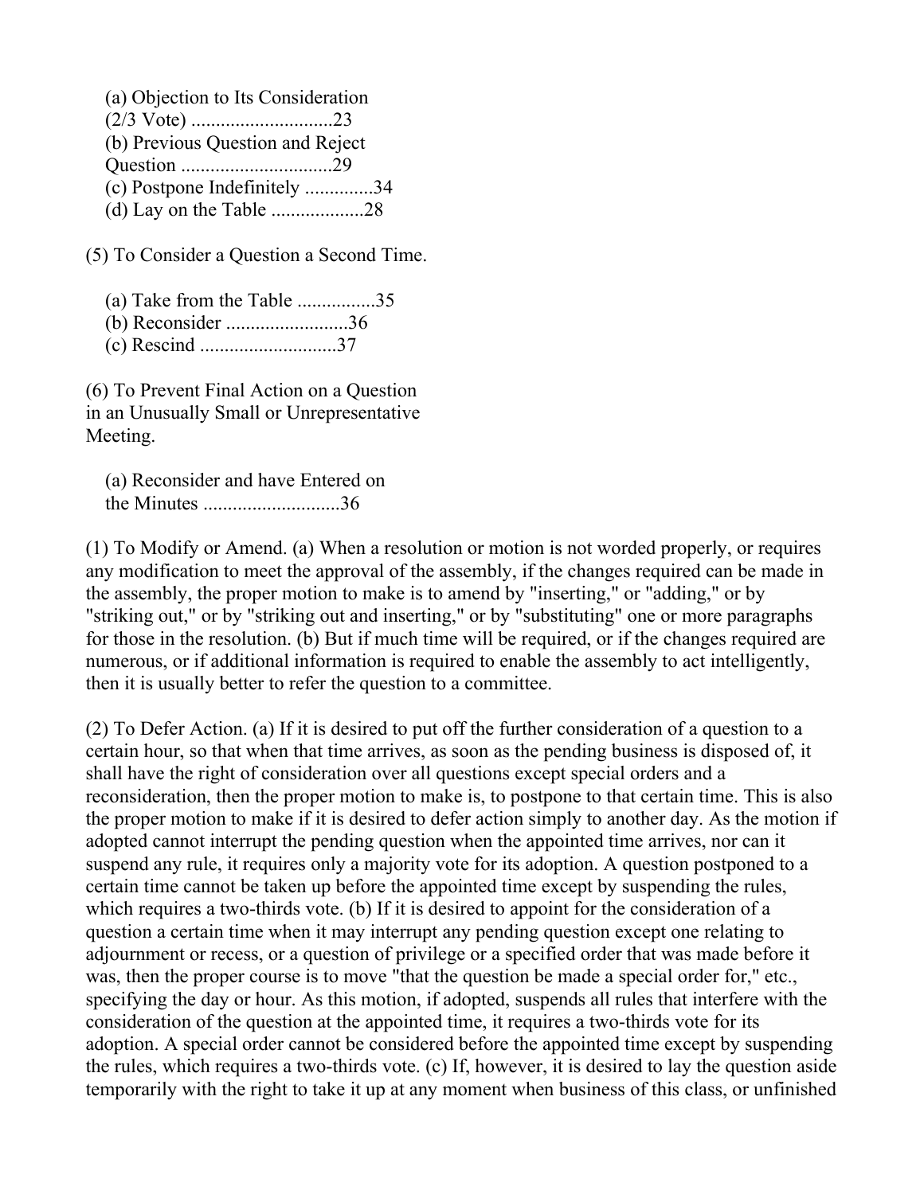(a) Objection to Its Consideration (2/3 Vote) ............................23
(b) Previous Question and Reject Question ..............................29
(c) Postpone Indefinitely .............34
(d) Lay on the Table ..................28

(5) To Consider a Question a Second Time.

(a) Take from the Table ................35
(b) Reconsider .........................36
(c) Rescind ...........................37

(6) To Prevent Final Action on a Question in an Unusually Small or Unrepresentative Meeting.

(a) Reconsider and have Entered on the Minutes ...........................36

(1) To Modify or Amend. (a) When a resolution or motion is not worded properly, or requires any modification to meet the approval of the assembly, if the changes required can be made in the assembly, the proper motion to make is to amend by "inserting," or "adding," or by "striking out," or by "striking out and inserting," or by "substituting" one or more paragraphs for those in the resolution. (b) But if much time will be required, or if the changes required are numerous, or if additional information is required to enable the assembly to act intelligently, then it is usually better to refer the question to a committee.

(2) To Defer Action. (a) If it is desired to put off the further consideration of a question to a certain hour, so that when that time arrives, as soon as the pending business is disposed of, it shall have the right of consideration over all questions except special orders and a reconsideration, then the proper motion to make is, to postpone to that certain time. This is also the proper motion to make if it is desired to defer action simply to another day. As the motion if adopted cannot interrupt the pending question when the appointed time arrives, nor can it suspend any rule, it requires only a majority vote for its adoption. A question postponed to a certain time cannot be taken up before the appointed time except by suspending the rules, which requires a two-thirds vote. (b) If it is desired to appoint for the consideration of a question a certain time when it may interrupt any pending question except one relating to adjournment or recess, or a question of privilege or a specified order that was made before it was, then the proper course is to move "that the question be made a special order for," etc., specifying the day or hour. As this motion, if adopted, suspends all rules that interfere with the consideration of the question at the appointed time, it requires a two-thirds vote for its adoption. A special order cannot be considered before the appointed time except by suspending the rules, which requires a two-thirds vote. (c) If, however, it is desired to lay the question aside temporarily with the right to take it up at any moment when business of this class, or unfinished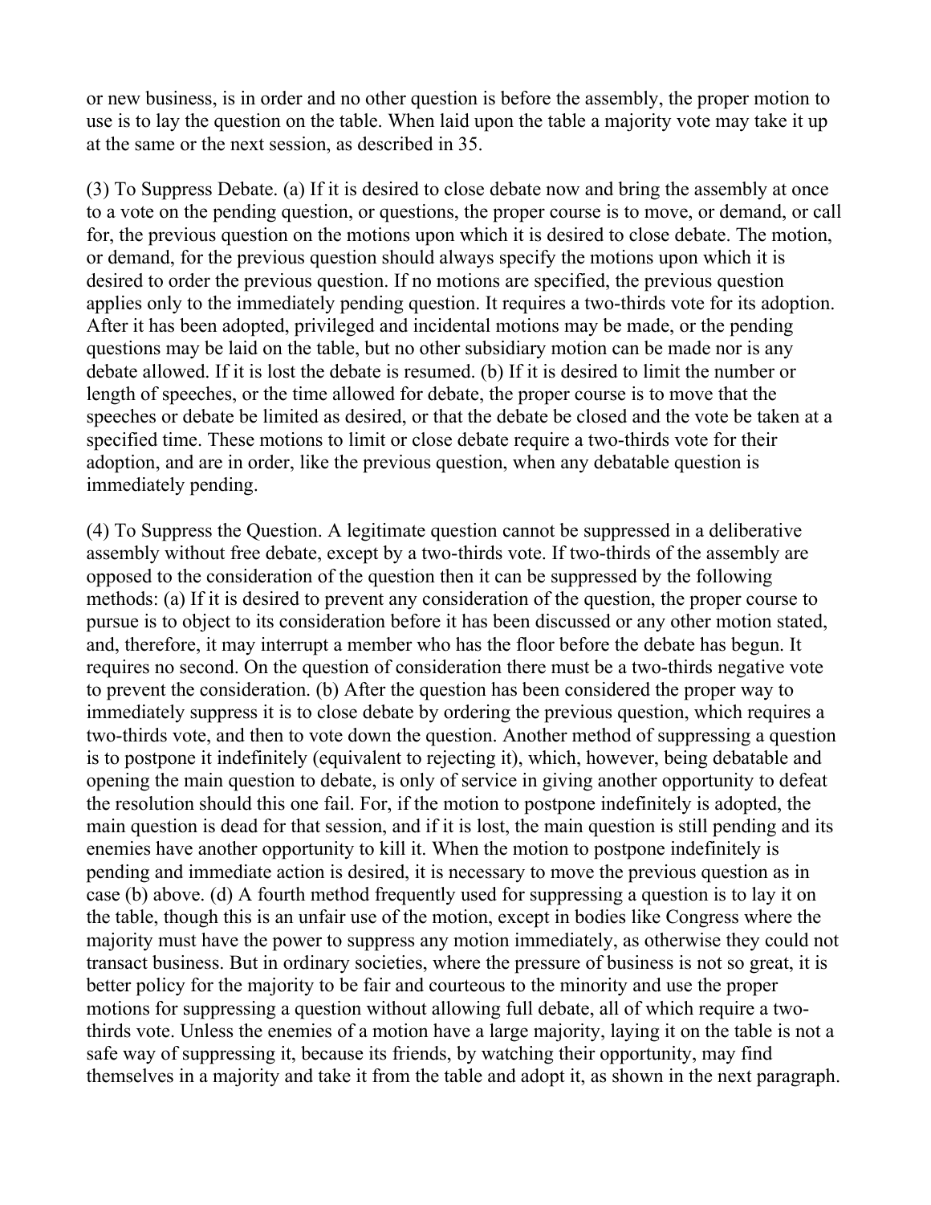or new business, is in order and no other question is before the assembly, the proper motion to use is to lay the question on the table. When laid upon the table a majority vote may take it up at the same or the next session, as described in 35.

(3) To Suppress Debate. (a) If it is desired to close debate now and bring the assembly at once to a vote on the pending question, or questions, the proper course is to move, or demand, or call for, the previous question on the motions upon which it is desired to close debate. The motion, or demand, for the previous question should always specify the motions upon which it is desired to order the previous question. If no motions are specified, the previous question applies only to the immediately pending question. It requires a two-thirds vote for its adoption. After it has been adopted, privileged and incidental motions may be made, or the pending questions may be laid on the table, but no other subsidiary motion can be made nor is any debate allowed. If it is lost the debate is resumed. (b) If it is desired to limit the number or length of speeches, or the time allowed for debate, the proper course is to move that the speeches or debate be limited as desired, or that the debate be closed and the vote be taken at a specified time. These motions to limit or close debate require a two-thirds vote for their adoption, and are in order, like the previous question, when any debatable question is immediately pending.

(4) To Suppress the Question. A legitimate question cannot be suppressed in a deliberative assembly without free debate, except by a two-thirds vote. If two-thirds of the assembly are opposed to the consideration of the question then it can be suppressed by the following methods: (a) If it is desired to prevent any consideration of the question, the proper course to pursue is to object to its consideration before it has been discussed or any other motion stated, and, therefore, it may interrupt a member who has the floor before the debate has begun. It requires no second. On the question of consideration there must be a two-thirds negative vote to prevent the consideration. (b) After the question has been considered the proper way to immediately suppress it is to close debate by ordering the previous question, which requires a two-thirds vote, and then to vote down the question. Another method of suppressing a question is to postpone it indefinitely (equivalent to rejecting it), which, however, being debatable and opening the main question to debate, is only of service in giving another opportunity to defeat the resolution should this one fail. For, if the motion to postpone indefinitely is adopted, the main question is dead for that session, and if it is lost, the main question is still pending and its enemies have another opportunity to kill it. When the motion to postpone indefinitely is pending and immediate action is desired, it is necessary to move the previous question as in case (b) above. (d) A fourth method frequently used for suppressing a question is to lay it on the table, though this is an unfair use of the motion, except in bodies like Congress where the majority must have the power to suppress any motion immediately, as otherwise they could not transact business. But in ordinary societies, where the pressure of business is not so great, it is better policy for the majority to be fair and courteous to the minority and use the proper motions for suppressing a question without allowing full debate, all of which require a two-thirds vote. Unless the enemies of a motion have a large majority, laying it on the table is not a safe way of suppressing it, because its friends, by watching their opportunity, may find themselves in a majority and take it from the table and adopt it, as shown in the next paragraph.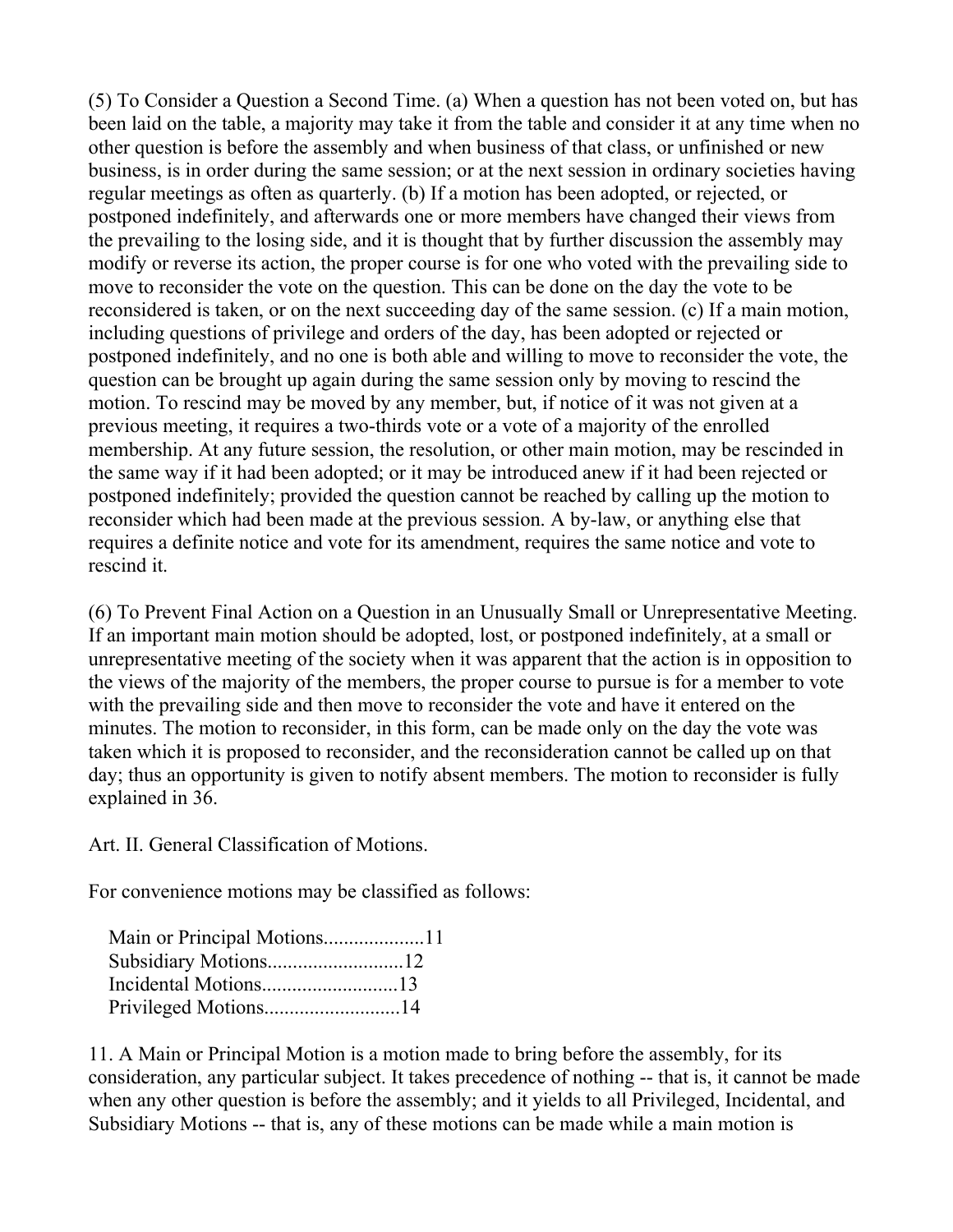(5) To Consider a Question a Second Time. (a) When a question has not been voted on, but has been laid on the table, a majority may take it from the table and consider it at any time when no other question is before the assembly and when business of that class, or unfinished or new business, is in order during the same session; or at the next session in ordinary societies having regular meetings as often as quarterly. (b) If a motion has been adopted, or rejected, or postponed indefinitely, and afterwards one or more members have changed their views from the prevailing to the losing side, and it is thought that by further discussion the assembly may modify or reverse its action, the proper course is for one who voted with the prevailing side to move to reconsider the vote on the question. This can be done on the day the vote to be reconsidered is taken, or on the next succeeding day of the same session. (c) If a main motion, including questions of privilege and orders of the day, has been adopted or rejected or postponed indefinitely, and no one is both able and willing to move to reconsider the vote, the question can be brought up again during the same session only by moving to rescind the motion. To rescind may be moved by any member, but, if notice of it was not given at a previous meeting, it requires a two-thirds vote or a vote of a majority of the enrolled membership. At any future session, the resolution, or other main motion, may be rescinded in the same way if it had been adopted; or it may be introduced anew if it had been rejected or postponed indefinitely; provided the question cannot be reached by calling up the motion to reconsider which had been made at the previous session. A by-law, or anything else that requires a definite notice and vote for its amendment, requires the same notice and vote to rescind it.

(6) To Prevent Final Action on a Question in an Unusually Small or Unrepresentative Meeting. If an important main motion should be adopted, lost, or postponed indefinitely, at a small or unrepresentative meeting of the society when it was apparent that the action is in opposition to the views of the majority of the members, the proper course to pursue is for a member to vote with the prevailing side and then move to reconsider the vote and have it entered on the minutes. The motion to reconsider, in this form, can be made only on the day the vote was taken which it is proposed to reconsider, and the reconsideration cannot be called up on that day; thus an opportunity is given to notify absent members. The motion to reconsider is fully explained in 36.

## Art. II. General Classification of Motions.

For convenience motions may be classified as follows:

Main or Principal Motions....................11
Subsidiary Motions...........................12
Incidental Motions...........................13
Privileged Motions...........................14

11. A Main or Principal Motion is a motion made to bring before the assembly, for its consideration, any particular subject. It takes precedence of nothing -- that is, it cannot be made when any other question is before the assembly; and it yields to all Privileged, Incidental, and Subsidiary Motions -- that is, any of these motions can be made while a main motion is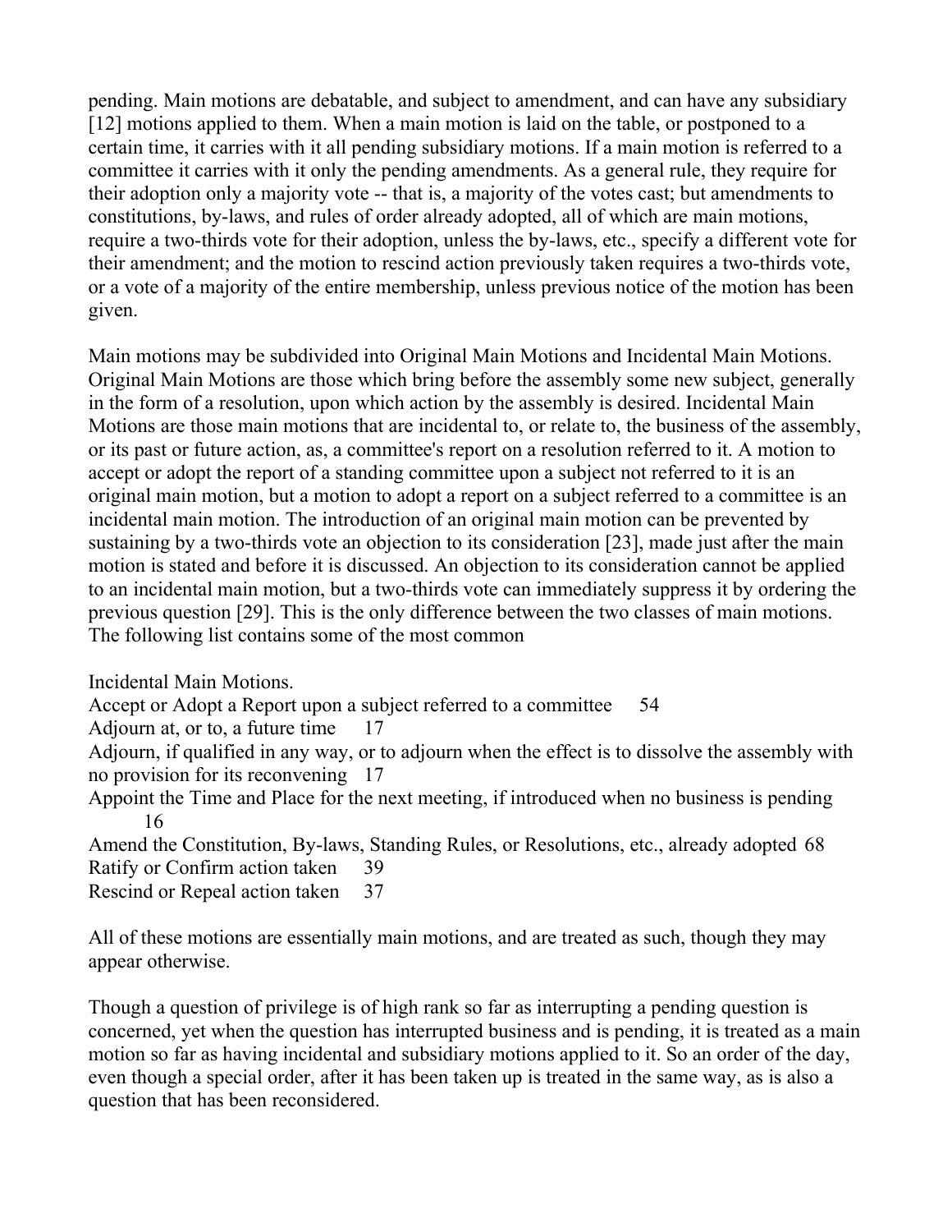pending. Main motions are debatable, and subject to amendment, and can have any subsidiary [12] motions applied to them. When a main motion is laid on the table, or postponed to a certain time, it carries with it all pending subsidiary motions. If a main motion is referred to a committee it carries with it only the pending amendments. As a general rule, they require for their adoption only a majority vote -- that is, a majority of the votes cast; but amendments to constitutions, by-laws, and rules of order already adopted, all of which are main motions, require a two-thirds vote for their adoption, unless the by-laws, etc., specify a different vote for their amendment; and the motion to rescind action previously taken requires a two-thirds vote, or a vote of a majority of the entire membership, unless previous notice of the motion has been given.

Main motions may be subdivided into Original Main Motions and Incidental Main Motions. Original Main Motions are those which bring before the assembly some new subject, generally in the form of a resolution, upon which action by the assembly is desired. Incidental Main Motions are those main motions that are incidental to, or relate to, the business of the assembly, or its past or future action, as, a committee's report on a resolution referred to it. A motion to accept or adopt the report of a standing committee upon a subject not referred to it is an original main motion, but a motion to adopt a report on a subject referred to a committee is an incidental main motion. The introduction of an original main motion can be prevented by sustaining by a two-thirds vote an objection to its consideration [23], made just after the main motion is stated and before it is discussed. An objection to its consideration cannot be applied to an incidental main motion, but a two-thirds vote can immediately suppress it by ordering the previous question [29]. This is the only difference between the two classes of main motions. The following list contains some of the most common

Incidental Main Motions.

Accept or Adopt a Report upon a subject referred to a committee 54  
Adjourn at, or to, a future time 17  
Adjourn, if qualified in any way, or to adjourn when the effect is to dissolve the assembly with no provision for its reconvening 17  
Appoint the Time and Place for the next meeting, if introduced when no business is pending 16  
Amend the Constitution, By-laws, Standing Rules, or Resolutions, etc., already adopted 68  
Ratify or Confirm action taken 39  
Rescind or Repeal action taken 37

All of these motions are essentially main motions, and are treated as such, though they may appear otherwise.

Though a question of privilege is of high rank so far as interrupting a pending question is concerned, yet when the question has interrupted business and is pending, it is treated as a main motion so far as having incidental and subsidiary motions applied to it. So an order of the day, even though a special order, after it has been taken up is treated in the same way, as is also a question that has been reconsidered.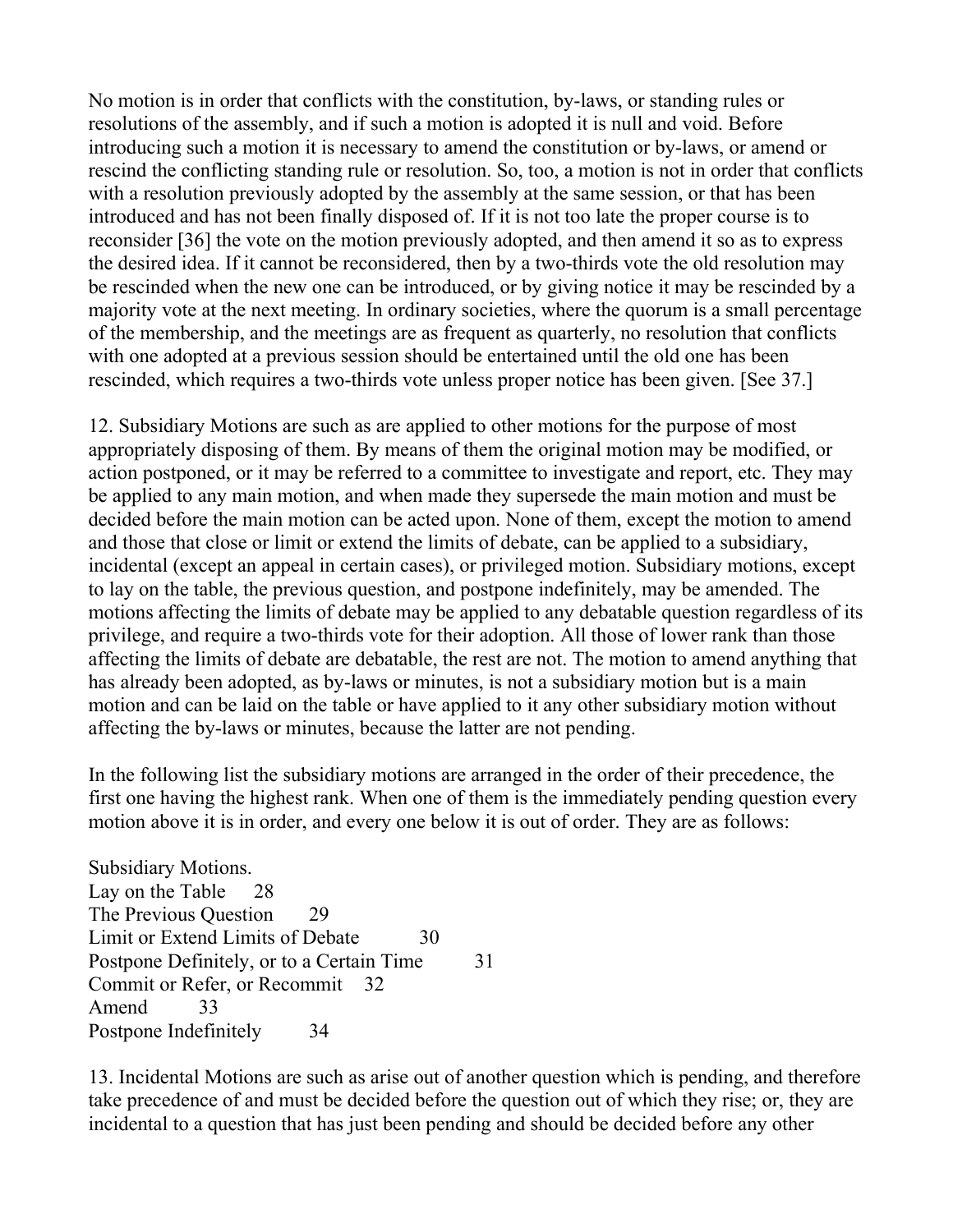No motion is in order that conflicts with the constitution, by-laws, or standing rules or resolutions of the assembly, and if such a motion is adopted it is null and void. Before introducing such a motion it is necessary to amend the constitution or by-laws, or amend or rescind the conflicting standing rule or resolution. So, too, a motion is not in order that conflicts with a resolution previously adopted by the assembly at the same session, or that has been introduced and has not been finally disposed of. If it is not too late the proper course is to reconsider [36] the vote on the motion previously adopted, and then amend it so as to express the desired idea. If it cannot be reconsidered, then by a two-thirds vote the old resolution may be rescinded when the new one can be introduced, or by giving notice it may be rescinded by a majority vote at the next meeting. In ordinary societies, where the quorum is a small percentage of the membership, and the meetings are as frequent as quarterly, no resolution that conflicts with one adopted at a previous session should be entertained until the old one has been rescinded, which requires a two-thirds vote unless proper notice has been given. [See 37.]

12. Subsidiary Motions are such as are applied to other motions for the purpose of most appropriately disposing of them. By means of them the original motion may be modified, or action postponed, or it may be referred to a committee to investigate and report, etc. They may be applied to any main motion, and when made they supersede the main motion and must be decided before the main motion can be acted upon. None of them, except the motion to amend and those that close or limit or extend the limits of debate, can be applied to a subsidiary, incidental (except an appeal in certain cases), or privileged motion. Subsidiary motions, except to lay on the table, the previous question, and postpone indefinitely, may be amended. The motions affecting the limits of debate may be applied to any debatable question regardless of its privilege, and require a two-thirds vote for their adoption. All those of lower rank than those affecting the limits of debate are debatable, the rest are not. The motion to amend anything that has already been adopted, as by-laws or minutes, is not a subsidiary motion but is a main motion and can be laid on the table or have applied to it any other subsidiary motion without affecting the by-laws or minutes, because the latter are not pending.

In the following list the subsidiary motions are arranged in the order of their precedence, the first one having the highest rank. When one of them is the immediately pending question every motion above it is in order, and every one below it is out of order. They are as follows:

Subsidiary Motions.

| | |
|---|---|
| Lay on the Table | 28 |
| The Previous Question | 29 |
| Limit or Extend Limits of Debate | 30 |
| Postpone Definitely, or to a Certain Time | 31 |
| Commit or Refer, or Recommit | 32 |
| Amend | 33 |
| Postpone Indefinitely | 34 |

13. Incidental Motions are such as arise out of another question which is pending, and therefore take precedence of and must be decided before the question out of which they rise; or, they are incidental to a question that has just been pending and should be decided before any other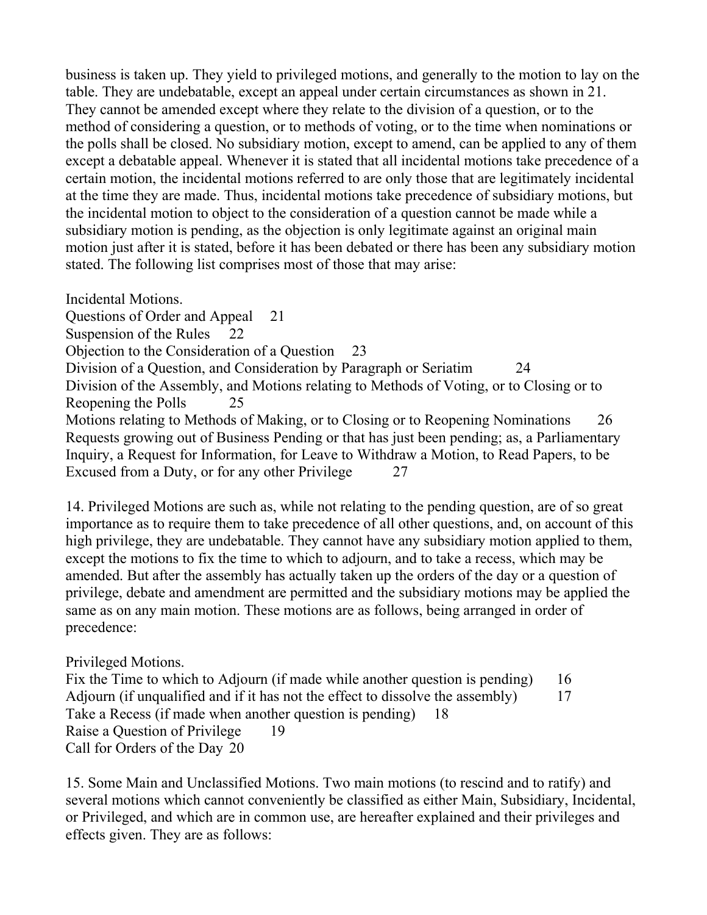business is taken up. They yield to privileged motions, and generally to the motion to lay on the table. They are undebatable, except an appeal under certain circumstances as shown in 21. They cannot be amended except where they relate to the division of a question, or to the method of considering a question, or to methods of voting, or to the time when nominations or the polls shall be closed. No subsidiary motion, except to amend, can be applied to any of them except a debatable appeal. Whenever it is stated that all incidental motions take precedence of a certain motion, the incidental motions referred to are only those that are legitimately incidental at the time they are made. Thus, incidental motions take precedence of subsidiary motions, but the incidental motion to object to the consideration of a question cannot be made while a subsidiary motion is pending, as the objection is only legitimate against an original main motion just after it is stated, before it has been debated or there has been any subsidiary motion stated. The following list comprises most of those that may arise:

Incidental Motions.
Questions of Order and Appeal 21
Suspension of the Rules 22
Objection to the Consideration of a Question 23
Division of a Question, and Consideration by Paragraph or Seriatim 24
Division of the Assembly, and Motions relating to Methods of Voting, or to Closing or to Reopening the Polls 25
Motions relating to Methods of Making, or to Closing or to Reopening Nominations 26
Requests growing out of Business Pending or that has just been pending; as, a Parliamentary Inquiry, a Request for Information, for Leave to Withdraw a Motion, to Read Papers, to be Excused from a Duty, or for any other Privilege 27

14. Privileged Motions are such as, while not relating to the pending question, are of so great importance as to require them to take precedence of all other questions, and, on account of this high privilege, they are undebatable. They cannot have any subsidiary motion applied to them, except the motions to fix the time to which to adjourn, and to take a recess, which may be amended. But after the assembly has actually taken up the orders of the day or a question of privilege, debate and amendment are permitted and the subsidiary motions may be applied the same as on any main motion. These motions are as follows, being arranged in order of precedence:

Privileged Motions.
Fix the Time to which to Adjourn (if made while another question is pending) 16
Adjourn (if unqualified and if it has not the effect to dissolve the assembly) 17
Take a Recess (if made when another question is pending) 18
Raise a Question of Privilege 19
Call for Orders of the Day 20

15. Some Main and Unclassified Motions. Two main motions (to rescind and to ratify) and several motions which cannot conveniently be classified as either Main, Subsidiary, Incidental, or Privileged, and which are in common use, are hereafter explained and their privileges and effects given. They are as follows: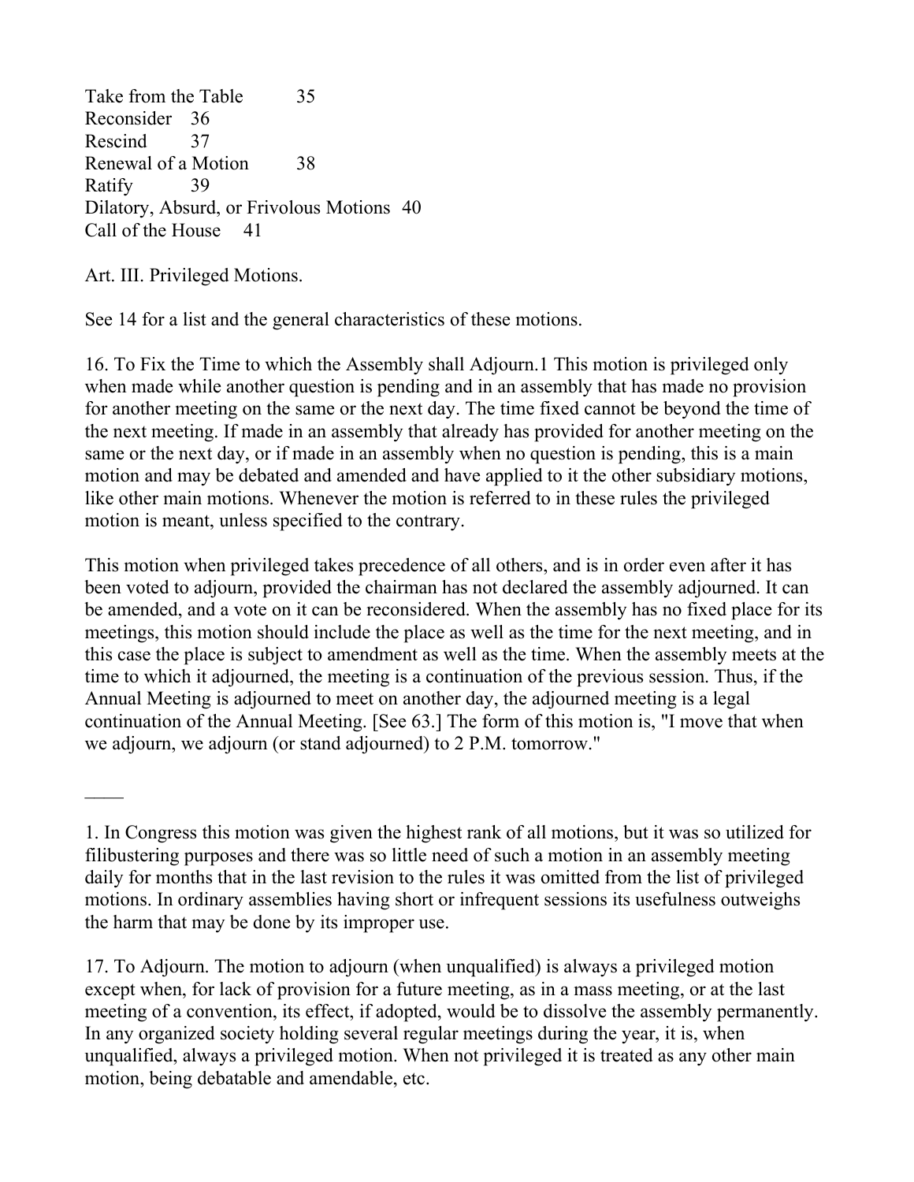Take from the Table 35
Reconsider 36
Rescind 37
Renewal of a Motion 38
Ratify 39
Dilatory, Absurd, or Frivolous Motions 40
Call of the House 41

Art. III. Privileged Motions.

See 14 for a list and the general characteristics of these motions.

16. To Fix the Time to which the Assembly shall Adjourn.[1] This motion is privileged only when made while another question is pending and in an assembly that has made no provision for another meeting on the same or the next day. The time fixed cannot be beyond the time of the next meeting. If made in an assembly that already has provided for another meeting on the same or the next day, or if made in an assembly when no question is pending, this is a main motion and may be debated and amended and have applied to it the other subsidiary motions, like other main motions. Whenever the motion is referred to in these rules the privileged motion is meant, unless specified to the contrary.

This motion when privileged takes precedence of all others, and is in order even after it has been voted to adjourn, provided the chairman has not declared the assembly adjourned. It can be amended, and a vote on it can be reconsidered. When the assembly has no fixed place for its meetings, this motion should include the place as well as the time for the next meeting, and in this case the place is subject to amendment as well as the time. When the assembly meets at the time to which it adjourned, the meeting is a continuation of the previous session. Thus, if the Annual Meeting is adjourned to meet on another day, the adjourned meeting is a legal continuation of the Annual Meeting. [See 63.] The form of this motion is, "I move that when we adjourn, we adjourn (or stand adjourned) to 2 P.M. tomorrow."

\_\_\_\_

1. In Congress this motion was given the highest rank of all motions, but it was so utilized for filibustering purposes and there was so little need of such a motion in an assembly meeting daily for months that in the last revision to the rules it was omitted from the list of privileged motions. In ordinary assemblies having short or infrequent sessions its usefulness outweighs the harm that may be done by its improper use.

17. To Adjourn. The motion to adjourn (when unqualified) is always a privileged motion except when, for lack of provision for a future meeting, as in a mass meeting, or at the last meeting of a convention, its effect, if adopted, would be to dissolve the assembly permanently. In any organized society holding several regular meetings during the year, it is, when unqualified, always a privileged motion. When not privileged it is treated as any other main motion, being debatable and amendable, etc.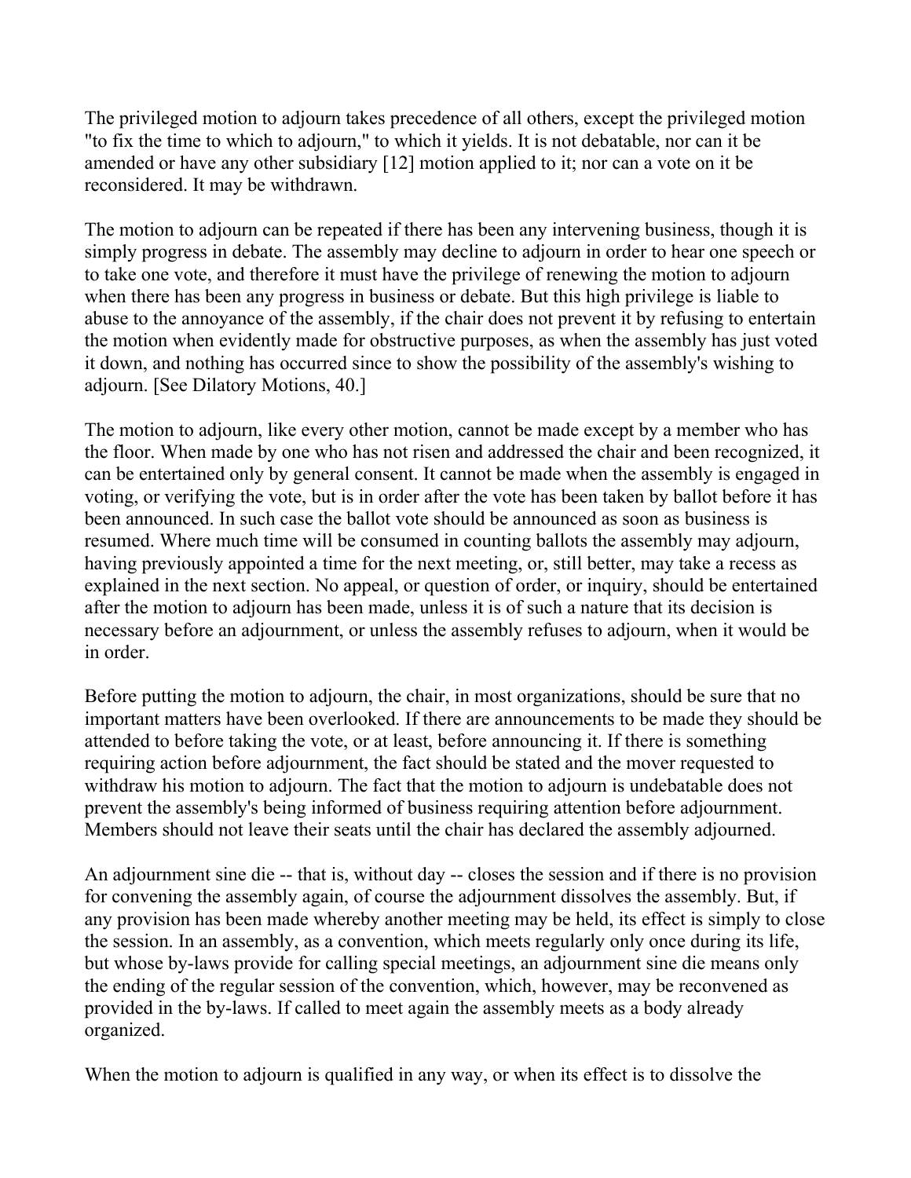The privileged motion to adjourn takes precedence of all others, except the privileged motion "to fix the time to which to adjourn," to which it yields. It is not debatable, nor can it be amended or have any other subsidiary [12] motion applied to it; nor can a vote on it be reconsidered. It may be withdrawn.

The motion to adjourn can be repeated if there has been any intervening business, though it is simply progress in debate. The assembly may decline to adjourn in order to hear one speech or to take one vote, and therefore it must have the privilege of renewing the motion to adjourn when there has been any progress in business or debate. But this high privilege is liable to abuse to the annoyance of the assembly, if the chair does not prevent it by refusing to entertain the motion when evidently made for obstructive purposes, as when the assembly has just voted it down, and nothing has occurred since to show the possibility of the assembly's wishing to adjourn. [See Dilatory Motions, 40.]

The motion to adjourn, like every other motion, cannot be made except by a member who has the floor. When made by one who has not risen and addressed the chair and been recognized, it can be entertained only by general consent. It cannot be made when the assembly is engaged in voting, or verifying the vote, but is in order after the vote has been taken by ballot before it has been announced. In such case the ballot vote should be announced as soon as business is resumed. Where much time will be consumed in counting ballots the assembly may adjourn, having previously appointed a time for the next meeting, or, still better, may take a recess as explained in the next section. No appeal, or question of order, or inquiry, should be entertained after the motion to adjourn has been made, unless it is of such a nature that its decision is necessary before an adjournment, or unless the assembly refuses to adjourn, when it would be in order.

Before putting the motion to adjourn, the chair, in most organizations, should be sure that no important matters have been overlooked. If there are announcements to be made they should be attended to before taking the vote, or at least, before announcing it. If there is something requiring action before adjournment, the fact should be stated and the mover requested to withdraw his motion to adjourn. The fact that the motion to adjourn is undebatable does not prevent the assembly's being informed of business requiring attention before adjournment. Members should not leave their seats until the chair has declared the assembly adjourned.

An adjournment sine die -- that is, without day -- closes the session and if there is no provision for convening the assembly again, of course the adjournment dissolves the assembly. But, if any provision has been made whereby another meeting may be held, its effect is simply to close the session. In an assembly, as a convention, which meets regularly only once during its life, but whose by-laws provide for calling special meetings, an adjournment sine die means only the ending of the regular session of the convention, which, however, may be reconvened as provided in the by-laws. If called to meet again the assembly meets as a body already organized.

When the motion to adjourn is qualified in any way, or when its effect is to dissolve the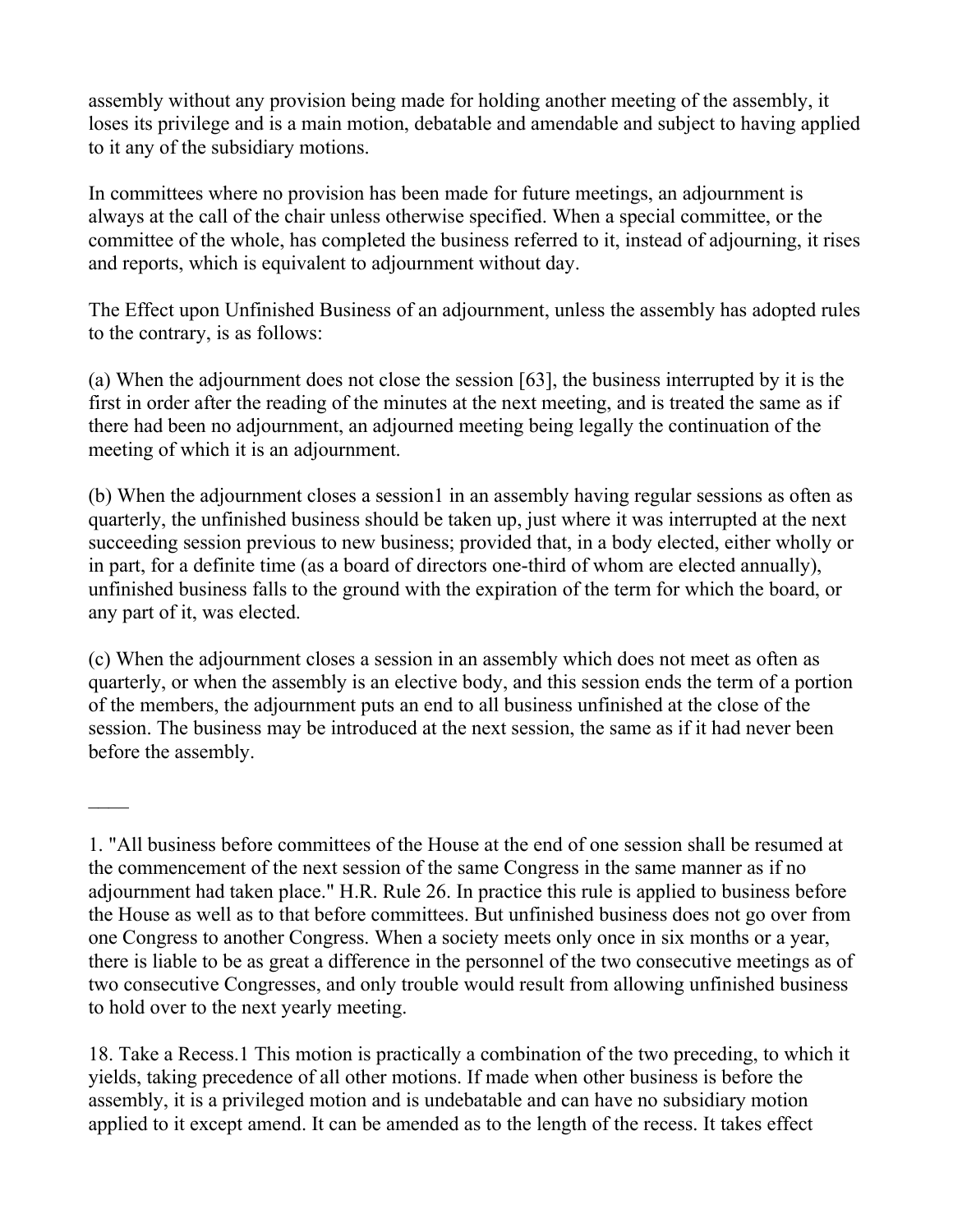assembly without any provision being made for holding another meeting of the assembly, it loses its privilege and is a main motion, debatable and amendable and subject to having applied to it any of the subsidiary motions.

In committees where no provision has been made for future meetings, an adjournment is always at the call of the chair unless otherwise specified. When a special committee, or the committee of the whole, has completed the business referred to it, instead of adjourning, it rises and reports, which is equivalent to adjournment without day.

The Effect upon Unfinished Business of an adjournment, unless the assembly has adopted rules to the contrary, is as follows:

(a) When the adjournment does not close the session [63], the business interrupted by it is the first in order after the reading of the minutes at the next meeting, and is treated the same as if there had been no adjournment, an adjourned meeting being legally the continuation of the meeting of which it is an adjournment.

(b) When the adjournment closes a session[1] in an assembly having regular sessions as often as quarterly, the unfinished business should be taken up, just where it was interrupted at the next succeeding session previous to new business; provided that, in a body elected, either wholly or in part, for a definite time (as a board of directors one-third of whom are elected annually), unfinished business falls to the ground with the expiration of the term for which the board, or any part of it, was elected.

(c) When the adjournment closes a session in an assembly which does not meet as often as quarterly, or when the assembly is an elective body, and this session ends the term of a portion of the members, the adjournment puts an end to all business unfinished at the close of the session. The business may be introduced at the next session, the same as if it had never been before the assembly.

____

1. "All business before committees of the House at the end of one session shall be resumed at the commencement of the next session of the same Congress in the same manner as if no adjournment had taken place." H.R. Rule 26. In practice this rule is applied to business before the House as well as to that before committees. But unfinished business does not go over from one Congress to another Congress. When a society meets only once in six months or a year, there is liable to be as great a difference in the personnel of the two consecutive meetings as of two consecutive Congresses, and only trouble would result from allowing unfinished business to hold over to the next yearly meeting.

18. Take a Recess.[1] This motion is practically a combination of the two preceding, to which it yields, taking precedence of all other motions. If made when other business is before the assembly, it is a privileged motion and is undebatable and can have no subsidiary motion applied to it except amend. It can be amended as to the length of the recess. It takes effect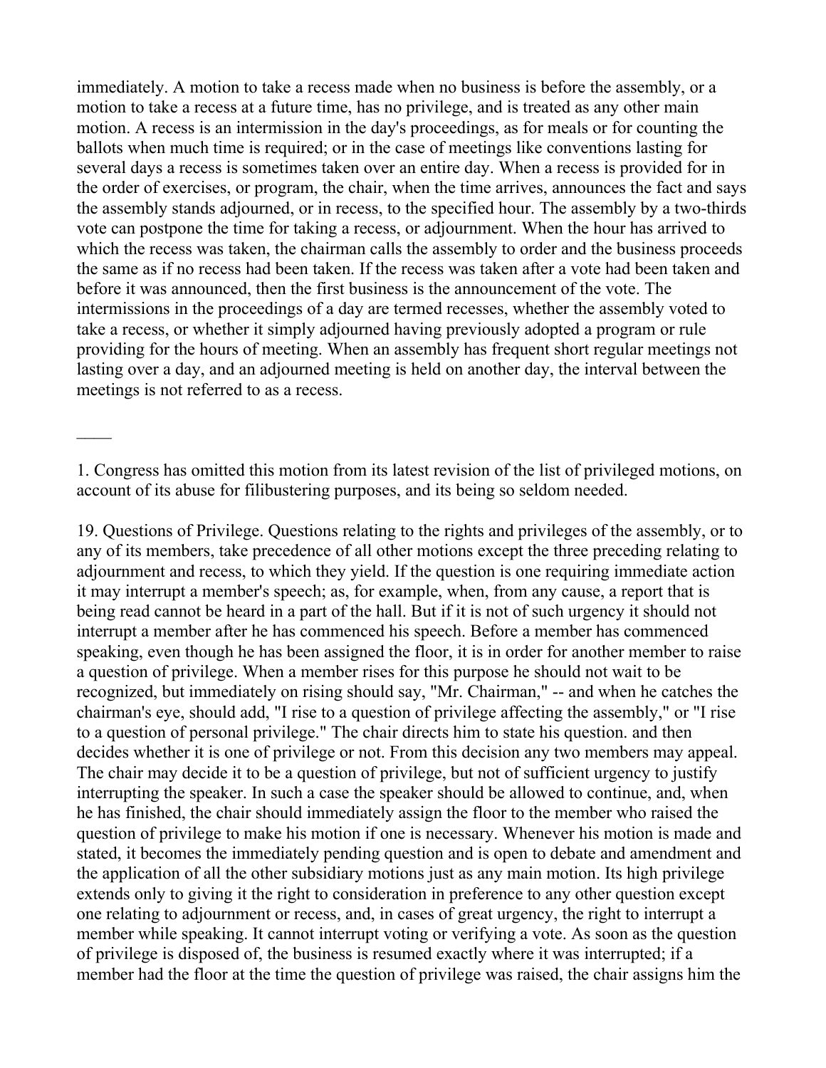immediately. A motion to take a recess made when no business is before the assembly, or a motion to take a recess at a future time, has no privilege, and is treated as any other main motion. A recess is an intermission in the day's proceedings, as for meals or for counting the ballots when much time is required; or in the case of meetings like conventions lasting for several days a recess is sometimes taken over an entire day. When a recess is provided for in the order of exercises, or program, the chair, when the time arrives, announces the fact and says the assembly stands adjourned, or in recess, to the specified hour. The assembly by a two-thirds vote can postpone the time for taking a recess, or adjournment. When the hour has arrived to which the recess was taken, the chairman calls the assembly to order and the business proceeds the same as if no recess had been taken. If the recess was taken after a vote had been taken and before it was announced, then the first business is the announcement of the vote. The intermissions in the proceedings of a day are termed recesses, whether the assembly voted to take a recess, or whether it simply adjourned having previously adopted a program or rule providing for the hours of meeting. When an assembly has frequent short regular meetings not lasting over a day, and an adjourned meeting is held on another day, the interval between the meetings is not referred to as a recess.

\_\_\_\_

1. Congress has omitted this motion from its latest revision of the list of privileged motions, on account of its abuse for filibustering purposes, and its being so seldom needed.

19. Questions of Privilege. Questions relating to the rights and privileges of the assembly, or to any of its members, take precedence of all other motions except the three preceding relating to adjournment and recess, to which they yield. If the question is one requiring immediate action it may interrupt a member's speech; as, for example, when, from any cause, a report that is being read cannot be heard in a part of the hall. But if it is not of such urgency it should not interrupt a member after he has commenced his speech. Before a member has commenced speaking, even though he has been assigned the floor, it is in order for another member to raise a question of privilege. When a member rises for this purpose he should not wait to be recognized, but immediately on rising should say, "Mr. Chairman," -- and when he catches the chairman's eye, should add, "I rise to a question of privilege affecting the assembly," or "I rise to a question of personal privilege." The chair directs him to state his question. and then decides whether it is one of privilege or not. From this decision any two members may appeal. The chair may decide it to be a question of privilege, but not of sufficient urgency to justify interrupting the speaker. In such a case the speaker should be allowed to continue, and, when he has finished, the chair should immediately assign the floor to the member who raised the question of privilege to make his motion if one is necessary. Whenever his motion is made and stated, it becomes the immediately pending question and is open to debate and amendment and the application of all the other subsidiary motions just as any main motion. Its high privilege extends only to giving it the right to consideration in preference to any other question except one relating to adjournment or recess, and, in cases of great urgency, the right to interrupt a member while speaking. It cannot interrupt voting or verifying a vote. As soon as the question of privilege is disposed of, the business is resumed exactly where it was interrupted; if a member had the floor at the time the question of privilege was raised, the chair assigns him the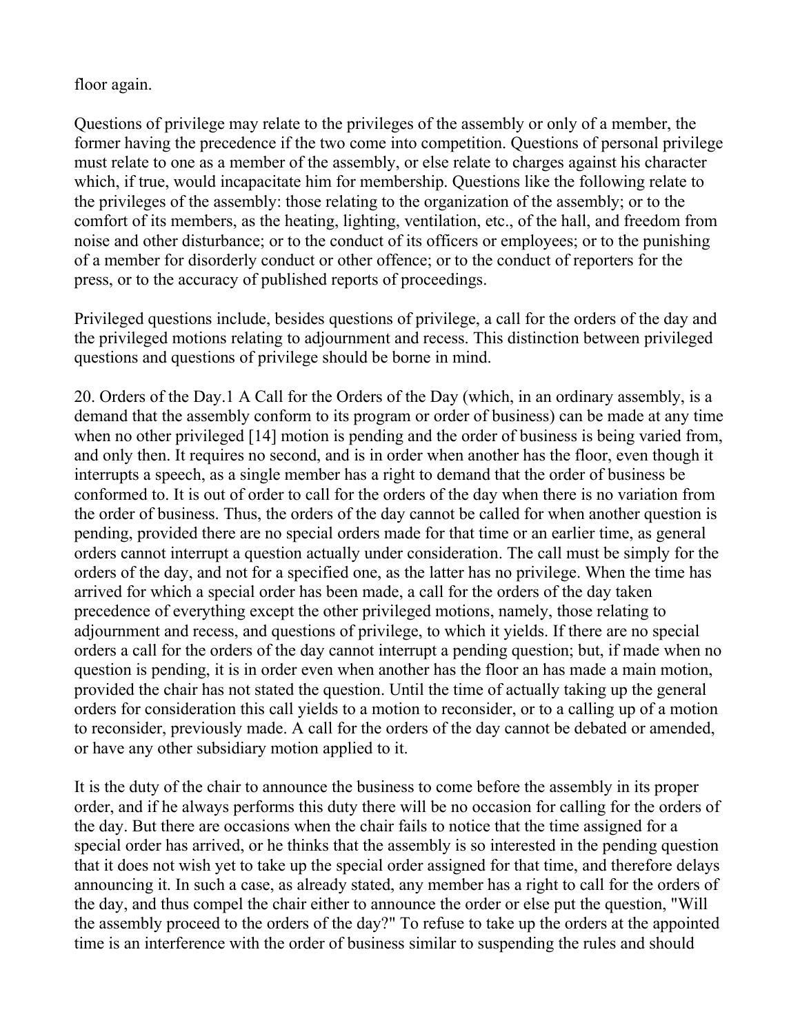floor again.

Questions of privilege may relate to the privileges of the assembly or only of a member, the former having the precedence if the two come into competition. Questions of personal privilege must relate to one as a member of the assembly, or else relate to charges against his character which, if true, would incapacitate him for membership. Questions like the following relate to the privileges of the assembly: those relating to the organization of the assembly; or to the comfort of its members, as the heating, lighting, ventilation, etc., of the hall, and freedom from noise and other disturbance; or to the conduct of its officers or employees; or to the punishing of a member for disorderly conduct or other offence; or to the conduct of reporters for the press, or to the accuracy of published reports of proceedings.

Privileged questions include, besides questions of privilege, a call for the orders of the day and the privileged motions relating to adjournment and recess. This distinction between privileged questions and questions of privilege should be borne in mind.

20. Orders of the Day.1 A Call for the Orders of the Day (which, in an ordinary assembly, is a demand that the assembly conform to its program or order of business) can be made at any time when no other privileged [14] motion is pending and the order of business is being varied from, and only then. It requires no second, and is in order when another has the floor, even though it interrupts a speech, as a single member has a right to demand that the order of business be conformed to. It is out of order to call for the orders of the day when there is no variation from the order of business. Thus, the orders of the day cannot be called for when another question is pending, provided there are no special orders made for that time or an earlier time, as general orders cannot interrupt a question actually under consideration. The call must be simply for the orders of the day, and not for a specified one, as the latter has no privilege. When the time has arrived for which a special order has been made, a call for the orders of the day taken precedence of everything except the other privileged motions, namely, those relating to adjournment and recess, and questions of privilege, to which it yields. If there are no special orders a call for the orders of the day cannot interrupt a pending question; but, if made when no question is pending, it is in order even when another has the floor an has made a main motion, provided the chair has not stated the question. Until the time of actually taking up the general orders for consideration this call yields to a motion to reconsider, or to a calling up of a motion to reconsider, previously made. A call for the orders of the day cannot be debated or amended, or have any other subsidiary motion applied to it.

It is the duty of the chair to announce the business to come before the assembly in its proper order, and if he always performs this duty there will be no occasion for calling for the orders of the day. But there are occasions when the chair fails to notice that the time assigned for a special order has arrived, or he thinks that the assembly is so interested in the pending question that it does not wish yet to take up the special order assigned for that time, and therefore delays announcing it. In such a case, as already stated, any member has a right to call for the orders of the day, and thus compel the chair either to announce the order or else put the question, "Will the assembly proceed to the orders of the day?" To refuse to take up the orders at the appointed time is an interference with the order of business similar to suspending the rules and should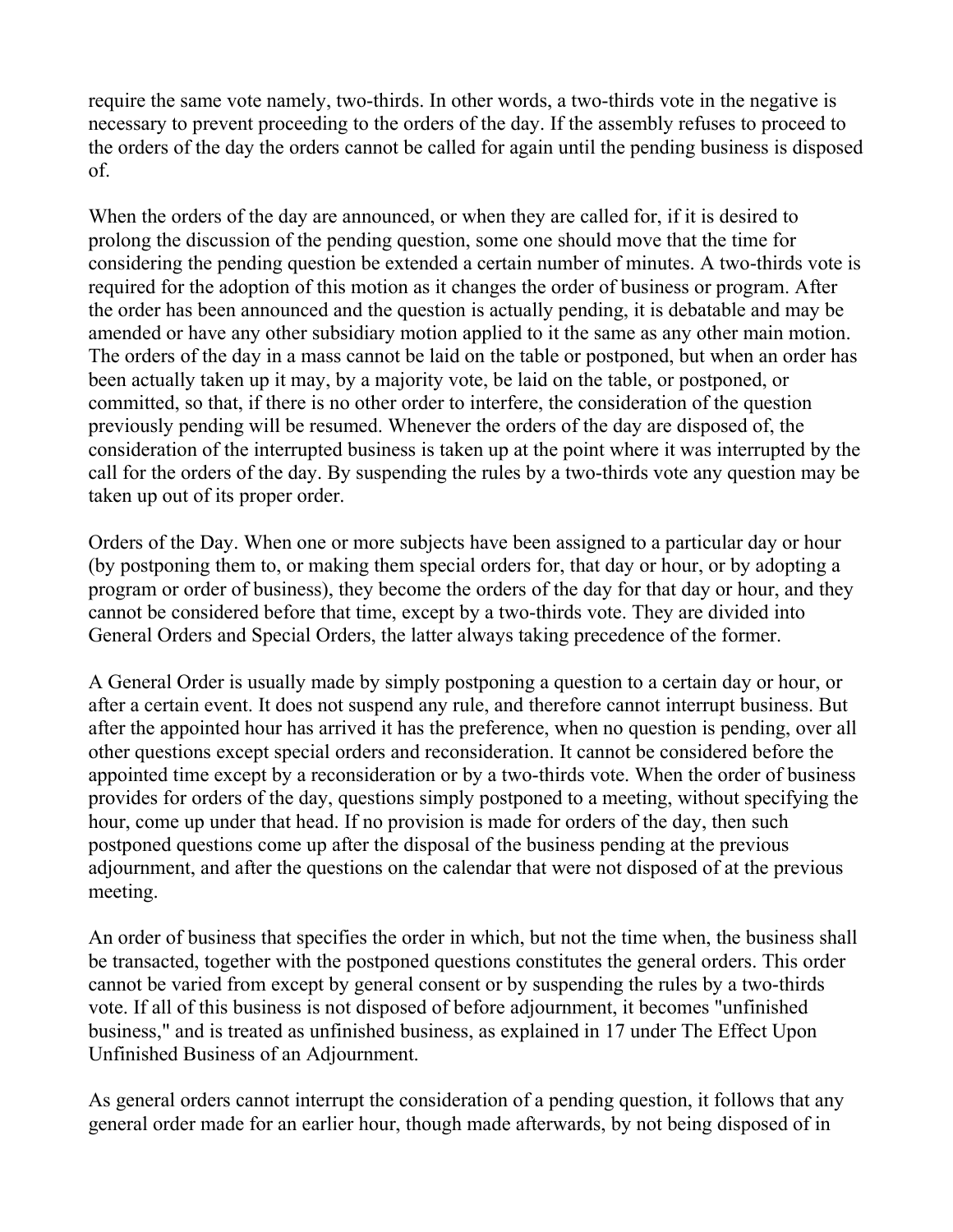require the same vote namely, two-thirds. In other words, a two-thirds vote in the negative is necessary to prevent proceeding to the orders of the day. If the assembly refuses to proceed to the orders of the day the orders cannot be called for again until the pending business is disposed of.

When the orders of the day are announced, or when they are called for, if it is desired to prolong the discussion of the pending question, some one should move that the time for considering the pending question be extended a certain number of minutes. A two-thirds vote is required for the adoption of this motion as it changes the order of business or program. After the order has been announced and the question is actually pending, it is debatable and may be amended or have any other subsidiary motion applied to it the same as any other main motion. The orders of the day in a mass cannot be laid on the table or postponed, but when an order has been actually taken up it may, by a majority vote, be laid on the table, or postponed, or committed, so that, if there is no other order to interfere, the consideration of the question previously pending will be resumed. Whenever the orders of the day are disposed of, the consideration of the interrupted business is taken up at the point where it was interrupted by the call for the orders of the day. By suspending the rules by a two-thirds vote any question may be taken up out of its proper order.

Orders of the Day. When one or more subjects have been assigned to a particular day or hour (by postponing them to, or making them special orders for, that day or hour, or by adopting a program or order of business), they become the orders of the day for that day or hour, and they cannot be considered before that time, except by a two-thirds vote. They are divided into General Orders and Special Orders, the latter always taking precedence of the former.

A General Order is usually made by simply postponing a question to a certain day or hour, or after a certain event. It does not suspend any rule, and therefore cannot interrupt business. But after the appointed hour has arrived it has the preference, when no question is pending, over all other questions except special orders and reconsideration. It cannot be considered before the appointed time except by a reconsideration or by a two-thirds vote. When the order of business provides for orders of the day, questions simply postponed to a meeting, without specifying the hour, come up under that head. If no provision is made for orders of the day, then such postponed questions come up after the disposal of the business pending at the previous adjournment, and after the questions on the calendar that were not disposed of at the previous meeting.

An order of business that specifies the order in which, but not the time when, the business shall be transacted, together with the postponed questions constitutes the general orders. This order cannot be varied from except by general consent or by suspending the rules by a two-thirds vote. If all of this business is not disposed of before adjournment, it becomes "unfinished business," and is treated as unfinished business, as explained in 17 under The Effect Upon Unfinished Business of an Adjournment.

As general orders cannot interrupt the consideration of a pending question, it follows that any general order made for an earlier hour, though made afterwards, by not being disposed of in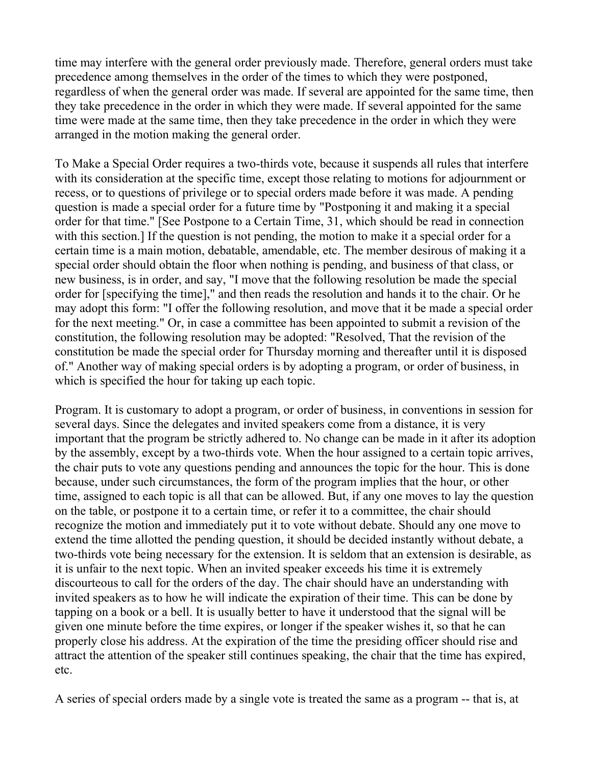time may interfere with the general order previously made. Therefore, general orders must take precedence among themselves in the order of the times to which they were postponed, regardless of when the general order was made. If several are appointed for the same time, then they take precedence in the order in which they were made. If several appointed for the same time were made at the same time, then they take precedence in the order in which they were arranged in the motion making the general order.

To Make a Special Order requires a two-thirds vote, because it suspends all rules that interfere with its consideration at the specific time, except those relating to motions for adjournment or recess, or to questions of privilege or to special orders made before it was made. A pending question is made a special order for a future time by "Postponing it and making it a special order for that time." [See Postpone to a Certain Time, 31, which should be read in connection with this section.] If the question is not pending, the motion to make it a special order for a certain time is a main motion, debatable, amendable, etc. The member desirous of making it a special order should obtain the floor when nothing is pending, and business of that class, or new business, is in order, and say, "I move that the following resolution be made the special order for [specifying the time]," and then reads the resolution and hands it to the chair. Or he may adopt this form: "I offer the following resolution, and move that it be made a special order for the next meeting." Or, in case a committee has been appointed to submit a revision of the constitution, the following resolution may be adopted: "Resolved, That the revision of the constitution be made the special order for Thursday morning and thereafter until it is disposed of." Another way of making special orders is by adopting a program, or order of business, in which is specified the hour for taking up each topic.

Program. It is customary to adopt a program, or order of business, in conventions in session for several days. Since the delegates and invited speakers come from a distance, it is very important that the program be strictly adhered to. No change can be made in it after its adoption by the assembly, except by a two-thirds vote. When the hour assigned to a certain topic arrives, the chair puts to vote any questions pending and announces the topic for the hour. This is done because, under such circumstances, the form of the program implies that the hour, or other time, assigned to each topic is all that can be allowed. But, if any one moves to lay the question on the table, or postpone it to a certain time, or refer it to a committee, the chair should recognize the motion and immediately put it to vote without debate. Should any one move to extend the time allotted the pending question, it should be decided instantly without debate, a two-thirds vote being necessary for the extension. It is seldom that an extension is desirable, as it is unfair to the next topic. When an invited speaker exceeds his time it is extremely discourteous to call for the orders of the day. The chair should have an understanding with invited speakers as to how he will indicate the expiration of their time. This can be done by tapping on a book or a bell. It is usually better to have it understood that the signal will be given one minute before the time expires, or longer if the speaker wishes it, so that he can properly close his address. At the expiration of the time the presiding officer should rise and attract the attention of the speaker still continues speaking, the chair that the time has expired, etc.

A series of special orders made by a single vote is treated the same as a program -- that is, at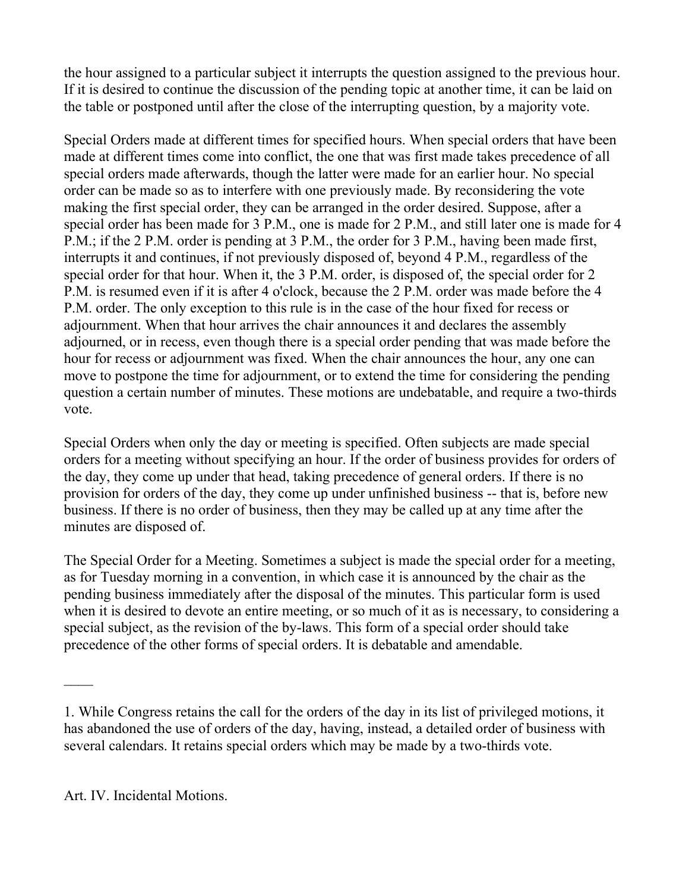the hour assigned to a particular subject it interrupts the question assigned to the previous hour. If it is desired to continue the discussion of the pending topic at another time, it can be laid on the table or postponed until after the close of the interrupting question, by a majority vote.

Special Orders made at different times for specified hours. When special orders that have been made at different times come into conflict, the one that was first made takes precedence of all special orders made afterwards, though the latter were made for an earlier hour. No special order can be made so as to interfere with one previously made. By reconsidering the vote making the first special order, they can be arranged in the order desired. Suppose, after a special order has been made for 3 P.M., one is made for 2 P.M., and still later one is made for 4 P.M.; if the 2 P.M. order is pending at 3 P.M., the order for 3 P.M., having been made first, interrupts it and continues, if not previously disposed of, beyond 4 P.M., regardless of the special order for that hour. When it, the 3 P.M. order, is disposed of, the special order for 2 P.M. is resumed even if it is after 4 o'clock, because the 2 P.M. order was made before the 4 P.M. order. The only exception to this rule is in the case of the hour fixed for recess or adjournment. When that hour arrives the chair announces it and declares the assembly adjourned, or in recess, even though there is a special order pending that was made before the hour for recess or adjournment was fixed. When the chair announces the hour, any one can move to postpone the time for adjournment, or to extend the time for considering the pending question a certain number of minutes. These motions are undebatable, and require a two-thirds vote.

Special Orders when only the day or meeting is specified. Often subjects are made special orders for a meeting without specifying an hour. If the order of business provides for orders of the day, they come up under that head, taking precedence of general orders. If there is no provision for orders of the day, they come up under unfinished business -- that is, before new business. If there is no order of business, then they may be called up at any time after the minutes are disposed of.

The Special Order for a Meeting. Sometimes a subject is made the special order for a meeting, as for Tuesday morning in a convention, in which case it is announced by the chair as the pending business immediately after the disposal of the minutes. This particular form is used when it is desired to devote an entire meeting, or so much of it as is necessary, to considering a special subject, as the revision of the by-laws. This form of a special order should take precedence of the other forms of special orders. It is debatable and amendable.

----

1. While Congress retains the call for the orders of the day in its list of privileged motions, it has abandoned the use of orders of the day, having, instead, a detailed order of business with several calendars. It retains special orders which may be made by a two-thirds vote.

## Art. IV. Incidental Motions.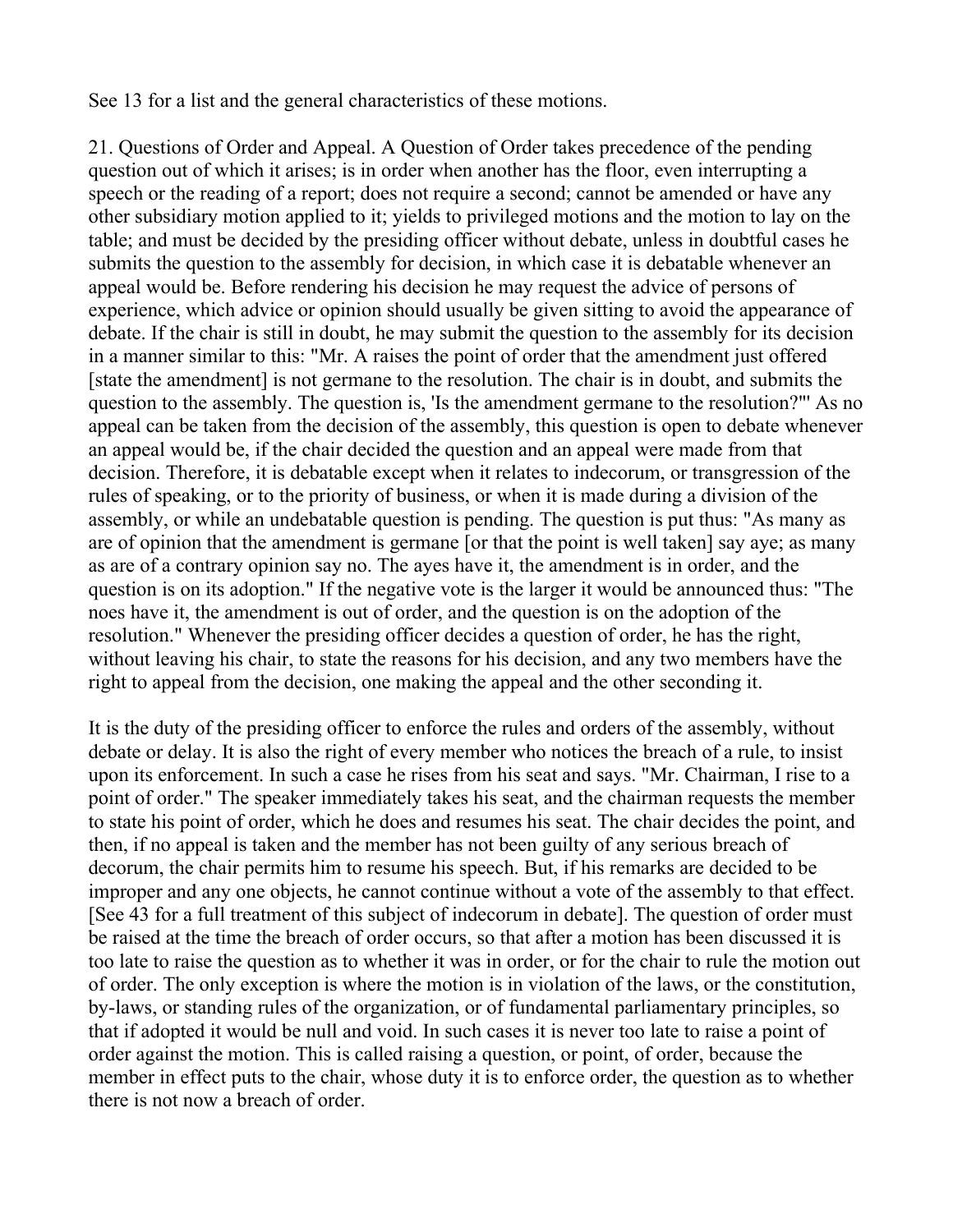See 13 for a list and the general characteristics of these motions.

21. Questions of Order and Appeal. A Question of Order takes precedence of the pending question out of which it arises; is in order when another has the floor, even interrupting a speech or the reading of a report; does not require a second; cannot be amended or have any other subsidiary motion applied to it; yields to privileged motions and the motion to lay on the table; and must be decided by the presiding officer without debate, unless in doubtful cases he submits the question to the assembly for decision, in which case it is debatable whenever an appeal would be. Before rendering his decision he may request the advice of persons of experience, which advice or opinion should usually be given sitting to avoid the appearance of debate. If the chair is still in doubt, he may submit the question to the assembly for its decision in a manner similar to this: "Mr. A raises the point of order that the amendment just offered [state the amendment] is not germane to the resolution. The chair is in doubt, and submits the question to the assembly. The question is, 'Is the amendment germane to the resolution?'" As no appeal can be taken from the decision of the assembly, this question is open to debate whenever an appeal would be, if the chair decided the question and an appeal were made from that decision. Therefore, it is debatable except when it relates to indecorum, or transgression of the rules of speaking, or to the priority of business, or when it is made during a division of the assembly, or while an undebatable question is pending. The question is put thus: "As many as are of opinion that the amendment is germane [or that the point is well taken] say aye; as many as are of a contrary opinion say no. The ayes have it, the amendment is in order, and the question is on its adoption." If the negative vote is the larger it would be announced thus: "The noes have it, the amendment is out of order, and the question is on the adoption of the resolution." Whenever the presiding officer decides a question of order, he has the right, without leaving his chair, to state the reasons for his decision, and any two members have the right to appeal from the decision, one making the appeal and the other seconding it.

It is the duty of the presiding officer to enforce the rules and orders of the assembly, without debate or delay. It is also the right of every member who notices the breach of a rule, to insist upon its enforcement. In such a case he rises from his seat and says. "Mr. Chairman, I rise to a point of order." The speaker immediately takes his seat, and the chairman requests the member to state his point of order, which he does and resumes his seat. The chair decides the point, and then, if no appeal is taken and the member has not been guilty of any serious breach of decorum, the chair permits him to resume his speech. But, if his remarks are decided to be improper and any one objects, he cannot continue without a vote of the assembly to that effect. [See 43 for a full treatment of this subject of indecorum in debate]. The question of order must be raised at the time the breach of order occurs, so that after a motion has been discussed it is too late to raise the question as to whether it was in order, or for the chair to rule the motion out of order. The only exception is where the motion is in violation of the laws, or the constitution, by-laws, or standing rules of the organization, or of fundamental parliamentary principles, so that if adopted it would be null and void. In such cases it is never too late to raise a point of order against the motion. This is called raising a question, or point, of order, because the member in effect puts to the chair, whose duty it is to enforce order, the question as to whether there is not now a breach of order.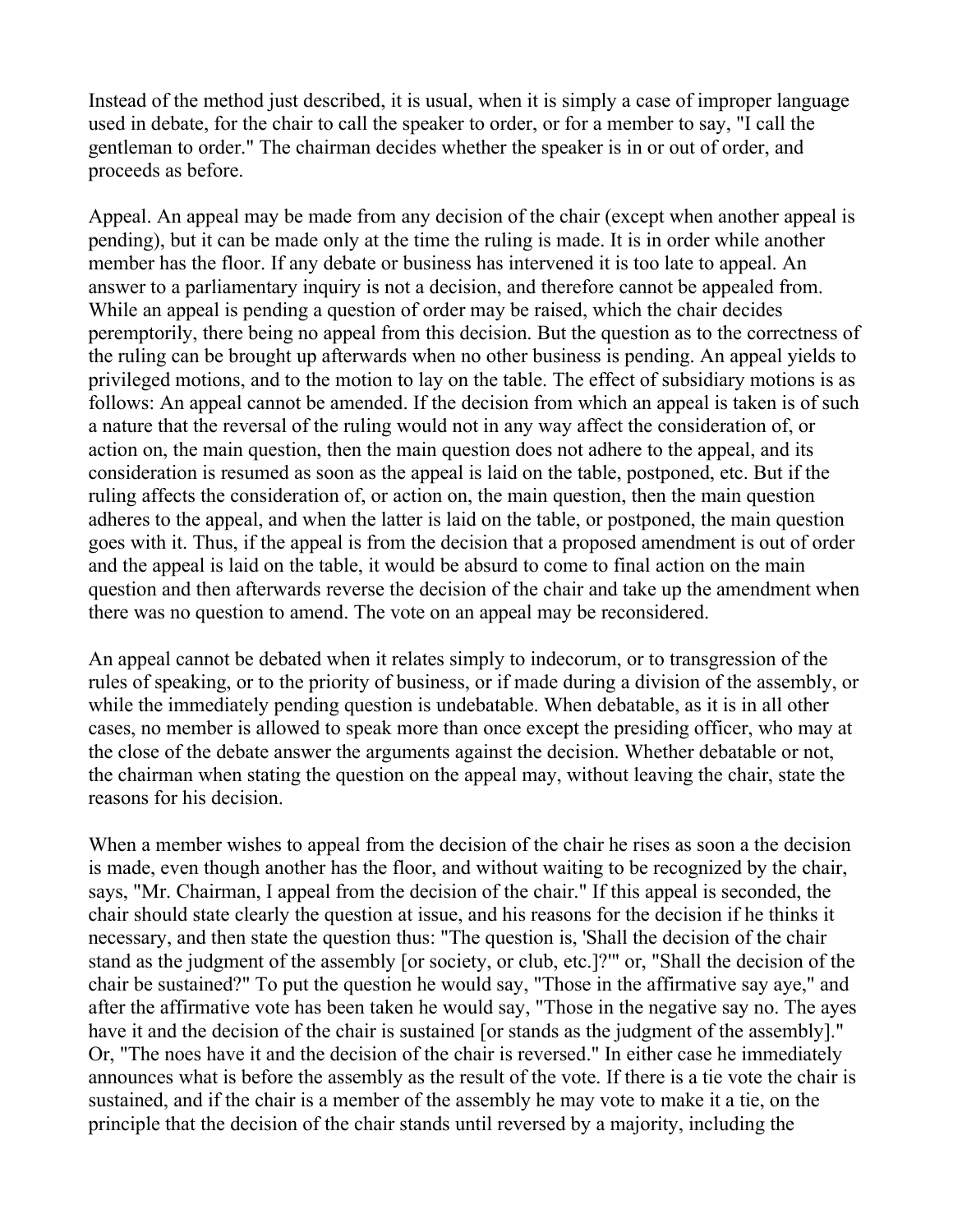Instead of the method just described, it is usual, when it is simply a case of improper language used in debate, for the chair to call the speaker to order, or for a member to say, "I call the gentleman to order." The chairman decides whether the speaker is in or out of order, and proceeds as before.

Appeal. An appeal may be made from any decision of the chair (except when another appeal is pending), but it can be made only at the time the ruling is made. It is in order while another member has the floor. If any debate or business has intervened it is too late to appeal. An answer to a parliamentary inquiry is not a decision, and therefore cannot be appealed from. While an appeal is pending a question of order may be raised, which the chair decides peremptorily, there being no appeal from this decision. But the question as to the correctness of the ruling can be brought up afterwards when no other business is pending. An appeal yields to privileged motions, and to the motion to lay on the table. The effect of subsidiary motions is as follows: An appeal cannot be amended. If the decision from which an appeal is taken is of such a nature that the reversal of the ruling would not in any way affect the consideration of, or action on, the main question, then the main question does not adhere to the appeal, and its consideration is resumed as soon as the appeal is laid on the table, postponed, etc. But if the ruling affects the consideration of, or action on, the main question, then the main question adheres to the appeal, and when the latter is laid on the table, or postponed, the main question goes with it. Thus, if the appeal is from the decision that a proposed amendment is out of order and the appeal is laid on the table, it would be absurd to come to final action on the main question and then afterwards reverse the decision of the chair and take up the amendment when there was no question to amend. The vote on an appeal may be reconsidered.

An appeal cannot be debated when it relates simply to indecorum, or to transgression of the rules of speaking, or to the priority of business, or if made during a division of the assembly, or while the immediately pending question is undebatable. When debatable, as it is in all other cases, no member is allowed to speak more than once except the presiding officer, who may at the close of the debate answer the arguments against the decision. Whether debatable or not, the chairman when stating the question on the appeal may, without leaving the chair, state the reasons for his decision.

When a member wishes to appeal from the decision of the chair he rises as soon a the decision is made, even though another has the floor, and without waiting to be recognized by the chair, says, "Mr. Chairman, I appeal from the decision of the chair." If this appeal is seconded, the chair should state clearly the question at issue, and his reasons for the decision if he thinks it necessary, and then state the question thus: "The question is, 'Shall the decision of the chair stand as the judgment of the assembly [or society, or club, etc.]?'" or, "Shall the decision of the chair be sustained?" To put the question he would say, "Those in the affirmative say aye," and after the affirmative vote has been taken he would say, "Those in the negative say no. The ayes have it and the decision of the chair is sustained [or stands as the judgment of the assembly]." Or, "The noes have it and the decision of the chair is reversed." In either case he immediately announces what is before the assembly as the result of the vote. If there is a tie vote the chair is sustained, and if the chair is a member of the assembly he may vote to make it a tie, on the principle that the decision of the chair stands until reversed by a majority, including the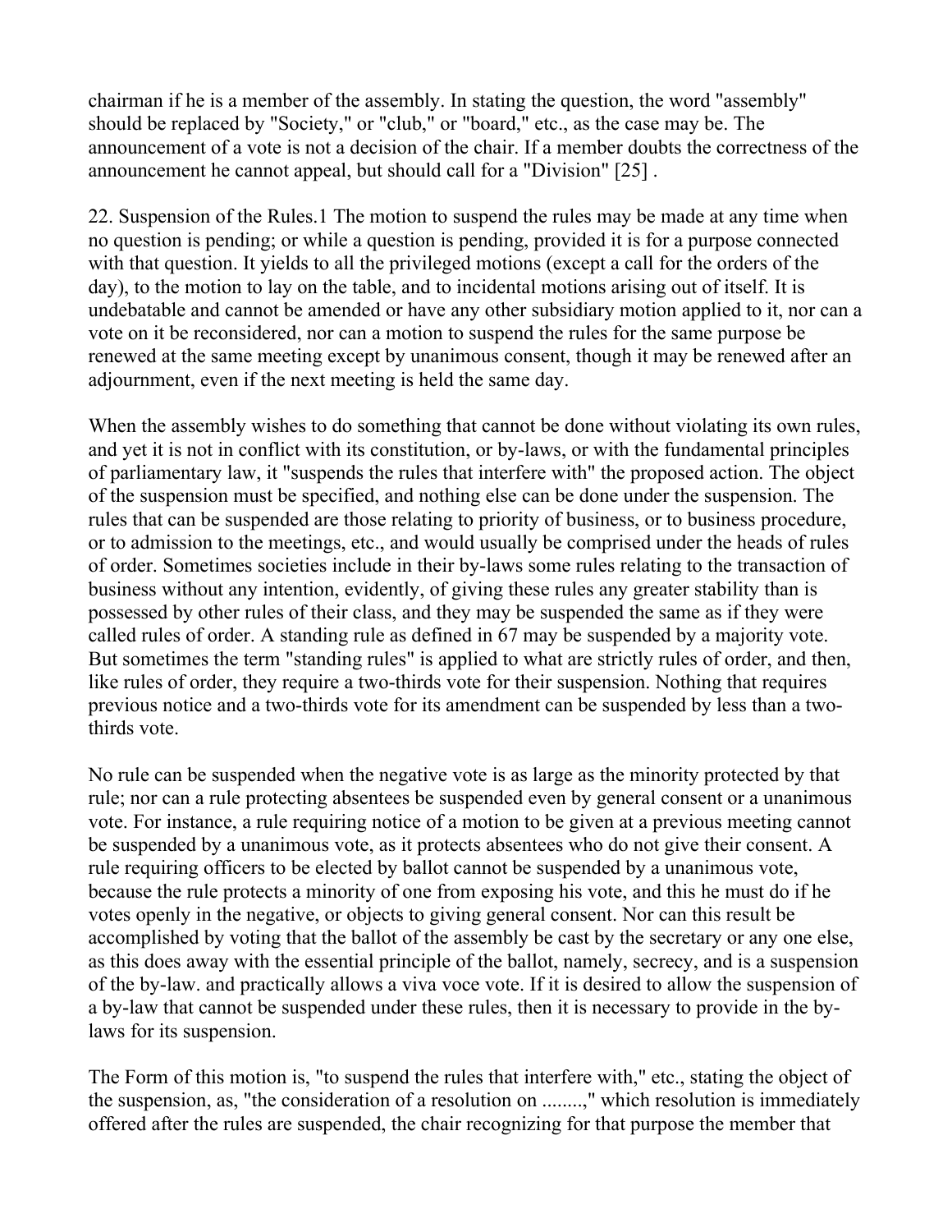chairman if he is a member of the assembly. In stating the question, the word "assembly" should be replaced by "Society," or "club," or "board," etc., as the case may be. The announcement of a vote is not a decision of the chair. If a member doubts the correctness of the announcement he cannot appeal, but should call for a "Division" [25] .

22. Suspension of the Rules.1 The motion to suspend the rules may be made at any time when no question is pending; or while a question is pending, provided it is for a purpose connected with that question. It yields to all the privileged motions (except a call for the orders of the day), to the motion to lay on the table, and to incidental motions arising out of itself. It is undebatable and cannot be amended or have any other subsidiary motion applied to it, nor can a vote on it be reconsidered, nor can a motion to suspend the rules for the same purpose be renewed at the same meeting except by unanimous consent, though it may be renewed after an adjournment, even if the next meeting is held the same day.

When the assembly wishes to do something that cannot be done without violating its own rules, and yet it is not in conflict with its constitution, or by-laws, or with the fundamental principles of parliamentary law, it "suspends the rules that interfere with" the proposed action. The object of the suspension must be specified, and nothing else can be done under the suspension. The rules that can be suspended are those relating to priority of business, or to business procedure, or to admission to the meetings, etc., and would usually be comprised under the heads of rules of order. Sometimes societies include in their by-laws some rules relating to the transaction of business without any intention, evidently, of giving these rules any greater stability than is possessed by other rules of their class, and they may be suspended the same as if they were called rules of order. A standing rule as defined in 67 may be suspended by a majority vote. But sometimes the term "standing rules" is applied to what are strictly rules of order, and then, like rules of order, they require a two-thirds vote for their suspension. Nothing that requires previous notice and a two-thirds vote for its amendment can be suspended by less than a two-thirds vote.

No rule can be suspended when the negative vote is as large as the minority protected by that rule; nor can a rule protecting absentees be suspended even by general consent or a unanimous vote. For instance, a rule requiring notice of a motion to be given at a previous meeting cannot be suspended by a unanimous vote, as it protects absentees who do not give their consent. A rule requiring officers to be elected by ballot cannot be suspended by a unanimous vote, because the rule protects a minority of one from exposing his vote, and this he must do if he votes openly in the negative, or objects to giving general consent. Nor can this result be accomplished by voting that the ballot of the assembly be cast by the secretary or any one else, as this does away with the essential principle of the ballot, namely, secrecy, and is a suspension of the by-law. and practically allows a viva voce vote. If it is desired to allow the suspension of a by-law that cannot be suspended under these rules, then it is necessary to provide in the by-laws for its suspension.

The Form of this motion is, "to suspend the rules that interfere with," etc., stating the object of the suspension, as, "the consideration of a resolution on ........," which resolution is immediately offered after the rules are suspended, the chair recognizing for that purpose the member that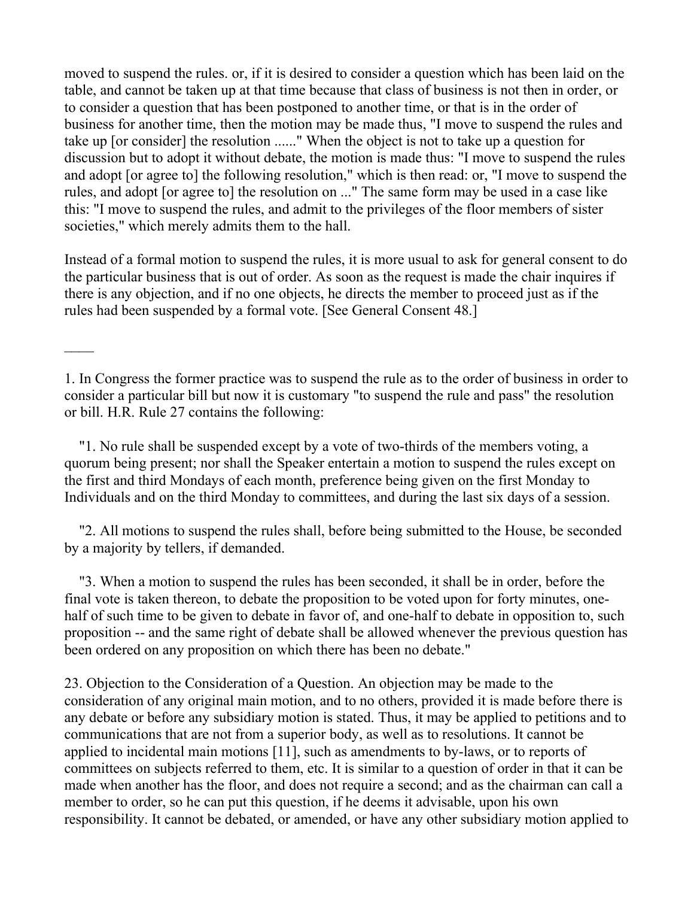moved to suspend the rules. or, if it is desired to consider a question which has been laid on the table, and cannot be taken up at that time because that class of business is not then in order, or to consider a question that has been postponed to another time, or that is in the order of business for another time, then the motion may be made thus, "I move to suspend the rules and take up [or consider] the resolution ......" When the object is not to take up a question for discussion but to adopt it without debate, the motion is made thus: "I move to suspend the rules and adopt [or agree to] the following resolution," which is then read: or, "I move to suspend the rules, and adopt [or agree to] the resolution on ..." The same form may be used in a case like this: "I move to suspend the rules, and admit to the privileges of the floor members of sister societies," which merely admits them to the hall.

Instead of a formal motion to suspend the rules, it is more usual to ask for general consent to do the particular business that is out of order. As soon as the request is made the chair inquires if there is any objection, and if no one objects, he directs the member to proceed just as if the rules had been suspended by a formal vote. [See General Consent 48.]

——

1. In Congress the former practice was to suspend the rule as to the order of business in order to consider a particular bill but now it is customary "to suspend the rule and pass" the resolution or bill. H.R. Rule 27 contains the following:

"1. No rule shall be suspended except by a vote of two-thirds of the members voting, a quorum being present; nor shall the Speaker entertain a motion to suspend the rules except on the first and third Mondays of each month, preference being given on the first Monday to Individuals and on the third Monday to committees, and during the last six days of a session.

"2. All motions to suspend the rules shall, before being submitted to the House, be seconded by a majority by tellers, if demanded.

"3. When a motion to suspend the rules has been seconded, it shall be in order, before the final vote is taken thereon, to debate the proposition to be voted upon for forty minutes, one-half of such time to be given to debate in favor of, and one-half to debate in opposition to, such proposition -- and the same right of debate shall be allowed whenever the previous question has been ordered on any proposition on which there has been no debate."

23. Objection to the Consideration of a Question. An objection may be made to the consideration of any original main motion, and to no others, provided it is made before there is any debate or before any subsidiary motion is stated. Thus, it may be applied to petitions and to communications that are not from a superior body, as well as to resolutions. It cannot be applied to incidental main motions [11], such as amendments to by-laws, or to reports of committees on subjects referred to them, etc. It is similar to a question of order in that it can be made when another has the floor, and does not require a second; and as the chairman can call a member to order, so he can put this question, if he deems it advisable, upon his own responsibility. It cannot be debated, or amended, or have any other subsidiary motion applied to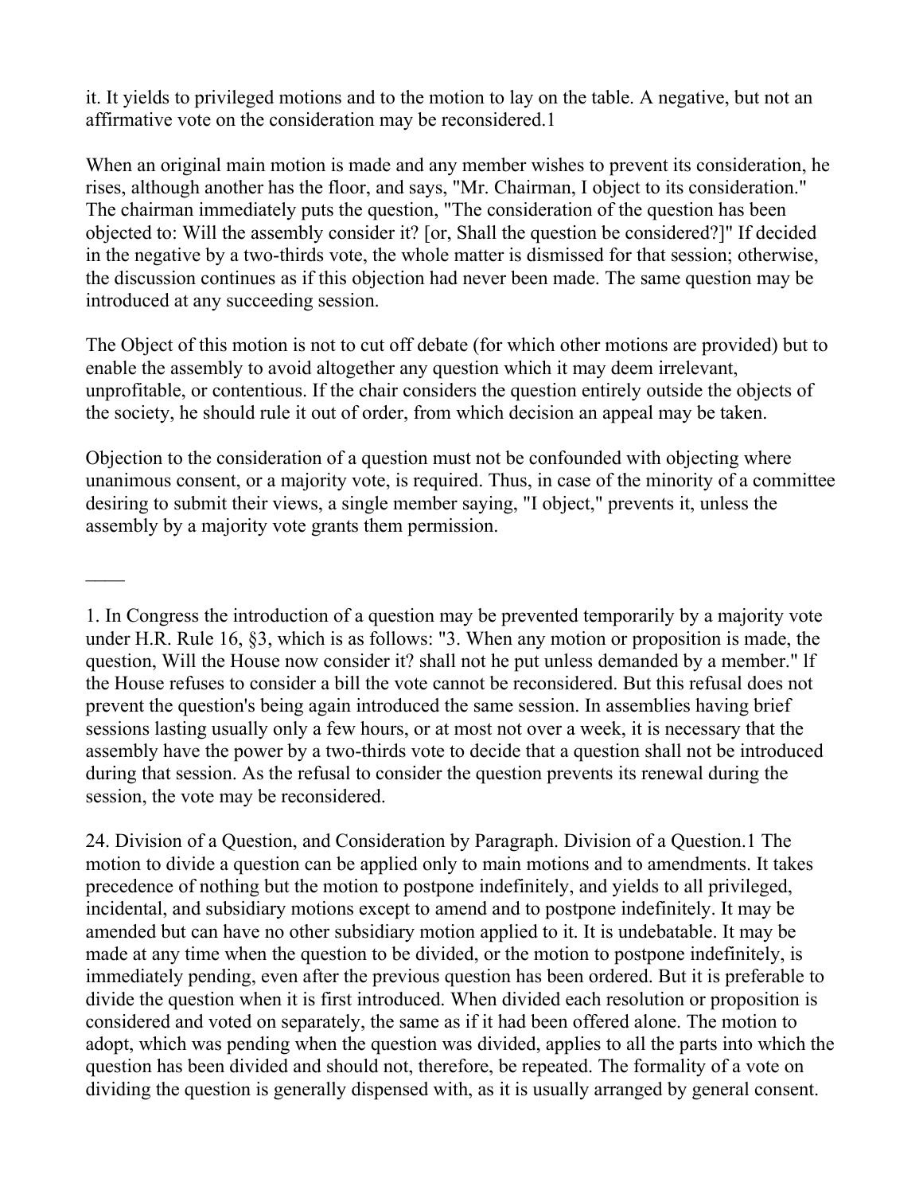it. It yields to privileged motions and to the motion to lay on the table. A negative, but not an affirmative vote on the consideration may be reconsidered.[1]

When an original main motion is made and any member wishes to prevent its consideration, he rises, although another has the floor, and says, "Mr. Chairman, I object to its consideration." The chairman immediately puts the question, "The consideration of the question has been objected to: Will the assembly consider it? [or, Shall the question be considered?]" If decided in the negative by a two-thirds vote, the whole matter is dismissed for that session; otherwise, the discussion continues as if this objection had never been made. The same question may be introduced at any succeeding session.

The Object of this motion is not to cut off debate (for which other motions are provided) but to enable the assembly to avoid altogether any question which it may deem irrelevant, unprofitable, or contentious. If the chair considers the question entirely outside the objects of the society, he should rule it out of order, from which decision an appeal may be taken.

Objection to the consideration of a question must not be confounded with objecting where unanimous consent, or a majority vote, is required. Thus, in case of the minority of a committee desiring to submit their views, a single member saying, "I object," prevents it, unless the assembly by a majority vote grants them permission.

——

1. In Congress the introduction of a question may be prevented temporarily by a majority vote under H.R. Rule 16, §3, which is as follows: "3. When any motion or proposition is made, the question, Will the House now consider it? shall not he put unless demanded by a member." lf the House refuses to consider a bill the vote cannot be reconsidered. But this refusal does not prevent the question's being again introduced the same session. In assemblies having brief sessions lasting usually only a few hours, or at most not over a week, it is necessary that the assembly have the power by a two-thirds vote to decide that a question shall not be introduced during that session. As the refusal to consider the question prevents its renewal during the session, the vote may be reconsidered.

24. Division of a Question, and Consideration by Paragraph. Division of a Question.[1] The motion to divide a question can be applied only to main motions and to amendments. It takes precedence of nothing but the motion to postpone indefinitely, and yields to all privileged, incidental, and subsidiary motions except to amend and to postpone indefinitely. It may be amended but can have no other subsidiary motion applied to it. It is undebatable. It may be made at any time when the question to be divided, or the motion to postpone indefinitely, is immediately pending, even after the previous question has been ordered. But it is preferable to divide the question when it is first introduced. When divided each resolution or proposition is considered and voted on separately, the same as if it had been offered alone. The motion to adopt, which was pending when the question was divided, applies to all the parts into which the question has been divided and should not, therefore, be repeated. The formality of a vote on dividing the question is generally dispensed with, as it is usually arranged by general consent.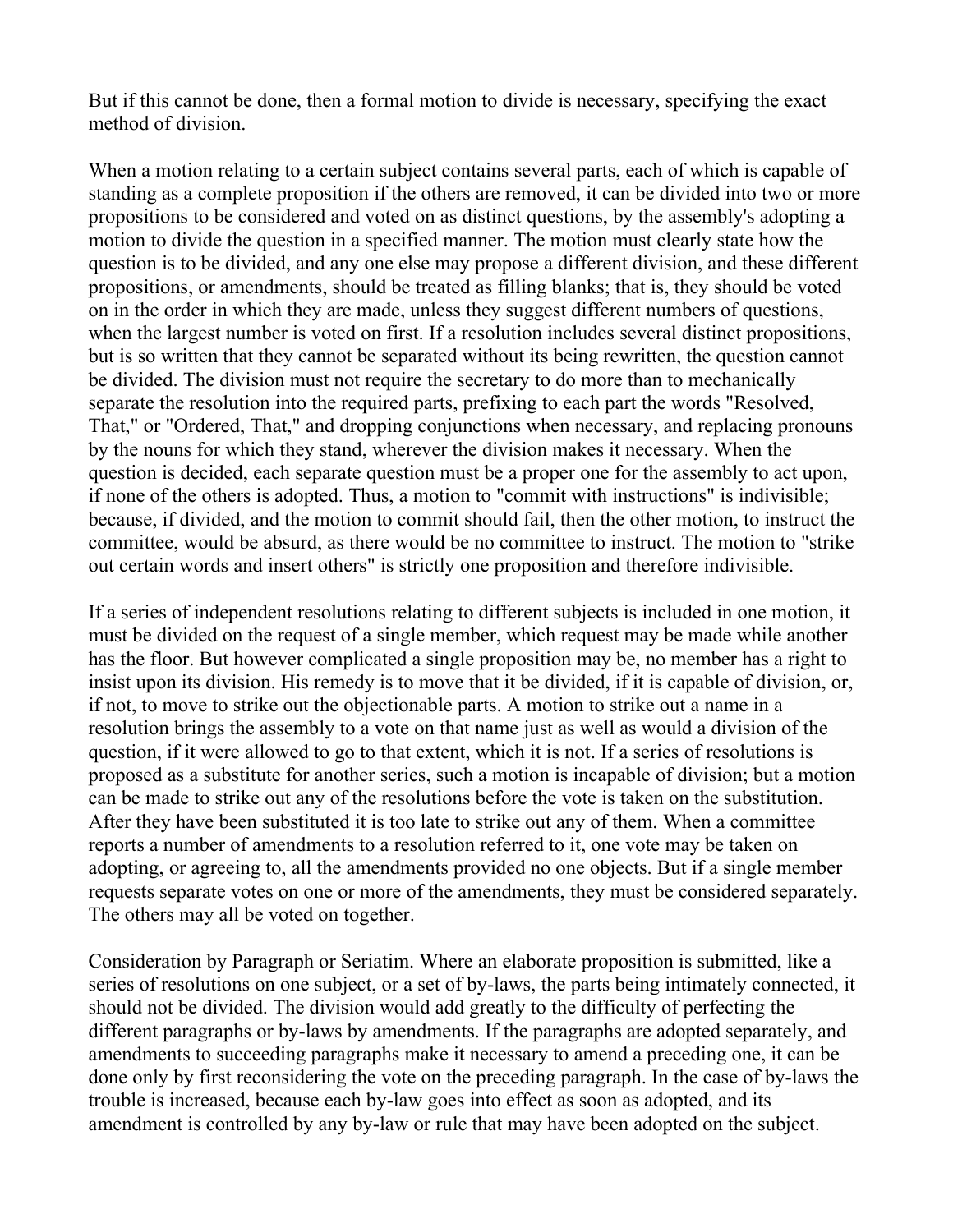But if this cannot be done, then a formal motion to divide is necessary, specifying the exact method of division.

When a motion relating to a certain subject contains several parts, each of which is capable of standing as a complete proposition if the others are removed, it can be divided into two or more propositions to be considered and voted on as distinct questions, by the assembly's adopting a motion to divide the question in a specified manner. The motion must clearly state how the question is to be divided, and any one else may propose a different division, and these different propositions, or amendments, should be treated as filling blanks; that is, they should be voted on in the order in which they are made, unless they suggest different numbers of questions, when the largest number is voted on first. If a resolution includes several distinct propositions, but is so written that they cannot be separated without its being rewritten, the question cannot be divided. The division must not require the secretary to do more than to mechanically separate the resolution into the required parts, prefixing to each part the words "Resolved, That," or "Ordered, That," and dropping conjunctions when necessary, and replacing pronouns by the nouns for which they stand, wherever the division makes it necessary. When the question is decided, each separate question must be a proper one for the assembly to act upon, if none of the others is adopted. Thus, a motion to "commit with instructions" is indivisible; because, if divided, and the motion to commit should fail, then the other motion, to instruct the committee, would be absurd, as there would be no committee to instruct. The motion to "strike out certain words and insert others" is strictly one proposition and therefore indivisible.

If a series of independent resolutions relating to different subjects is included in one motion, it must be divided on the request of a single member, which request may be made while another has the floor. But however complicated a single proposition may be, no member has a right to insist upon its division. His remedy is to move that it be divided, if it is capable of division, or, if not, to move to strike out the objectionable parts. A motion to strike out a name in a resolution brings the assembly to a vote on that name just as well as would a division of the question, if it were allowed to go to that extent, which it is not. If a series of resolutions is proposed as a substitute for another series, such a motion is incapable of division; but a motion can be made to strike out any of the resolutions before the vote is taken on the substitution. After they have been substituted it is too late to strike out any of them. When a committee reports a number of amendments to a resolution referred to it, one vote may be taken on adopting, or agreeing to, all the amendments provided no one objects. But if a single member requests separate votes on one or more of the amendments, they must be considered separately. The others may all be voted on together.

Consideration by Paragraph or Seriatim. Where an elaborate proposition is submitted, like a series of resolutions on one subject, or a set of by-laws, the parts being intimately connected, it should not be divided. The division would add greatly to the difficulty of perfecting the different paragraphs or by-laws by amendments. If the paragraphs are adopted separately, and amendments to succeeding paragraphs make it necessary to amend a preceding one, it can be done only by first reconsidering the vote on the preceding paragraph. In the case of by-laws the trouble is increased, because each by-law goes into effect as soon as adopted, and its amendment is controlled by any by-law or rule that may have been adopted on the subject.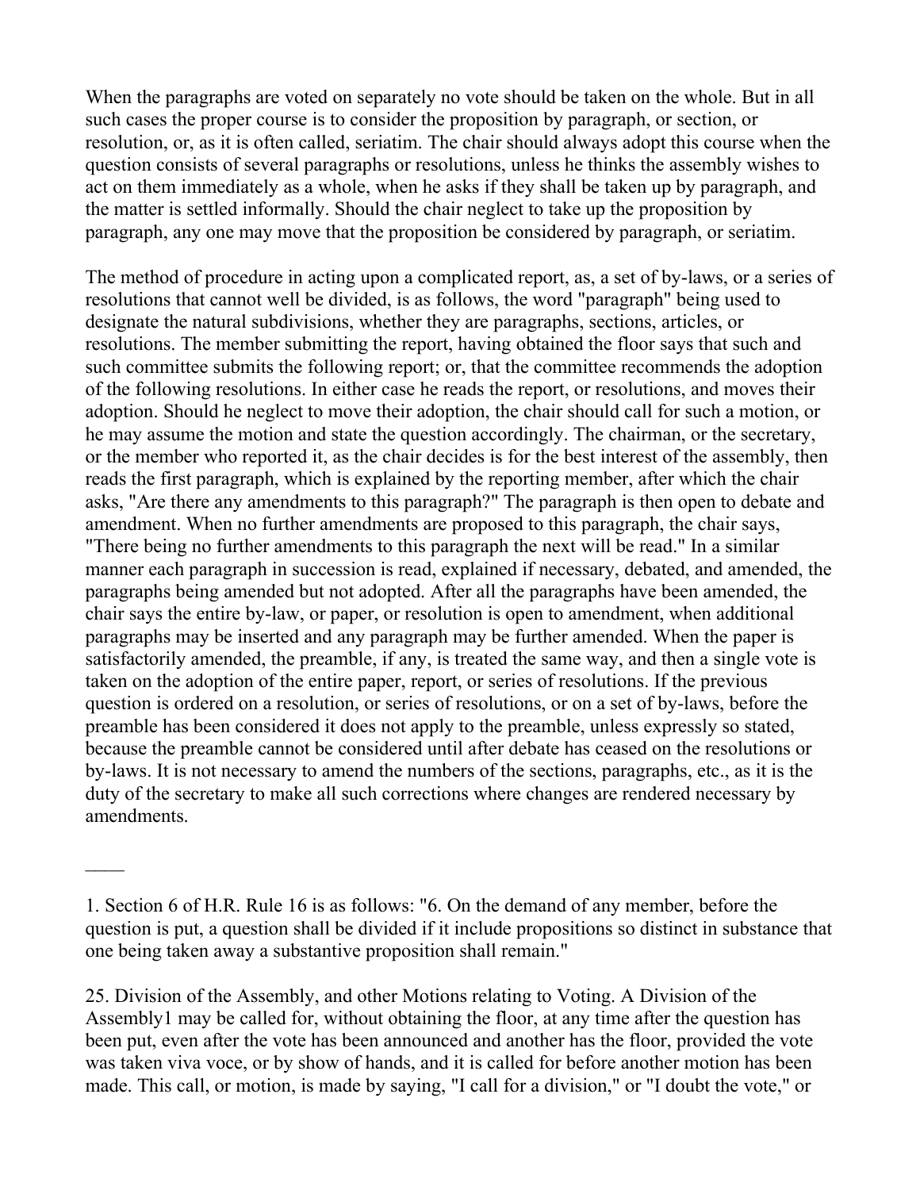When the paragraphs are voted on separately no vote should be taken on the whole. But in all such cases the proper course is to consider the proposition by paragraph, or section, or resolution, or, as it is often called, seriatim. The chair should always adopt this course when the question consists of several paragraphs or resolutions, unless he thinks the assembly wishes to act on them immediately as a whole, when he asks if they shall be taken up by paragraph, and the matter is settled informally. Should the chair neglect to take up the proposition by paragraph, any one may move that the proposition be considered by paragraph, or seriatim.

The method of procedure in acting upon a complicated report, as, a set of by-laws, or a series of resolutions that cannot well be divided, is as follows, the word "paragraph" being used to designate the natural subdivisions, whether they are paragraphs, sections, articles, or resolutions. The member submitting the report, having obtained the floor says that such and such committee submits the following report; or, that the committee recommends the adoption of the following resolutions. In either case he reads the report, or resolutions, and moves their adoption. Should he neglect to move their adoption, the chair should call for such a motion, or he may assume the motion and state the question accordingly. The chairman, or the secretary, or the member who reported it, as the chair decides is for the best interest of the assembly, then reads the first paragraph, which is explained by the reporting member, after which the chair asks, "Are there any amendments to this paragraph?" The paragraph is then open to debate and amendment. When no further amendments are proposed to this paragraph, the chair says, "There being no further amendments to this paragraph the next will be read." In a similar manner each paragraph in succession is read, explained if necessary, debated, and amended, the paragraphs being amended but not adopted. After all the paragraphs have been amended, the chair says the entire by-law, or paper, or resolution is open to amendment, when additional paragraphs may be inserted and any paragraph may be further amended. When the paper is satisfactorily amended, the preamble, if any, is treated the same way, and then a single vote is taken on the adoption of the entire paper, report, or series of resolutions. If the previous question is ordered on a resolution, or series of resolutions, or on a set of by-laws, before the preamble has been considered it does not apply to the preamble, unless expressly so stated, because the preamble cannot be considered until after debate has ceased on the resolutions or by-laws. It is not necessary to amend the numbers of the sections, paragraphs, etc., as it is the duty of the secretary to make all such corrections where changes are rendered necessary by amendments.

——

1. Section 6 of H.R. Rule 16 is as follows: "6. On the demand of any member, before the question is put, a question shall be divided if it include propositions so distinct in substance that one being taken away a substantive proposition shall remain."

25. Division of the Assembly, and other Motions relating to Voting. A Division of the Assembly[1] may be called for, without obtaining the floor, at any time after the question has been put, even after the vote has been announced and another has the floor, provided the vote was taken viva voce, or by show of hands, and it is called for before another motion has been made. This call, or motion, is made by saying, "I call for a division," or "I doubt the vote," or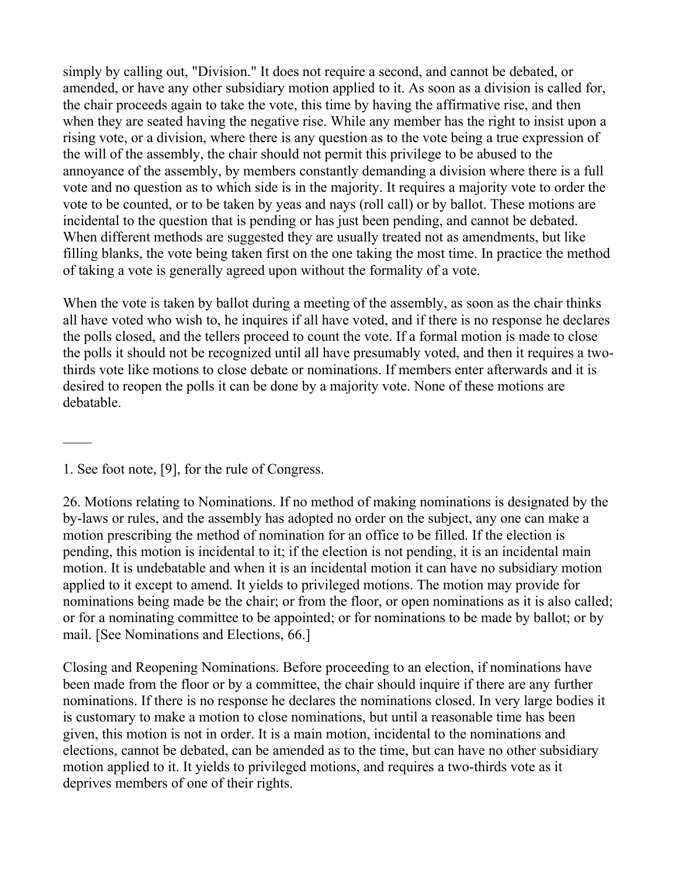simply by calling out, "Division." It does not require a second, and cannot be debated, or amended, or have any other subsidiary motion applied to it. As soon as a division is called for, the chair proceeds again to take the vote, this time by having the affirmative rise, and then when they are seated having the negative rise. While any member has the right to insist upon a rising vote, or a division, where there is any question as to the vote being a true expression of the will of the assembly, the chair should not permit this privilege to be abused to the annoyance of the assembly, by members constantly demanding a division where there is a full vote and no question as to which side is in the majority. It requires a majority vote to order the vote to be counted, or to be taken by yeas and nays (roll call) or by ballot. These motions are incidental to the question that is pending or has just been pending, and cannot be debated. When different methods are suggested they are usually treated not as amendments, but like filling blanks, the vote being taken first on the one taking the most time. In practice the method of taking a vote is generally agreed upon without the formality of a vote.

When the vote is taken by ballot during a meeting of the assembly, as soon as the chair thinks all have voted who wish to, he inquires if all have voted, and if there is no response he declares the polls closed, and the tellers proceed to count the vote. If a formal motion is made to close the polls it should not be recognized until all have presumably voted, and then it requires a two-thirds vote like motions to close debate or nominations. If members enter afterwards and it is desired to reopen the polls it can be done by a majority vote. None of these motions are debatable.

——

1. See foot note, [9], for the rule of Congress.

26. Motions relating to Nominations. If no method of making nominations is designated by the by-laws or rules, and the assembly has adopted no order on the subject, any one can make a motion prescribing the method of nomination for an office to be filled. If the election is pending, this motion is incidental to it; if the election is not pending, it is an incidental main motion. It is undebatable and when it is an incidental motion it can have no subsidiary motion applied to it except to amend. It yields to privileged motions. The motion may provide for nominations being made be the chair; or from the floor, or open nominations as it is also called; or for a nominating committee to be appointed; or for nominations to be made by ballot; or by mail. [See Nominations and Elections, 66.]

Closing and Reopening Nominations. Before proceeding to an election, if nominations have been made from the floor or by a committee, the chair should inquire if there are any further nominations. If there is no response he declares the nominations closed. In very large bodies it is customary to make a motion to close nominations, but until a reasonable time has been given, this motion is not in order. It is a main motion, incidental to the nominations and elections, cannot be debated, can be amended as to the time, but can have no other subsidiary motion applied to it. It yields to privileged motions, and requires a two-thirds vote as it deprives members of one of their rights.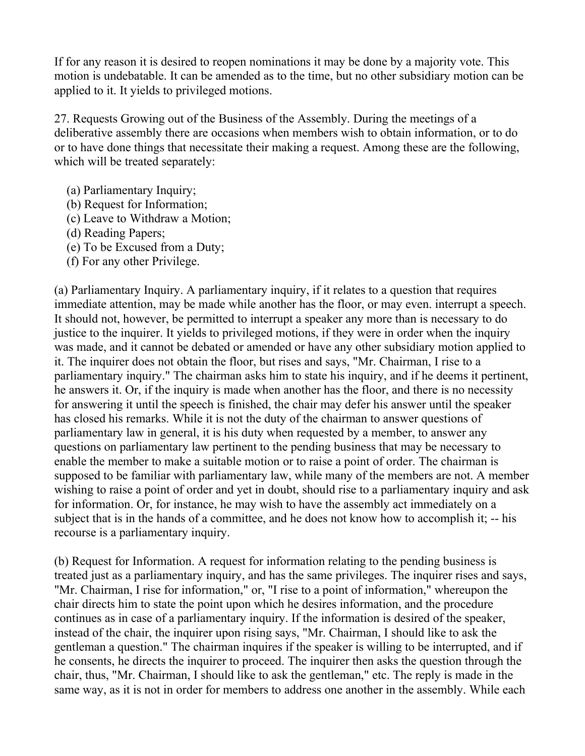If for any reason it is desired to reopen nominations it may be done by a majority vote. This motion is undebatable. It can be amended as to the time, but no other subsidiary motion can be applied to it. It yields to privileged motions.

27. Requests Growing out of the Business of the Assembly. During the meetings of a deliberative assembly there are occasions when members wish to obtain information, or to do or to have done things that necessitate their making a request. Among these are the following, which will be treated separately:

(a) Parliamentary Inquiry;
(b) Request for Information;
(c) Leave to Withdraw a Motion;
(d) Reading Papers;
(e) To be Excused from a Duty;
(f) For any other Privilege.

(a) Parliamentary Inquiry. A parliamentary inquiry, if it relates to a question that requires immediate attention, may be made while another has the floor, or may even. interrupt a speech. It should not, however, be permitted to interrupt a speaker any more than is necessary to do justice to the inquirer. It yields to privileged motions, if they were in order when the inquiry was made, and it cannot be debated or amended or have any other subsidiary motion applied to it. The inquirer does not obtain the floor, but rises and says, "Mr. Chairman, I rise to a parliamentary inquiry." The chairman asks him to state his inquiry, and if he deems it pertinent, he answers it. Or, if the inquiry is made when another has the floor, and there is no necessity for answering it until the speech is finished, the chair may defer his answer until the speaker has closed his remarks. While it is not the duty of the chairman to answer questions of parliamentary law in general, it is his duty when requested by a member, to answer any questions on parliamentary law pertinent to the pending business that may be necessary to enable the member to make a suitable motion or to raise a point of order. The chairman is supposed to be familiar with parliamentary law, while many of the members are not. A member wishing to raise a point of order and yet in doubt, should rise to a parliamentary inquiry and ask for information. Or, for instance, he may wish to have the assembly act immediately on a subject that is in the hands of a committee, and he does not know how to accomplish it; -- his recourse is a parliamentary inquiry.

(b) Request for Information. A request for information relating to the pending business is treated just as a parliamentary inquiry, and has the same privileges. The inquirer rises and says, "Mr. Chairman, I rise for information," or, "I rise to a point of information," whereupon the chair directs him to state the point upon which he desires information, and the procedure continues as in case of a parliamentary inquiry. If the information is desired of the speaker, instead of the chair, the inquirer upon rising says, "Mr. Chairman, I should like to ask the gentleman a question." The chairman inquires if the speaker is willing to be interrupted, and if he consents, he directs the inquirer to proceed. The inquirer then asks the question through the chair, thus, "Mr. Chairman, I should like to ask the gentleman," etc. The reply is made in the same way, as it is not in order for members to address one another in the assembly. While each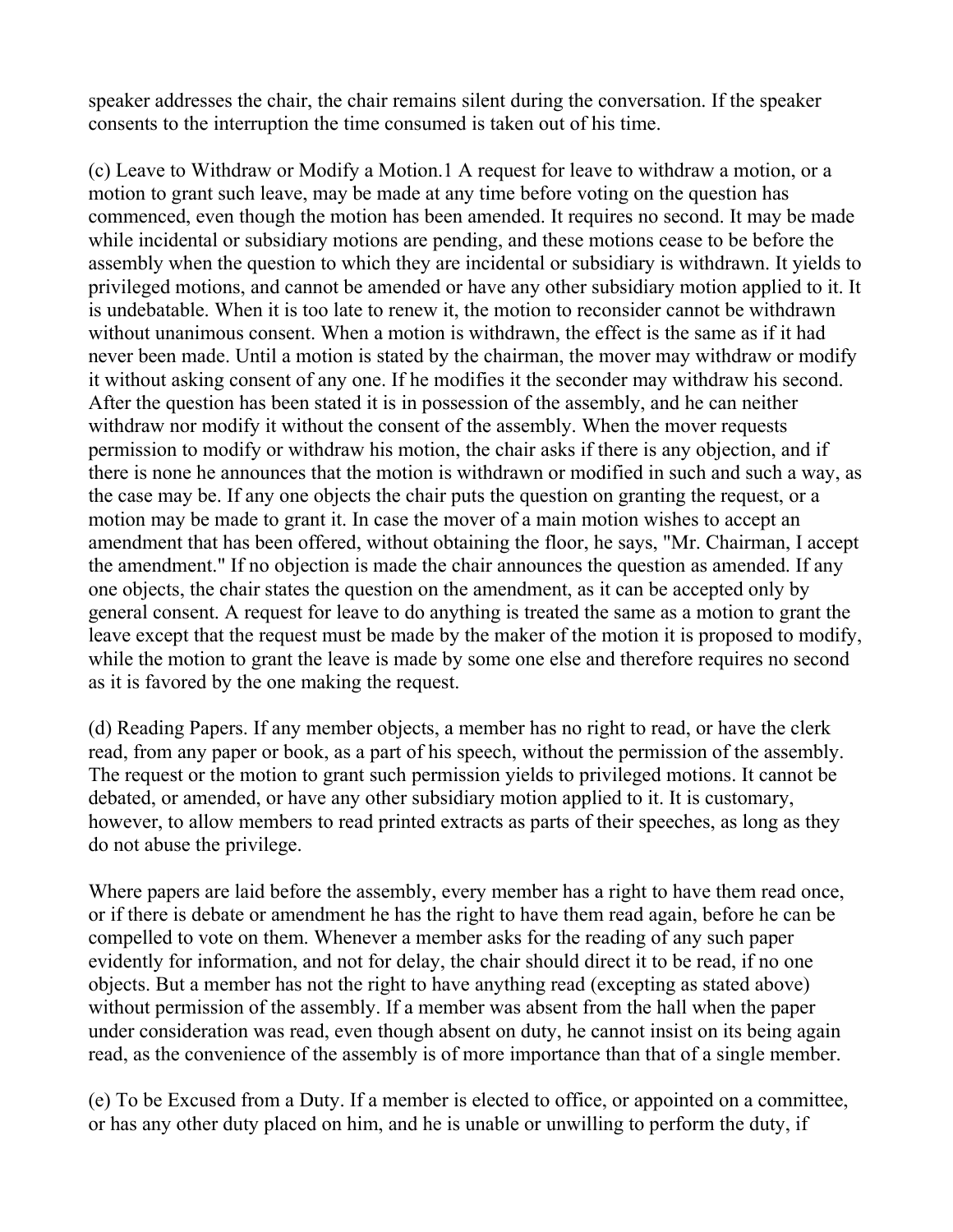speaker addresses the chair, the chair remains silent during the conversation. If the speaker consents to the interruption the time consumed is taken out of his time.

(c) Leave to Withdraw or Modify a Motion.[1] A request for leave to withdraw a motion, or a motion to grant such leave, may be made at any time before voting on the question has commenced, even though the motion has been amended. It requires no second. It may be made while incidental or subsidiary motions are pending, and these motions cease to be before the assembly when the question to which they are incidental or subsidiary is withdrawn. It yields to privileged motions, and cannot be amended or have any other subsidiary motion applied to it. It is undebatable. When it is too late to renew it, the motion to reconsider cannot be withdrawn without unanimous consent. When a motion is withdrawn, the effect is the same as if it had never been made. Until a motion is stated by the chairman, the mover may withdraw or modify it without asking consent of any one. If he modifies it the seconder may withdraw his second. After the question has been stated it is in possession of the assembly, and he can neither withdraw nor modify it without the consent of the assembly. When the mover requests permission to modify or withdraw his motion, the chair asks if there is any objection, and if there is none he announces that the motion is withdrawn or modified in such and such a way, as the case may be. If any one objects the chair puts the question on granting the request, or a motion may be made to grant it. In case the mover of a main motion wishes to accept an amendment that has been offered, without obtaining the floor, he says, "Mr. Chairman, I accept the amendment." If no objection is made the chair announces the question as amended. If any one objects, the chair states the question on the amendment, as it can be accepted only by general consent. A request for leave to do anything is treated the same as a motion to grant the leave except that the request must be made by the maker of the motion it is proposed to modify, while the motion to grant the leave is made by some one else and therefore requires no second as it is favored by the one making the request.

(d) Reading Papers. If any member objects, a member has no right to read, or have the clerk read, from any paper or book, as a part of his speech, without the permission of the assembly. The request or the motion to grant such permission yields to privileged motions. It cannot be debated, or amended, or have any other subsidiary motion applied to it. It is customary, however, to allow members to read printed extracts as parts of their speeches, as long as they do not abuse the privilege.

Where papers are laid before the assembly, every member has a right to have them read once, or if there is debate or amendment he has the right to have them read again, before he can be compelled to vote on them. Whenever a member asks for the reading of any such paper evidently for information, and not for delay, the chair should direct it to be read, if no one objects. But a member has not the right to have anything read (excepting as stated above) without permission of the assembly. If a member was absent from the hall when the paper under consideration was read, even though absent on duty, he cannot insist on its being again read, as the convenience of the assembly is of more importance than that of a single member.

(e) To be Excused from a Duty. If a member is elected to office, or appointed on a committee, or has any other duty placed on him, and he is unable or unwilling to perform the duty, if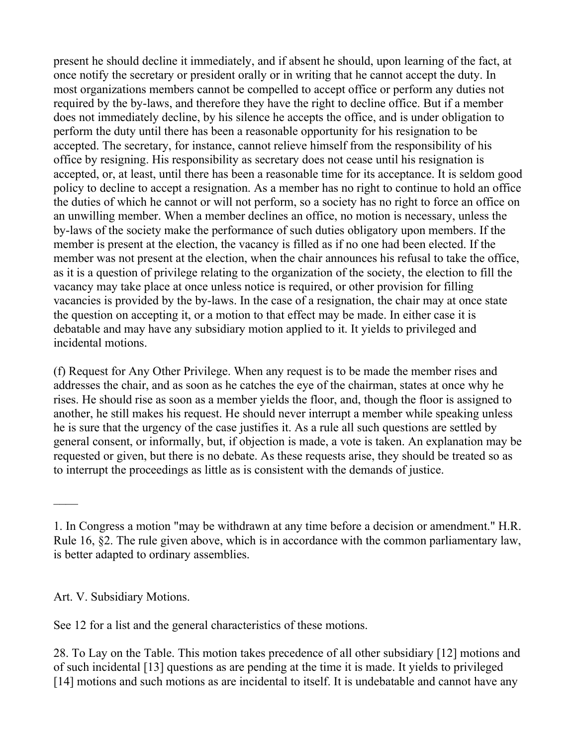present he should decline it immediately, and if absent he should, upon learning of the fact, at once notify the secretary or president orally or in writing that he cannot accept the duty. In most organizations members cannot be compelled to accept office or perform any duties not required by the by-laws, and therefore they have the right to decline office. But if a member does not immediately decline, by his silence he accepts the office, and is under obligation to perform the duty until there has been a reasonable opportunity for his resignation to be accepted. The secretary, for instance, cannot relieve himself from the responsibility of his office by resigning. His responsibility as secretary does not cease until his resignation is accepted, or, at least, until there has been a reasonable time for its acceptance. It is seldom good policy to decline to accept a resignation. As a member has no right to continue to hold an office the duties of which he cannot or will not perform, so a society has no right to force an office on an unwilling member. When a member declines an office, no motion is necessary, unless the by-laws of the society make the performance of such duties obligatory upon members. If the member is present at the election, the vacancy is filled as if no one had been elected. If the member was not present at the election, when the chair announces his refusal to take the office, as it is a question of privilege relating to the organization of the society, the election to fill the vacancy may take place at once unless notice is required, or other provision for filling vacancies is provided by the by-laws. In the case of a resignation, the chair may at once state the question on accepting it, or a motion to that effect may be made. In either case it is debatable and may have any subsidiary motion applied to it. It yields to privileged and incidental motions.

(f) Request for Any Other Privilege. When any request is to be made the member rises and addresses the chair, and as soon as he catches the eye of the chairman, states at once why he rises. He should rise as soon as a member yields the floor, and, though the floor is assigned to another, he still makes his request. He should never interrupt a member while speaking unless he is sure that the urgency of the case justifies it. As a rule all such questions are settled by general consent, or informally, but, if objection is made, a vote is taken. An explanation may be requested or given, but there is no debate. As these requests arise, they should be treated so as to interrupt the proceedings as little as is consistent with the demands of justice.

----

1. In Congress a motion "may be withdrawn at any time before a decision or amendment." H.R. Rule 16, §2. The rule given above, which is in accordance with the common parliamentary law, is better adapted to ordinary assemblies.

Art. V. Subsidiary Motions.

See 12 for a list and the general characteristics of these motions.

28. To Lay on the Table. This motion takes precedence of all other subsidiary [12] motions and of such incidental [13] questions as are pending at the time it is made. It yields to privileged [14] motions and such motions as are incidental to itself. It is undebatable and cannot have any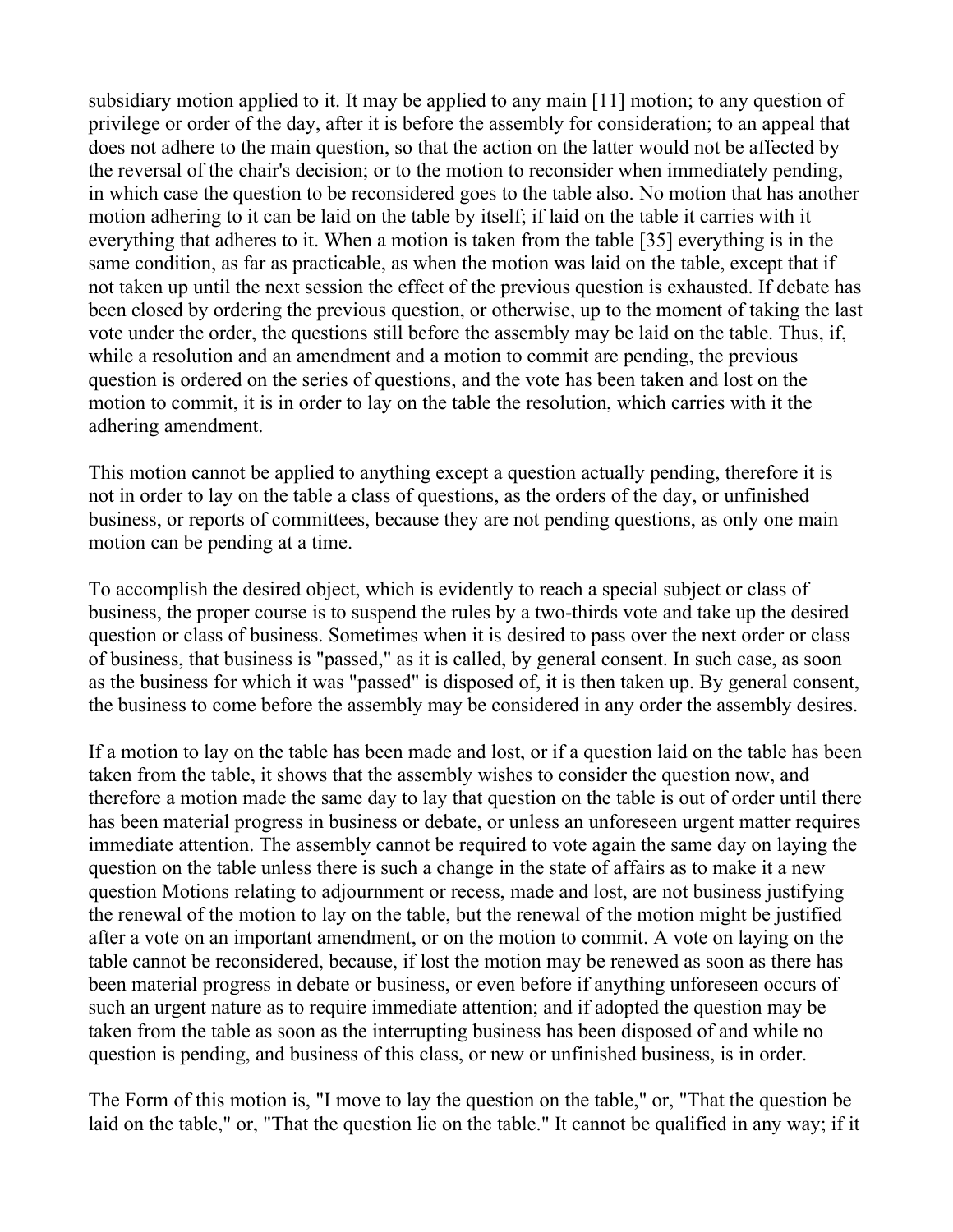subsidiary motion applied to it. It may be applied to any main [11] motion; to any question of privilege or order of the day, after it is before the assembly for consideration; to an appeal that does not adhere to the main question, so that the action on the latter would not be affected by the reversal of the chair's decision; or to the motion to reconsider when immediately pending, in which case the question to be reconsidered goes to the table also. No motion that has another motion adhering to it can be laid on the table by itself; if laid on the table it carries with it everything that adheres to it. When a motion is taken from the table [35] everything is in the same condition, as far as practicable, as when the motion was laid on the table, except that if not taken up until the next session the effect of the previous question is exhausted. If debate has been closed by ordering the previous question, or otherwise, up to the moment of taking the last vote under the order, the questions still before the assembly may be laid on the table. Thus, if, while a resolution and an amendment and a motion to commit are pending, the previous question is ordered on the series of questions, and the vote has been taken and lost on the motion to commit, it is in order to lay on the table the resolution, which carries with it the adhering amendment.

This motion cannot be applied to anything except a question actually pending, therefore it is not in order to lay on the table a class of questions, as the orders of the day, or unfinished business, or reports of committees, because they are not pending questions, as only one main motion can be pending at a time.

To accomplish the desired object, which is evidently to reach a special subject or class of business, the proper course is to suspend the rules by a two-thirds vote and take up the desired question or class of business. Sometimes when it is desired to pass over the next order or class of business, that business is "passed," as it is called, by general consent. In such case, as soon as the business for which it was "passed" is disposed of, it is then taken up. By general consent, the business to come before the assembly may be considered in any order the assembly desires.

If a motion to lay on the table has been made and lost, or if a question laid on the table has been taken from the table, it shows that the assembly wishes to consider the question now, and therefore a motion made the same day to lay that question on the table is out of order until there has been material progress in business or debate, or unless an unforeseen urgent matter requires immediate attention. The assembly cannot be required to vote again the same day on laying the question on the table unless there is such a change in the state of affairs as to make it a new question Motions relating to adjournment or recess, made and lost, are not business justifying the renewal of the motion to lay on the table, but the renewal of the motion might be justified after a vote on an important amendment, or on the motion to commit. A vote on laying on the table cannot be reconsidered, because, if lost the motion may be renewed as soon as there has been material progress in debate or business, or even before if anything unforeseen occurs of such an urgent nature as to require immediate attention; and if adopted the question may be taken from the table as soon as the interrupting business has been disposed of and while no question is pending, and business of this class, or new or unfinished business, is in order.

The Form of this motion is, "I move to lay the question on the table," or, "That the question be laid on the table," or, "That the question lie on the table." It cannot be qualified in any way; if it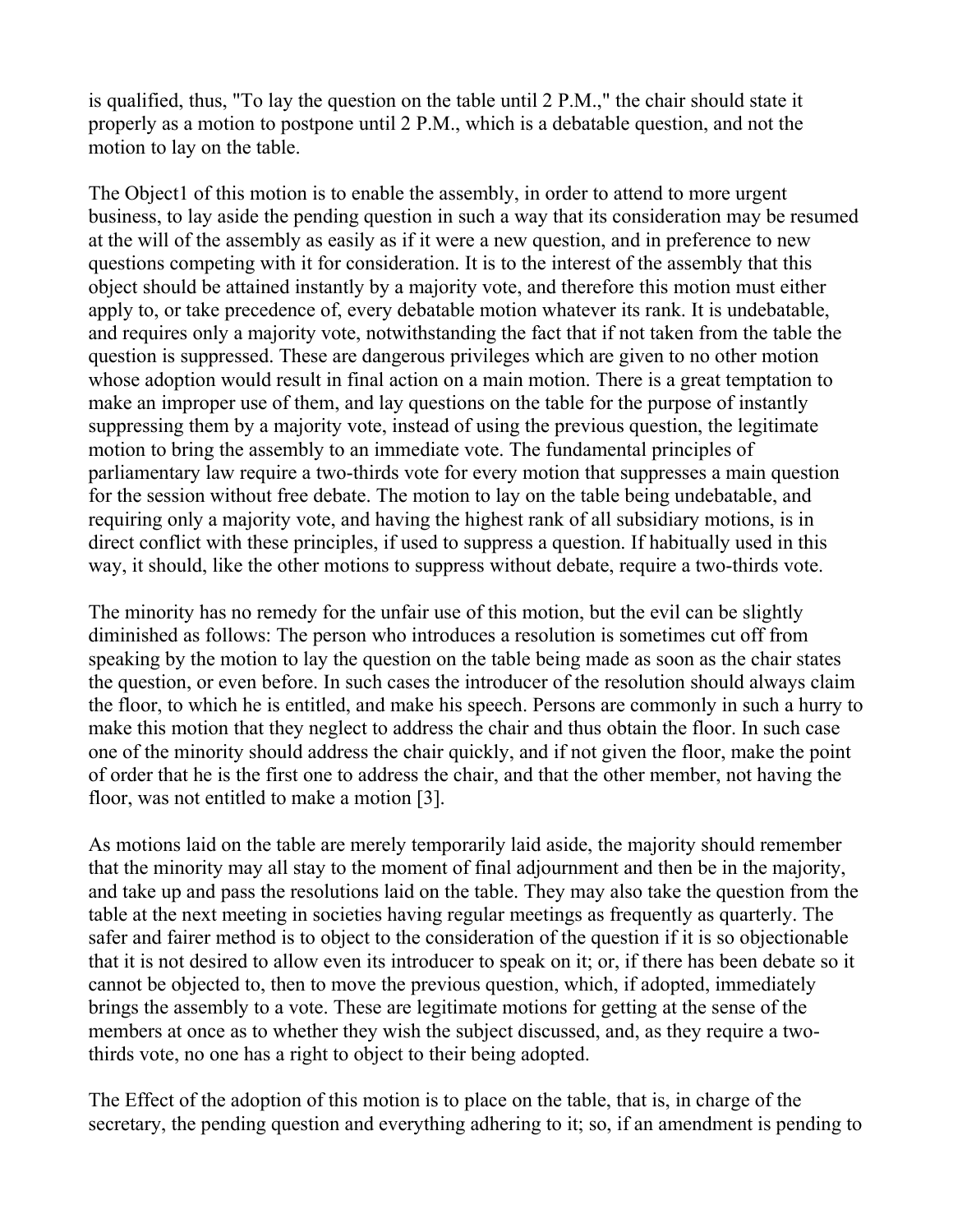is qualified, thus, "To lay the question on the table until 2 P.M.," the chair should state it properly as a motion to postpone until 2 P.M., which is a debatable question, and not the motion to lay on the table.

The Object1 of this motion is to enable the assembly, in order to attend to more urgent business, to lay aside the pending question in such a way that its consideration may be resumed at the will of the assembly as easily as if it were a new question, and in preference to new questions competing with it for consideration. It is to the interest of the assembly that this object should be attained instantly by a majority vote, and therefore this motion must either apply to, or take precedence of, every debatable motion whatever its rank. It is undebatable, and requires only a majority vote, notwithstanding the fact that if not taken from the table the question is suppressed. These are dangerous privileges which are given to no other motion whose adoption would result in final action on a main motion. There is a great temptation to make an improper use of them, and lay questions on the table for the purpose of instantly suppressing them by a majority vote, instead of using the previous question, the legitimate motion to bring the assembly to an immediate vote. The fundamental principles of parliamentary law require a two-thirds vote for every motion that suppresses a main question for the session without free debate. The motion to lay on the table being undebatable, and requiring only a majority vote, and having the highest rank of all subsidiary motions, is in direct conflict with these principles, if used to suppress a question. If habitually used in this way, it should, like the other motions to suppress without debate, require a two-thirds vote.

The minority has no remedy for the unfair use of this motion, but the evil can be slightly diminished as follows: The person who introduces a resolution is sometimes cut off from speaking by the motion to lay the question on the table being made as soon as the chair states the question, or even before. In such cases the introducer of the resolution should always claim the floor, to which he is entitled, and make his speech. Persons are commonly in such a hurry to make this motion that they neglect to address the chair and thus obtain the floor. In such case one of the minority should address the chair quickly, and if not given the floor, make the point of order that he is the first one to address the chair, and that the other member, not having the floor, was not entitled to make a motion [3].

As motions laid on the table are merely temporarily laid aside, the majority should remember that the minority may all stay to the moment of final adjournment and then be in the majority, and take up and pass the resolutions laid on the table. They may also take the question from the table at the next meeting in societies having regular meetings as frequently as quarterly. The safer and fairer method is to object to the consideration of the question if it is so objectionable that it is not desired to allow even its introducer to speak on it; or, if there has been debate so it cannot be objected to, then to move the previous question, which, if adopted, immediately brings the assembly to a vote. These are legitimate motions for getting at the sense of the members at once as to whether they wish the subject discussed, and, as they require a two-thirds vote, no one has a right to object to their being adopted.

The Effect of the adoption of this motion is to place on the table, that is, in charge of the secretary, the pending question and everything adhering to it; so, if an amendment is pending to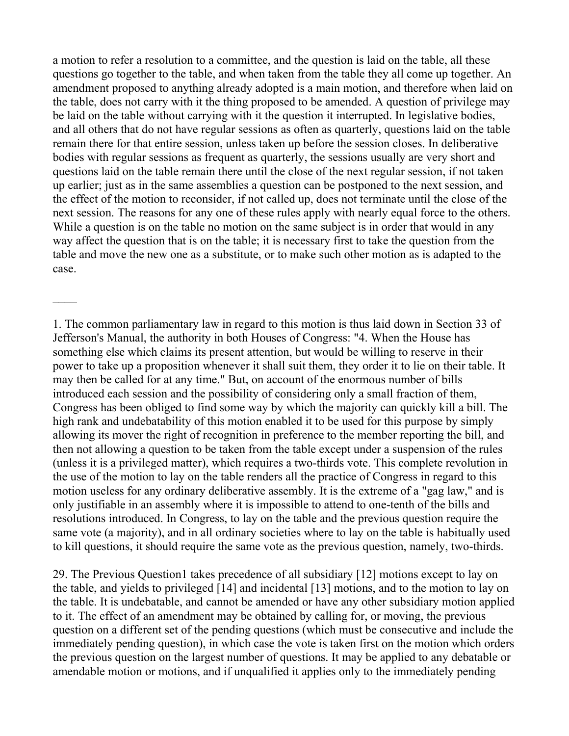a motion to refer a resolution to a committee, and the question is laid on the table, all these questions go together to the table, and when taken from the table they all come up together. An amendment proposed to anything already adopted is a main motion, and therefore when laid on the table, does not carry with it the thing proposed to be amended. A question of privilege may be laid on the table without carrying with it the question it interrupted. In legislative bodies, and all others that do not have regular sessions as often as quarterly, questions laid on the table remain there for that entire session, unless taken up before the session closes. In deliberative bodies with regular sessions as frequent as quarterly, the sessions usually are very short and questions laid on the table remain there until the close of the next regular session, if not taken up earlier; just as in the same assemblies a question can be postponed to the next session, and the effect of the motion to reconsider, if not called up, does not terminate until the close of the next session. The reasons for any one of these rules apply with nearly equal force to the others. While a question is on the table no motion on the same subject is in order that would in any way affect the question that is on the table; it is necessary first to take the question from the table and move the new one as a substitute, or to make such other motion as is adapted to the case.

____

1. The common parliamentary law in regard to this motion is thus laid down in Section 33 of Jefferson's Manual, the authority in both Houses of Congress: "4. When the House has something else which claims its present attention, but would be willing to reserve in their power to take up a proposition whenever it shall suit them, they order it to lie on their table. It may then be called for at any time." But, on account of the enormous number of bills introduced each session and the possibility of considering only a small fraction of them, Congress has been obliged to find some way by which the majority can quickly kill a bill. The high rank and undebatability of this motion enabled it to be used for this purpose by simply allowing its mover the right of recognition in preference to the member reporting the bill, and then not allowing a question to be taken from the table except under a suspension of the rules (unless it is a privileged matter), which requires a two-thirds vote. This complete revolution in the use of the motion to lay on the table renders all the practice of Congress in regard to this motion useless for any ordinary deliberative assembly. It is the extreme of a "gag law," and is only justifiable in an assembly where it is impossible to attend to one-tenth of the bills and resolutions introduced. In Congress, to lay on the table and the previous question require the same vote (a majority), and in all ordinary societies where to lay on the table is habitually used to kill questions, it should require the same vote as the previous question, namely, two-thirds.

29. The Previous Question[1] takes precedence of all subsidiary [12] motions except to lay on the table, and yields to privileged [14] and incidental [13] motions, and to the motion to lay on the table. It is undebatable, and cannot be amended or have any other subsidiary motion applied to it. The effect of an amendment may be obtained by calling for, or moving, the previous question on a different set of the pending questions (which must be consecutive and include the immediately pending question), in which case the vote is taken first on the motion which orders the previous question on the largest number of questions. It may be applied to any debatable or amendable motion or motions, and if unqualified it applies only to the immediately pending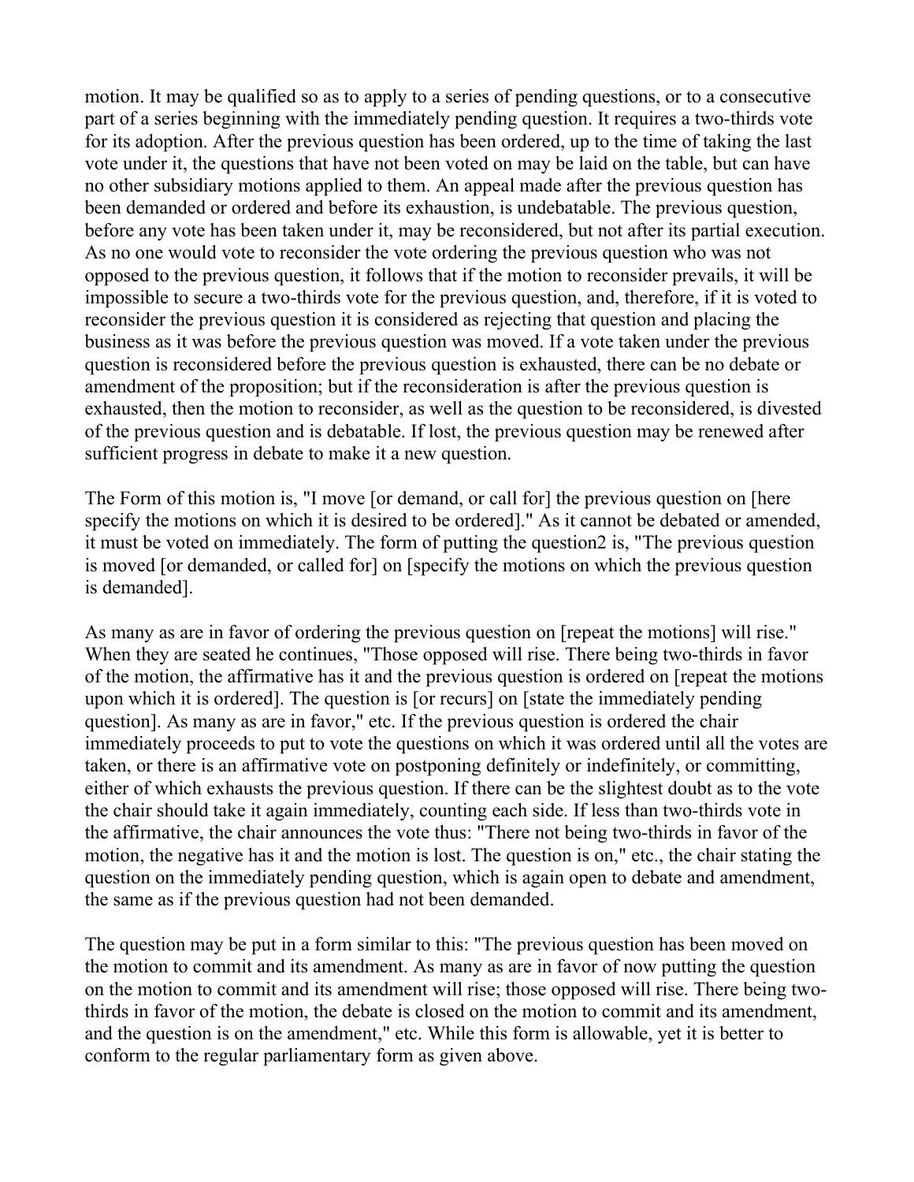motion. It may be qualified so as to apply to a series of pending questions, or to a consecutive part of a series beginning with the immediately pending question. It requires a two-thirds vote for its adoption. After the previous question has been ordered, up to the time of taking the last vote under it, the questions that have not been voted on may be laid on the table, but can have no other subsidiary motions applied to them. An appeal made after the previous question has been demanded or ordered and before its exhaustion, is undebatable. The previous question, before any vote has been taken under it, may be reconsidered, but not after its partial execution. As no one would vote to reconsider the vote ordering the previous question who was not opposed to the previous question, it follows that if the motion to reconsider prevails, it will be impossible to secure a two-thirds vote for the previous question, and, therefore, if it is voted to reconsider the previous question it is considered as rejecting that question and placing the business as it was before the previous question was moved. If a vote taken under the previous question is reconsidered before the previous question is exhausted, there can be no debate or amendment of the proposition; but if the reconsideration is after the previous question is exhausted, then the motion to reconsider, as well as the question to be reconsidered, is divested of the previous question and is debatable. If lost, the previous question may be renewed after sufficient progress in debate to make it a new question.

The Form of this motion is, "I move [or demand, or call for] the previous question on [here specify the motions on which it is desired to be ordered]." As it cannot be debated or amended, it must be voted on immediately. The form of putting the question2 is, "The previous question is moved [or demanded, or called for] on [specify the motions on which the previous question is demanded].

As many as are in favor of ordering the previous question on [repeat the motions] will rise." When they are seated he continues, "Those opposed will rise. There being two-thirds in favor of the motion, the affirmative has it and the previous question is ordered on [repeat the motions upon which it is ordered]. The question is [or recurs] on [state the immediately pending question]. As many as are in favor," etc. If the previous question is ordered the chair immediately proceeds to put to vote the questions on which it was ordered until all the votes are taken, or there is an affirmative vote on postponing definitely or indefinitely, or committing, either of which exhausts the previous question. If there can be the slightest doubt as to the vote the chair should take it again immediately, counting each side. If less than two-thirds vote in the affirmative, the chair announces the vote thus: "There not being two-thirds in favor of the motion, the negative has it and the motion is lost. The question is on," etc., the chair stating the question on the immediately pending question, which is again open to debate and amendment, the same as if the previous question had not been demanded.

The question may be put in a form similar to this: "The previous question has been moved on the motion to commit and its amendment. As many as are in favor of now putting the question on the motion to commit and its amendment will rise; those opposed will rise. There being two-thirds in favor of the motion, the debate is closed on the motion to commit and its amendment, and the question is on the amendment," etc. While this form is allowable, yet it is better to conform to the regular parliamentary form as given above.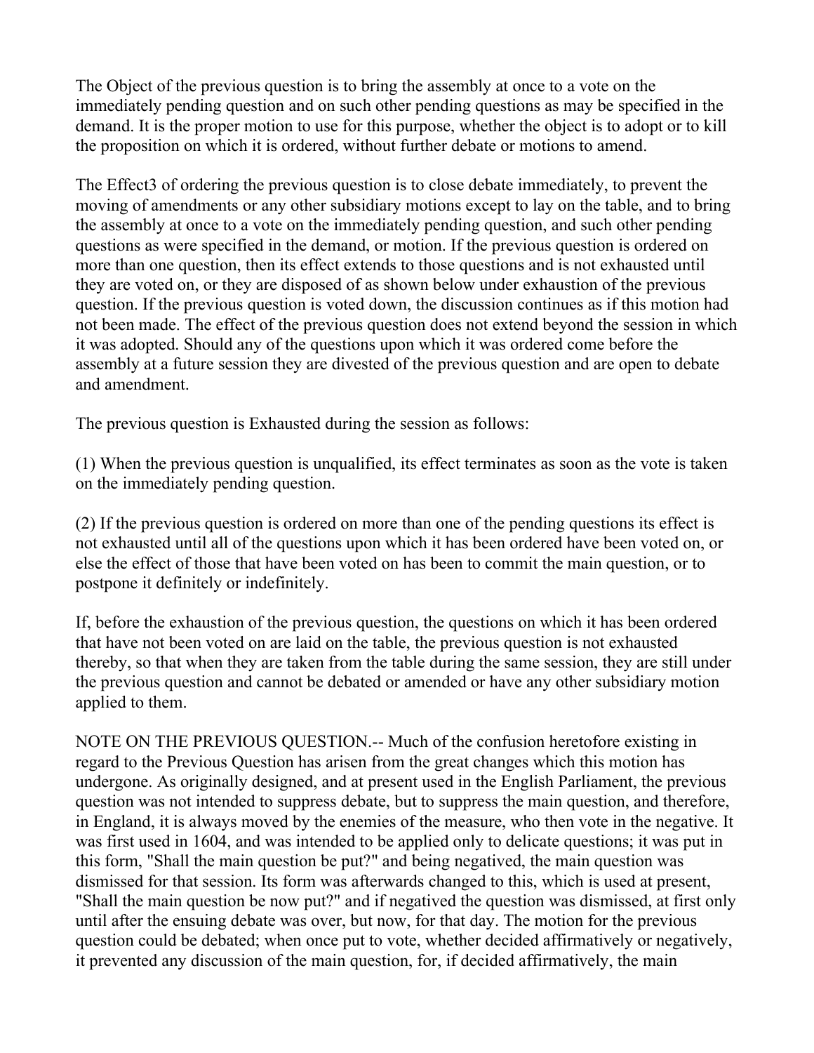The Object of the previous question is to bring the assembly at once to a vote on the immediately pending question and on such other pending questions as may be specified in the demand. It is the proper motion to use for this purpose, whether the object is to adopt or to kill the proposition on which it is ordered, without further debate or motions to amend.

The Effect[3] of ordering the previous question is to close debate immediately, to prevent the moving of amendments or any other subsidiary motions except to lay on the table, and to bring the assembly at once to a vote on the immediately pending question, and such other pending questions as were specified in the demand, or motion. If the previous question is ordered on more than one question, then its effect extends to those questions and is not exhausted until they are voted on, or they are disposed of as shown below under exhaustion of the previous question. If the previous question is voted down, the discussion continues as if this motion had not been made. The effect of the previous question does not extend beyond the session in which it was adopted. Should any of the questions upon which it was ordered come before the assembly at a future session they are divested of the previous question and are open to debate and amendment.

The previous question is Exhausted during the session as follows:

(1) When the previous question is unqualified, its effect terminates as soon as the vote is taken on the immediately pending question.

(2) If the previous question is ordered on more than one of the pending questions its effect is not exhausted until all of the questions upon which it has been ordered have been voted on, or else the effect of those that have been voted on has been to commit the main question, or to postpone it definitely or indefinitely.

If, before the exhaustion of the previous question, the questions on which it has been ordered that have not been voted on are laid on the table, the previous question is not exhausted thereby, so that when they are taken from the table during the same session, they are still under the previous question and cannot be debated or amended or have any other subsidiary motion applied to them.

NOTE ON THE PREVIOUS QUESTION.-- Much of the confusion heretofore existing in regard to the Previous Question has arisen from the great changes which this motion has undergone. As originally designed, and at present used in the English Parliament, the previous question was not intended to suppress debate, but to suppress the main question, and therefore, in England, it is always moved by the enemies of the measure, who then vote in the negative. It was first used in 1604, and was intended to be applied only to delicate questions; it was put in this form, "Shall the main question be put?" and being negatived, the main question was dismissed for that session. Its form was afterwards changed to this, which is used at present, "Shall the main question be now put?" and if negatived the question was dismissed, at first only until after the ensuing debate was over, but now, for that day. The motion for the previous question could be debated; when once put to vote, whether decided affirmatively or negatively, it prevented any discussion of the main question, for, if decided affirmatively, the main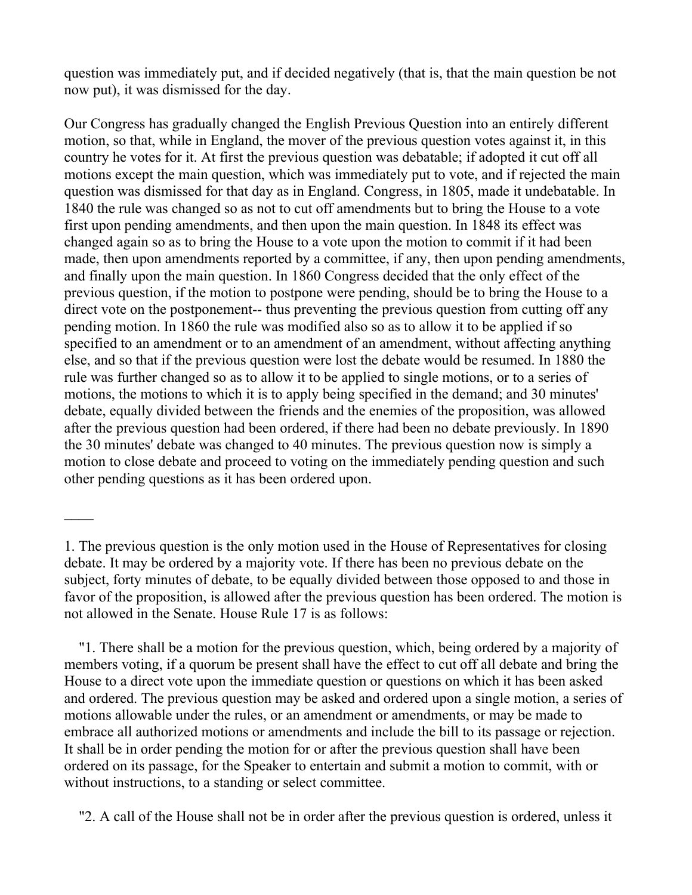question was immediately put, and if decided negatively (that is, that the main question be not now put), it was dismissed for the day.

Our Congress has gradually changed the English Previous Question into an entirely different motion, so that, while in England, the mover of the previous question votes against it, in this country he votes for it. At first the previous question was debatable; if adopted it cut off all motions except the main question, which was immediately put to vote, and if rejected the main question was dismissed for that day as in England. Congress, in 1805, made it undebatable. In 1840 the rule was changed so as not to cut off amendments but to bring the House to a vote first upon pending amendments, and then upon the main question. In 1848 its effect was changed again so as to bring the House to a vote upon the motion to commit if it had been made, then upon amendments reported by a committee, if any, then upon pending amendments, and finally upon the main question. In 1860 Congress decided that the only effect of the previous question, if the motion to postpone were pending, should be to bring the House to a direct vote on the postponement-- thus preventing the previous question from cutting off any pending motion. In 1860 the rule was modified also so as to allow it to be applied if so specified to an amendment or to an amendment of an amendment, without affecting anything else, and so that if the previous question were lost the debate would be resumed. In 1880 the rule was further changed so as to allow it to be applied to single motions, or to a series of motions, the motions to which it is to apply being specified in the demand; and 30 minutes' debate, equally divided between the friends and the enemies of the proposition, was allowed after the previous question had been ordered, if there had been no debate previously. In 1890 the 30 minutes' debate was changed to 40 minutes. The previous question now is simply a motion to close debate and proceed to voting on the immediately pending question and such other pending questions as it has been ordered upon.

----

1. The previous question is the only motion used in the House of Representatives for closing debate. It may be ordered by a majority vote. If there has been no previous debate on the subject, forty minutes of debate, to be equally divided between those opposed to and those in favor of the proposition, is allowed after the previous question has been ordered. The motion is not allowed in the Senate. House Rule 17 is as follows:

"1. There shall be a motion for the previous question, which, being ordered by a majority of members voting, if a quorum be present shall have the effect to cut off all debate and bring the House to a direct vote upon the immediate question or questions on which it has been asked and ordered. The previous question may be asked and ordered upon a single motion, a series of motions allowable under the rules, or an amendment or amendments, or may be made to embrace all authorized motions or amendments and include the bill to its passage or rejection. It shall be in order pending the motion for or after the previous question shall have been ordered on its passage, for the Speaker to entertain and submit a motion to commit, with or without instructions, to a standing or select committee.

"2. A call of the House shall not be in order after the previous question is ordered, unless it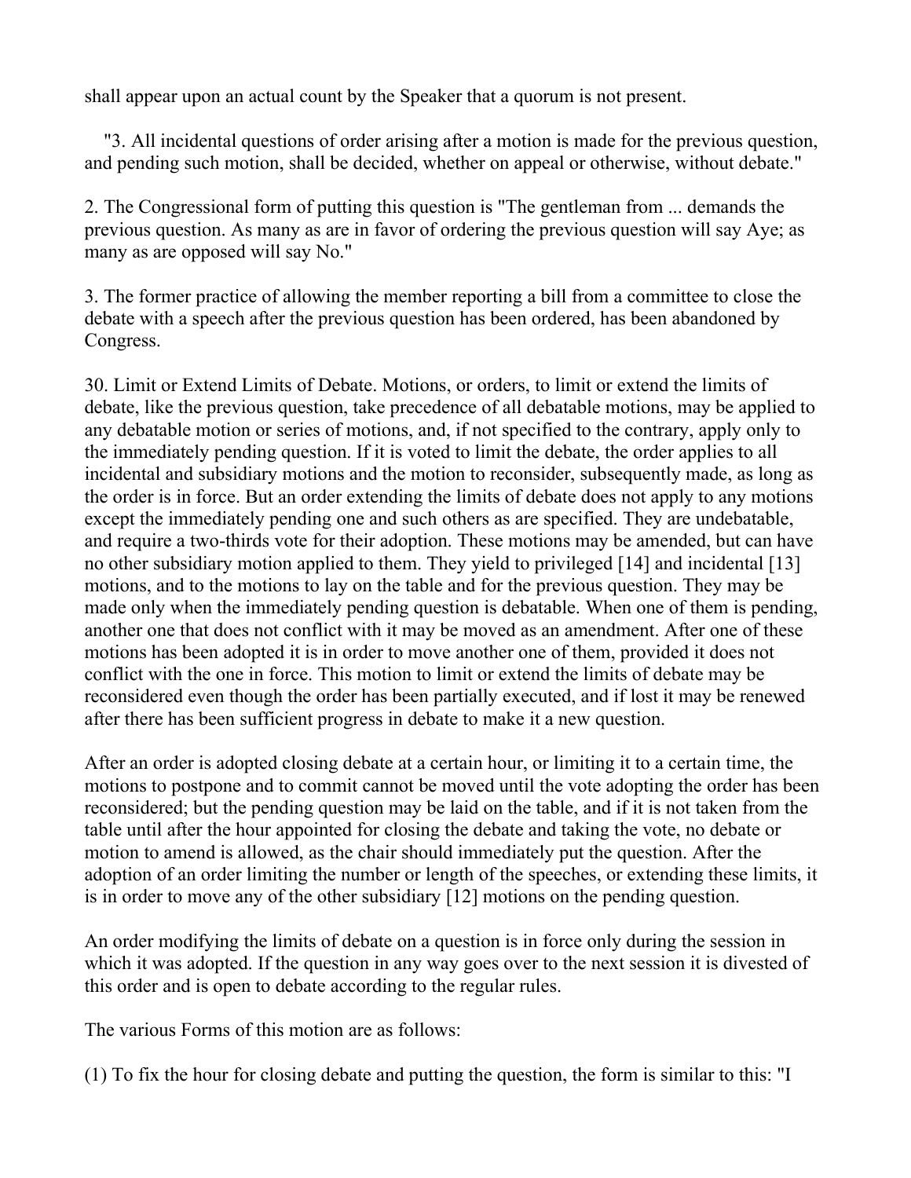shall appear upon an actual count by the Speaker that a quorum is not present.

"3. All incidental questions of order arising after a motion is made for the previous question, and pending such motion, shall be decided, whether on appeal or otherwise, without debate."

2. The Congressional form of putting this question is "The gentleman from ... demands the previous question. As many as are in favor of ordering the previous question will say Aye; as many as are opposed will say No."

3. The former practice of allowing the member reporting a bill from a committee to close the debate with a speech after the previous question has been ordered, has been abandoned by Congress.

30. Limit or Extend Limits of Debate. Motions, or orders, to limit or extend the limits of debate, like the previous question, take precedence of all debatable motions, may be applied to any debatable motion or series of motions, and, if not specified to the contrary, apply only to the immediately pending question. If it is voted to limit the debate, the order applies to all incidental and subsidiary motions and the motion to reconsider, subsequently made, as long as the order is in force. But an order extending the limits of debate does not apply to any motions except the immediately pending one and such others as are specified. They are undebatable, and require a two-thirds vote for their adoption. These motions may be amended, but can have no other subsidiary motion applied to them. They yield to privileged [14] and incidental [13] motions, and to the motions to lay on the table and for the previous question. They may be made only when the immediately pending question is debatable. When one of them is pending, another one that does not conflict with it may be moved as an amendment. After one of these motions has been adopted it is in order to move another one of them, provided it does not conflict with the one in force. This motion to limit or extend the limits of debate may be reconsidered even though the order has been partially executed, and if lost it may be renewed after there has been sufficient progress in debate to make it a new question.

After an order is adopted closing debate at a certain hour, or limiting it to a certain time, the motions to postpone and to commit cannot be moved until the vote adopting the order has been reconsidered; but the pending question may be laid on the table, and if it is not taken from the table until after the hour appointed for closing the debate and taking the vote, no debate or motion to amend is allowed, as the chair should immediately put the question. After the adoption of an order limiting the number or length of the speeches, or extending these limits, it is in order to move any of the other subsidiary [12] motions on the pending question.

An order modifying the limits of debate on a question is in force only during the session in which it was adopted. If the question in any way goes over to the next session it is divested of this order and is open to debate according to the regular rules.

The various Forms of this motion are as follows:

(1) To fix the hour for closing debate and putting the question, the form is similar to this: "I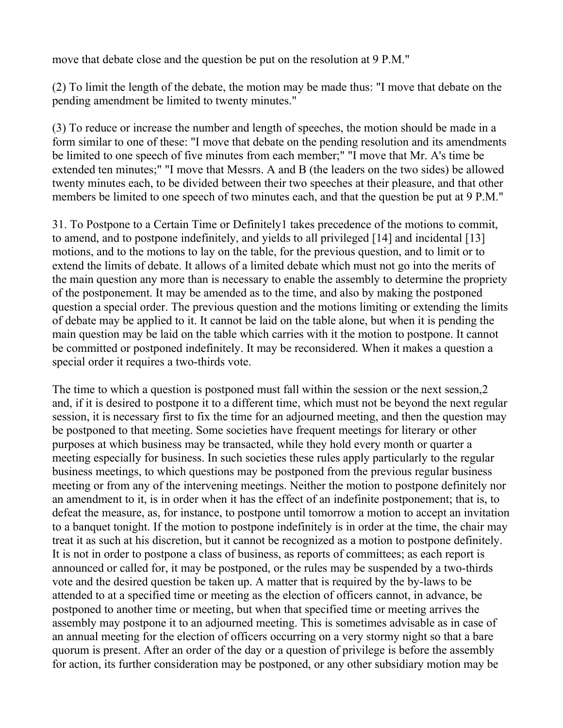move that debate close and the question be put on the resolution at 9 P.M."

(2) To limit the length of the debate, the motion may be made thus: "I move that debate on the pending amendment be limited to twenty minutes."

(3) To reduce or increase the number and length of speeches, the motion should be made in a form similar to one of these: "I move that debate on the pending resolution and its amendments be limited to one speech of five minutes from each member;" "I move that Mr. A's time be extended ten minutes;" "I move that Messrs. A and B (the leaders on the two sides) be allowed twenty minutes each, to be divided between their two speeches at their pleasure, and that other members be limited to one speech of two minutes each, and that the question be put at 9 P.M."

31. To Postpone to a Certain Time or Definitely[1] takes precedence of the motions to commit, to amend, and to postpone indefinitely, and yields to all privileged [14] and incidental [13] motions, and to the motions to lay on the table, for the previous question, and to limit or to extend the limits of debate. It allows of a limited debate which must not go into the merits of the main question any more than is necessary to enable the assembly to determine the propriety of the postponement. It may be amended as to the time, and also by making the postponed question a special order. The previous question and the motions limiting or extending the limits of debate may be applied to it. It cannot be laid on the table alone, but when it is pending the main question may be laid on the table which carries with it the motion to postpone. It cannot be committed or postponed indefinitely. It may be reconsidered. When it makes a question a special order it requires a two-thirds vote.

The time to which a question is postponed must fall within the session or the next session,[2] and, if it is desired to postpone it to a different time, which must not be beyond the next regular session, it is necessary first to fix the time for an adjourned meeting, and then the question may be postponed to that meeting. Some societies have frequent meetings for literary or other purposes at which business may be transacted, while they hold every month or quarter a meeting especially for business. In such societies these rules apply particularly to the regular business meetings, to which questions may be postponed from the previous regular business meeting or from any of the intervening meetings. Neither the motion to postpone definitely nor an amendment to it, is in order when it has the effect of an indefinite postponement; that is, to defeat the measure, as, for instance, to postpone until tomorrow a motion to accept an invitation to a banquet tonight. If the motion to postpone indefinitely is in order at the time, the chair may treat it as such at his discretion, but it cannot be recognized as a motion to postpone definitely. It is not in order to postpone a class of business, as reports of committees; as each report is announced or called for, it may be postponed, or the rules may be suspended by a two-thirds vote and the desired question be taken up. A matter that is required by the by-laws to be attended to at a specified time or meeting as the election of officers cannot, in advance, be postponed to another time or meeting, but when that specified time or meeting arrives the assembly may postpone it to an adjourned meeting. This is sometimes advisable as in case of an annual meeting for the election of officers occurring on a very stormy night so that a bare quorum is present. After an order of the day or a question of privilege is before the assembly for action, its further consideration may be postponed, or any other subsidiary motion may be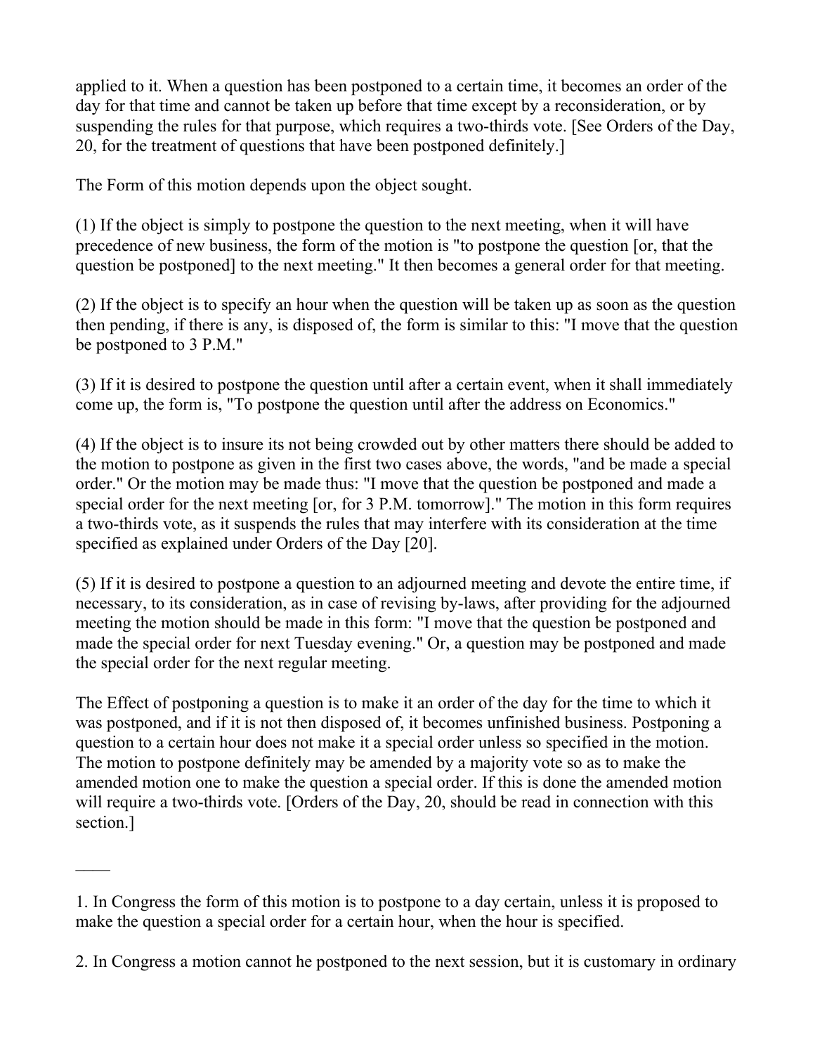applied to it. When a question has been postponed to a certain time, it becomes an order of the day for that time and cannot be taken up before that time except by a reconsideration, or by suspending the rules for that purpose, which requires a two-thirds vote. [See Orders of the Day, 20, for the treatment of questions that have been postponed definitely.]

The Form of this motion depends upon the object sought.

(1) If the object is simply to postpone the question to the next meeting, when it will have precedence of new business, the form of the motion is "to postpone the question [or, that the question be postponed] to the next meeting." It then becomes a general order for that meeting.

(2) If the object is to specify an hour when the question will be taken up as soon as the question then pending, if there is any, is disposed of, the form is similar to this: "I move that the question be postponed to 3 P.M."

(3) If it is desired to postpone the question until after a certain event, when it shall immediately come up, the form is, "To postpone the question until after the address on Economics."

(4) If the object is to insure its not being crowded out by other matters there should be added to the motion to postpone as given in the first two cases above, the words, "and be made a special order." Or the motion may be made thus: "I move that the question be postponed and made a special order for the next meeting [or, for 3 P.M. tomorrow]." The motion in this form requires a two-thirds vote, as it suspends the rules that may interfere with its consideration at the time specified as explained under Orders of the Day [20].

(5) If it is desired to postpone a question to an adjourned meeting and devote the entire time, if necessary, to its consideration, as in case of revising by-laws, after providing for the adjourned meeting the motion should be made in this form: "I move that the question be postponed and made the special order for next Tuesday evening." Or, a question may be postponed and made the special order for the next regular meeting.

The Effect of postponing a question is to make it an order of the day for the time to which it was postponed, and if it is not then disposed of, it becomes unfinished business. Postponing a question to a certain hour does not make it a special order unless so specified in the motion. The motion to postpone definitely may be amended by a majority vote so as to make the amended motion one to make the question a special order. If this is done the amended motion will require a two-thirds vote. [Orders of the Day, 20, should be read in connection with this section.]

____

1. In Congress the form of this motion is to postpone to a day certain, unless it is proposed to make the question a special order for a certain hour, when the hour is specified.

2. In Congress a motion cannot he postponed to the next session, but it is customary in ordinary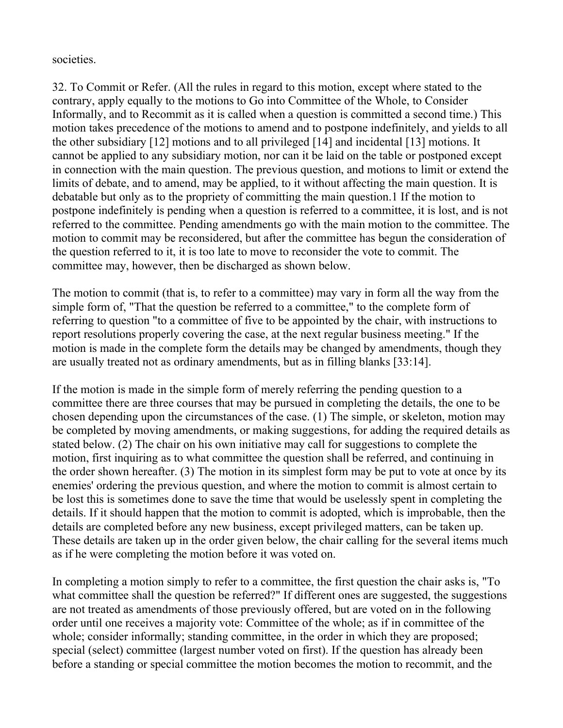societies.

32. To Commit or Refer. (All the rules in regard to this motion, except where stated to the contrary, apply equally to the motions to Go into Committee of the Whole, to Consider Informally, and to Recommit as it is called when a question is committed a second time.) This motion takes precedence of the motions to amend and to postpone indefinitely, and yields to all the other subsidiary [12] motions and to all privileged [14] and incidental [13] motions. It cannot be applied to any subsidiary motion, nor can it be laid on the table or postponed except in connection with the main question. The previous question, and motions to limit or extend the limits of debate, and to amend, may be applied, to it without affecting the main question. It is debatable but only as to the propriety of committing the main question.1 If the motion to postpone indefinitely is pending when a question is referred to a committee, it is lost, and is not referred to the committee. Pending amendments go with the main motion to the committee. The motion to commit may be reconsidered, but after the committee has begun the consideration of the question referred to it, it is too late to move to reconsider the vote to commit. The committee may, however, then be discharged as shown below.

The motion to commit (that is, to refer to a committee) may vary in form all the way from the simple form of, "That the question be referred to a committee," to the complete form of referring to question "to a committee of five to be appointed by the chair, with instructions to report resolutions properly covering the case, at the next regular business meeting." If the motion is made in the complete form the details may be changed by amendments, though they are usually treated not as ordinary amendments, but as in filling blanks [33:14].

If the motion is made in the simple form of merely referring the pending question to a committee there are three courses that may be pursued in completing the details, the one to be chosen depending upon the circumstances of the case. (1) The simple, or skeleton, motion may be completed by moving amendments, or making suggestions, for adding the required details as stated below. (2) The chair on his own initiative may call for suggestions to complete the motion, first inquiring as to what committee the question shall be referred, and continuing in the order shown hereafter. (3) The motion in its simplest form may be put to vote at once by its enemies' ordering the previous question, and where the motion to commit is almost certain to be lost this is sometimes done to save the time that would be uselessly spent in completing the details. If it should happen that the motion to commit is adopted, which is improbable, then the details are completed before any new business, except privileged matters, can be taken up. These details are taken up in the order given below, the chair calling for the several items much as if he were completing the motion before it was voted on.

In completing a motion simply to refer to a committee, the first question the chair asks is, "To what committee shall the question be referred?" If different ones are suggested, the suggestions are not treated as amendments of those previously offered, but are voted on in the following order until one receives a majority vote: Committee of the whole; as if in committee of the whole; consider informally; standing committee, in the order in which they are proposed; special (select) committee (largest number voted on first). If the question has already been before a standing or special committee the motion becomes the motion to recommit, and the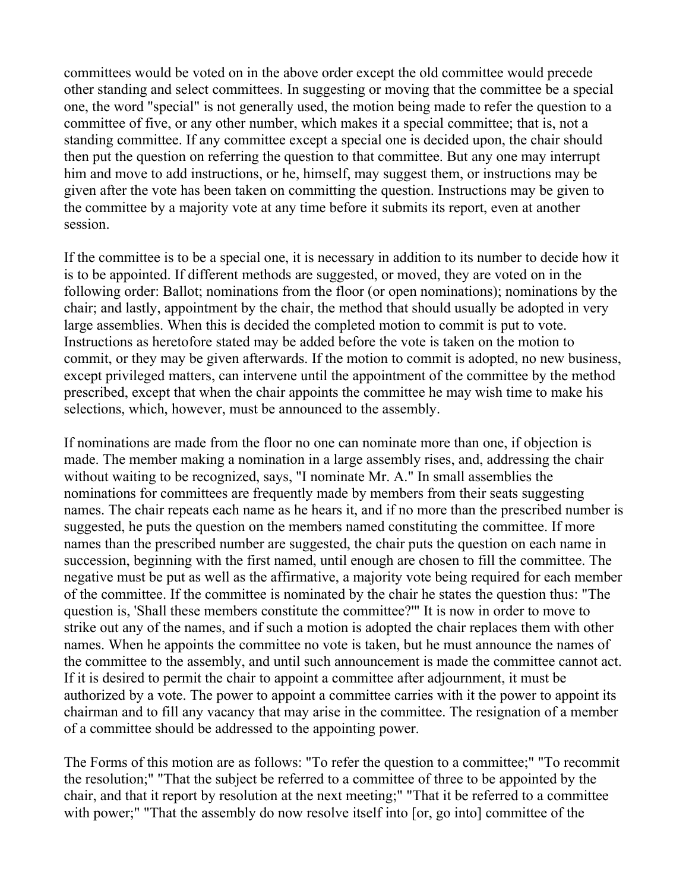committees would be voted on in the above order except the old committee would precede other standing and select committees. In suggesting or moving that the committee be a special one, the word "special" is not generally used, the motion being made to refer the question to a committee of five, or any other number, which makes it a special committee; that is, not a standing committee. If any committee except a special one is decided upon, the chair should then put the question on referring the question to that committee. But any one may interrupt him and move to add instructions, or he, himself, may suggest them, or instructions may be given after the vote has been taken on committing the question. Instructions may be given to the committee by a majority vote at any time before it submits its report, even at another session.

If the committee is to be a special one, it is necessary in addition to its number to decide how it is to be appointed. If different methods are suggested, or moved, they are voted on in the following order: Ballot; nominations from the floor (or open nominations); nominations by the chair; and lastly, appointment by the chair, the method that should usually be adopted in very large assemblies. When this is decided the completed motion to commit is put to vote. Instructions as heretofore stated may be added before the vote is taken on the motion to commit, or they may be given afterwards. If the motion to commit is adopted, no new business, except privileged matters, can intervene until the appointment of the committee by the method prescribed, except that when the chair appoints the committee he may wish time to make his selections, which, however, must be announced to the assembly.

If nominations are made from the floor no one can nominate more than one, if objection is made. The member making a nomination in a large assembly rises, and, addressing the chair without waiting to be recognized, says, "I nominate Mr. A." In small assemblies the nominations for committees are frequently made by members from their seats suggesting names. The chair repeats each name as he hears it, and if no more than the prescribed number is suggested, he puts the question on the members named constituting the committee. If more names than the prescribed number are suggested, the chair puts the question on each name in succession, beginning with the first named, until enough are chosen to fill the committee. The negative must be put as well as the affirmative, a majority vote being required for each member of the committee. If the committee is nominated by the chair he states the question thus: "The question is, 'Shall these members constitute the committee?'" It is now in order to move to strike out any of the names, and if such a motion is adopted the chair replaces them with other names. When he appoints the committee no vote is taken, but he must announce the names of the committee to the assembly, and until such announcement is made the committee cannot act. If it is desired to permit the chair to appoint a committee after adjournment, it must be authorized by a vote. The power to appoint a committee carries with it the power to appoint its chairman and to fill any vacancy that may arise in the committee. The resignation of a member of a committee should be addressed to the appointing power.

The Forms of this motion are as follows: "To refer the question to a committee;" "To recommit the resolution;" "That the subject be referred to a committee of three to be appointed by the chair, and that it report by resolution at the next meeting;" "That it be referred to a committee with power;" "That the assembly do now resolve itself into [or, go into] committee of the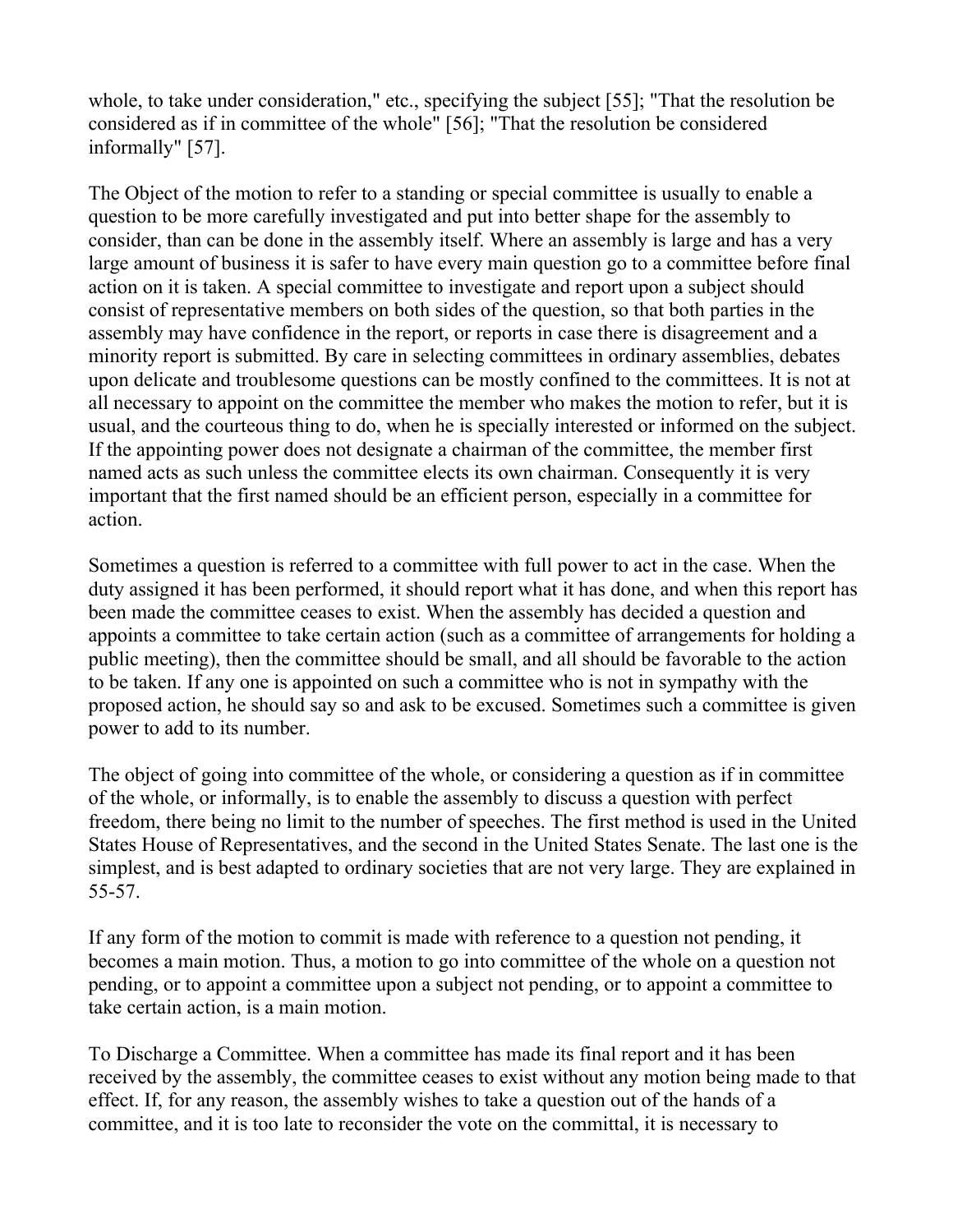whole, to take under consideration," etc., specifying the subject [55]; "That the resolution be considered as if in committee of the whole" [56]; "That the resolution be considered informally" [57].

The Object of the motion to refer to a standing or special committee is usually to enable a question to be more carefully investigated and put into better shape for the assembly to consider, than can be done in the assembly itself. Where an assembly is large and has a very large amount of business it is safer to have every main question go to a committee before final action on it is taken. A special committee to investigate and report upon a subject should consist of representative members on both sides of the question, so that both parties in the assembly may have confidence in the report, or reports in case there is disagreement and a minority report is submitted. By care in selecting committees in ordinary assemblies, debates upon delicate and troublesome questions can be mostly confined to the committees. It is not at all necessary to appoint on the committee the member who makes the motion to refer, but it is usual, and the courteous thing to do, when he is specially interested or informed on the subject. If the appointing power does not designate a chairman of the committee, the member first named acts as such unless the committee elects its own chairman. Consequently it is very important that the first named should be an efficient person, especially in a committee for action.

Sometimes a question is referred to a committee with full power to act in the case. When the duty assigned it has been performed, it should report what it has done, and when this report has been made the committee ceases to exist. When the assembly has decided a question and appoints a committee to take certain action (such as a committee of arrangements for holding a public meeting), then the committee should be small, and all should be favorable to the action to be taken. If any one is appointed on such a committee who is not in sympathy with the proposed action, he should say so and ask to be excused. Sometimes such a committee is given power to add to its number.

The object of going into committee of the whole, or considering a question as if in committee of the whole, or informally, is to enable the assembly to discuss a question with perfect freedom, there being no limit to the number of speeches. The first method is used in the United States House of Representatives, and the second in the United States Senate. The last one is the simplest, and is best adapted to ordinary societies that are not very large. They are explained in 55-57.

If any form of the motion to commit is made with reference to a question not pending, it becomes a main motion. Thus, a motion to go into committee of the whole on a question not pending, or to appoint a committee upon a subject not pending, or to appoint a committee to take certain action, is a main motion.

To Discharge a Committee. When a committee has made its final report and it has been received by the assembly, the committee ceases to exist without any motion being made to that effect. If, for any reason, the assembly wishes to take a question out of the hands of a committee, and it is too late to reconsider the vote on the committal, it is necessary to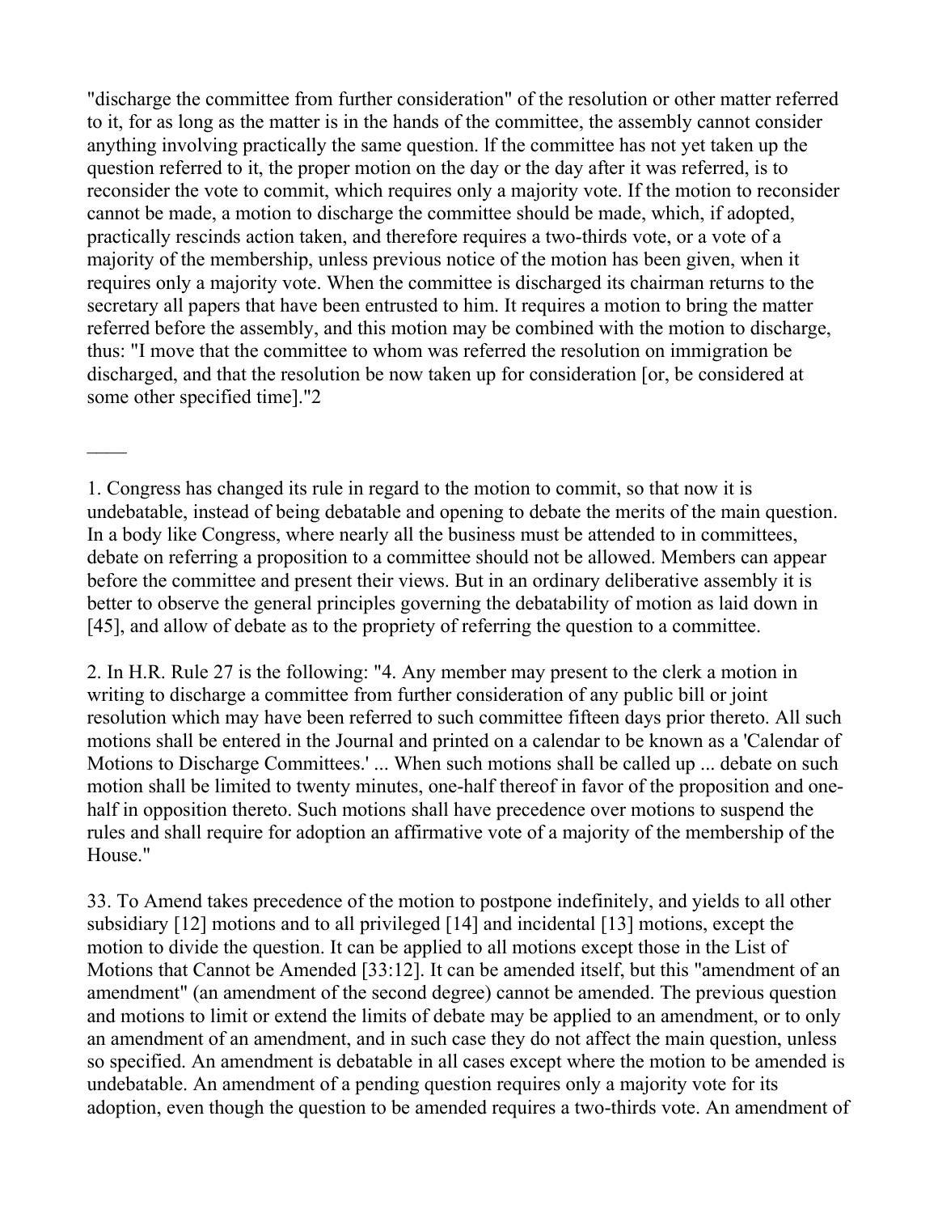"discharge the committee from further consideration" of the resolution or other matter referred to it, for as long as the matter is in the hands of the committee, the assembly cannot consider anything involving practically the same question. If the committee has not yet taken up the question referred to it, the proper motion on the day or the day after it was referred, is to reconsider the vote to commit, which requires only a majority vote. If the motion to reconsider cannot be made, a motion to discharge the committee should be made, which, if adopted, practically rescinds action taken, and therefore requires a two-thirds vote, or a vote of a majority of the membership, unless previous notice of the motion has been given, when it requires only a majority vote. When the committee is discharged its chairman returns to the secretary all papers that have been entrusted to him. It requires a motion to bring the matter referred before the assembly, and this motion may be combined with the motion to discharge, thus: "I move that the committee to whom was referred the resolution on immigration be discharged, and that the resolution be now taken up for consideration [or, be considered at some other specified time]."2

____

1. Congress has changed its rule in regard to the motion to commit, so that now it is undebatable, instead of being debatable and opening to debate the merits of the main question. In a body like Congress, where nearly all the business must be attended to in committees, debate on referring a proposition to a committee should not be allowed. Members can appear before the committee and present their views. But in an ordinary deliberative assembly it is better to observe the general principles governing the debatability of motion as laid down in [45], and allow of debate as to the propriety of referring the question to a committee.

2. In H.R. Rule 27 is the following: "4. Any member may present to the clerk a motion in writing to discharge a committee from further consideration of any public bill or joint resolution which may have been referred to such committee fifteen days prior thereto. All such motions shall be entered in the Journal and printed on a calendar to be known as a 'Calendar of Motions to Discharge Committees.' ... When such motions shall be called up ... debate on such motion shall be limited to twenty minutes, one-half thereof in favor of the proposition and one-half in opposition thereto. Such motions shall have precedence over motions to suspend the rules and shall require for adoption an affirmative vote of a majority of the membership of the House."

33. To Amend takes precedence of the motion to postpone indefinitely, and yields to all other subsidiary [12] motions and to all privileged [14] and incidental [13] motions, except the motion to divide the question. It can be applied to all motions except those in the List of Motions that Cannot be Amended [33:12]. It can be amended itself, but this "amendment of an amendment" (an amendment of the second degree) cannot be amended. The previous question and motions to limit or extend the limits of debate may be applied to an amendment, or to only an amendment of an amendment, and in such case they do not affect the main question, unless so specified. An amendment is debatable in all cases except where the motion to be amended is undebatable. An amendment of a pending question requires only a majority vote for its adoption, even though the question to be amended requires a two-thirds vote. An amendment of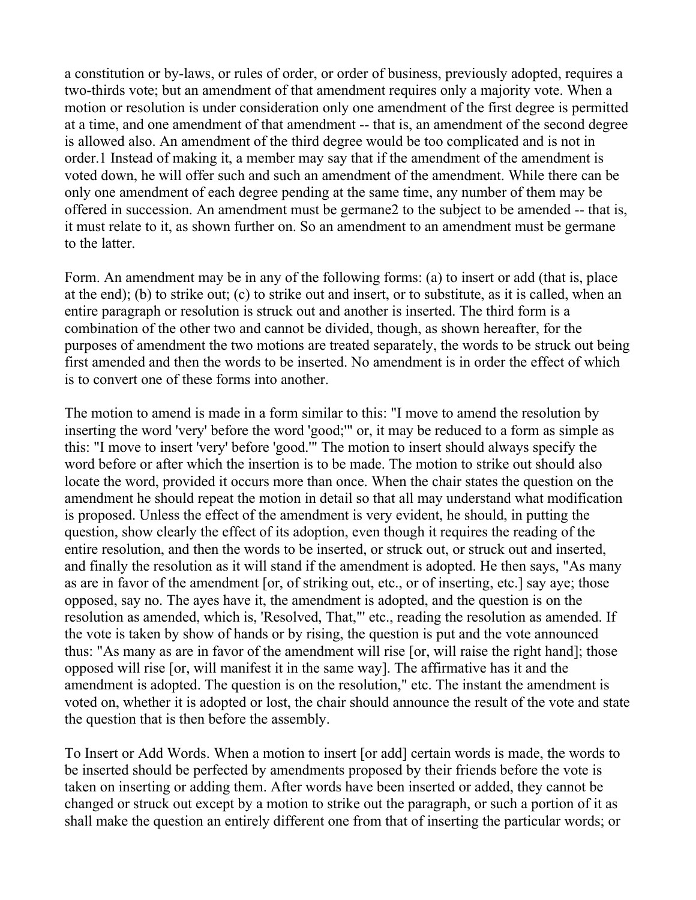a constitution or by-laws, or rules of order, or order of business, previously adopted, requires a two-thirds vote; but an amendment of that amendment requires only a majority vote. When a motion or resolution is under consideration only one amendment of the first degree is permitted at a time, and one amendment of that amendment -- that is, an amendment of the second degree is allowed also. An amendment of the third degree would be too complicated and is not in order.[1] Instead of making it, a member may say that if the amendment of the amendment is voted down, he will offer such and such an amendment of the amendment. While there can be only one amendment of each degree pending at the same time, any number of them may be offered in succession. An amendment must be germane[2] to the subject to be amended -- that is, it must relate to it, as shown further on. So an amendment to an amendment must be germane to the latter.

Form. An amendment may be in any of the following forms: (a) to insert or add (that is, place at the end); (b) to strike out; (c) to strike out and insert, or to substitute, as it is called, when an entire paragraph or resolution is struck out and another is inserted. The third form is a combination of the other two and cannot be divided, though, as shown hereafter, for the purposes of amendment the two motions are treated separately, the words to be struck out being first amended and then the words to be inserted. No amendment is in order the effect of which is to convert one of these forms into another.

The motion to amend is made in a form similar to this: "I move to amend the resolution by inserting the word 'very' before the word 'good;'" or, it may be reduced to a form as simple as this: "I move to insert 'very' before 'good.'" The motion to insert should always specify the word before or after which the insertion is to be made. The motion to strike out should also locate the word, provided it occurs more than once. When the chair states the question on the amendment he should repeat the motion in detail so that all may understand what modification is proposed. Unless the effect of the amendment is very evident, he should, in putting the question, show clearly the effect of its adoption, even though it requires the reading of the entire resolution, and then the words to be inserted, or struck out, or struck out and inserted, and finally the resolution as it will stand if the amendment is adopted. He then says, "As many as are in favor of the amendment [or, of striking out, etc., or of inserting, etc.] say aye; those opposed, say no. The ayes have it, the amendment is adopted, and the question is on the resolution as amended, which is, 'Resolved, That,'" etc., reading the resolution as amended. If the vote is taken by show of hands or by rising, the question is put and the vote announced thus: "As many as are in favor of the amendment will rise [or, will raise the right hand]; those opposed will rise [or, will manifest it in the same way]. The affirmative has it and the amendment is adopted. The question is on the resolution," etc. The instant the amendment is voted on, whether it is adopted or lost, the chair should announce the result of the vote and state the question that is then before the assembly.

To Insert or Add Words. When a motion to insert [or add] certain words is made, the words to be inserted should be perfected by amendments proposed by their friends before the vote is taken on inserting or adding them. After words have been inserted or added, they cannot be changed or struck out except by a motion to strike out the paragraph, or such a portion of it as shall make the question an entirely different one from that of inserting the particular words; or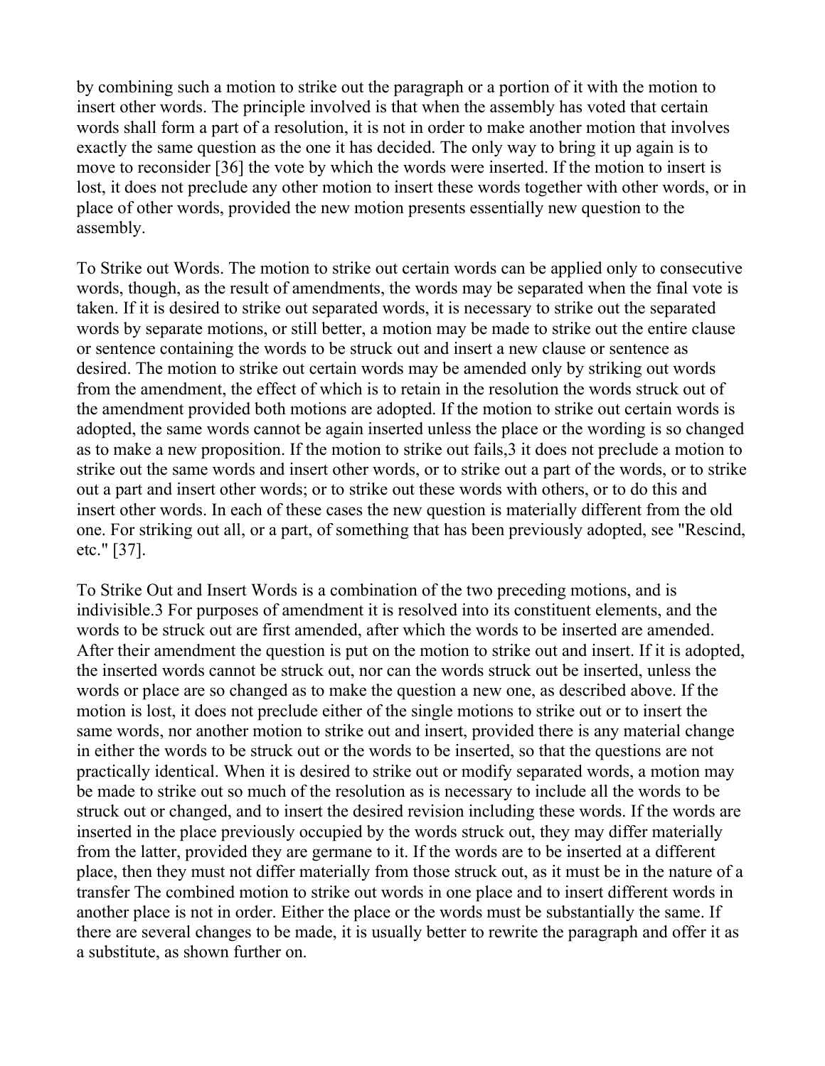by combining such a motion to strike out the paragraph or a portion of it with the motion to insert other words. The principle involved is that when the assembly has voted that certain words shall form a part of a resolution, it is not in order to make another motion that involves exactly the same question as the one it has decided. The only way to bring it up again is to move to reconsider [36] the vote by which the words were inserted. If the motion to insert is lost, it does not preclude any other motion to insert these words together with other words, or in place of other words, provided the new motion presents essentially new question to the assembly.

To Strike out Words. The motion to strike out certain words can be applied only to consecutive words, though, as the result of amendments, the words may be separated when the final vote is taken. If it is desired to strike out separated words, it is necessary to strike out the separated words by separate motions, or still better, a motion may be made to strike out the entire clause or sentence containing the words to be struck out and insert a new clause or sentence as desired. The motion to strike out certain words may be amended only by striking out words from the amendment, the effect of which is to retain in the resolution the words struck out of the amendment provided both motions are adopted. If the motion to strike out certain words is adopted, the same words cannot be again inserted unless the place or the wording is so changed as to make a new proposition. If the motion to strike out fails,3 it does not preclude a motion to strike out the same words and insert other words, or to strike out a part of the words, or to strike out a part and insert other words; or to strike out these words with others, or to do this and insert other words. In each of these cases the new question is materially different from the old one. For striking out all, or a part, of something that has been previously adopted, see "Rescind, etc." [37].

To Strike Out and Insert Words is a combination of the two preceding motions, and is indivisible.3 For purposes of amendment it is resolved into its constituent elements, and the words to be struck out are first amended, after which the words to be inserted are amended. After their amendment the question is put on the motion to strike out and insert. If it is adopted, the inserted words cannot be struck out, nor can the words struck out be inserted, unless the words or place are so changed as to make the question a new one, as described above. If the motion is lost, it does not preclude either of the single motions to strike out or to insert the same words, nor another motion to strike out and insert, provided there is any material change in either the words to be struck out or the words to be inserted, so that the questions are not practically identical. When it is desired to strike out or modify separated words, a motion may be made to strike out so much of the resolution as is necessary to include all the words to be struck out or changed, and to insert the desired revision including these words. If the words are inserted in the place previously occupied by the words struck out, they may differ materially from the latter, provided they are germane to it. If the words are to be inserted at a different place, then they must not differ materially from those struck out, as it must be in the nature of a transfer The combined motion to strike out words in one place and to insert different words in another place is not in order. Either the place or the words must be substantially the same. If there are several changes to be made, it is usually better to rewrite the paragraph and offer it as a substitute, as shown further on.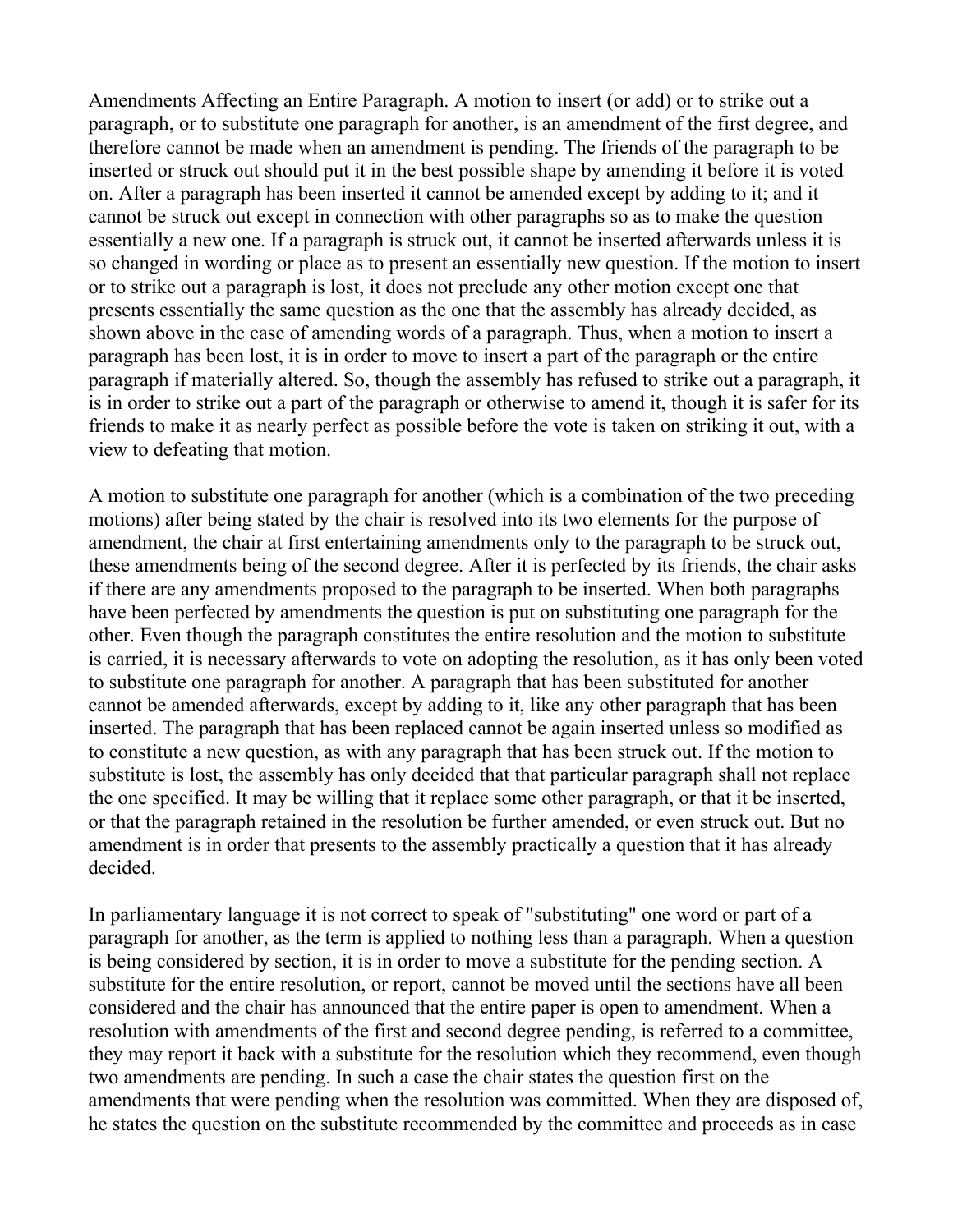Amendments Affecting an Entire Paragraph. A motion to insert (or add) or to strike out a paragraph, or to substitute one paragraph for another, is an amendment of the first degree, and therefore cannot be made when an amendment is pending. The friends of the paragraph to be inserted or struck out should put it in the best possible shape by amending it before it is voted on. After a paragraph has been inserted it cannot be amended except by adding to it; and it cannot be struck out except in connection with other paragraphs so as to make the question essentially a new one. If a paragraph is struck out, it cannot be inserted afterwards unless it is so changed in wording or place as to present an essentially new question. If the motion to insert or to strike out a paragraph is lost, it does not preclude any other motion except one that presents essentially the same question as the one that the assembly has already decided, as shown above in the case of amending words of a paragraph. Thus, when a motion to insert a paragraph has been lost, it is in order to move to insert a part of the paragraph or the entire paragraph if materially altered. So, though the assembly has refused to strike out a paragraph, it is in order to strike out a part of the paragraph or otherwise to amend it, though it is safer for its friends to make it as nearly perfect as possible before the vote is taken on striking it out, with a view to defeating that motion.

A motion to substitute one paragraph for another (which is a combination of the two preceding motions) after being stated by the chair is resolved into its two elements for the purpose of amendment, the chair at first entertaining amendments only to the paragraph to be struck out, these amendments being of the second degree. After it is perfected by its friends, the chair asks if there are any amendments proposed to the paragraph to be inserted. When both paragraphs have been perfected by amendments the question is put on substituting one paragraph for the other. Even though the paragraph constitutes the entire resolution and the motion to substitute is carried, it is necessary afterwards to vote on adopting the resolution, as it has only been voted to substitute one paragraph for another. A paragraph that has been substituted for another cannot be amended afterwards, except by adding to it, like any other paragraph that has been inserted. The paragraph that has been replaced cannot be again inserted unless so modified as to constitute a new question, as with any paragraph that has been struck out. If the motion to substitute is lost, the assembly has only decided that that particular paragraph shall not replace the one specified. It may be willing that it replace some other paragraph, or that it be inserted, or that the paragraph retained in the resolution be further amended, or even struck out. But no amendment is in order that presents to the assembly practically a question that it has already decided.

In parliamentary language it is not correct to speak of "substituting" one word or part of a paragraph for another, as the term is applied to nothing less than a paragraph. When a question is being considered by section, it is in order to move a substitute for the pending section. A substitute for the entire resolution, or report, cannot be moved until the sections have all been considered and the chair has announced that the entire paper is open to amendment. When a resolution with amendments of the first and second degree pending, is referred to a committee, they may report it back with a substitute for the resolution which they recommend, even though two amendments are pending. In such a case the chair states the question first on the amendments that were pending when the resolution was committed. When they are disposed of, he states the question on the substitute recommended by the committee and proceeds as in case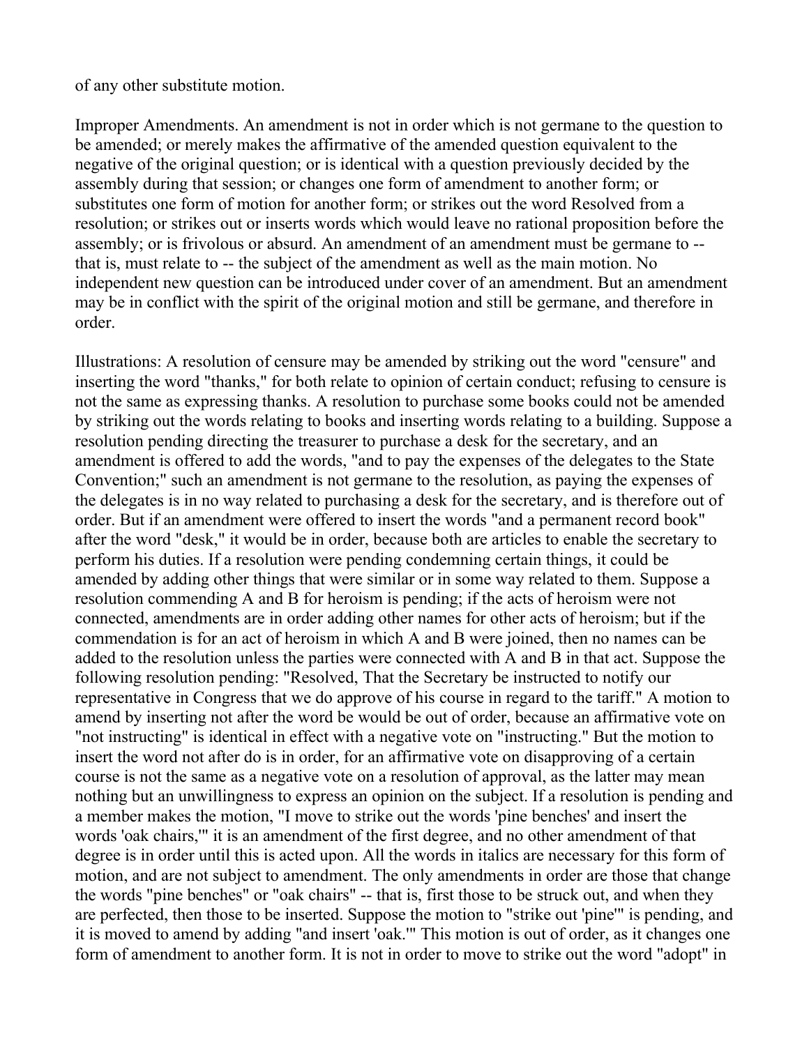of any other substitute motion.

Improper Amendments. An amendment is not in order which is not germane to the question to be amended; or merely makes the affirmative of the amended question equivalent to the negative of the original question; or is identical with a question previously decided by the assembly during that session; or changes one form of amendment to another form; or substitutes one form of motion for another form; or strikes out the word Resolved from a resolution; or strikes out or inserts words which would leave no rational proposition before the assembly; or is frivolous or absurd. An amendment of an amendment must be germane to -- that is, must relate to -- the subject of the amendment as well as the main motion. No independent new question can be introduced under cover of an amendment. But an amendment may be in conflict with the spirit of the original motion and still be germane, and therefore in order.

Illustrations: A resolution of censure may be amended by striking out the word "censure" and inserting the word "thanks," for both relate to opinion of certain conduct; refusing to censure is not the same as expressing thanks. A resolution to purchase some books could not be amended by striking out the words relating to books and inserting words relating to a building. Suppose a resolution pending directing the treasurer to purchase a desk for the secretary, and an amendment is offered to add the words, "and to pay the expenses of the delegates to the State Convention;" such an amendment is not germane to the resolution, as paying the expenses of the delegates is in no way related to purchasing a desk for the secretary, and is therefore out of order. But if an amendment were offered to insert the words "and a permanent record book" after the word "desk," it would be in order, because both are articles to enable the secretary to perform his duties. If a resolution were pending condemning certain things, it could be amended by adding other things that were similar or in some way related to them. Suppose a resolution commending A and B for heroism is pending; if the acts of heroism were not connected, amendments are in order adding other names for other acts of heroism; but if the commendation is for an act of heroism in which A and B were joined, then no names can be added to the resolution unless the parties were connected with A and B in that act. Suppose the following resolution pending: "Resolved, That the Secretary be instructed to notify our representative in Congress that we do approve of his course in regard to the tariff." A motion to amend by inserting not after the word be would be out of order, because an affirmative vote on "not instructing" is identical in effect with a negative vote on "instructing." But the motion to insert the word not after do is in order, for an affirmative vote on disapproving of a certain course is not the same as a negative vote on a resolution of approval, as the latter may mean nothing but an unwillingness to express an opinion on the subject. If a resolution is pending and a member makes the motion, "I move to strike out the words 'pine benches' and insert the words 'oak chairs,'" it is an amendment of the first degree, and no other amendment of that degree is in order until this is acted upon. All the words in italics are necessary for this form of motion, and are not subject to amendment. The only amendments in order are those that change the words "pine benches" or "oak chairs" -- that is, first those to be struck out, and when they are perfected, then those to be inserted. Suppose the motion to "strike out 'pine'" is pending, and it is moved to amend by adding "and insert 'oak.'" This motion is out of order, as it changes one form of amendment to another form. It is not in order to move to strike out the word "adopt" in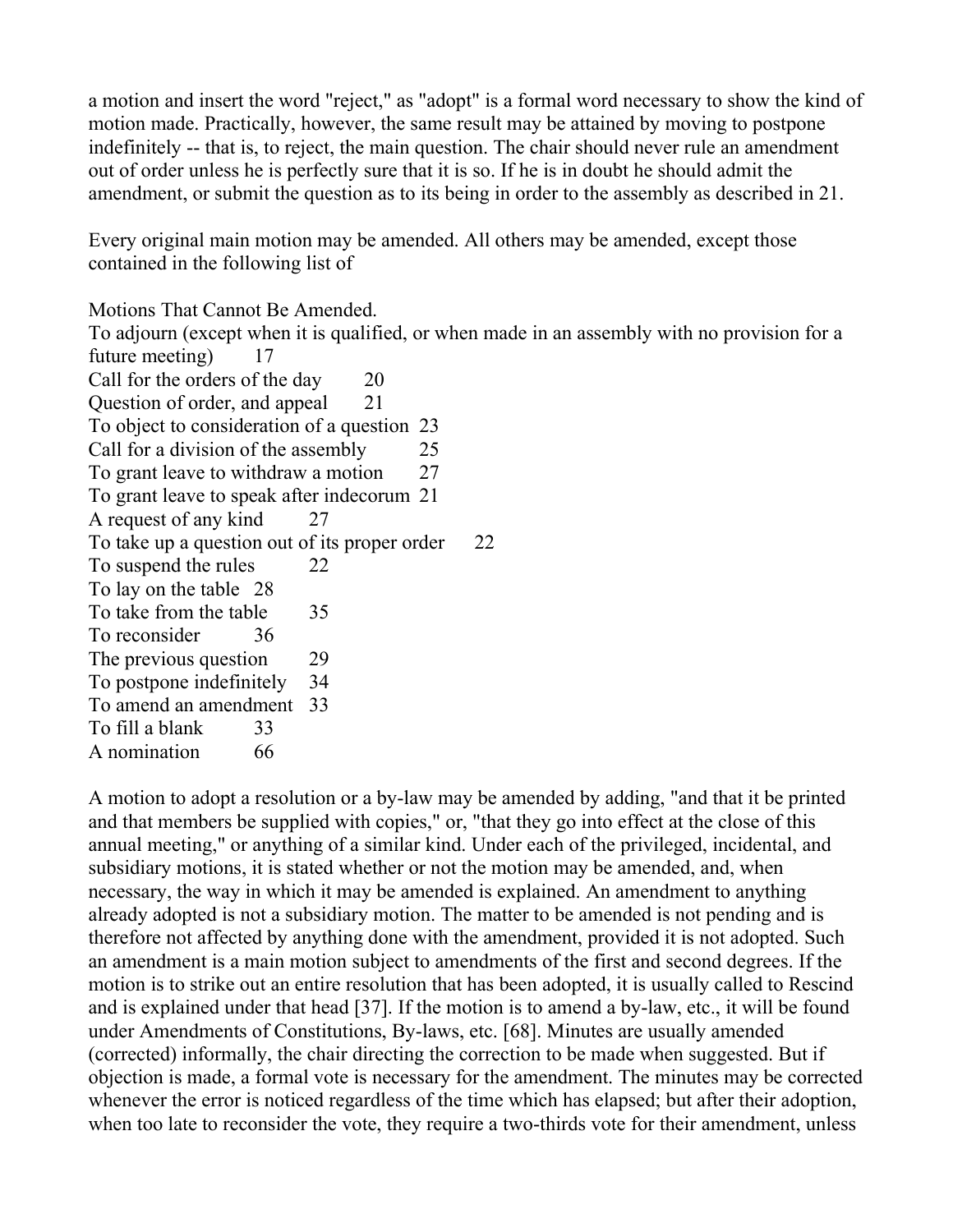a motion and insert the word "reject," as "adopt" is a formal word necessary to show the kind of motion made. Practically, however, the same result may be attained by moving to postpone indefinitely -- that is, to reject, the main question. The chair should never rule an amendment out of order unless he is perfectly sure that it is so. If he is in doubt he should admit the amendment, or submit the question as to its being in order to the assembly as described in 21.

Every original main motion may be amended. All others may be amended, except those contained in the following list of

Motions That Cannot Be Amended.

| Motion | Section |
|---|---|
| To adjourn (except when it is qualified, or when made in an assembly with no provision for a future meeting) | 17 |
| Call for the orders of the day | 20 |
| Question of order, and appeal | 21 |
| To object to consideration of a question | 23 |
| Call for a division of the assembly | 25 |
| To grant leave to withdraw a motion | 27 |
| To grant leave to speak after indecorum | 21 |
| A request of any kind | 27 |
| To take up a question out of its proper order | 22 |
| To suspend the rules | 22 |
| To lay on the table | 28 |
| To take from the table | 35 |
| To reconsider | 36 |
| The previous question | 29 |
| To postpone indefinitely | 34 |
| To amend an amendment | 33 |
| To fill a blank | 33 |
| A nomination | 66 |

A motion to adopt a resolution or a by-law may be amended by adding, "and that it be printed and that members be supplied with copies," or, "that they go into effect at the close of this annual meeting," or anything of a similar kind. Under each of the privileged, incidental, and subsidiary motions, it is stated whether or not the motion may be amended, and, when necessary, the way in which it may be amended is explained. An amendment to anything already adopted is not a subsidiary motion. The matter to be amended is not pending and is therefore not affected by anything done with the amendment, provided it is not adopted. Such an amendment is a main motion subject to amendments of the first and second degrees. If the motion is to strike out an entire resolution that has been adopted, it is usually called to Rescind and is explained under that head [37]. If the motion is to amend a by-law, etc., it will be found under Amendments of Constitutions, By-laws, etc. [68]. Minutes are usually amended (corrected) informally, the chair directing the correction to be made when suggested. But if objection is made, a formal vote is necessary for the amendment. The minutes may be corrected whenever the error is noticed regardless of the time which has elapsed; but after their adoption, when too late to reconsider the vote, they require a two-thirds vote for their amendment, unless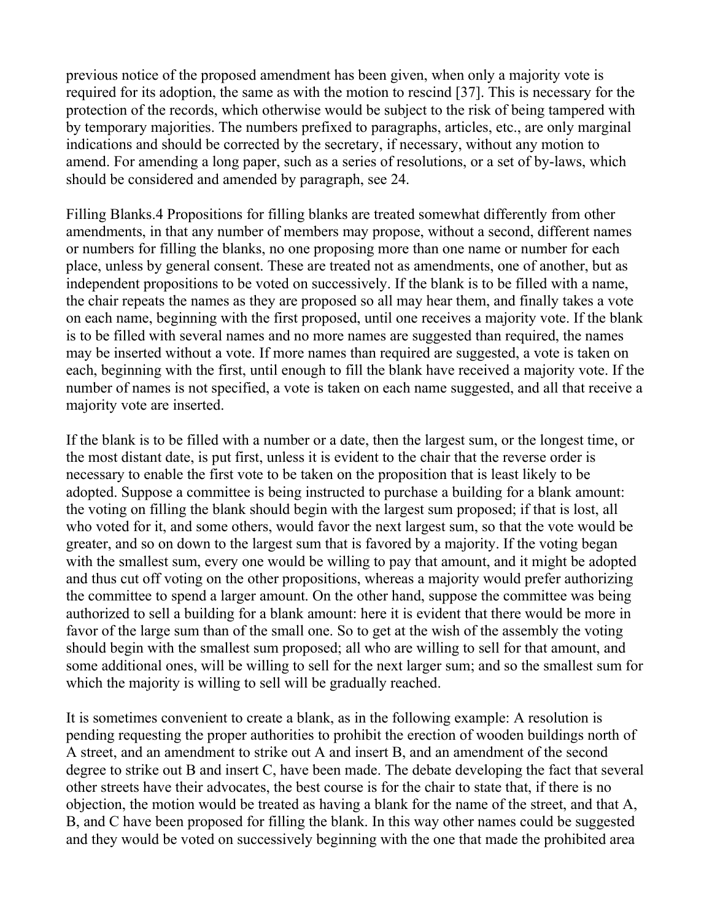previous notice of the proposed amendment has been given, when only a majority vote is required for its adoption, the same as with the motion to rescind [37]. This is necessary for the protection of the records, which otherwise would be subject to the risk of being tampered with by temporary majorities. The numbers prefixed to paragraphs, articles, etc., are only marginal indications and should be corrected by the secretary, if necessary, without any motion to amend. For amending a long paper, such as a series of resolutions, or a set of by-laws, which should be considered and amended by paragraph, see 24.

Filling Blanks.4 Propositions for filling blanks are treated somewhat differently from other amendments, in that any number of members may propose, without a second, different names or numbers for filling the blanks, no one proposing more than one name or number for each place, unless by general consent. These are treated not as amendments, one of another, but as independent propositions to be voted on successively. If the blank is to be filled with a name, the chair repeats the names as they are proposed so all may hear them, and finally takes a vote on each name, beginning with the first proposed, until one receives a majority vote. If the blank is to be filled with several names and no more names are suggested than required, the names may be inserted without a vote. If more names than required are suggested, a vote is taken on each, beginning with the first, until enough to fill the blank have received a majority vote. If the number of names is not specified, a vote is taken on each name suggested, and all that receive a majority vote are inserted.

If the blank is to be filled with a number or a date, then the largest sum, or the longest time, or the most distant date, is put first, unless it is evident to the chair that the reverse order is necessary to enable the first vote to be taken on the proposition that is least likely to be adopted. Suppose a committee is being instructed to purchase a building for a blank amount: the voting on filling the blank should begin with the largest sum proposed; if that is lost, all who voted for it, and some others, would favor the next largest sum, so that the vote would be greater, and so on down to the largest sum that is favored by a majority. If the voting began with the smallest sum, every one would be willing to pay that amount, and it might be adopted and thus cut off voting on the other propositions, whereas a majority would prefer authorizing the committee to spend a larger amount. On the other hand, suppose the committee was being authorized to sell a building for a blank amount: here it is evident that there would be more in favor of the large sum than of the small one. So to get at the wish of the assembly the voting should begin with the smallest sum proposed; all who are willing to sell for that amount, and some additional ones, will be willing to sell for the next larger sum; and so the smallest sum for which the majority is willing to sell will be gradually reached.

It is sometimes convenient to create a blank, as in the following example: A resolution is pending requesting the proper authorities to prohibit the erection of wooden buildings north of A street, and an amendment to strike out A and insert B, and an amendment of the second degree to strike out B and insert C, have been made. The debate developing the fact that several other streets have their advocates, the best course is for the chair to state that, if there is no objection, the motion would be treated as having a blank for the name of the street, and that A, B, and C have been proposed for filling the blank. In this way other names could be suggested and they would be voted on successively beginning with the one that made the prohibited area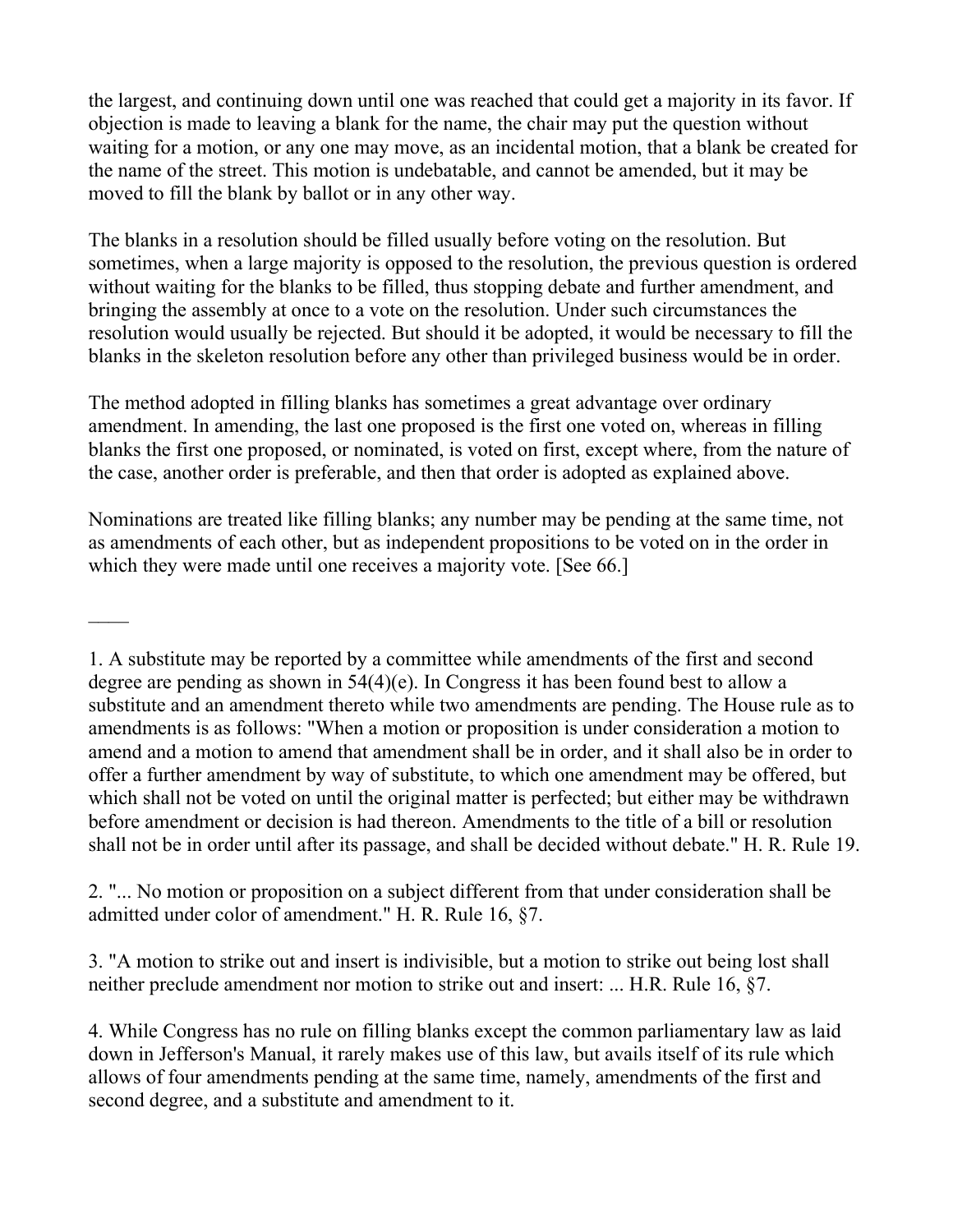the largest, and continuing down until one was reached that could get a majority in its favor. If objection is made to leaving a blank for the name, the chair may put the question without waiting for a motion, or any one may move, as an incidental motion, that a blank be created for the name of the street. This motion is undebatable, and cannot be amended, but it may be moved to fill the blank by ballot or in any other way.

The blanks in a resolution should be filled usually before voting on the resolution. But sometimes, when a large majority is opposed to the resolution, the previous question is ordered without waiting for the blanks to be filled, thus stopping debate and further amendment, and bringing the assembly at once to a vote on the resolution. Under such circumstances the resolution would usually be rejected. But should it be adopted, it would be necessary to fill the blanks in the skeleton resolution before any other than privileged business would be in order.

The method adopted in filling blanks has sometimes a great advantage over ordinary amendment. In amending, the last one proposed is the first one voted on, whereas in filling blanks the first one proposed, or nominated, is voted on first, except where, from the nature of the case, another order is preferable, and then that order is adopted as explained above.

Nominations are treated like filling blanks; any number may be pending at the same time, not as amendments of each other, but as independent propositions to be voted on in the order in which they were made until one receives a majority vote. [See 66.]

____

1. A substitute may be reported by a committee while amendments of the first and second degree are pending as shown in 54(4)(e). In Congress it has been found best to allow a substitute and an amendment thereto while two amendments are pending. The House rule as to amendments is as follows: "When a motion or proposition is under consideration a motion to amend and a motion to amend that amendment shall be in order, and it shall also be in order to offer a further amendment by way of substitute, to which one amendment may be offered, but which shall not be voted on until the original matter is perfected; but either may be withdrawn before amendment or decision is had thereon. Amendments to the title of a bill or resolution shall not be in order until after its passage, and shall be decided without debate." H. R. Rule 19.

2. "... No motion or proposition on a subject different from that under consideration shall be admitted under color of amendment." H. R. Rule 16, §7.

3. "A motion to strike out and insert is indivisible, but a motion to strike out being lost shall neither preclude amendment nor motion to strike out and insert: ... H.R. Rule 16, §7.

4. While Congress has no rule on filling blanks except the common parliamentary law as laid down in Jefferson's Manual, it rarely makes use of this law, but avails itself of its rule which allows of four amendments pending at the same time, namely, amendments of the first and second degree, and a substitute and amendment to it.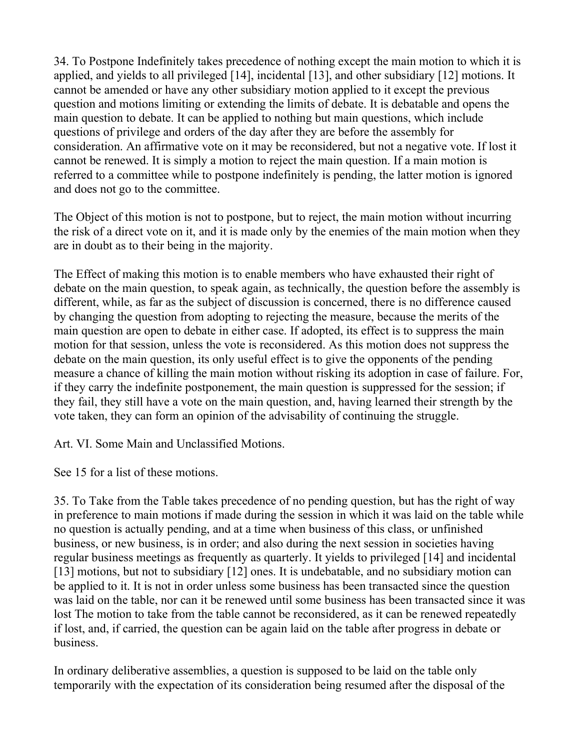34. To Postpone Indefinitely takes precedence of nothing except the main motion to which it is applied, and yields to all privileged [14], incidental [13], and other subsidiary [12] motions. It cannot be amended or have any other subsidiary motion applied to it except the previous question and motions limiting or extending the limits of debate. It is debatable and opens the main question to debate. It can be applied to nothing but main questions, which include questions of privilege and orders of the day after they are before the assembly for consideration. An affirmative vote on it may be reconsidered, but not a negative vote. If lost it cannot be renewed. It is simply a motion to reject the main question. If a main motion is referred to a committee while to postpone indefinitely is pending, the latter motion is ignored and does not go to the committee.

The Object of this motion is not to postpone, but to reject, the main motion without incurring the risk of a direct vote on it, and it is made only by the enemies of the main motion when they are in doubt as to their being in the majority.

The Effect of making this motion is to enable members who have exhausted their right of debate on the main question, to speak again, as technically, the question before the assembly is different, while, as far as the subject of discussion is concerned, there is no difference caused by changing the question from adopting to rejecting the measure, because the merits of the main question are open to debate in either case. If adopted, its effect is to suppress the main motion for that session, unless the vote is reconsidered. As this motion does not suppress the debate on the main question, its only useful effect is to give the opponents of the pending measure a chance of killing the main motion without risking its adoption in case of failure. For, if they carry the indefinite postponement, the main question is suppressed for the session; if they fail, they still have a vote on the main question, and, having learned their strength by the vote taken, they can form an opinion of the advisability of continuing the struggle.

## Art. VI. Some Main and Unclassified Motions.

See 15 for a list of these motions.

35. To Take from the Table takes precedence of no pending question, but has the right of way in preference to main motions if made during the session in which it was laid on the table while no question is actually pending, and at a time when business of this class, or unfinished business, or new business, is in order; and also during the next session in societies having regular business meetings as frequently as quarterly. It yields to privileged [14] and incidental [13] motions, but not to subsidiary [12] ones. It is undebatable, and no subsidiary motion can be applied to it. It is not in order unless some business has been transacted since the question was laid on the table, nor can it be renewed until some business has been transacted since it was lost The motion to take from the table cannot be reconsidered, as it can be renewed repeatedly if lost, and, if carried, the question can be again laid on the table after progress in debate or business.

In ordinary deliberative assemblies, a question is supposed to be laid on the table only temporarily with the expectation of its consideration being resumed after the disposal of the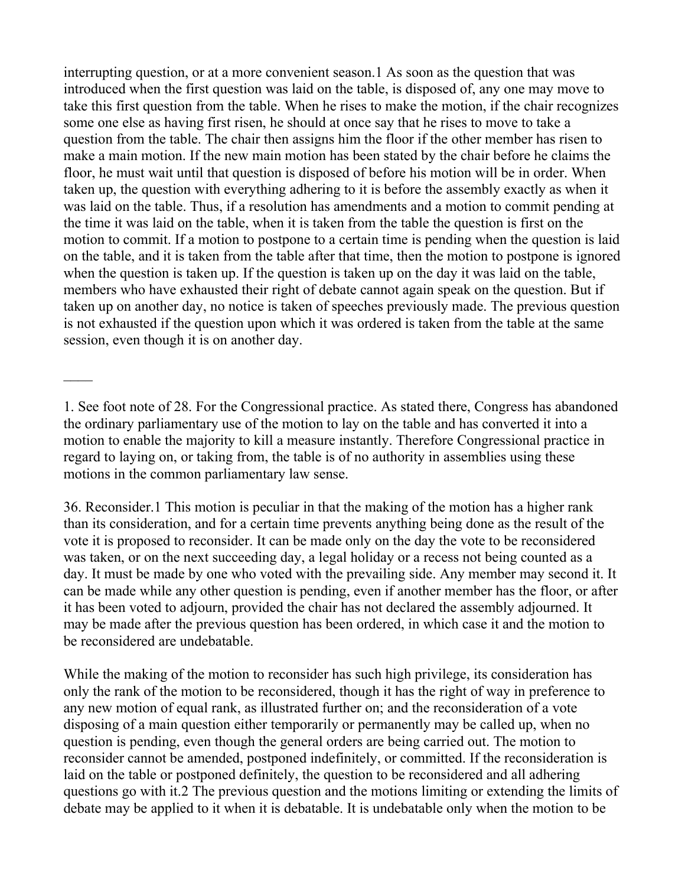interrupting question, or at a more convenient season.[1] As soon as the question that was introduced when the first question was laid on the table, is disposed of, any one may move to take this first question from the table. When he rises to make the motion, if the chair recognizes some one else as having first risen, he should at once say that he rises to move to take a question from the table. The chair then assigns him the floor if the other member has risen to make a main motion. If the new main motion has been stated by the chair before he claims the floor, he must wait until that question is disposed of before his motion will be in order. When taken up, the question with everything adhering to it is before the assembly exactly as when it was laid on the table. Thus, if a resolution has amendments and a motion to commit pending at the time it was laid on the table, when it is taken from the table the question is first on the motion to commit. If a motion to postpone to a certain time is pending when the question is laid on the table, and it is taken from the table after that time, then the motion to postpone is ignored when the question is taken up. If the question is taken up on the day it was laid on the table, members who have exhausted their right of debate cannot again speak on the question. But if taken up on another day, no notice is taken of speeches previously made. The previous question is not exhausted if the question upon which it was ordered is taken from the table at the same session, even though it is on another day.

____

1. See foot note of 28. For the Congressional practice. As stated there, Congress has abandoned the ordinary parliamentary use of the motion to lay on the table and has converted it into a motion to enable the majority to kill a measure instantly. Therefore Congressional practice in regard to laying on, or taking from, the table is of no authority in assemblies using these motions in the common parliamentary law sense.

36. Reconsider.[1] This motion is peculiar in that the making of the motion has a higher rank than its consideration, and for a certain time prevents anything being done as the result of the vote it is proposed to reconsider. It can be made only on the day the vote to be reconsidered was taken, or on the next succeeding day, a legal holiday or a recess not being counted as a day. It must be made by one who voted with the prevailing side. Any member may second it. It can be made while any other question is pending, even if another member has the floor, or after it has been voted to adjourn, provided the chair has not declared the assembly adjourned. It may be made after the previous question has been ordered, in which case it and the motion to be reconsidered are undebatable.

While the making of the motion to reconsider has such high privilege, its consideration has only the rank of the motion to be reconsidered, though it has the right of way in preference to any new motion of equal rank, as illustrated further on; and the reconsideration of a vote disposing of a main question either temporarily or permanently may be called up, when no question is pending, even though the general orders are being carried out. The motion to reconsider cannot be amended, postponed indefinitely, or committed. If the reconsideration is laid on the table or postponed definitely, the question to be reconsidered and all adhering questions go with it.[2] The previous question and the motions limiting or extending the limits of debate may be applied to it when it is debatable. It is undebatable only when the motion to be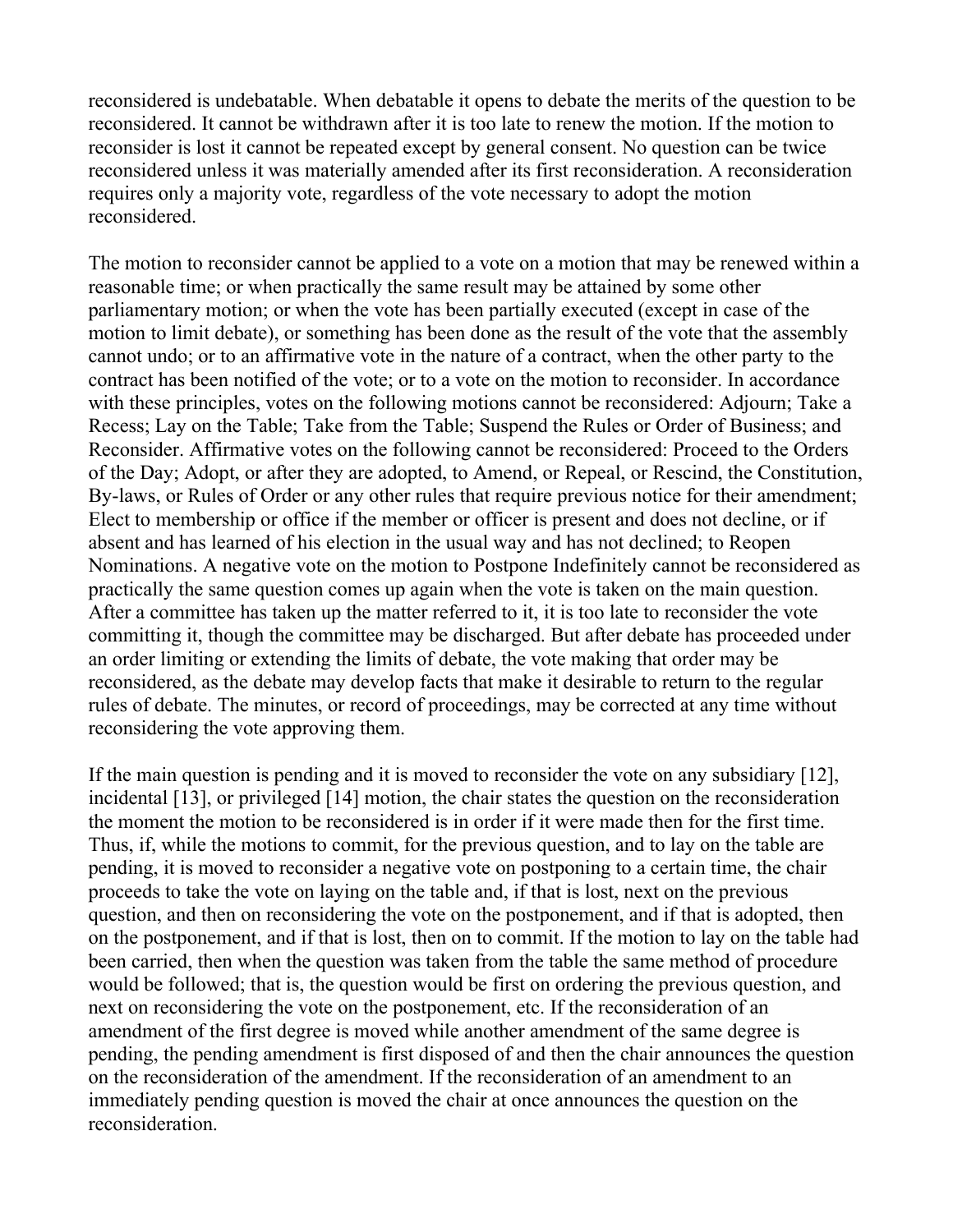reconsidered is undebatable. When debatable it opens to debate the merits of the question to be reconsidered. It cannot be withdrawn after it is too late to renew the motion. If the motion to reconsider is lost it cannot be repeated except by general consent. No question can be twice reconsidered unless it was materially amended after its first reconsideration. A reconsideration requires only a majority vote, regardless of the vote necessary to adopt the motion reconsidered.

The motion to reconsider cannot be applied to a vote on a motion that may be renewed within a reasonable time; or when practically the same result may be attained by some other parliamentary motion; or when the vote has been partially executed (except in case of the motion to limit debate), or something has been done as the result of the vote that the assembly cannot undo; or to an affirmative vote in the nature of a contract, when the other party to the contract has been notified of the vote; or to a vote on the motion to reconsider. In accordance with these principles, votes on the following motions cannot be reconsidered: Adjourn; Take a Recess; Lay on the Table; Take from the Table; Suspend the Rules or Order of Business; and Reconsider. Affirmative votes on the following cannot be reconsidered: Proceed to the Orders of the Day; Adopt, or after they are adopted, to Amend, or Repeal, or Rescind, the Constitution, By-laws, or Rules of Order or any other rules that require previous notice for their amendment; Elect to membership or office if the member or officer is present and does not decline, or if absent and has learned of his election in the usual way and has not declined; to Reopen Nominations. A negative vote on the motion to Postpone Indefinitely cannot be reconsidered as practically the same question comes up again when the vote is taken on the main question. After a committee has taken up the matter referred to it, it is too late to reconsider the vote committing it, though the committee may be discharged. But after debate has proceeded under an order limiting or extending the limits of debate, the vote making that order may be reconsidered, as the debate may develop facts that make it desirable to return to the regular rules of debate. The minutes, or record of proceedings, may be corrected at any time without reconsidering the vote approving them.

If the main question is pending and it is moved to reconsider the vote on any subsidiary [12], incidental [13], or privileged [14] motion, the chair states the question on the reconsideration the moment the motion to be reconsidered is in order if it were made then for the first time. Thus, if, while the motions to commit, for the previous question, and to lay on the table are pending, it is moved to reconsider a negative vote on postponing to a certain time, the chair proceeds to take the vote on laying on the table and, if that is lost, next on the previous question, and then on reconsidering the vote on the postponement, and if that is adopted, then on the postponement, and if that is lost, then on to commit. If the motion to lay on the table had been carried, then when the question was taken from the table the same method of procedure would be followed; that is, the question would be first on ordering the previous question, and next on reconsidering the vote on the postponement, etc. If the reconsideration of an amendment of the first degree is moved while another amendment of the same degree is pending, the pending amendment is first disposed of and then the chair announces the question on the reconsideration of the amendment. If the reconsideration of an amendment to an immediately pending question is moved the chair at once announces the question on the reconsideration.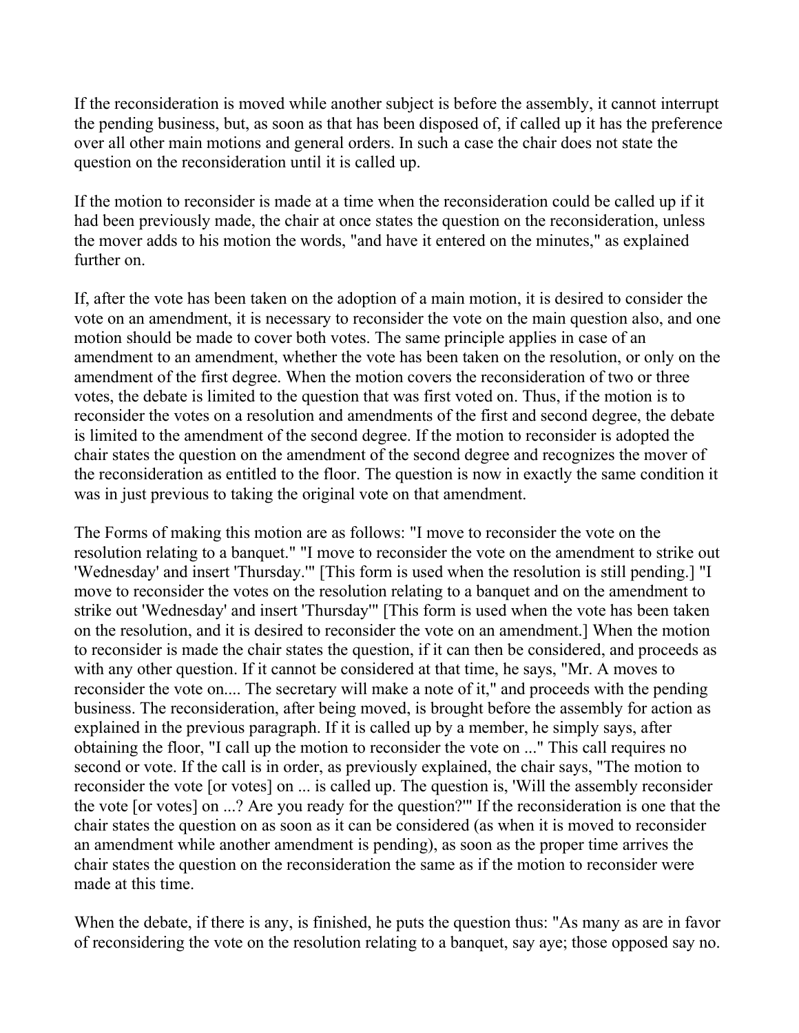If the reconsideration is moved while another subject is before the assembly, it cannot interrupt the pending business, but, as soon as that has been disposed of, if called up it has the preference over all other main motions and general orders. In such a case the chair does not state the question on the reconsideration until it is called up.

If the motion to reconsider is made at a time when the reconsideration could be called up if it had been previously made, the chair at once states the question on the reconsideration, unless the mover adds to his motion the words, "and have it entered on the minutes," as explained further on.

If, after the vote has been taken on the adoption of a main motion, it is desired to consider the vote on an amendment, it is necessary to reconsider the vote on the main question also, and one motion should be made to cover both votes. The same principle applies in case of an amendment to an amendment, whether the vote has been taken on the resolution, or only on the amendment of the first degree. When the motion covers the reconsideration of two or three votes, the debate is limited to the question that was first voted on. Thus, if the motion is to reconsider the votes on a resolution and amendments of the first and second degree, the debate is limited to the amendment of the second degree. If the motion to reconsider is adopted the chair states the question on the amendment of the second degree and recognizes the mover of the reconsideration as entitled to the floor. The question is now in exactly the same condition it was in just previous to taking the original vote on that amendment.

The Forms of making this motion are as follows: "I move to reconsider the vote on the resolution relating to a banquet." "I move to reconsider the vote on the amendment to strike out 'Wednesday' and insert 'Thursday.'" [This form is used when the resolution is still pending.] "I move to reconsider the votes on the resolution relating to a banquet and on the amendment to strike out 'Wednesday' and insert 'Thursday'" [This form is used when the vote has been taken on the resolution, and it is desired to reconsider the vote on an amendment.] When the motion to reconsider is made the chair states the question, if it can then be considered, and proceeds as with any other question. If it cannot be considered at that time, he says, "Mr. A moves to reconsider the vote on.... The secretary will make a note of it," and proceeds with the pending business. The reconsideration, after being moved, is brought before the assembly for action as explained in the previous paragraph. If it is called up by a member, he simply says, after obtaining the floor, "I call up the motion to reconsider the vote on ..." This call requires no second or vote. If the call is in order, as previously explained, the chair says, "The motion to reconsider the vote [or votes] on ... is called up. The question is, 'Will the assembly reconsider the vote [or votes] on ...? Are you ready for the question?'" If the reconsideration is one that the chair states the question on as soon as it can be considered (as when it is moved to reconsider an amendment while another amendment is pending), as soon as the proper time arrives the chair states the question on the reconsideration the same as if the motion to reconsider were made at this time.

When the debate, if there is any, is finished, he puts the question thus: "As many as are in favor of reconsidering the vote on the resolution relating to a banquet, say aye; those opposed say no.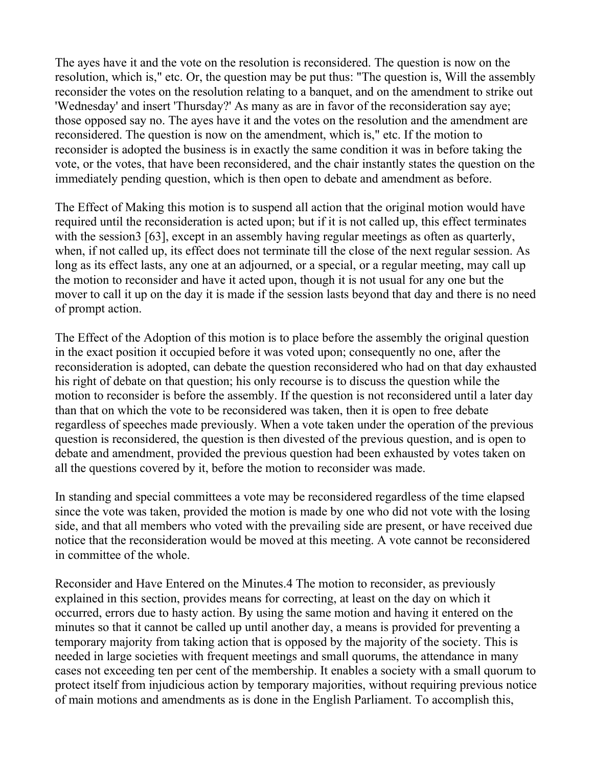The ayes have it and the vote on the resolution is reconsidered. The question is now on the resolution, which is," etc. Or, the question may be put thus: "The question is, Will the assembly reconsider the votes on the resolution relating to a banquet, and on the amendment to strike out 'Wednesday' and insert 'Thursday?' As many as are in favor of the reconsideration say aye; those opposed say no. The ayes have it and the votes on the resolution and the amendment are reconsidered. The question is now on the amendment, which is," etc. If the motion to reconsider is adopted the business is in exactly the same condition it was in before taking the vote, or the votes, that have been reconsidered, and the chair instantly states the question on the immediately pending question, which is then open to debate and amendment as before.

The Effect of Making this motion is to suspend all action that the original motion would have required until the reconsideration is acted upon; but if it is not called up, this effect terminates with the session3 [63], except in an assembly having regular meetings as often as quarterly, when, if not called up, its effect does not terminate till the close of the next regular session. As long as its effect lasts, any one at an adjourned, or a special, or a regular meeting, may call up the motion to reconsider and have it acted upon, though it is not usual for any one but the mover to call it up on the day it is made if the session lasts beyond that day and there is no need of prompt action.

The Effect of the Adoption of this motion is to place before the assembly the original question in the exact position it occupied before it was voted upon; consequently no one, after the reconsideration is adopted, can debate the question reconsidered who had on that day exhausted his right of debate on that question; his only recourse is to discuss the question while the motion to reconsider is before the assembly. If the question is not reconsidered until a later day than that on which the vote to be reconsidered was taken, then it is open to free debate regardless of speeches made previously. When a vote taken under the operation of the previous question is reconsidered, the question is then divested of the previous question, and is open to debate and amendment, provided the previous question had been exhausted by votes taken on all the questions covered by it, before the motion to reconsider was made.

In standing and special committees a vote may be reconsidered regardless of the time elapsed since the vote was taken, provided the motion is made by one who did not vote with the losing side, and that all members who voted with the prevailing side are present, or have received due notice that the reconsideration would be moved at this meeting. A vote cannot be reconsidered in committee of the whole.

Reconsider and Have Entered on the Minutes.4 The motion to reconsider, as previously explained in this section, provides means for correcting, at least on the day on which it occurred, errors due to hasty action. By using the same motion and having it entered on the minutes so that it cannot be called up until another day, a means is provided for preventing a temporary majority from taking action that is opposed by the majority of the society. This is needed in large societies with frequent meetings and small quorums, the attendance in many cases not exceeding ten per cent of the membership. It enables a society with a small quorum to protect itself from injudicious action by temporary majorities, without requiring previous notice of main motions and amendments as is done in the English Parliament. To accomplish this,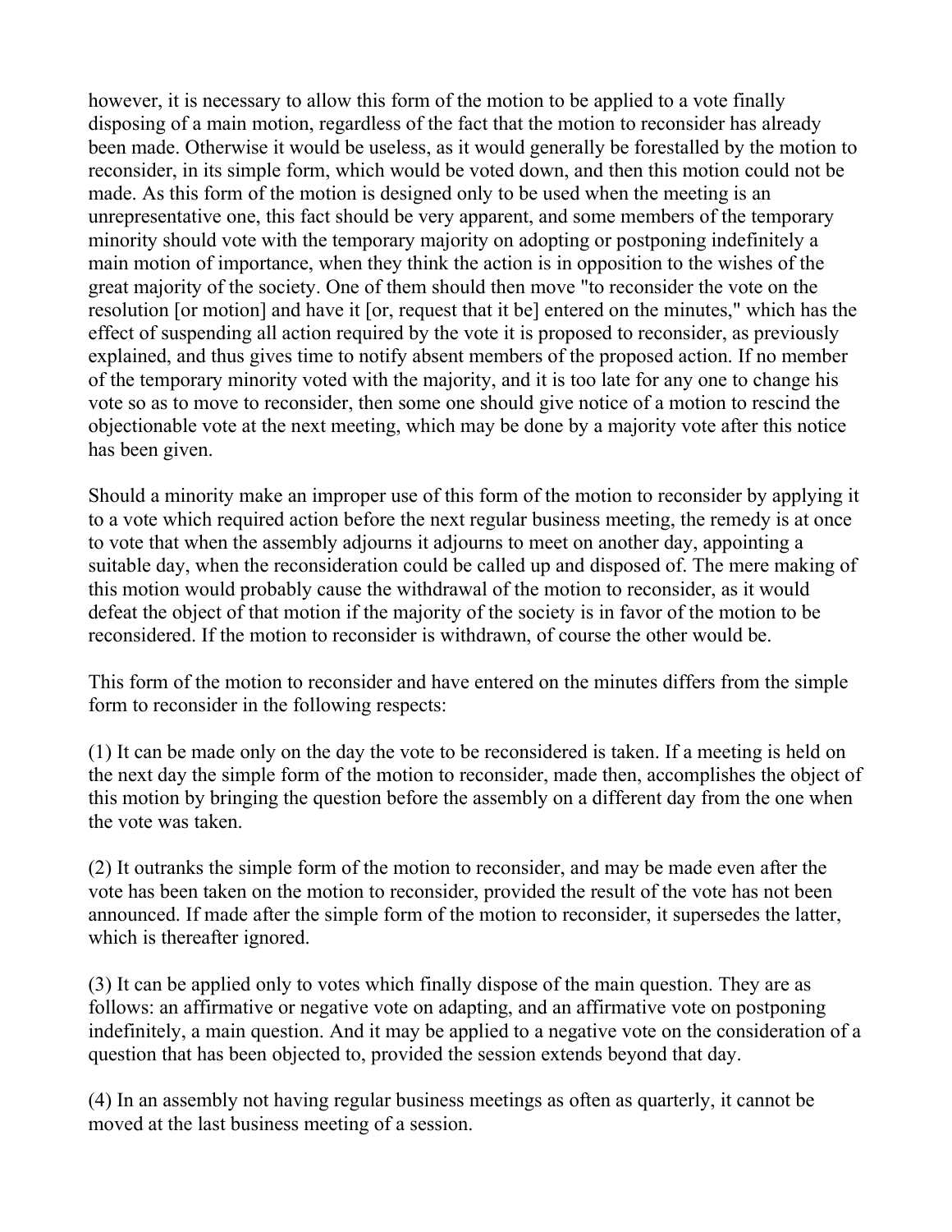however, it is necessary to allow this form of the motion to be applied to a vote finally disposing of a main motion, regardless of the fact that the motion to reconsider has already been made. Otherwise it would be useless, as it would generally be forestalled by the motion to reconsider, in its simple form, which would be voted down, and then this motion could not be made. As this form of the motion is designed only to be used when the meeting is an unrepresentative one, this fact should be very apparent, and some members of the temporary minority should vote with the temporary majority on adopting or postponing indefinitely a main motion of importance, when they think the action is in opposition to the wishes of the great majority of the society. One of them should then move "to reconsider the vote on the resolution [or motion] and have it [or, request that it be] entered on the minutes," which has the effect of suspending all action required by the vote it is proposed to reconsider, as previously explained, and thus gives time to notify absent members of the proposed action. If no member of the temporary minority voted with the majority, and it is too late for any one to change his vote so as to move to reconsider, then some one should give notice of a motion to rescind the objectionable vote at the next meeting, which may be done by a majority vote after this notice has been given.

Should a minority make an improper use of this form of the motion to reconsider by applying it to a vote which required action before the next regular business meeting, the remedy is at once to vote that when the assembly adjourns it adjourns to meet on another day, appointing a suitable day, when the reconsideration could be called up and disposed of. The mere making of this motion would probably cause the withdrawal of the motion to reconsider, as it would defeat the object of that motion if the majority of the society is in favor of the motion to be reconsidered. If the motion to reconsider is withdrawn, of course the other would be.

This form of the motion to reconsider and have entered on the minutes differs from the simple form to reconsider in the following respects:

(1) It can be made only on the day the vote to be reconsidered is taken. If a meeting is held on the next day the simple form of the motion to reconsider, made then, accomplishes the object of this motion by bringing the question before the assembly on a different day from the one when the vote was taken.

(2) It outranks the simple form of the motion to reconsider, and may be made even after the vote has been taken on the motion to reconsider, provided the result of the vote has not been announced. If made after the simple form of the motion to reconsider, it supersedes the latter, which is thereafter ignored.

(3) It can be applied only to votes which finally dispose of the main question. They are as follows: an affirmative or negative vote on adapting, and an affirmative vote on postponing indefinitely, a main question. And it may be applied to a negative vote on the consideration of a question that has been objected to, provided the session extends beyond that day.

(4) In an assembly not having regular business meetings as often as quarterly, it cannot be moved at the last business meeting of a session.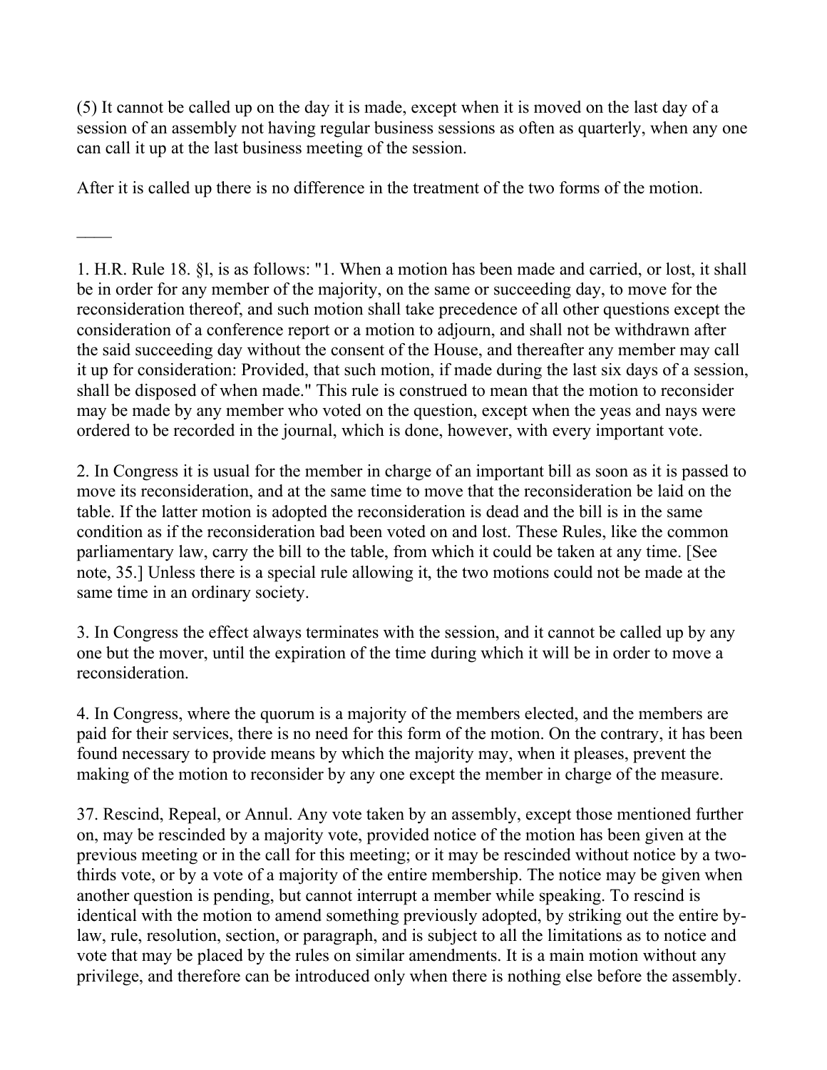(5) It cannot be called up on the day it is made, except when it is moved on the last day of a session of an assembly not having regular business sessions as often as quarterly, when any one can call it up at the last business meeting of the session.

After it is called up there is no difference in the treatment of the two forms of the motion.

____

1. H.R. Rule 18. §l, is as follows: "1. When a motion has been made and carried, or lost, it shall be in order for any member of the majority, on the same or succeeding day, to move for the reconsideration thereof, and such motion shall take precedence of all other questions except the consideration of a conference report or a motion to adjourn, and shall not be withdrawn after the said succeeding day without the consent of the House, and thereafter any member may call it up for consideration: Provided, that such motion, if made during the last six days of a session, shall be disposed of when made." This rule is construed to mean that the motion to reconsider may be made by any member who voted on the question, except when the yeas and nays were ordered to be recorded in the journal, which is done, however, with every important vote.

2. In Congress it is usual for the member in charge of an important bill as soon as it is passed to move its reconsideration, and at the same time to move that the reconsideration be laid on the table. If the latter motion is adopted the reconsideration is dead and the bill is in the same condition as if the reconsideration bad been voted on and lost. These Rules, like the common parliamentary law, carry the bill to the table, from which it could be taken at any time. [See note, 35.] Unless there is a special rule allowing it, the two motions could not be made at the same time in an ordinary society.

3. In Congress the effect always terminates with the session, and it cannot be called up by any one but the mover, until the expiration of the time during which it will be in order to move a reconsideration.

4. In Congress, where the quorum is a majority of the members elected, and the members are paid for their services, there is no need for this form of the motion. On the contrary, it has been found necessary to provide means by which the majority may, when it pleases, prevent the making of the motion to reconsider by any one except the member in charge of the measure.

37. Rescind, Repeal, or Annul. Any vote taken by an assembly, except those mentioned further on, may be rescinded by a majority vote, provided notice of the motion has been given at the previous meeting or in the call for this meeting; or it may be rescinded without notice by a two-thirds vote, or by a vote of a majority of the entire membership. The notice may be given when another question is pending, but cannot interrupt a member while speaking. To rescind is identical with the motion to amend something previously adopted, by striking out the entire by-law, rule, resolution, section, or paragraph, and is subject to all the limitations as to notice and vote that may be placed by the rules on similar amendments. It is a main motion without any privilege, and therefore can be introduced only when there is nothing else before the assembly.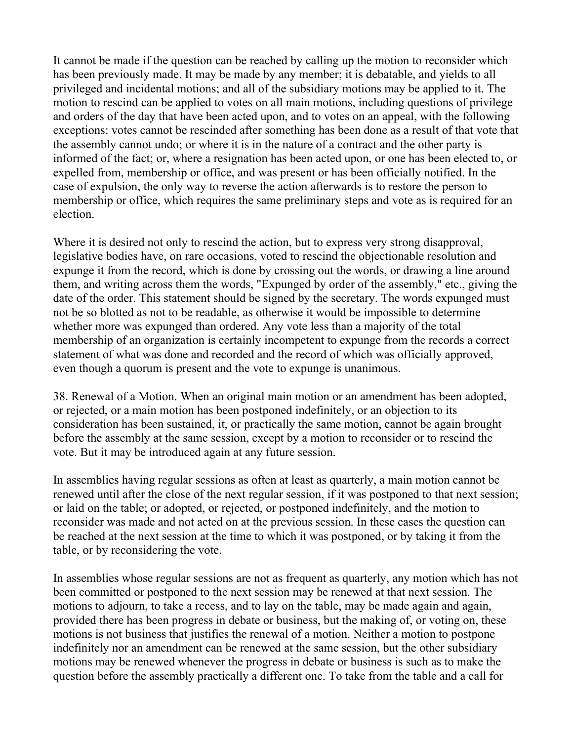It cannot be made if the question can be reached by calling up the motion to reconsider which has been previously made. It may be made by any member; it is debatable, and yields to all privileged and incidental motions; and all of the subsidiary motions may be applied to it. The motion to rescind can be applied to votes on all main motions, including questions of privilege and orders of the day that have been acted upon, and to votes on an appeal, with the following exceptions: votes cannot be rescinded after something has been done as a result of that vote that the assembly cannot undo; or where it is in the nature of a contract and the other party is informed of the fact; or, where a resignation has been acted upon, or one has been elected to, or expelled from, membership or office, and was present or has been officially notified. In the case of expulsion, the only way to reverse the action afterwards is to restore the person to membership or office, which requires the same preliminary steps and vote as is required for an election.

Where it is desired not only to rescind the action, but to express very strong disapproval, legislative bodies have, on rare occasions, voted to rescind the objectionable resolution and expunge it from the record, which is done by crossing out the words, or drawing a line around them, and writing across them the words, "Expunged by order of the assembly," etc., giving the date of the order. This statement should be signed by the secretary. The words expunged must not be so blotted as not to be readable, as otherwise it would be impossible to determine whether more was expunged than ordered. Any vote less than a majority of the total membership of an organization is certainly incompetent to expunge from the records a correct statement of what was done and recorded and the record of which was officially approved, even though a quorum is present and the vote to expunge is unanimous.

38. Renewal of a Motion. When an original main motion or an amendment has been adopted, or rejected, or a main motion has been postponed indefinitely, or an objection to its consideration has been sustained, it, or practically the same motion, cannot be again brought before the assembly at the same session, except by a motion to reconsider or to rescind the vote. But it may be introduced again at any future session.

In assemblies having regular sessions as often at least as quarterly, a main motion cannot be renewed until after the close of the next regular session, if it was postponed to that next session; or laid on the table; or adopted, or rejected, or postponed indefinitely, and the motion to reconsider was made and not acted on at the previous session. In these cases the question can be reached at the next session at the time to which it was postponed, or by taking it from the table, or by reconsidering the vote.

In assemblies whose regular sessions are not as frequent as quarterly, any motion which has not been committed or postponed to the next session may be renewed at that next session. The motions to adjourn, to take a recess, and to lay on the table, may be made again and again, provided there has been progress in debate or business, but the making of, or voting on, these motions is not business that justifies the renewal of a motion. Neither a motion to postpone indefinitely nor an amendment can be renewed at the same session, but the other subsidiary motions may be renewed whenever the progress in debate or business is such as to make the question before the assembly practically a different one. To take from the table and a call for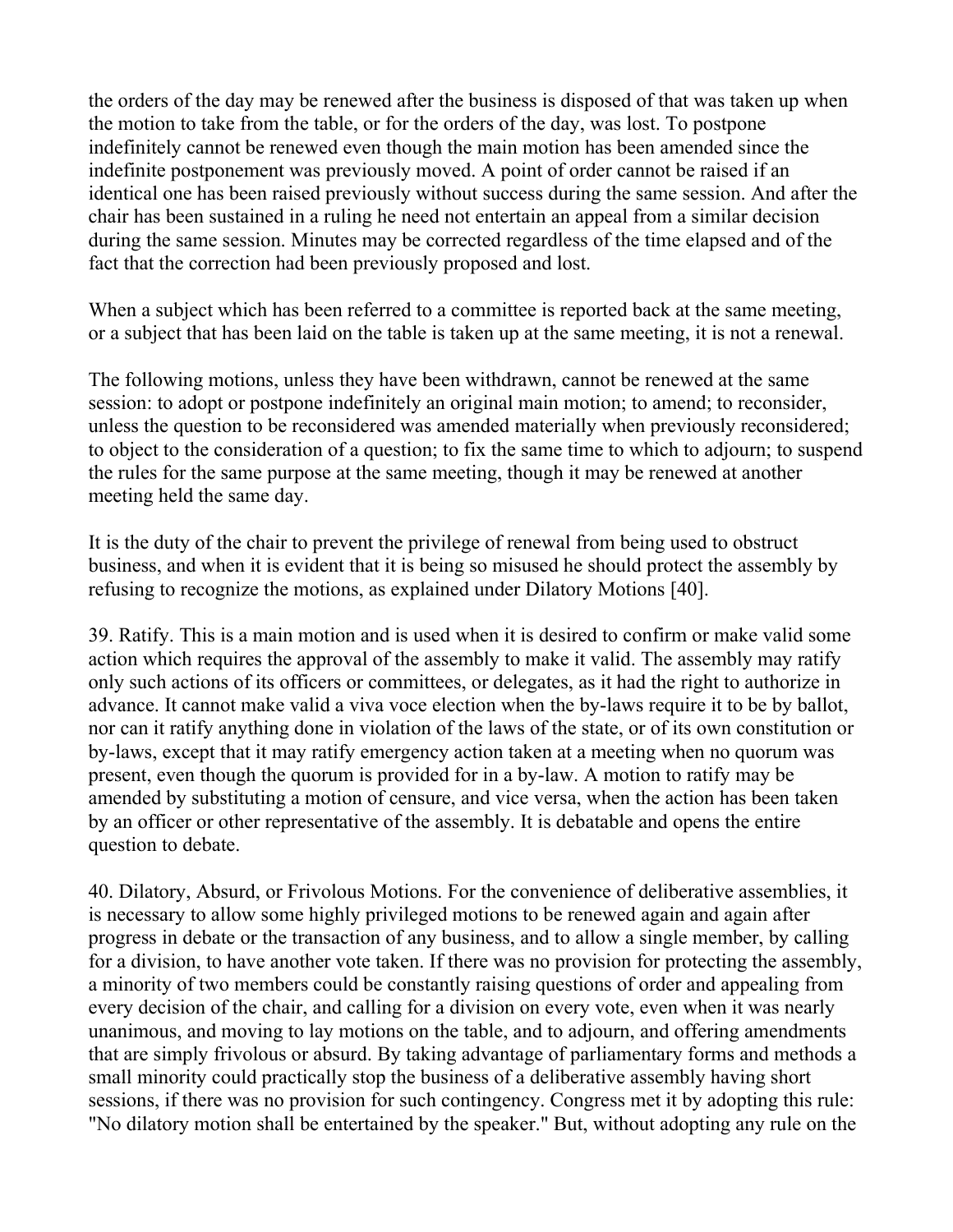the orders of the day may be renewed after the business is disposed of that was taken up when the motion to take from the table, or for the orders of the day, was lost. To postpone indefinitely cannot be renewed even though the main motion has been amended since the indefinite postponement was previously moved. A point of order cannot be raised if an identical one has been raised previously without success during the same session. And after the chair has been sustained in a ruling he need not entertain an appeal from a similar decision during the same session. Minutes may be corrected regardless of the time elapsed and of the fact that the correction had been previously proposed and lost.

When a subject which has been referred to a committee is reported back at the same meeting, or a subject that has been laid on the table is taken up at the same meeting, it is not a renewal.

The following motions, unless they have been withdrawn, cannot be renewed at the same session: to adopt or postpone indefinitely an original main motion; to amend; to reconsider, unless the question to be reconsidered was amended materially when previously reconsidered; to object to the consideration of a question; to fix the same time to which to adjourn; to suspend the rules for the same purpose at the same meeting, though it may be renewed at another meeting held the same day.

It is the duty of the chair to prevent the privilege of renewal from being used to obstruct business, and when it is evident that it is being so misused he should protect the assembly by refusing to recognize the motions, as explained under Dilatory Motions [40].

39. Ratify. This is a main motion and is used when it is desired to confirm or make valid some action which requires the approval of the assembly to make it valid. The assembly may ratify only such actions of its officers or committees, or delegates, as it had the right to authorize in advance. It cannot make valid a viva voce election when the by-laws require it to be by ballot, nor can it ratify anything done in violation of the laws of the state, or of its own constitution or by-laws, except that it may ratify emergency action taken at a meeting when no quorum was present, even though the quorum is provided for in a by-law. A motion to ratify may be amended by substituting a motion of censure, and vice versa, when the action has been taken by an officer or other representative of the assembly. It is debatable and opens the entire question to debate.

40. Dilatory, Absurd, or Frivolous Motions. For the convenience of deliberative assemblies, it is necessary to allow some highly privileged motions to be renewed again and again after progress in debate or the transaction of any business, and to allow a single member, by calling for a division, to have another vote taken. If there was no provision for protecting the assembly, a minority of two members could be constantly raising questions of order and appealing from every decision of the chair, and calling for a division on every vote, even when it was nearly unanimous, and moving to lay motions on the table, and to adjourn, and offering amendments that are simply frivolous or absurd. By taking advantage of parliamentary forms and methods a small minority could practically stop the business of a deliberative assembly having short sessions, if there was no provision for such contingency. Congress met it by adopting this rule: "No dilatory motion shall be entertained by the speaker." But, without adopting any rule on the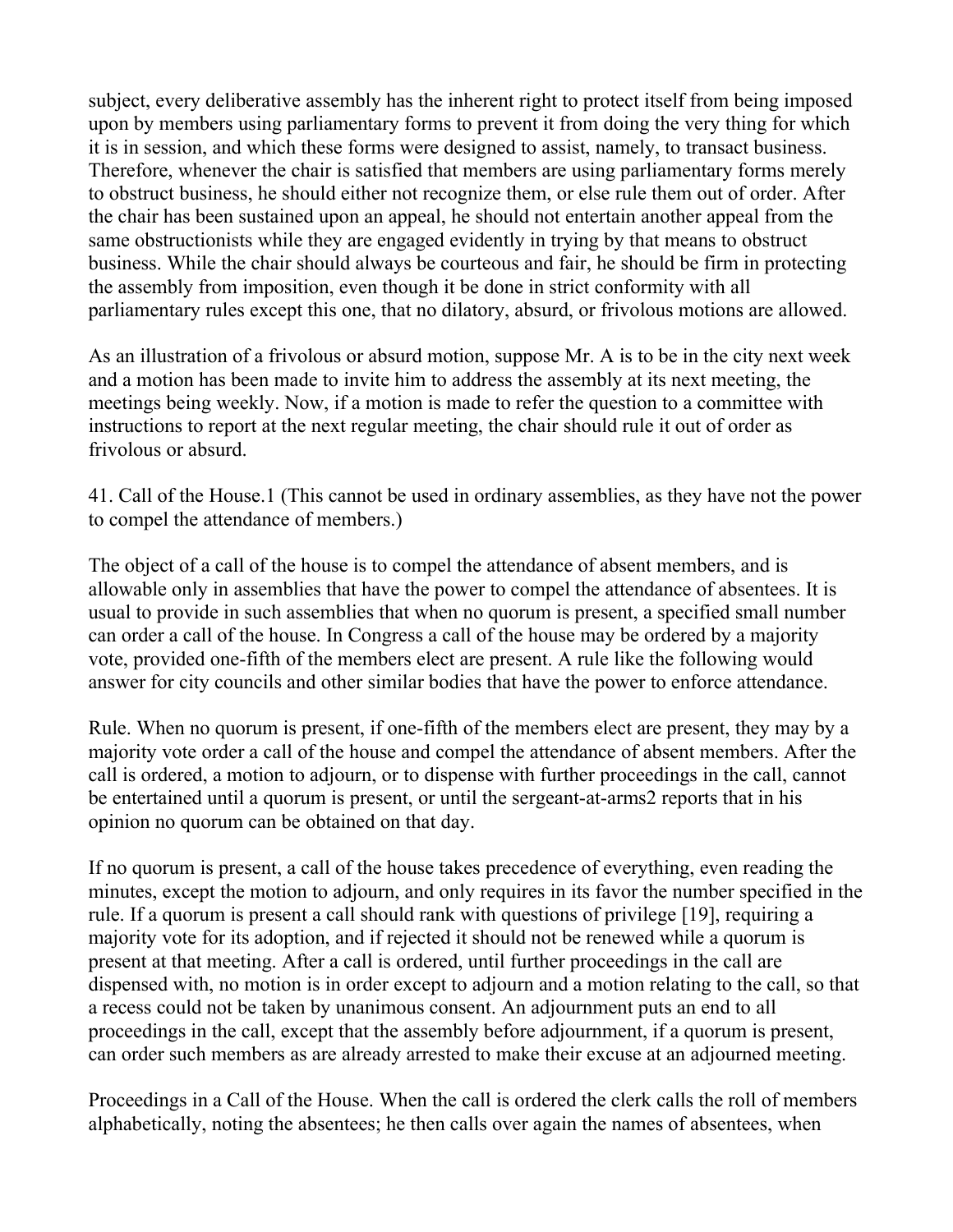subject, every deliberative assembly has the inherent right to protect itself from being imposed upon by members using parliamentary forms to prevent it from doing the very thing for which it is in session, and which these forms were designed to assist, namely, to transact business. Therefore, whenever the chair is satisfied that members are using parliamentary forms merely to obstruct business, he should either not recognize them, or else rule them out of order. After the chair has been sustained upon an appeal, he should not entertain another appeal from the same obstructionists while they are engaged evidently in trying by that means to obstruct business. While the chair should always be courteous and fair, he should be firm in protecting the assembly from imposition, even though it be done in strict conformity with all parliamentary rules except this one, that no dilatory, absurd, or frivolous motions are allowed.

As an illustration of a frivolous or absurd motion, suppose Mr. A is to be in the city next week and a motion has been made to invite him to address the assembly at its next meeting, the meetings being weekly. Now, if a motion is made to refer the question to a committee with instructions to report at the next regular meeting, the chair should rule it out of order as frivolous or absurd.

41. Call of the House.[1] (This cannot be used in ordinary assemblies, as they have not the power to compel the attendance of members.)

The object of a call of the house is to compel the attendance of absent members, and is allowable only in assemblies that have the power to compel the attendance of absentees. It is usual to provide in such assemblies that when no quorum is present, a specified small number can order a call of the house. In Congress a call of the house may be ordered by a majority vote, provided one-fifth of the members elect are present. A rule like the following would answer for city councils and other similar bodies that have the power to enforce attendance.

Rule. When no quorum is present, if one-fifth of the members elect are present, they may by a majority vote order a call of the house and compel the attendance of absent members. After the call is ordered, a motion to adjourn, or to dispense with further proceedings in the call, cannot be entertained until a quorum is present, or until the sergeant-at-arms[2] reports that in his opinion no quorum can be obtained on that day.

If no quorum is present, a call of the house takes precedence of everything, even reading the minutes, except the motion to adjourn, and only requires in its favor the number specified in the rule. If a quorum is present a call should rank with questions of privilege [19], requiring a majority vote for its adoption, and if rejected it should not be renewed while a quorum is present at that meeting. After a call is ordered, until further proceedings in the call are dispensed with, no motion is in order except to adjourn and a motion relating to the call, so that a recess could not be taken by unanimous consent. An adjournment puts an end to all proceedings in the call, except that the assembly before adjournment, if a quorum is present, can order such members as are already arrested to make their excuse at an adjourned meeting.

Proceedings in a Call of the House. When the call is ordered the clerk calls the roll of members alphabetically, noting the absentees; he then calls over again the names of absentees, when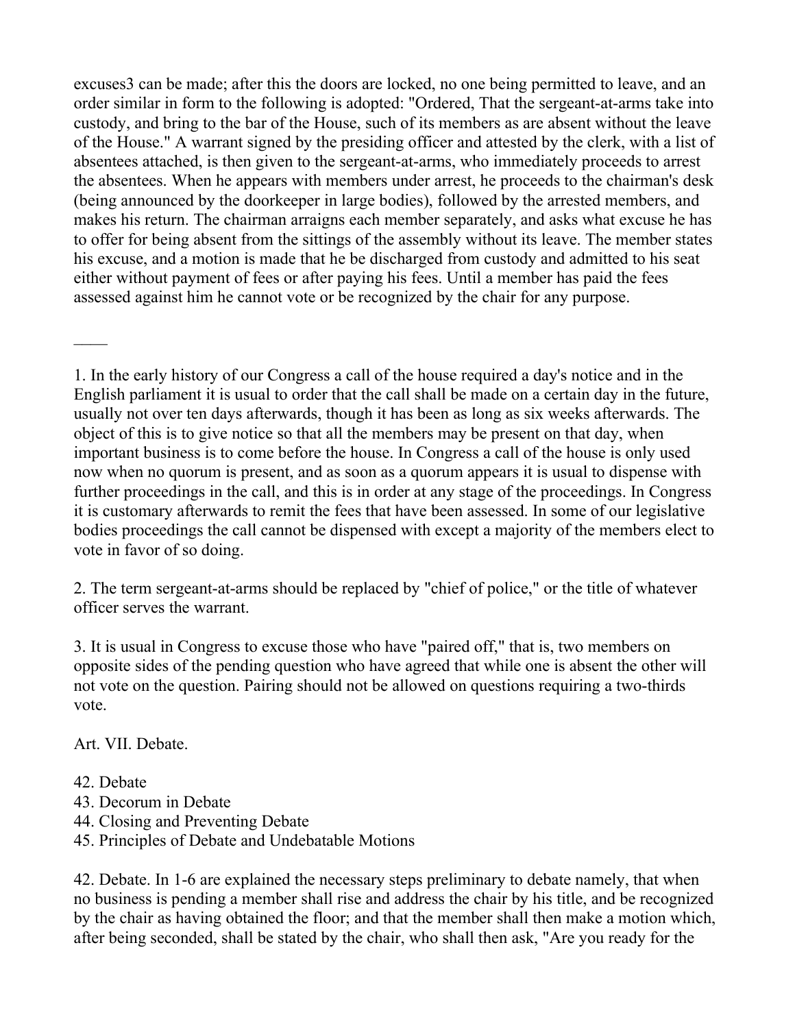excuses[3] can be made; after this the doors are locked, no one being permitted to leave, and an order similar in form to the following is adopted: "Ordered, That the sergeant-at-arms take into custody, and bring to the bar of the House, such of its members as are absent without the leave of the House." A warrant signed by the presiding officer and attested by the clerk, with a list of absentees attached, is then given to the sergeant-at-arms, who immediately proceeds to arrest the absentees. When he appears with members under arrest, he proceeds to the chairman's desk (being announced by the doorkeeper in large bodies), followed by the arrested members, and makes his return. The chairman arraigns each member separately, and asks what excuse he has to offer for being absent from the sittings of the assembly without its leave. The member states his excuse, and a motion is made that he be discharged from custody and admitted to his seat either without payment of fees or after paying his fees. Until a member has paid the fees assessed against him he cannot vote or be recognized by the chair for any purpose.

\_\_\_\_

1. In the early history of our Congress a call of the house required a day's notice and in the English parliament it is usual to order that the call shall be made on a certain day in the future, usually not over ten days afterwards, though it has been as long as six weeks afterwards. The object of this is to give notice so that all the members may be present on that day, when important business is to come before the house. In Congress a call of the house is only used now when no quorum is present, and as soon as a quorum appears it is usual to dispense with further proceedings in the call, and this is in order at any stage of the proceedings. In Congress it is customary afterwards to remit the fees that have been assessed. In some of our legislative bodies proceedings the call cannot be dispensed with except a majority of the members elect to vote in favor of so doing.

2. The term sergeant-at-arms should be replaced by "chief of police," or the title of whatever officer serves the warrant.

3. It is usual in Congress to excuse those who have "paired off," that is, two members on opposite sides of the pending question who have agreed that while one is absent the other will not vote on the question. Pairing should not be allowed on questions requiring a two-thirds vote.

## Art. VII. Debate.

42. Debate
43. Decorum in Debate
44. Closing and Preventing Debate
45. Principles of Debate and Undebatable Motions

42. Debate. In 1-6 are explained the necessary steps preliminary to debate namely, that when no business is pending a member shall rise and address the chair by his title, and be recognized by the chair as having obtained the floor; and that the member shall then make a motion which, after being seconded, shall be stated by the chair, who shall then ask, "Are you ready for the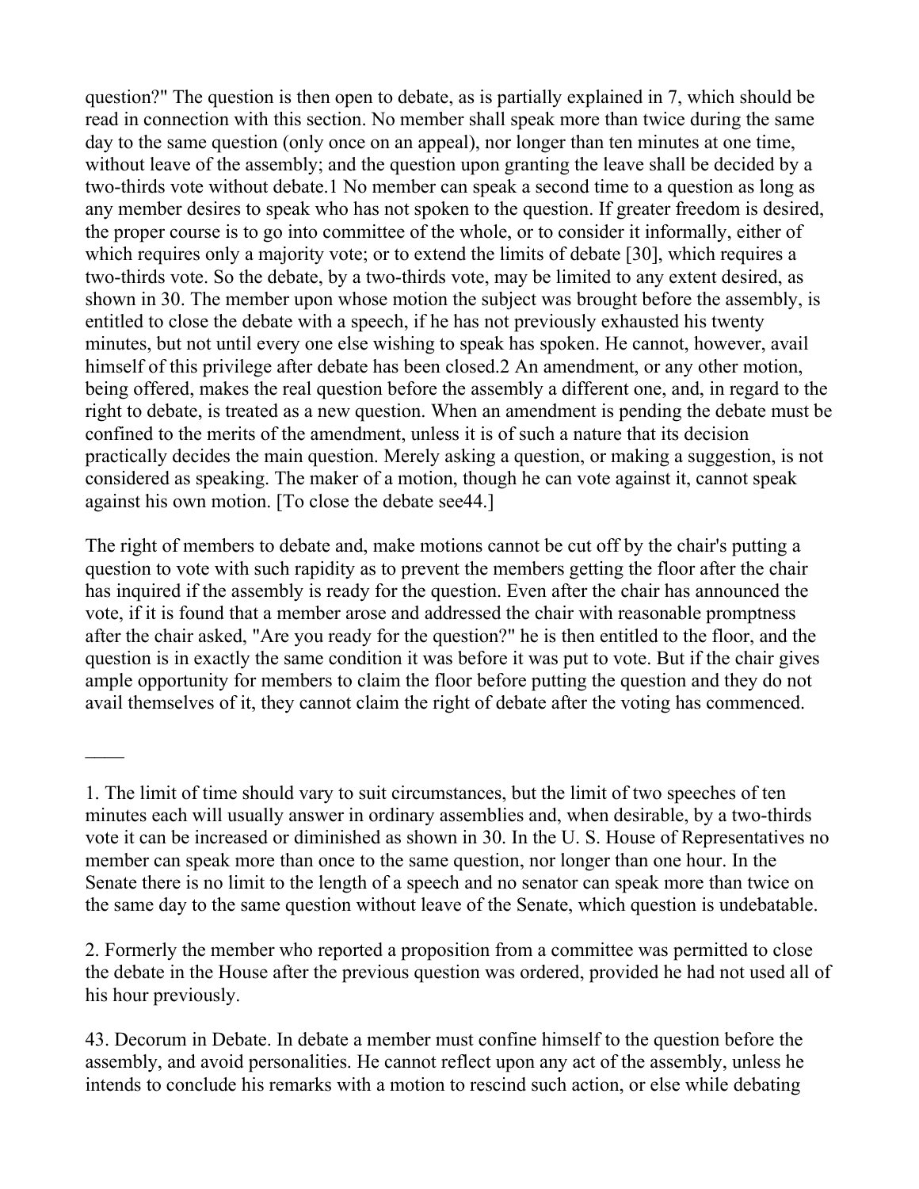question?" The question is then open to debate, as is partially explained in 7, which should be read in connection with this section. No member shall speak more than twice during the same day to the same question (only once on an appeal), nor longer than ten minutes at one time, without leave of the assembly; and the question upon granting the leave shall be decided by a two-thirds vote without debate.[1] No member can speak a second time to a question as long as any member desires to speak who has not spoken to the question. If greater freedom is desired, the proper course is to go into committee of the whole, or to consider it informally, either of which requires only a majority vote; or to extend the limits of debate [30], which requires a two-thirds vote. So the debate, by a two-thirds vote, may be limited to any extent desired, as shown in 30. The member upon whose motion the subject was brought before the assembly, is entitled to close the debate with a speech, if he has not previously exhausted his twenty minutes, but not until every one else wishing to speak has spoken. He cannot, however, avail himself of this privilege after debate has been closed.[2] An amendment, or any other motion, being offered, makes the real question before the assembly a different one, and, in regard to the right to debate, is treated as a new question. When an amendment is pending the debate must be confined to the merits of the amendment, unless it is of such a nature that its decision practically decides the main question. Merely asking a question, or making a suggestion, is not considered as speaking. The maker of a motion, though he can vote against it, cannot speak against his own motion. [To close the debate see44.]

The right of members to debate and, make motions cannot be cut off by the chair's putting a question to vote with such rapidity as to prevent the members getting the floor after the chair has inquired if the assembly is ready for the question. Even after the chair has announced the vote, if it is found that a member arose and addressed the chair with reasonable promptness after the chair asked, "Are you ready for the question?" he is then entitled to the floor, and the question is in exactly the same condition it was before it was put to vote. But if the chair gives ample opportunity for members to claim the floor before putting the question and they do not avail themselves of it, they cannot claim the right of debate after the voting has commenced.

——

1. The limit of time should vary to suit circumstances, but the limit of two speeches of ten minutes each will usually answer in ordinary assemblies and, when desirable, by a two-thirds vote it can be increased or diminished as shown in 30. In the U. S. House of Representatives no member can speak more than once to the same question, nor longer than one hour. In the Senate there is no limit to the length of a speech and no senator can speak more than twice on the same day to the same question without leave of the Senate, which question is undebatable.

2. Formerly the member who reported a proposition from a committee was permitted to close the debate in the House after the previous question was ordered, provided he had not used all of his hour previously.

43. Decorum in Debate. In debate a member must confine himself to the question before the assembly, and avoid personalities. He cannot reflect upon any act of the assembly, unless he intends to conclude his remarks with a motion to rescind such action, or else while debating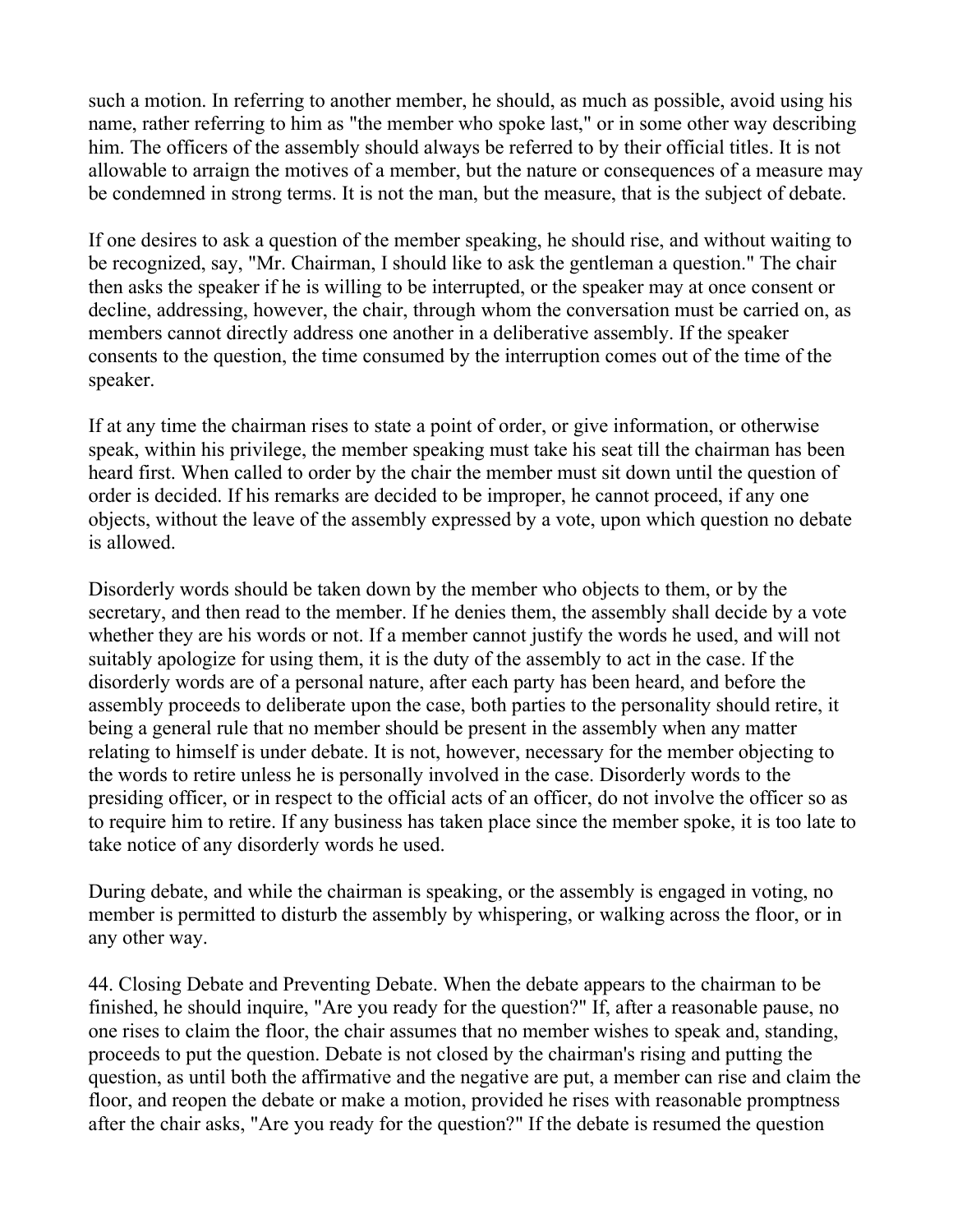such a motion. In referring to another member, he should, as much as possible, avoid using his name, rather referring to him as "the member who spoke last," or in some other way describing him. The officers of the assembly should always be referred to by their official titles. It is not allowable to arraign the motives of a member, but the nature or consequences of a measure may be condemned in strong terms. It is not the man, but the measure, that is the subject of debate.

If one desires to ask a question of the member speaking, he should rise, and without waiting to be recognized, say, "Mr. Chairman, I should like to ask the gentleman a question." The chair then asks the speaker if he is willing to be interrupted, or the speaker may at once consent or decline, addressing, however, the chair, through whom the conversation must be carried on, as members cannot directly address one another in a deliberative assembly. If the speaker consents to the question, the time consumed by the interruption comes out of the time of the speaker.

If at any time the chairman rises to state a point of order, or give information, or otherwise speak, within his privilege, the member speaking must take his seat till the chairman has been heard first. When called to order by the chair the member must sit down until the question of order is decided. If his remarks are decided to be improper, he cannot proceed, if any one objects, without the leave of the assembly expressed by a vote, upon which question no debate is allowed.

Disorderly words should be taken down by the member who objects to them, or by the secretary, and then read to the member. If he denies them, the assembly shall decide by a vote whether they are his words or not. If a member cannot justify the words he used, and will not suitably apologize for using them, it is the duty of the assembly to act in the case. If the disorderly words are of a personal nature, after each party has been heard, and before the assembly proceeds to deliberate upon the case, both parties to the personality should retire, it being a general rule that no member should be present in the assembly when any matter relating to himself is under debate. It is not, however, necessary for the member objecting to the words to retire unless he is personally involved in the case. Disorderly words to the presiding officer, or in respect to the official acts of an officer, do not involve the officer so as to require him to retire. If any business has taken place since the member spoke, it is too late to take notice of any disorderly words he used.

During debate, and while the chairman is speaking, or the assembly is engaged in voting, no member is permitted to disturb the assembly by whispering, or walking across the floor, or in any other way.

44. Closing Debate and Preventing Debate. When the debate appears to the chairman to be finished, he should inquire, "Are you ready for the question?" If, after a reasonable pause, no one rises to claim the floor, the chair assumes that no member wishes to speak and, standing, proceeds to put the question. Debate is not closed by the chairman's rising and putting the question, as until both the affirmative and the negative are put, a member can rise and claim the floor, and reopen the debate or make a motion, provided he rises with reasonable promptness after the chair asks, "Are you ready for the question?" If the debate is resumed the question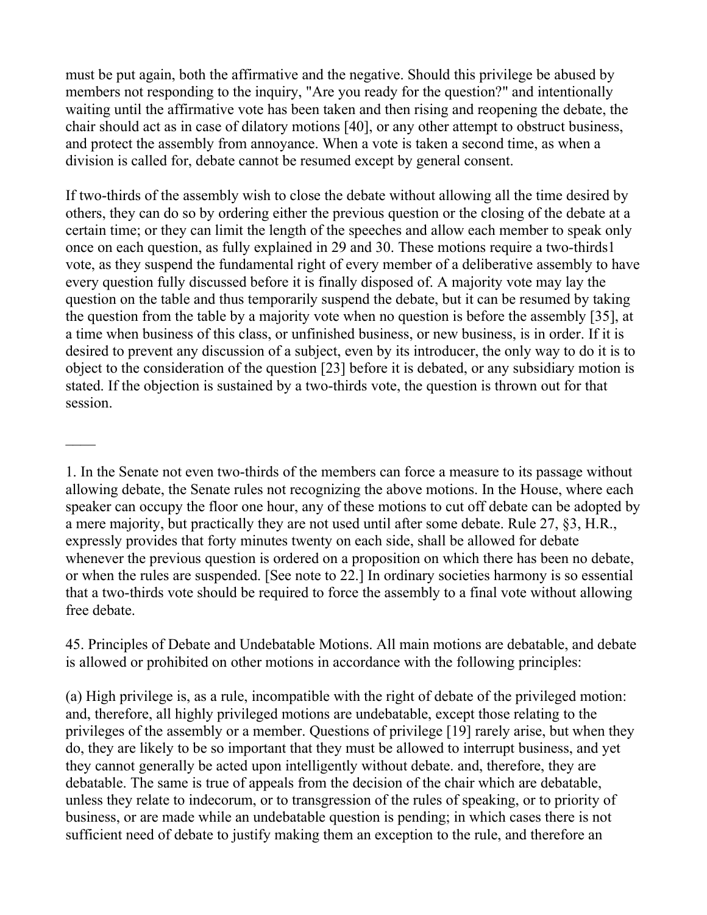must be put again, both the affirmative and the negative. Should this privilege be abused by members not responding to the inquiry, "Are you ready for the question?" and intentionally waiting until the affirmative vote has been taken and then rising and reopening the debate, the chair should act as in case of dilatory motions [40], or any other attempt to obstruct business, and protect the assembly from annoyance. When a vote is taken a second time, as when a division is called for, debate cannot be resumed except by general consent.

If two-thirds of the assembly wish to close the debate without allowing all the time desired by others, they can do so by ordering either the previous question or the closing of the debate at a certain time; or they can limit the length of the speeches and allow each member to speak only once on each question, as fully explained in 29 and 30. These motions require a two-thirds[1] vote, as they suspend the fundamental right of every member of a deliberative assembly to have every question fully discussed before it is finally disposed of. A majority vote may lay the question on the table and thus temporarily suspend the debate, but it can be resumed by taking the question from the table by a majority vote when no question is before the assembly [35], at a time when business of this class, or unfinished business, or new business, is in order. If it is desired to prevent any discussion of a subject, even by its introducer, the only way to do it is to object to the consideration of the question [23] before it is debated, or any subsidiary motion is stated. If the objection is sustained by a two-thirds vote, the question is thrown out for that session.

——

1. In the Senate not even two-thirds of the members can force a measure to its passage without allowing debate, the Senate rules not recognizing the above motions. In the House, where each speaker can occupy the floor one hour, any of these motions to cut off debate can be adopted by a mere majority, but practically they are not used until after some debate. Rule 27, §3, H.R., expressly provides that forty minutes twenty on each side, shall be allowed for debate whenever the previous question is ordered on a proposition on which there has been no debate, or when the rules are suspended. [See note to 22.] In ordinary societies harmony is so essential that a two-thirds vote should be required to force the assembly to a final vote without allowing free debate.

45. Principles of Debate and Undebatable Motions. All main motions are debatable, and debate is allowed or prohibited on other motions in accordance with the following principles:

(a) High privilege is, as a rule, incompatible with the right of debate of the privileged motion: and, therefore, all highly privileged motions are undebatable, except those relating to the privileges of the assembly or a member. Questions of privilege [19] rarely arise, but when they do, they are likely to be so important that they must be allowed to interrupt business, and yet they cannot generally be acted upon intelligently without debate. and, therefore, they are debatable. The same is true of appeals from the decision of the chair which are debatable, unless they relate to indecorum, or to transgression of the rules of speaking, or to priority of business, or are made while an undebatable question is pending; in which cases there is not sufficient need of debate to justify making them an exception to the rule, and therefore an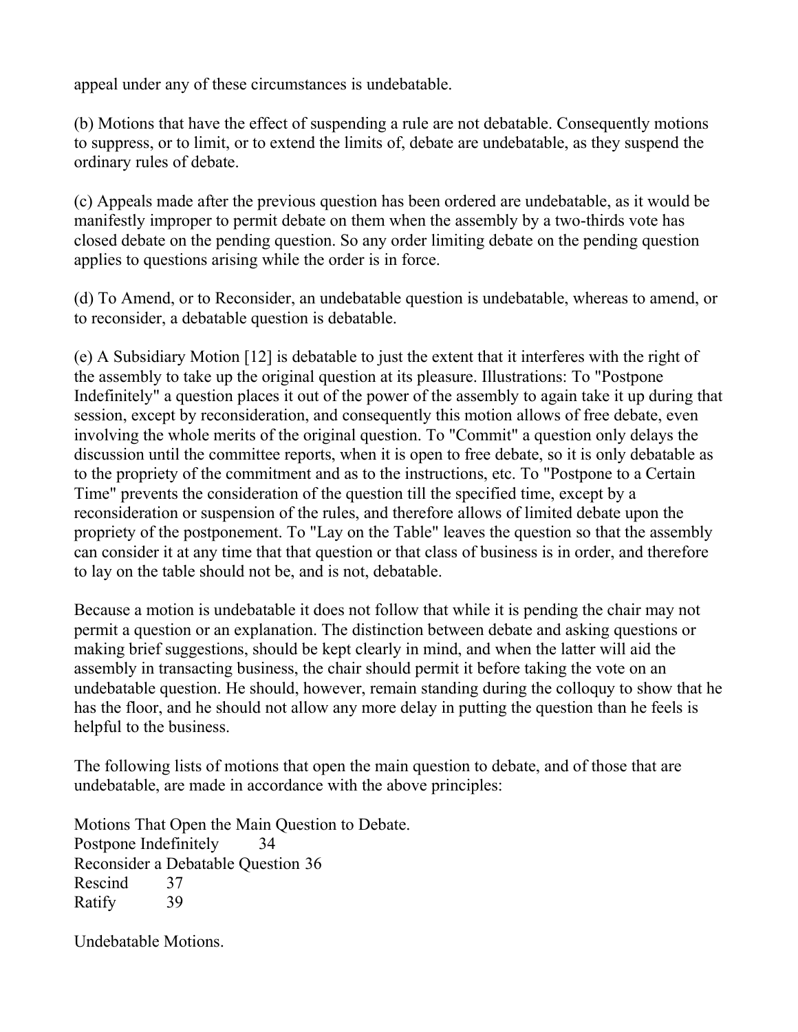appeal under any of these circumstances is undebatable.

(b) Motions that have the effect of suspending a rule are not debatable. Consequently motions to suppress, or to limit, or to extend the limits of, debate are undebatable, as they suspend the ordinary rules of debate.

(c) Appeals made after the previous question has been ordered are undebatable, as it would be manifestly improper to permit debate on them when the assembly by a two-thirds vote has closed debate on the pending question. So any order limiting debate on the pending question applies to questions arising while the order is in force.

(d) To Amend, or to Reconsider, an undebatable question is undebatable, whereas to amend, or to reconsider, a debatable question is debatable.

(e) A Subsidiary Motion [12] is debatable to just the extent that it interferes with the right of the assembly to take up the original question at its pleasure. Illustrations: To "Postpone Indefinitely" a question places it out of the power of the assembly to again take it up during that session, except by reconsideration, and consequently this motion allows of free debate, even involving the whole merits of the original question. To "Commit" a question only delays the discussion until the committee reports, when it is open to free debate, so it is only debatable as to the propriety of the commitment and as to the instructions, etc. To "Postpone to a Certain Time" prevents the consideration of the question till the specified time, except by a reconsideration or suspension of the rules, and therefore allows of limited debate upon the propriety of the postponement. To "Lay on the Table" leaves the question so that the assembly can consider it at any time that that question or that class of business is in order, and therefore to lay on the table should not be, and is not, debatable.

Because a motion is undebatable it does not follow that while it is pending the chair may not permit a question or an explanation. The distinction between debate and asking questions or making brief suggestions, should be kept clearly in mind, and when the latter will aid the assembly in transacting business, the chair should permit it before taking the vote on an undebatable question. He should, however, remain standing during the colloquy to show that he has the floor, and he should not allow any more delay in putting the question than he feels is helpful to the business.

The following lists of motions that open the main question to debate, and of those that are undebatable, are made in accordance with the above principles:

Motions That Open the Main Question to Debate.

Postpone Indefinitely 34
Reconsider a Debatable Question 36
Rescind 37
Ratify 39

Undebatable Motions.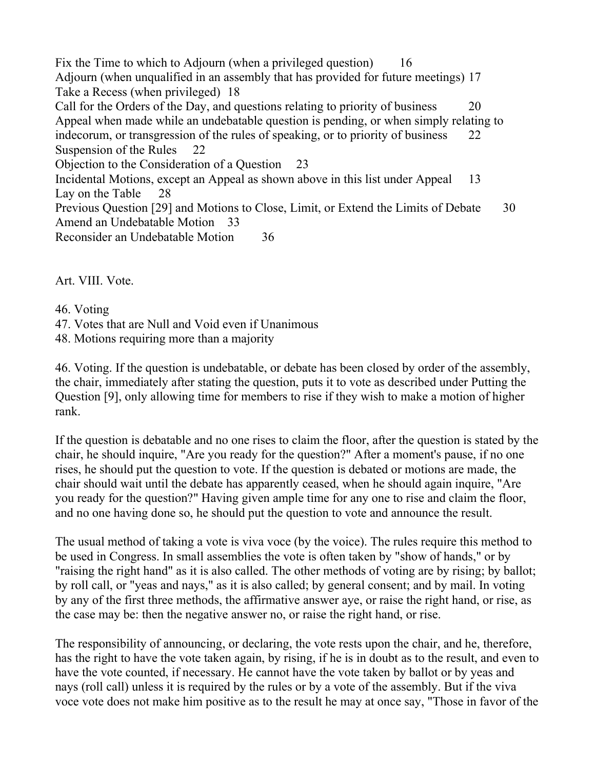Fix the Time to which to Adjourn (when a privileged question) 16
Adjourn (when unqualified in an assembly that has provided for future meetings) 17
Take a Recess (when privileged) 18
Call for the Orders of the Day, and questions relating to priority of business 20
Appeal when made while an undebatable question is pending, or when simply relating to indecorum, or transgression of the rules of speaking, or to priority of business 22
Suspension of the Rules 22
Objection to the Consideration of a Question 23
Incidental Motions, except an Appeal as shown above in this list under Appeal 13
Lay on the Table 28
Previous Question [29] and Motions to Close, Limit, or Extend the Limits of Debate 30
Amend an Undebatable Motion 33
Reconsider an Undebatable Motion 36

## Art. VIII. Vote.

46. Voting
47. Votes that are Null and Void even if Unanimous
48. Motions requiring more than a majority

46. Voting. If the question is undebatable, or debate has been closed by order of the assembly, the chair, immediately after stating the question, puts it to vote as described under Putting the Question [9], only allowing time for members to rise if they wish to make a motion of higher rank.

If the question is debatable and no one rises to claim the floor, after the question is stated by the chair, he should inquire, "Are you ready for the question?" After a moment's pause, if no one rises, he should put the question to vote. If the question is debated or motions are made, the chair should wait until the debate has apparently ceased, when he should again inquire, "Are you ready for the question?" Having given ample time for any one to rise and claim the floor, and no one having done so, he should put the question to vote and announce the result.

The usual method of taking a vote is viva voce (by the voice). The rules require this method to be used in Congress. In small assemblies the vote is often taken by "show of hands," or by "raising the right hand" as it is also called. The other methods of voting are by rising; by ballot; by roll call, or "yeas and nays," as it is also called; by general consent; and by mail. In voting by any of the first three methods, the affirmative answer aye, or raise the right hand, or rise, as the case may be: then the negative answer no, or raise the right hand, or rise.

The responsibility of announcing, or declaring, the vote rests upon the chair, and he, therefore, has the right to have the vote taken again, by rising, if he is in doubt as to the result, and even to have the vote counted, if necessary. He cannot have the vote taken by ballot or by yeas and nays (roll call) unless it is required by the rules or by a vote of the assembly. But if the viva voce vote does not make him positive as to the result he may at once say, "Those in favor of the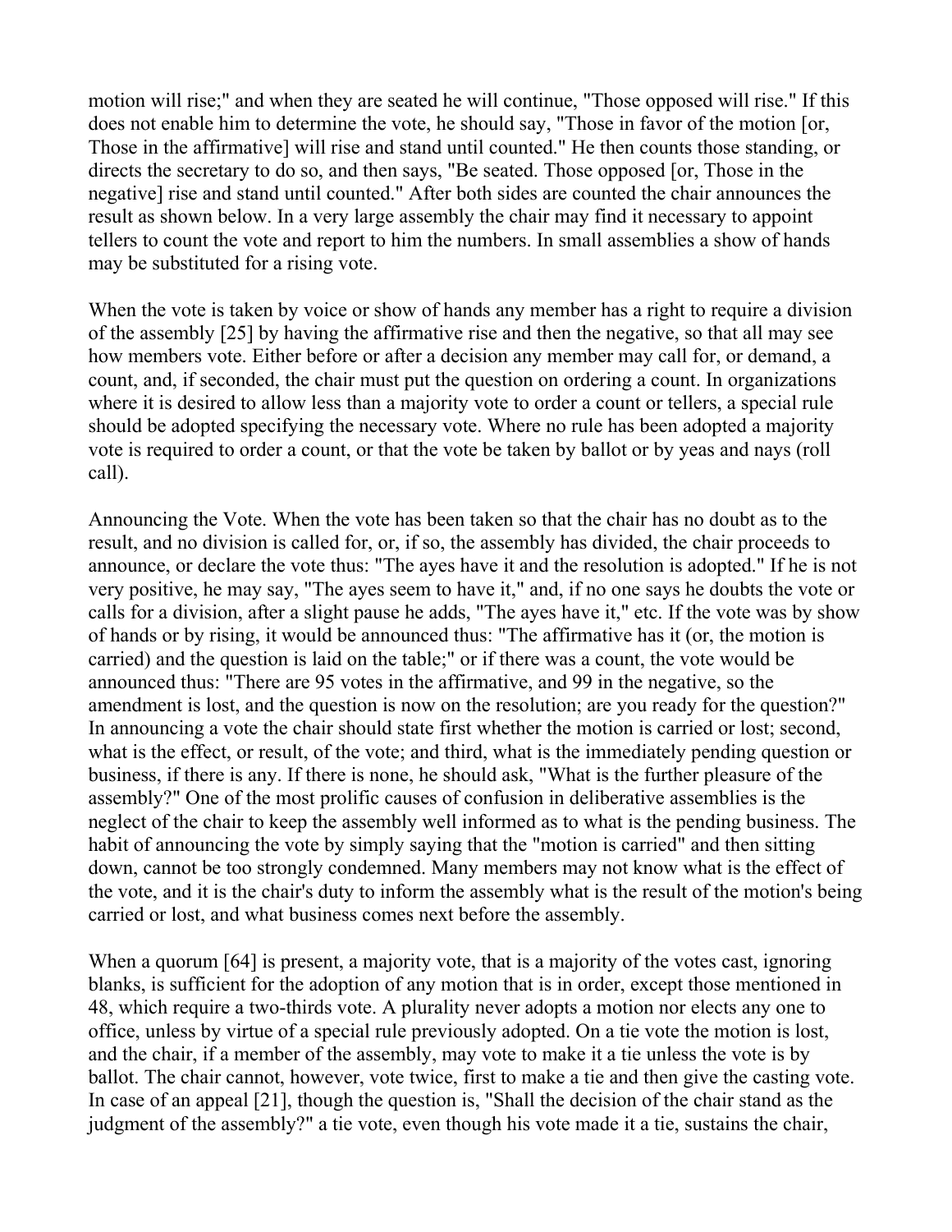motion will rise;" and when they are seated he will continue, "Those opposed will rise." If this does not enable him to determine the vote, he should say, "Those in favor of the motion [or, Those in the affirmative] will rise and stand until counted." He then counts those standing, or directs the secretary to do so, and then says, "Be seated. Those opposed [or, Those in the negative] rise and stand until counted." After both sides are counted the chair announces the result as shown below. In a very large assembly the chair may find it necessary to appoint tellers to count the vote and report to him the numbers. In small assemblies a show of hands may be substituted for a rising vote.

When the vote is taken by voice or show of hands any member has a right to require a division of the assembly [25] by having the affirmative rise and then the negative, so that all may see how members vote. Either before or after a decision any member may call for, or demand, a count, and, if seconded, the chair must put the question on ordering a count. In organizations where it is desired to allow less than a majority vote to order a count or tellers, a special rule should be adopted specifying the necessary vote. Where no rule has been adopted a majority vote is required to order a count, or that the vote be taken by ballot or by yeas and nays (roll call).

Announcing the Vote. When the vote has been taken so that the chair has no doubt as to the result, and no division is called for, or, if so, the assembly has divided, the chair proceeds to announce, or declare the vote thus: "The ayes have it and the resolution is adopted." If he is not very positive, he may say, "The ayes seem to have it," and, if no one says he doubts the vote or calls for a division, after a slight pause he adds, "The ayes have it," etc. If the vote was by show of hands or by rising, it would be announced thus: "The affirmative has it (or, the motion is carried) and the question is laid on the table;" or if there was a count, the vote would be announced thus: "There are 95 votes in the affirmative, and 99 in the negative, so the amendment is lost, and the question is now on the resolution; are you ready for the question?" In announcing a vote the chair should state first whether the motion is carried or lost; second, what is the effect, or result, of the vote; and third, what is the immediately pending question or business, if there is any. If there is none, he should ask, "What is the further pleasure of the assembly?" One of the most prolific causes of confusion in deliberative assemblies is the neglect of the chair to keep the assembly well informed as to what is the pending business. The habit of announcing the vote by simply saying that the "motion is carried" and then sitting down, cannot be too strongly condemned. Many members may not know what is the effect of the vote, and it is the chair's duty to inform the assembly what is the result of the motion's being carried or lost, and what business comes next before the assembly.

When a quorum [64] is present, a majority vote, that is a majority of the votes cast, ignoring blanks, is sufficient for the adoption of any motion that is in order, except those mentioned in 48, which require a two-thirds vote. A plurality never adopts a motion nor elects any one to office, unless by virtue of a special rule previously adopted. On a tie vote the motion is lost, and the chair, if a member of the assembly, may vote to make it a tie unless the vote is by ballot. The chair cannot, however, vote twice, first to make a tie and then give the casting vote. In case of an appeal [21], though the question is, "Shall the decision of the chair stand as the judgment of the assembly?" a tie vote, even though his vote made it a tie, sustains the chair,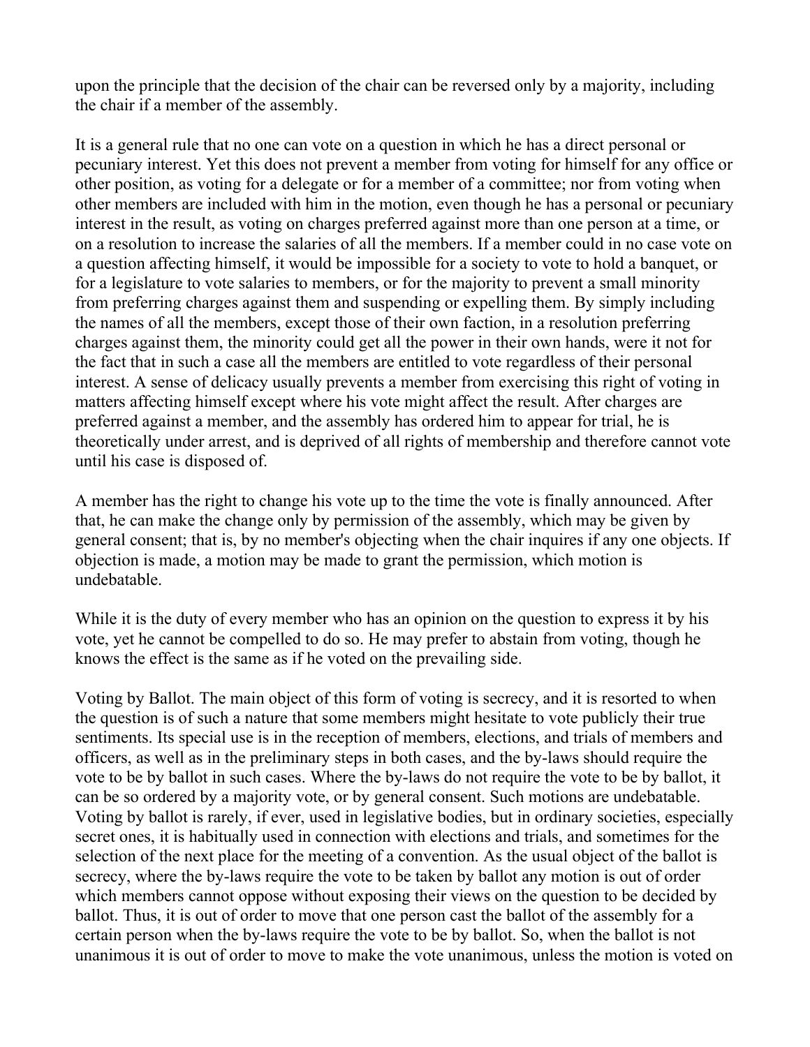upon the principle that the decision of the chair can be reversed only by a majority, including the chair if a member of the assembly.

It is a general rule that no one can vote on a question in which he has a direct personal or pecuniary interest. Yet this does not prevent a member from voting for himself for any office or other position, as voting for a delegate or for a member of a committee; nor from voting when other members are included with him in the motion, even though he has a personal or pecuniary interest in the result, as voting on charges preferred against more than one person at a time, or on a resolution to increase the salaries of all the members. If a member could in no case vote on a question affecting himself, it would be impossible for a society to vote to hold a banquet, or for a legislature to vote salaries to members, or for the majority to prevent a small minority from preferring charges against them and suspending or expelling them. By simply including the names of all the members, except those of their own faction, in a resolution preferring charges against them, the minority could get all the power in their own hands, were it not for the fact that in such a case all the members are entitled to vote regardless of their personal interest. A sense of delicacy usually prevents a member from exercising this right of voting in matters affecting himself except where his vote might affect the result. After charges are preferred against a member, and the assembly has ordered him to appear for trial, he is theoretically under arrest, and is deprived of all rights of membership and therefore cannot vote until his case is disposed of.

A member has the right to change his vote up to the time the vote is finally announced. After that, he can make the change only by permission of the assembly, which may be given by general consent; that is, by no member's objecting when the chair inquires if any one objects. If objection is made, a motion may be made to grant the permission, which motion is undebatable.

While it is the duty of every member who has an opinion on the question to express it by his vote, yet he cannot be compelled to do so. He may prefer to abstain from voting, though he knows the effect is the same as if he voted on the prevailing side.

Voting by Ballot. The main object of this form of voting is secrecy, and it is resorted to when the question is of such a nature that some members might hesitate to vote publicly their true sentiments. Its special use is in the reception of members, elections, and trials of members and officers, as well as in the preliminary steps in both cases, and the by-laws should require the vote to be by ballot in such cases. Where the by-laws do not require the vote to be by ballot, it can be so ordered by a majority vote, or by general consent. Such motions are undebatable. Voting by ballot is rarely, if ever, used in legislative bodies, but in ordinary societies, especially secret ones, it is habitually used in connection with elections and trials, and sometimes for the selection of the next place for the meeting of a convention. As the usual object of the ballot is secrecy, where the by-laws require the vote to be taken by ballot any motion is out of order which members cannot oppose without exposing their views on the question to be decided by ballot. Thus, it is out of order to move that one person cast the ballot of the assembly for a certain person when the by-laws require the vote to be by ballot. So, when the ballot is not unanimous it is out of order to move to make the vote unanimous, unless the motion is voted on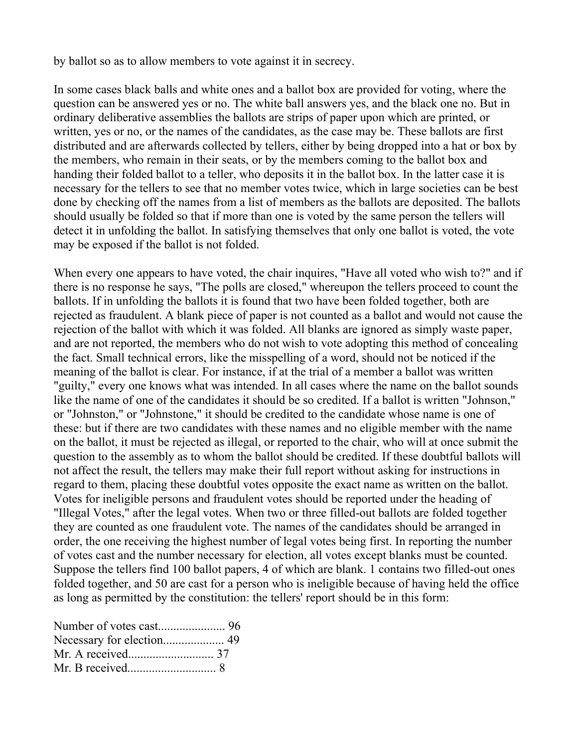by ballot so as to allow members to vote against it in secrecy.

In some cases black balls and white ones and a ballot box are provided for voting, where the question can be answered yes or no. The white ball answers yes, and the black one no. But in ordinary deliberative assemblies the ballots are strips of paper upon which are printed, or written, yes or no, or the names of the candidates, as the case may be. These ballots are first distributed and are afterwards collected by tellers, either by being dropped into a hat or box by the members, who remain in their seats, or by the members coming to the ballot box and handing their folded ballot to a teller, who deposits it in the ballot box. In the latter case it is necessary for the tellers to see that no member votes twice, which in large societies can be best done by checking off the names from a list of members as the ballots are deposited. The ballots should usually be folded so that if more than one is voted by the same person the tellers will detect it in unfolding the ballot. In satisfying themselves that only one ballot is voted, the vote may be exposed if the ballot is not folded.

When every one appears to have voted, the chair inquires, "Have all voted who wish to?" and if there is no response he says, "The polls are closed," whereupon the tellers proceed to count the ballots. If in unfolding the ballots it is found that two have been folded together, both are rejected as fraudulent. A blank piece of paper is not counted as a ballot and would not cause the rejection of the ballot with which it was folded. All blanks are ignored as simply waste paper, and are not reported, the members who do not wish to vote adopting this method of concealing the fact. Small technical errors, like the misspelling of a word, should not be noticed if the meaning of the ballot is clear. For instance, if at the trial of a member a ballot was written "guilty," every one knows what was intended. In all cases where the name on the ballot sounds like the name of one of the candidates it should be so credited. If a ballot is written "Johnson," or "Johnston," or "Johnstone," it should be credited to the candidate whose name is one of these: but if there are two candidates with these names and no eligible member with the name on the ballot, it must be rejected as illegal, or reported to the chair, who will at once submit the question to the assembly as to whom the ballot should be credited. If these doubtful ballots will not affect the result, the tellers may make their full report without asking for instructions in regard to them, placing these doubtful votes opposite the exact name as written on the ballot. Votes for ineligible persons and fraudulent votes should be reported under the heading of "Illegal Votes," after the legal votes. When two or three filled-out ballots are folded together they are counted as one fraudulent vote. The names of the candidates should be arranged in order, the one receiving the highest number of legal votes being first. In reporting the number of votes cast and the number necessary for election, all votes except blanks must be counted. Suppose the tellers find 100 ballot papers, 4 of which are blank. 1 contains two filled-out ones folded together, and 50 are cast for a person who is ineligible because of having held the office as long as permitted by the constitution: the tellers' report should be in this form:

Number of votes cast...................... 96  
Necessary for election.................... 49  
Mr. A received............................ 37  
Mr. B received............................ 8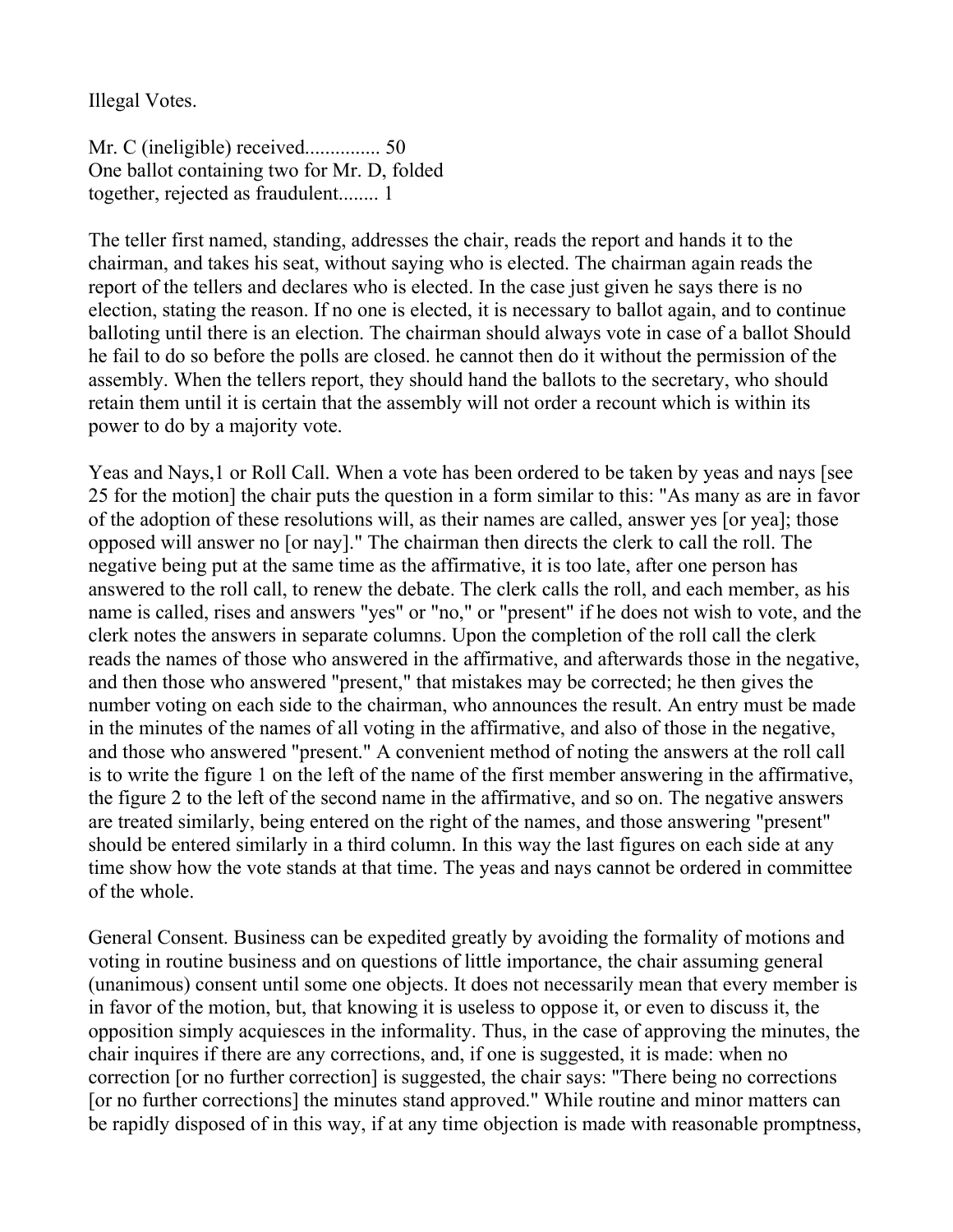Illegal Votes.

Mr. C (ineligible) received............... 50
One ballot containing two for Mr. D, folded together, rejected as fraudulent........ 1

The teller first named, standing, addresses the chair, reads the report and hands it to the chairman, and takes his seat, without saying who is elected. The chairman again reads the report of the tellers and declares who is elected. In the case just given he says there is no election, stating the reason. If no one is elected, it is necessary to ballot again, and to continue balloting until there is an election. The chairman should always vote in case of a ballot Should he fail to do so before the polls are closed. he cannot then do it without the permission of the assembly. When the tellers report, they should hand the ballots to the secretary, who should retain them until it is certain that the assembly will not order a recount which is within its power to do by a majority vote.

Yeas and Nays,1 or Roll Call. When a vote has been ordered to be taken by yeas and nays [see 25 for the motion] the chair puts the question in a form similar to this: "As many as are in favor of the adoption of these resolutions will, as their names are called, answer yes [or yea]; those opposed will answer no [or nay]." The chairman then directs the clerk to call the roll. The negative being put at the same time as the affirmative, it is too late, after one person has answered to the roll call, to renew the debate. The clerk calls the roll, and each member, as his name is called, rises and answers "yes" or "no," or "present" if he does not wish to vote, and the clerk notes the answers in separate columns. Upon the completion of the roll call the clerk reads the names of those who answered in the affirmative, and afterwards those in the negative, and then those who answered "present," that mistakes may be corrected; he then gives the number voting on each side to the chairman, who announces the result. An entry must be made in the minutes of the names of all voting in the affirmative, and also of those in the negative, and those who answered "present." A convenient method of noting the answers at the roll call is to write the figure 1 on the left of the name of the first member answering in the affirmative, the figure 2 to the left of the second name in the affirmative, and so on. The negative answers are treated similarly, being entered on the right of the names, and those answering "present" should be entered similarly in a third column. In this way the last figures on each side at any time show how the vote stands at that time. The yeas and nays cannot be ordered in committee of the whole.

General Consent. Business can be expedited greatly by avoiding the formality of motions and voting in routine business and on questions of little importance, the chair assuming general (unanimous) consent until some one objects. It does not necessarily mean that every member is in favor of the motion, but, that knowing it is useless to oppose it, or even to discuss it, the opposition simply acquiesces in the informality. Thus, in the case of approving the minutes, the chair inquires if there are any corrections, and, if one is suggested, it is made: when no correction [or no further correction] is suggested, the chair says: "There being no corrections [or no further corrections] the minutes stand approved." While routine and minor matters can be rapidly disposed of in this way, if at any time objection is made with reasonable promptness,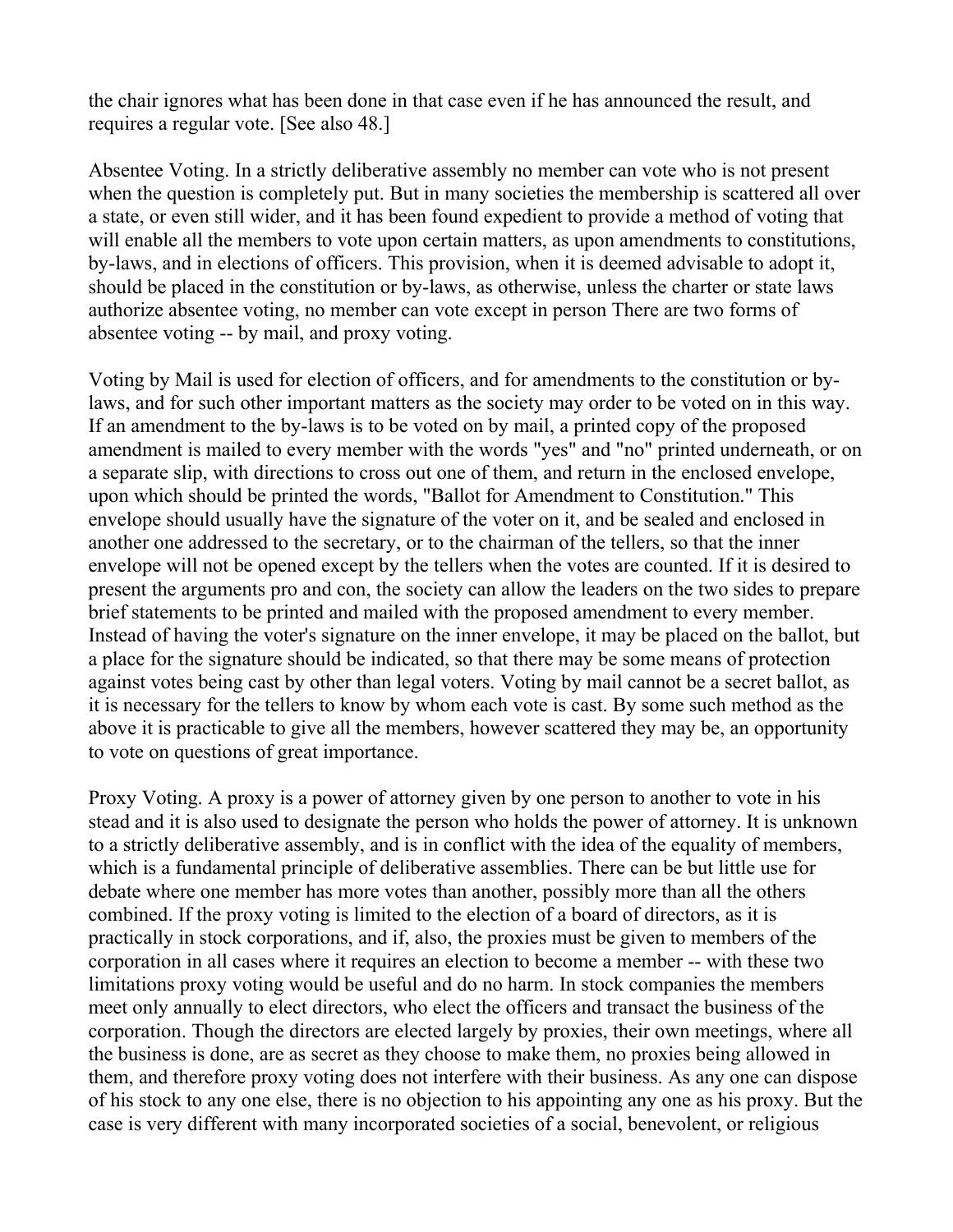the chair ignores what has been done in that case even if he has announced the result, and requires a regular vote. [See also 48.]

Absentee Voting. In a strictly deliberative assembly no member can vote who is not present when the question is completely put. But in many societies the membership is scattered all over a state, or even still wider, and it has been found expedient to provide a method of voting that will enable all the members to vote upon certain matters, as upon amendments to constitutions, by-laws, and in elections of officers. This provision, when it is deemed advisable to adopt it, should be placed in the constitution or by-laws, as otherwise, unless the charter or state laws authorize absentee voting, no member can vote except in person There are two forms of absentee voting -- by mail, and proxy voting.

Voting by Mail is used for election of officers, and for amendments to the constitution or by-laws, and for such other important matters as the society may order to be voted on in this way. If an amendment to the by-laws is to be voted on by mail, a printed copy of the proposed amendment is mailed to every member with the words "yes" and "no" printed underneath, or on a separate slip, with directions to cross out one of them, and return in the enclosed envelope, upon which should be printed the words, "Ballot for Amendment to Constitution." This envelope should usually have the signature of the voter on it, and be sealed and enclosed in another one addressed to the secretary, or to the chairman of the tellers, so that the inner envelope will not be opened except by the tellers when the votes are counted. If it is desired to present the arguments pro and con, the society can allow the leaders on the two sides to prepare brief statements to be printed and mailed with the proposed amendment to every member. Instead of having the voter's signature on the inner envelope, it may be placed on the ballot, but a place for the signature should be indicated, so that there may be some means of protection against votes being cast by other than legal voters. Voting by mail cannot be a secret ballot, as it is necessary for the tellers to know by whom each vote is cast. By some such method as the above it is practicable to give all the members, however scattered they may be, an opportunity to vote on questions of great importance.

Proxy Voting. A proxy is a power of attorney given by one person to another to vote in his stead and it is also used to designate the person who holds the power of attorney. It is unknown to a strictly deliberative assembly, and is in conflict with the idea of the equality of members, which is a fundamental principle of deliberative assemblies. There can be but little use for debate where one member has more votes than another, possibly more than all the others combined. If the proxy voting is limited to the election of a board of directors, as it is practically in stock corporations, and if, also, the proxies must be given to members of the corporation in all cases where it requires an election to become a member -- with these two limitations proxy voting would be useful and do no harm. In stock companies the members meet only annually to elect directors, who elect the officers and transact the business of the corporation. Though the directors are elected largely by proxies, their own meetings, where all the business is done, are as secret as they choose to make them, no proxies being allowed in them, and therefore proxy voting does not interfere with their business. As any one can dispose of his stock to any one else, there is no objection to his appointing any one as his proxy. But the case is very different with many incorporated societies of a social, benevolent, or religious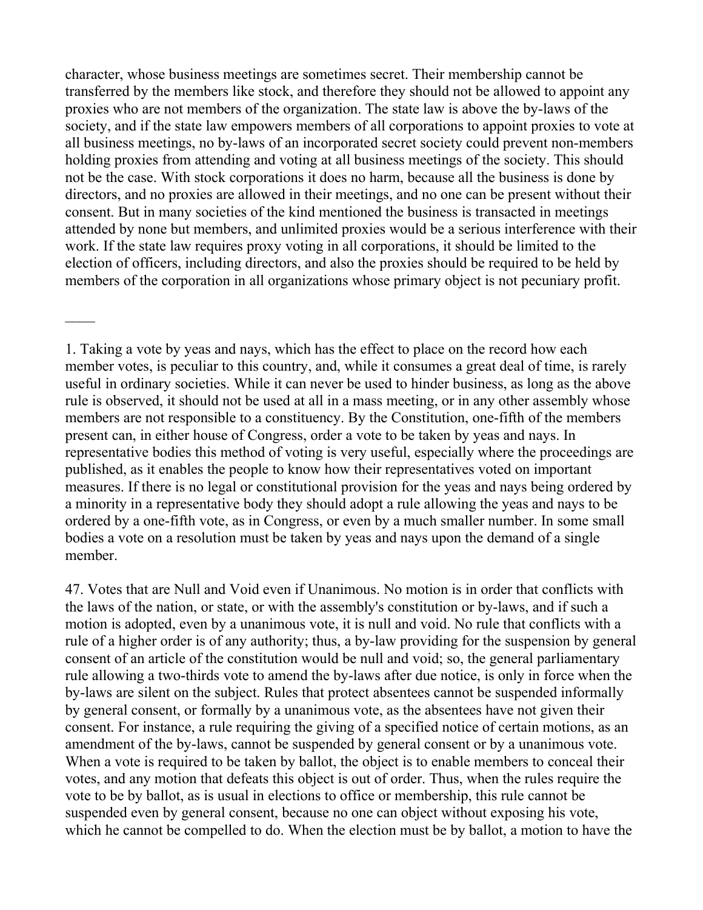character, whose business meetings are sometimes secret. Their membership cannot be transferred by the members like stock, and therefore they should not be allowed to appoint any proxies who are not members of the organization. The state law is above the by-laws of the society, and if the state law empowers members of all corporations to appoint proxies to vote at all business meetings, no by-laws of an incorporated secret society could prevent non-members holding proxies from attending and voting at all business meetings of the society. This should not be the case. With stock corporations it does no harm, because all the business is done by directors, and no proxies are allowed in their meetings, and no one can be present without their consent. But in many societies of the kind mentioned the business is transacted in meetings attended by none but members, and unlimited proxies would be a serious interference with their work. If the state law requires proxy voting in all corporations, it should be limited to the election of officers, including directors, and also the proxies should be required to be held by members of the corporation in all organizations whose primary object is not pecuniary profit.

____

1. Taking a vote by yeas and nays, which has the effect to place on the record how each member votes, is peculiar to this country, and, while it consumes a great deal of time, is rarely useful in ordinary societies. While it can never be used to hinder business, as long as the above rule is observed, it should not be used at all in a mass meeting, or in any other assembly whose members are not responsible to a constituency. By the Constitution, one-fifth of the members present can, in either house of Congress, order a vote to be taken by yeas and nays. In representative bodies this method of voting is very useful, especially where the proceedings are published, as it enables the people to know how their representatives voted on important measures. If there is no legal or constitutional provision for the yeas and nays being ordered by a minority in a representative body they should adopt a rule allowing the yeas and nays to be ordered by a one-fifth vote, as in Congress, or even by a much smaller number. In some small bodies a vote on a resolution must be taken by yeas and nays upon the demand of a single member.

47. Votes that are Null and Void even if Unanimous. No motion is in order that conflicts with the laws of the nation, or state, or with the assembly's constitution or by-laws, and if such a motion is adopted, even by a unanimous vote, it is null and void. No rule that conflicts with a rule of a higher order is of any authority; thus, a by-law providing for the suspension by general consent of an article of the constitution would be null and void; so, the general parliamentary rule allowing a two-thirds vote to amend the by-laws after due notice, is only in force when the by-laws are silent on the subject. Rules that protect absentees cannot be suspended informally by general consent, or formally by a unanimous vote, as the absentees have not given their consent. For instance, a rule requiring the giving of a specified notice of certain motions, as an amendment of the by-laws, cannot be suspended by general consent or by a unanimous vote. When a vote is required to be taken by ballot, the object is to enable members to conceal their votes, and any motion that defeats this object is out of order. Thus, when the rules require the vote to be by ballot, as is usual in elections to office or membership, this rule cannot be suspended even by general consent, because no one can object without exposing his vote, which he cannot be compelled to do. When the election must be by ballot, a motion to have the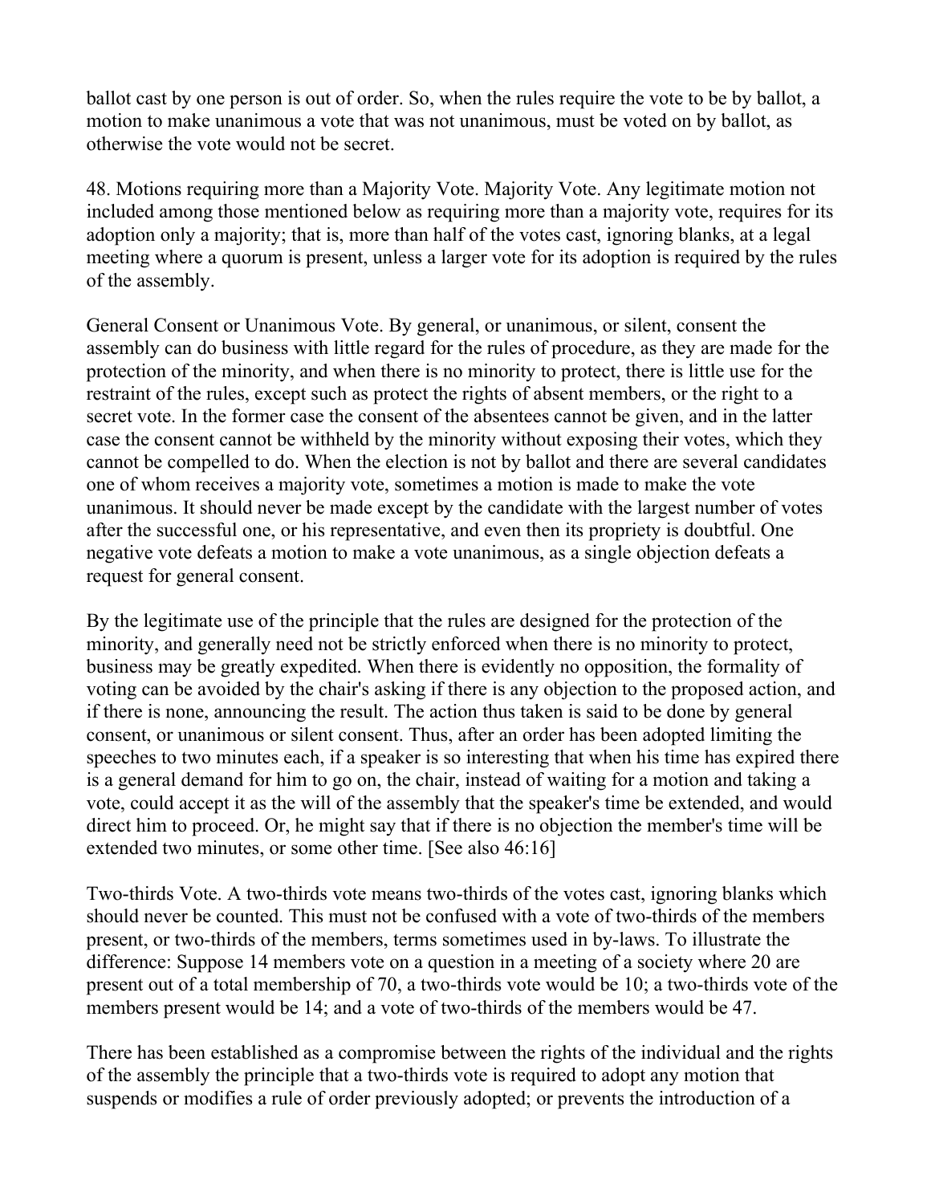ballot cast by one person is out of order. So, when the rules require the vote to be by ballot, a motion to make unanimous a vote that was not unanimous, must be voted on by ballot, as otherwise the vote would not be secret.

48. Motions requiring more than a Majority Vote. Majority Vote. Any legitimate motion not included among those mentioned below as requiring more than a majority vote, requires for its adoption only a majority; that is, more than half of the votes cast, ignoring blanks, at a legal meeting where a quorum is present, unless a larger vote for its adoption is required by the rules of the assembly.

General Consent or Unanimous Vote. By general, or unanimous, or silent, consent the assembly can do business with little regard for the rules of procedure, as they are made for the protection of the minority, and when there is no minority to protect, there is little use for the restraint of the rules, except such as protect the rights of absent members, or the right to a secret vote. In the former case the consent of the absentees cannot be given, and in the latter case the consent cannot be withheld by the minority without exposing their votes, which they cannot be compelled to do. When the election is not by ballot and there are several candidates one of whom receives a majority vote, sometimes a motion is made to make the vote unanimous. It should never be made except by the candidate with the largest number of votes after the successful one, or his representative, and even then its propriety is doubtful. One negative vote defeats a motion to make a vote unanimous, as a single objection defeats a request for general consent.

By the legitimate use of the principle that the rules are designed for the protection of the minority, and generally need not be strictly enforced when there is no minority to protect, business may be greatly expedited. When there is evidently no opposition, the formality of voting can be avoided by the chair's asking if there is any objection to the proposed action, and if there is none, announcing the result. The action thus taken is said to be done by general consent, or unanimous or silent consent. Thus, after an order has been adopted limiting the speeches to two minutes each, if a speaker is so interesting that when his time has expired there is a general demand for him to go on, the chair, instead of waiting for a motion and taking a vote, could accept it as the will of the assembly that the speaker's time be extended, and would direct him to proceed. Or, he might say that if there is no objection the member's time will be extended two minutes, or some other time. [See also 46:16]

Two-thirds Vote. A two-thirds vote means two-thirds of the votes cast, ignoring blanks which should never be counted. This must not be confused with a vote of two-thirds of the members present, or two-thirds of the members, terms sometimes used in by-laws. To illustrate the difference: Suppose 14 members vote on a question in a meeting of a society where 20 are present out of a total membership of 70, a two-thirds vote would be 10; a two-thirds vote of the members present would be 14; and a vote of two-thirds of the members would be 47.

There has been established as a compromise between the rights of the individual and the rights of the assembly the principle that a two-thirds vote is required to adopt any motion that suspends or modifies a rule of order previously adopted; or prevents the introduction of a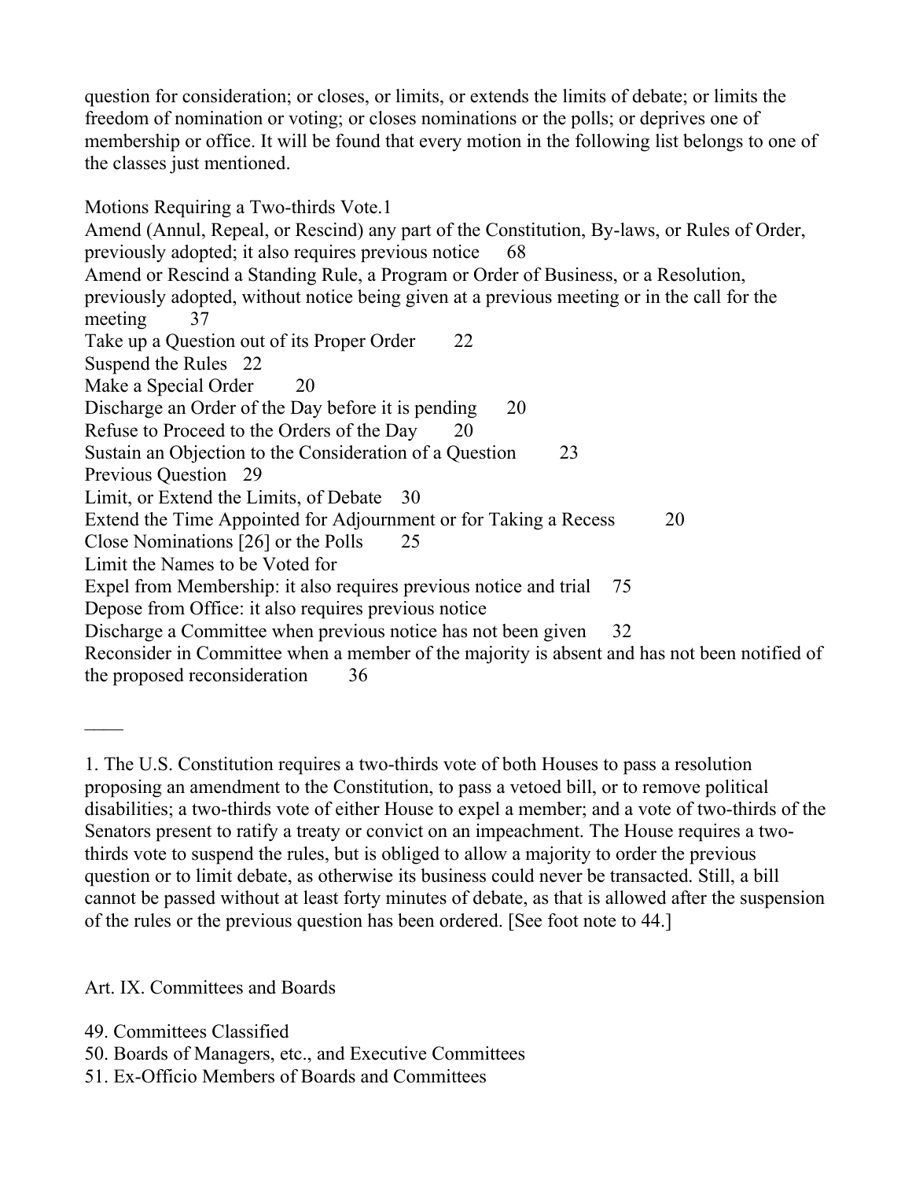question for consideration; or closes, or limits, or extends the limits of debate; or limits the freedom of nomination or voting; or closes nominations or the polls; or deprives one of membership or office. It will be found that every motion in the following list belongs to one of the classes just mentioned.

Motions Requiring a Two-thirds Vote.[1]

Amend (Annul, Repeal, or Rescind) any part of the Constitution, By-laws, or Rules of Order, previously adopted; it also requires previous notice 68
Amend or Rescind a Standing Rule, a Program or Order of Business, or a Resolution, previously adopted, without notice being given at a previous meeting or in the call for the meeting 37
Take up a Question out of its Proper Order 22
Suspend the Rules 22
Make a Special Order 20
Discharge an Order of the Day before it is pending 20
Refuse to Proceed to the Orders of the Day 20
Sustain an Objection to the Consideration of a Question 23
Previous Question 29
Limit, or Extend the Limits, of Debate 30
Extend the Time Appointed for Adjournment or for Taking a Recess 20
Close Nominations [26] or the Polls 25
Limit the Names to be Voted for
Expel from Membership: it also requires previous notice and trial 75
Depose from Office: it also requires previous notice
Discharge a Committee when previous notice has not been given 32
Reconsider in Committee when a member of the majority is absent and has not been notified of the proposed reconsideration 36

——

1. The U.S. Constitution requires a two-thirds vote of both Houses to pass a resolution proposing an amendment to the Constitution, to pass a vetoed bill, or to remove political disabilities; a two-thirds vote of either House to expel a member; and a vote of two-thirds of the Senators present to ratify a treaty or convict on an impeachment. The House requires a two-thirds vote to suspend the rules, but is obliged to allow a majority to order the previous question or to limit debate, as otherwise its business could never be transacted. Still, a bill cannot be passed without at least forty minutes of debate, as that is allowed after the suspension of the rules or the previous question has been ordered. [See foot note to 44.]

Art. IX. Committees and Boards

49. Committees Classified
50. Boards of Managers, etc., and Executive Committees
51. Ex-Officio Members of Boards and Committees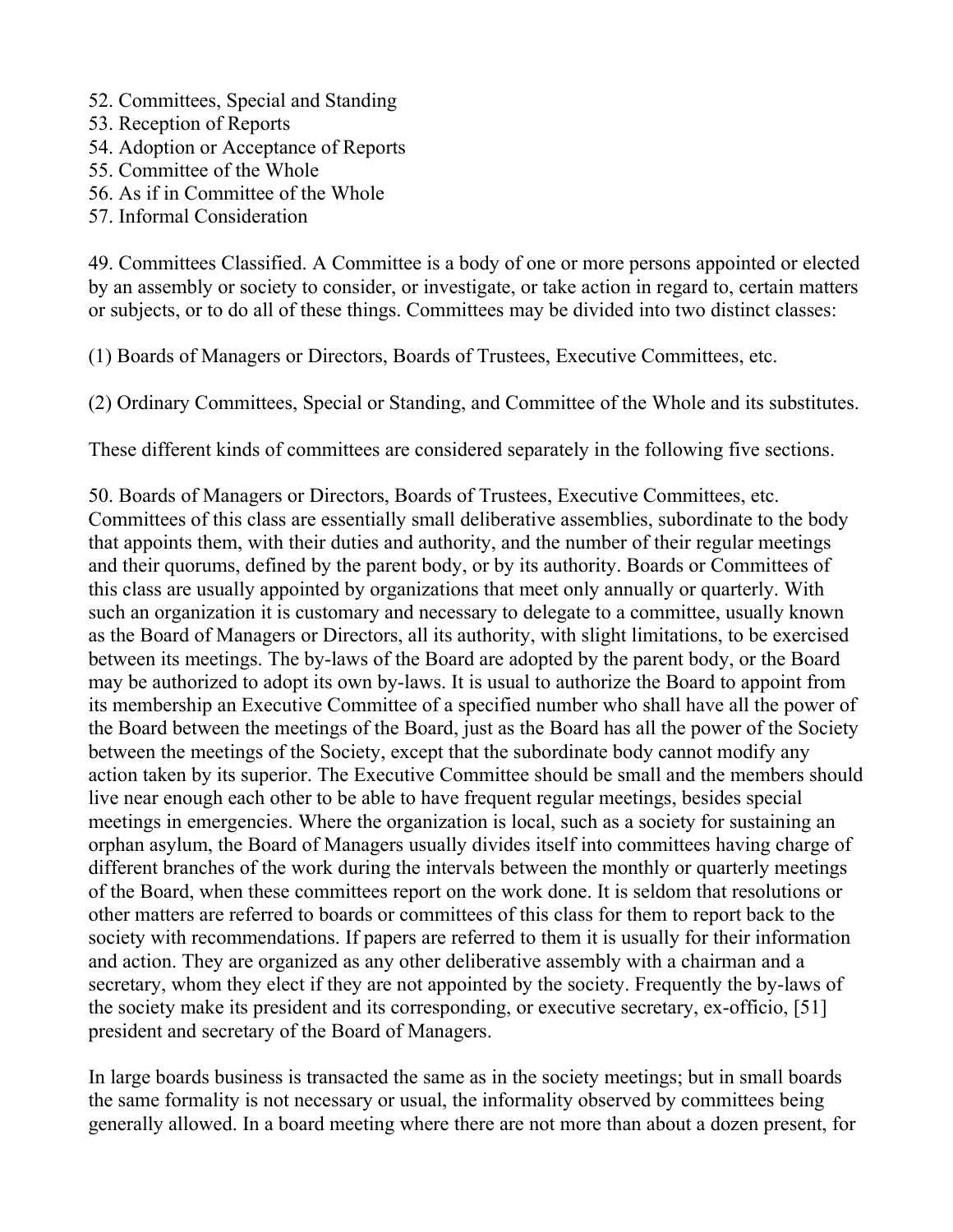52. Committees, Special and Standing
53. Reception of Reports
54. Adoption or Acceptance of Reports
55. Committee of the Whole
56. As if in Committee of the Whole
57. Informal Consideration

49. Committees Classified. A Committee is a body of one or more persons appointed or elected by an assembly or society to consider, or investigate, or take action in regard to, certain matters or subjects, or to do all of these things. Committees may be divided into two distinct classes:

(1) Boards of Managers or Directors, Boards of Trustees, Executive Committees, etc.

(2) Ordinary Committees, Special or Standing, and Committee of the Whole and its substitutes.

These different kinds of committees are considered separately in the following five sections.

50. Boards of Managers or Directors, Boards of Trustees, Executive Committees, etc. Committees of this class are essentially small deliberative assemblies, subordinate to the body that appoints them, with their duties and authority, and the number of their regular meetings and their quorums, defined by the parent body, or by its authority. Boards or Committees of this class are usually appointed by organizations that meet only annually or quarterly. With such an organization it is customary and necessary to delegate to a committee, usually known as the Board of Managers or Directors, all its authority, with slight limitations, to be exercised between its meetings. The by-laws of the Board are adopted by the parent body, or the Board may be authorized to adopt its own by-laws. It is usual to authorize the Board to appoint from its membership an Executive Committee of a specified number who shall have all the power of the Board between the meetings of the Board, just as the Board has all the power of the Society between the meetings of the Society, except that the subordinate body cannot modify any action taken by its superior. The Executive Committee should be small and the members should live near enough each other to be able to have frequent regular meetings, besides special meetings in emergencies. Where the organization is local, such as a society for sustaining an orphan asylum, the Board of Managers usually divides itself into committees having charge of different branches of the work during the intervals between the monthly or quarterly meetings of the Board, when these committees report on the work done. It is seldom that resolutions or other matters are referred to boards or committees of this class for them to report back to the society with recommendations. If papers are referred to them it is usually for their information and action. They are organized as any other deliberative assembly with a chairman and a secretary, whom they elect if they are not appointed by the society. Frequently the by-laws of the society make its president and its corresponding, or executive secretary, ex-officio, [51] president and secretary of the Board of Managers.

In large boards business is transacted the same as in the society meetings; but in small boards the same formality is not necessary or usual, the informality observed by committees being generally allowed. In a board meeting where there are not more than about a dozen present, for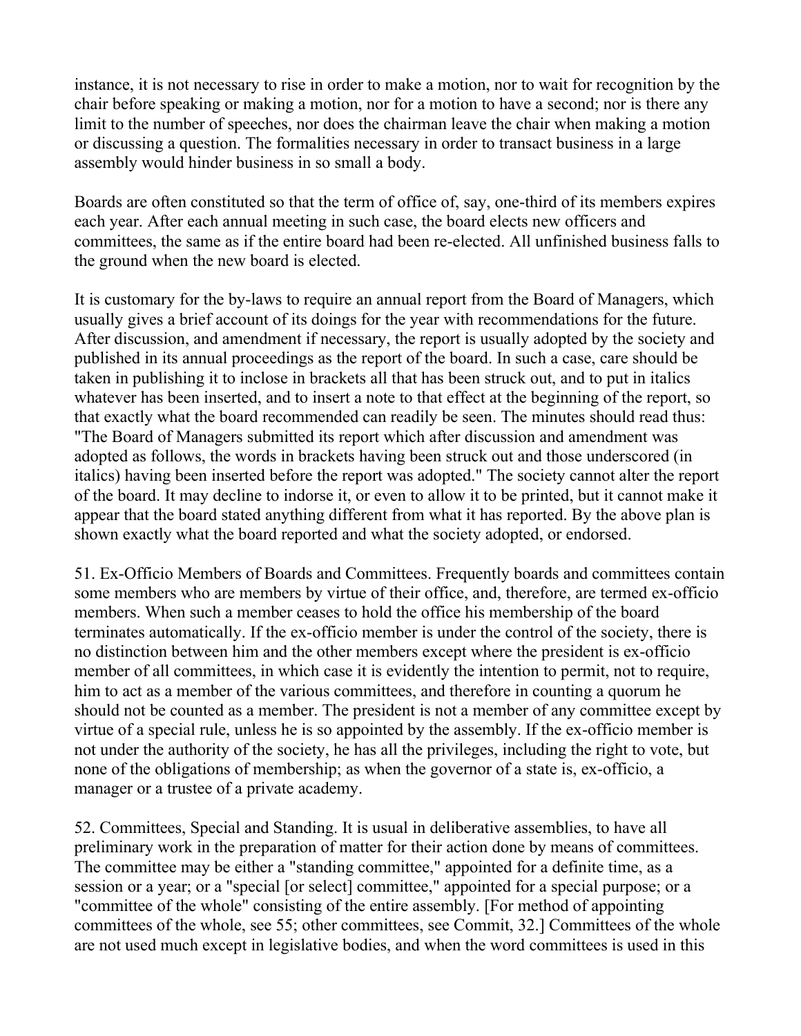instance, it is not necessary to rise in order to make a motion, nor to wait for recognition by the chair before speaking or making a motion, nor for a motion to have a second; nor is there any limit to the number of speeches, nor does the chairman leave the chair when making a motion or discussing a question. The formalities necessary in order to transact business in a large assembly would hinder business in so small a body.

Boards are often constituted so that the term of office of, say, one-third of its members expires each year. After each annual meeting in such case, the board elects new officers and committees, the same as if the entire board had been re-elected. All unfinished business falls to the ground when the new board is elected.

It is customary for the by-laws to require an annual report from the Board of Managers, which usually gives a brief account of its doings for the year with recommendations for the future. After discussion, and amendment if necessary, the report is usually adopted by the society and published in its annual proceedings as the report of the board. In such a case, care should be taken in publishing it to inclose in brackets all that has been struck out, and to put in italics whatever has been inserted, and to insert a note to that effect at the beginning of the report, so that exactly what the board recommended can readily be seen. The minutes should read thus: "The Board of Managers submitted its report which after discussion and amendment was adopted as follows, the words in brackets having been struck out and those underscored (in italics) having been inserted before the report was adopted." The society cannot alter the report of the board. It may decline to indorse it, or even to allow it to be printed, but it cannot make it appear that the board stated anything different from what it has reported. By the above plan is shown exactly what the board reported and what the society adopted, or endorsed.

51. Ex-Officio Members of Boards and Committees. Frequently boards and committees contain some members who are members by virtue of their office, and, therefore, are termed ex-officio members. When such a member ceases to hold the office his membership of the board terminates automatically. If the ex-officio member is under the control of the society, there is no distinction between him and the other members except where the president is ex-officio member of all committees, in which case it is evidently the intention to permit, not to require, him to act as a member of the various committees, and therefore in counting a quorum he should not be counted as a member. The president is not a member of any committee except by virtue of a special rule, unless he is so appointed by the assembly. If the ex-officio member is not under the authority of the society, he has all the privileges, including the right to vote, but none of the obligations of membership; as when the governor of a state is, ex-officio, a manager or a trustee of a private academy.

52. Committees, Special and Standing. It is usual in deliberative assemblies, to have all preliminary work in the preparation of matter for their action done by means of committees. The committee may be either a "standing committee," appointed for a definite time, as a session or a year; or a "special [or select] committee," appointed for a special purpose; or a "committee of the whole" consisting of the entire assembly. [For method of appointing committees of the whole, see 55; other committees, see Commit, 32.] Committees of the whole are not used much except in legislative bodies, and when the word committees is used in this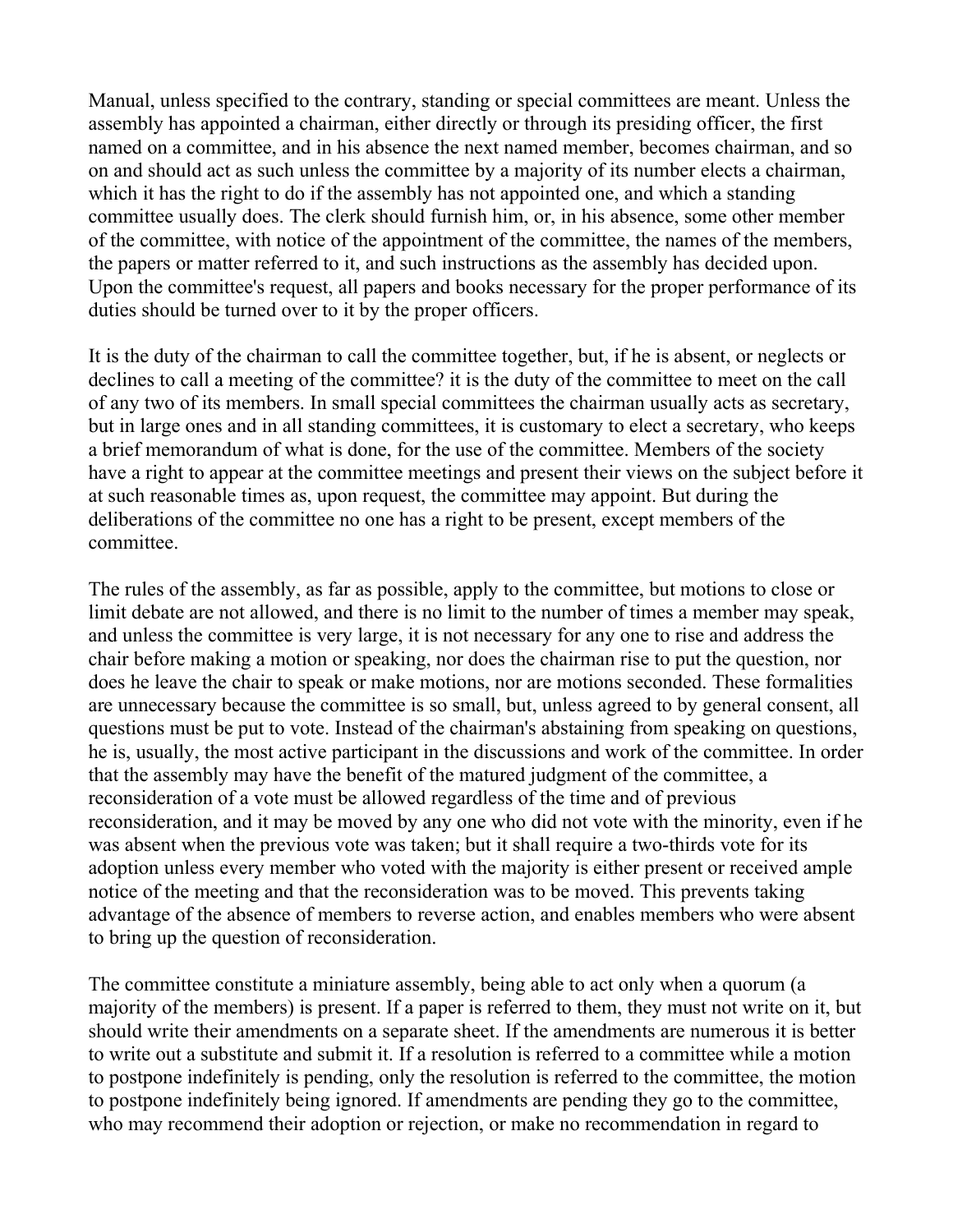Manual, unless specified to the contrary, standing or special committees are meant. Unless the assembly has appointed a chairman, either directly or through its presiding officer, the first named on a committee, and in his absence the next named member, becomes chairman, and so on and should act as such unless the committee by a majority of its number elects a chairman, which it has the right to do if the assembly has not appointed one, and which a standing committee usually does. The clerk should furnish him, or, in his absence, some other member of the committee, with notice of the appointment of the committee, the names of the members, the papers or matter referred to it, and such instructions as the assembly has decided upon. Upon the committee's request, all papers and books necessary for the proper performance of its duties should be turned over to it by the proper officers.

It is the duty of the chairman to call the committee together, but, if he is absent, or neglects or declines to call a meeting of the committee? it is the duty of the committee to meet on the call of any two of its members. In small special committees the chairman usually acts as secretary, but in large ones and in all standing committees, it is customary to elect a secretary, who keeps a brief memorandum of what is done, for the use of the committee. Members of the society have a right to appear at the committee meetings and present their views on the subject before it at such reasonable times as, upon request, the committee may appoint. But during the deliberations of the committee no one has a right to be present, except members of the committee.

The rules of the assembly, as far as possible, apply to the committee, but motions to close or limit debate are not allowed, and there is no limit to the number of times a member may speak, and unless the committee is very large, it is not necessary for any one to rise and address the chair before making a motion or speaking, nor does the chairman rise to put the question, nor does he leave the chair to speak or make motions, nor are motions seconded. These formalities are unnecessary because the committee is so small, but, unless agreed to by general consent, all questions must be put to vote. Instead of the chairman's abstaining from speaking on questions, he is, usually, the most active participant in the discussions and work of the committee. In order that the assembly may have the benefit of the matured judgment of the committee, a reconsideration of a vote must be allowed regardless of the time and of previous reconsideration, and it may be moved by any one who did not vote with the minority, even if he was absent when the previous vote was taken; but it shall require a two-thirds vote for its adoption unless every member who voted with the majority is either present or received ample notice of the meeting and that the reconsideration was to be moved. This prevents taking advantage of the absence of members to reverse action, and enables members who were absent to bring up the question of reconsideration.

The committee constitute a miniature assembly, being able to act only when a quorum (a majority of the members) is present. If a paper is referred to them, they must not write on it, but should write their amendments on a separate sheet. If the amendments are numerous it is better to write out a substitute and submit it. If a resolution is referred to a committee while a motion to postpone indefinitely is pending, only the resolution is referred to the committee, the motion to postpone indefinitely being ignored. If amendments are pending they go to the committee, who may recommend their adoption or rejection, or make no recommendation in regard to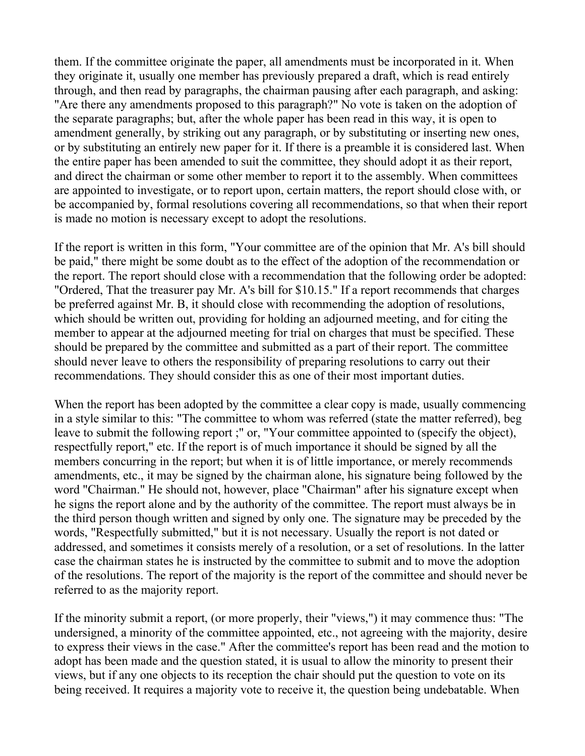them. If the committee originate the paper, all amendments must be incorporated in it. When they originate it, usually one member has previously prepared a draft, which is read entirely through, and then read by paragraphs, the chairman pausing after each paragraph, and asking: "Are there any amendments proposed to this paragraph?" No vote is taken on the adoption of the separate paragraphs; but, after the whole paper has been read in this way, it is open to amendment generally, by striking out any paragraph, or by substituting or inserting new ones, or by substituting an entirely new paper for it. If there is a preamble it is considered last. When the entire paper has been amended to suit the committee, they should adopt it as their report, and direct the chairman or some other member to report it to the assembly. When committees are appointed to investigate, or to report upon, certain matters, the report should close with, or be accompanied by, formal resolutions covering all recommendations, so that when their report is made no motion is necessary except to adopt the resolutions.

If the report is written in this form, "Your committee are of the opinion that Mr. A's bill should be paid," there might be some doubt as to the effect of the adoption of the recommendation or the report. The report should close with a recommendation that the following order be adopted: "Ordered, That the treasurer pay Mr. A's bill for $10.15." If a report recommends that charges be preferred against Mr. B, it should close with recommending the adoption of resolutions, which should be written out, providing for holding an adjourned meeting, and for citing the member to appear at the adjourned meeting for trial on charges that must be specified. These should be prepared by the committee and submitted as a part of their report. The committee should never leave to others the responsibility of preparing resolutions to carry out their recommendations. They should consider this as one of their most important duties.

When the report has been adopted by the committee a clear copy is made, usually commencing in a style similar to this: "The committee to whom was referred (state the matter referred), beg leave to submit the following report ;" or, "Your committee appointed to (specify the object), respectfully report," etc. If the report is of much importance it should be signed by all the members concurring in the report; but when it is of little importance, or merely recommends amendments, etc., it may be signed by the chairman alone, his signature being followed by the word "Chairman." He should not, however, place "Chairman" after his signature except when he signs the report alone and by the authority of the committee. The report must always be in the third person though written and signed by only one. The signature may be preceded by the words, "Respectfully submitted," but it is not necessary. Usually the report is not dated or addressed, and sometimes it consists merely of a resolution, or a set of resolutions. In the latter case the chairman states he is instructed by the committee to submit and to move the adoption of the resolutions. The report of the majority is the report of the committee and should never be referred to as the majority report.

If the minority submit a report, (or more properly, their "views,") it may commence thus: "The undersigned, a minority of the committee appointed, etc., not agreeing with the majority, desire to express their views in the case." After the committee's report has been read and the motion to adopt has been made and the question stated, it is usual to allow the minority to present their views, but if any one objects to its reception the chair should put the question to vote on its being received. It requires a majority vote to receive it, the question being undebatable. When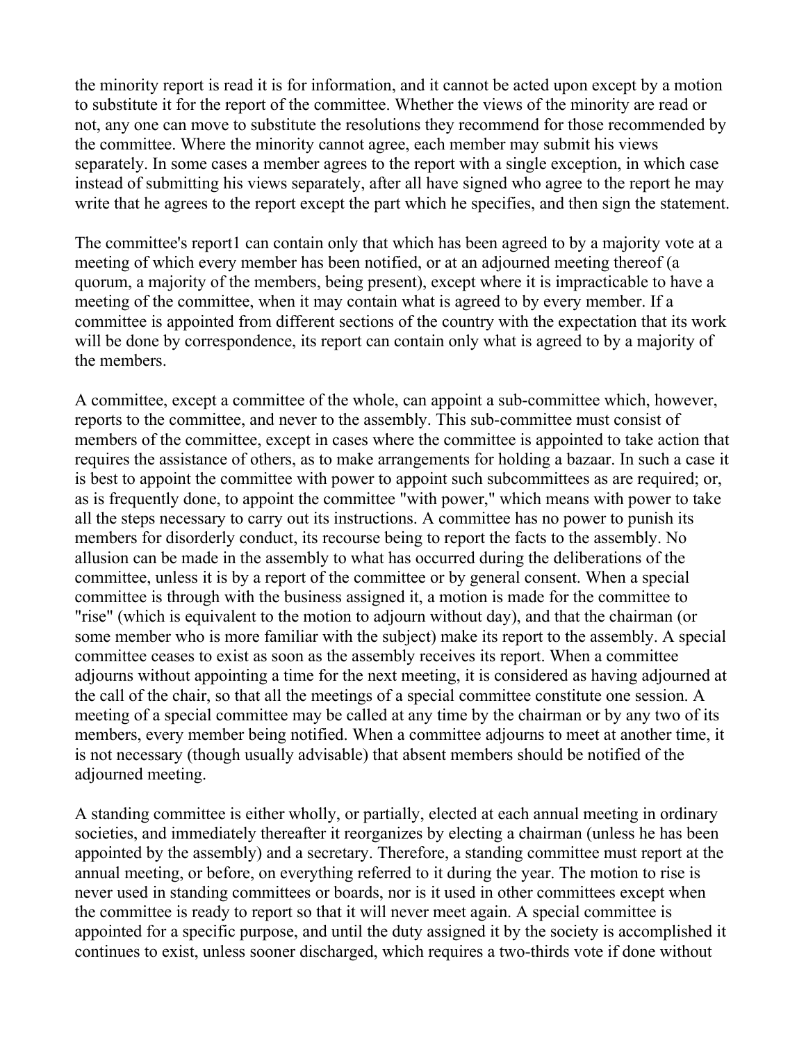the minority report is read it is for information, and it cannot be acted upon except by a motion to substitute it for the report of the committee. Whether the views of the minority are read or not, any one can move to substitute the resolutions they recommend for those recommended by the committee. Where the minority cannot agree, each member may submit his views separately. In some cases a member agrees to the report with a single exception, in which case instead of submitting his views separately, after all have signed who agree to the report he may write that he agrees to the report except the part which he specifies, and then sign the statement.

The committee's report1 can contain only that which has been agreed to by a majority vote at a meeting of which every member has been notified, or at an adjourned meeting thereof (a quorum, a majority of the members, being present), except where it is impracticable to have a meeting of the committee, when it may contain what is agreed to by every member. If a committee is appointed from different sections of the country with the expectation that its work will be done by correspondence, its report can contain only what is agreed to by a majority of the members.

A committee, except a committee of the whole, can appoint a sub-committee which, however, reports to the committee, and never to the assembly. This sub-committee must consist of members of the committee, except in cases where the committee is appointed to take action that requires the assistance of others, as to make arrangements for holding a bazaar. In such a case it is best to appoint the committee with power to appoint such subcommittees as are required; or, as is frequently done, to appoint the committee "with power," which means with power to take all the steps necessary to carry out its instructions. A committee has no power to punish its members for disorderly conduct, its recourse being to report the facts to the assembly. No allusion can be made in the assembly to what has occurred during the deliberations of the committee, unless it is by a report of the committee or by general consent. When a special committee is through with the business assigned it, a motion is made for the committee to "rise" (which is equivalent to the motion to adjourn without day), and that the chairman (or some member who is more familiar with the subject) make its report to the assembly. A special committee ceases to exist as soon as the assembly receives its report. When a committee adjourns without appointing a time for the next meeting, it is considered as having adjourned at the call of the chair, so that all the meetings of a special committee constitute one session. A meeting of a special committee may be called at any time by the chairman or by any two of its members, every member being notified. When a committee adjourns to meet at another time, it is not necessary (though usually advisable) that absent members should be notified of the adjourned meeting.

A standing committee is either wholly, or partially, elected at each annual meeting in ordinary societies, and immediately thereafter it reorganizes by electing a chairman (unless he has been appointed by the assembly) and a secretary. Therefore, a standing committee must report at the annual meeting, or before, on everything referred to it during the year. The motion to rise is never used in standing committees or boards, nor is it used in other committees except when the committee is ready to report so that it will never meet again. A special committee is appointed for a specific purpose, and until the duty assigned it by the society is accomplished it continues to exist, unless sooner discharged, which requires a two-thirds vote if done without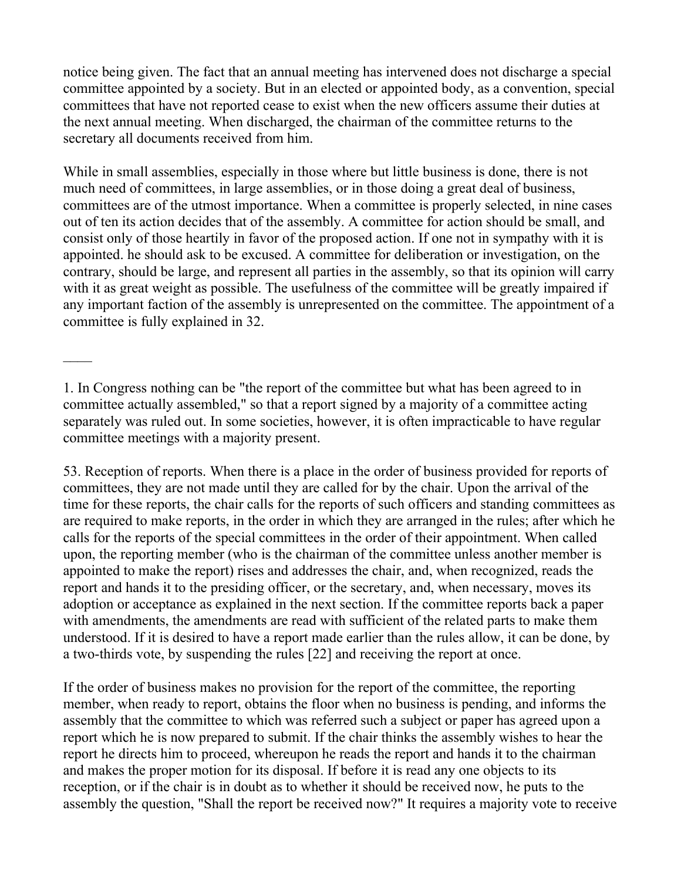notice being given. The fact that an annual meeting has intervened does not discharge a special committee appointed by a society. But in an elected or appointed body, as a convention, special committees that have not reported cease to exist when the new officers assume their duties at the next annual meeting. When discharged, the chairman of the committee returns to the secretary all documents received from him.

While in small assemblies, especially in those where but little business is done, there is not much need of committees, in large assemblies, or in those doing a great deal of business, committees are of the utmost importance. When a committee is properly selected, in nine cases out of ten its action decides that of the assembly. A committee for action should be small, and consist only of those heartily in favor of the proposed action. If one not in sympathy with it is appointed. he should ask to be excused. A committee for deliberation or investigation, on the contrary, should be large, and represent all parties in the assembly, so that its opinion will carry with it as great weight as possible. The usefulness of the committee will be greatly impaired if any important faction of the assembly is unrepresented on the committee. The appointment of a committee is fully explained in 32.

____

1. In Congress nothing can be "the report of the committee but what has been agreed to in committee actually assembled," so that a report signed by a majority of a committee acting separately was ruled out. In some societies, however, it is often impracticable to have regular committee meetings with a majority present.

53. Reception of reports. When there is a place in the order of business provided for reports of committees, they are not made until they are called for by the chair. Upon the arrival of the time for these reports, the chair calls for the reports of such officers and standing committees as are required to make reports, in the order in which they are arranged in the rules; after which he calls for the reports of the special committees in the order of their appointment. When called upon, the reporting member (who is the chairman of the committee unless another member is appointed to make the report) rises and addresses the chair, and, when recognized, reads the report and hands it to the presiding officer, or the secretary, and, when necessary, moves its adoption or acceptance as explained in the next section. If the committee reports back a paper with amendments, the amendments are read with sufficient of the related parts to make them understood. If it is desired to have a report made earlier than the rules allow, it can be done, by a two-thirds vote, by suspending the rules [22] and receiving the report at once.

If the order of business makes no provision for the report of the committee, the reporting member, when ready to report, obtains the floor when no business is pending, and informs the assembly that the committee to which was referred such a subject or paper has agreed upon a report which he is now prepared to submit. If the chair thinks the assembly wishes to hear the report he directs him to proceed, whereupon he reads the report and hands it to the chairman and makes the proper motion for its disposal. If before it is read any one objects to its reception, or if the chair is in doubt as to whether it should be received now, he puts to the assembly the question, "Shall the report be received now?" It requires a majority vote to receive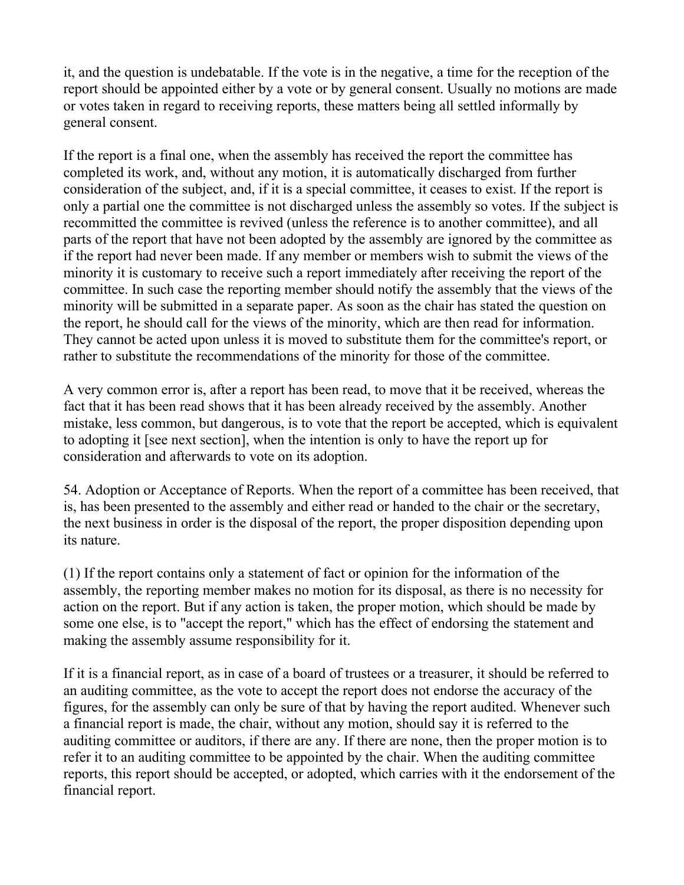it, and the question is undebatable. If the vote is in the negative, a time for the reception of the report should be appointed either by a vote or by general consent. Usually no motions are made or votes taken in regard to receiving reports, these matters being all settled informally by general consent.

If the report is a final one, when the assembly has received the report the committee has completed its work, and, without any motion, it is automatically discharged from further consideration of the subject, and, if it is a special committee, it ceases to exist. If the report is only a partial one the committee is not discharged unless the assembly so votes. If the subject is recommitted the committee is revived (unless the reference is to another committee), and all parts of the report that have not been adopted by the assembly are ignored by the committee as if the report had never been made. If any member or members wish to submit the views of the minority it is customary to receive such a report immediately after receiving the report of the committee. In such case the reporting member should notify the assembly that the views of the minority will be submitted in a separate paper. As soon as the chair has stated the question on the report, he should call for the views of the minority, which are then read for information. They cannot be acted upon unless it is moved to substitute them for the committee's report, or rather to substitute the recommendations of the minority for those of the committee.

A very common error is, after a report has been read, to move that it be received, whereas the fact that it has been read shows that it has been already received by the assembly. Another mistake, less common, but dangerous, is to vote that the report be accepted, which is equivalent to adopting it [see next section], when the intention is only to have the report up for consideration and afterwards to vote on its adoption.

54. Adoption or Acceptance of Reports. When the report of a committee has been received, that is, has been presented to the assembly and either read or handed to the chair or the secretary, the next business in order is the disposal of the report, the proper disposition depending upon its nature.

(1) If the report contains only a statement of fact or opinion for the information of the assembly, the reporting member makes no motion for its disposal, as there is no necessity for action on the report. But if any action is taken, the proper motion, which should be made by some one else, is to "accept the report," which has the effect of endorsing the statement and making the assembly assume responsibility for it.

If it is a financial report, as in case of a board of trustees or a treasurer, it should be referred to an auditing committee, as the vote to accept the report does not endorse the accuracy of the figures, for the assembly can only be sure of that by having the report audited. Whenever such a financial report is made, the chair, without any motion, should say it is referred to the auditing committee or auditors, if there are any. If there are none, then the proper motion is to refer it to an auditing committee to be appointed by the chair. When the auditing committee reports, this report should be accepted, or adopted, which carries with it the endorsement of the financial report.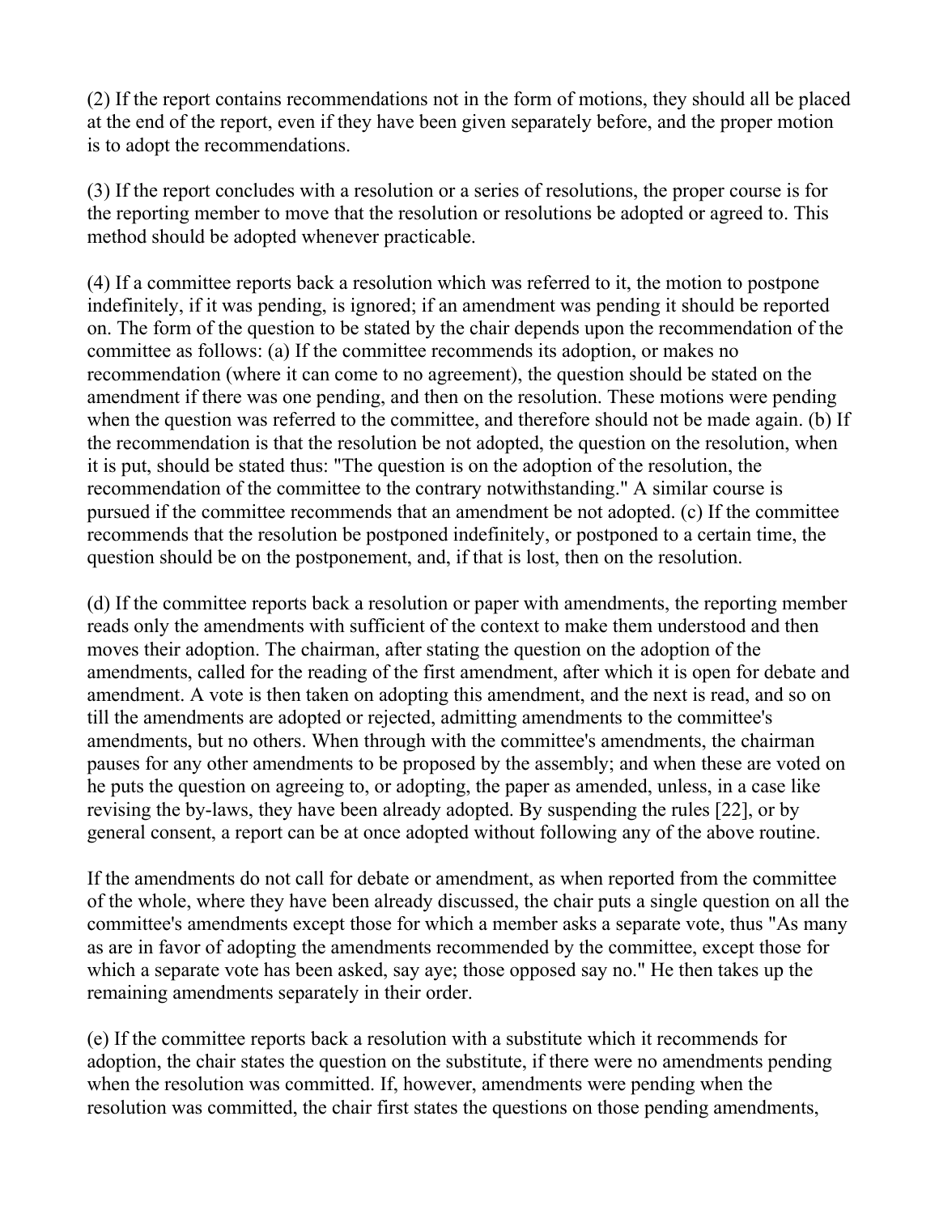(2) If the report contains recommendations not in the form of motions, they should all be placed at the end of the report, even if they have been given separately before, and the proper motion is to adopt the recommendations.

(3) If the report concludes with a resolution or a series of resolutions, the proper course is for the reporting member to move that the resolution or resolutions be adopted or agreed to. This method should be adopted whenever practicable.

(4) If a committee reports back a resolution which was referred to it, the motion to postpone indefinitely, if it was pending, is ignored; if an amendment was pending it should be reported on. The form of the question to be stated by the chair depends upon the recommendation of the committee as follows: (a) If the committee recommends its adoption, or makes no recommendation (where it can come to no agreement), the question should be stated on the amendment if there was one pending, and then on the resolution. These motions were pending when the question was referred to the committee, and therefore should not be made again. (b) If the recommendation is that the resolution be not adopted, the question on the resolution, when it is put, should be stated thus: "The question is on the adoption of the resolution, the recommendation of the committee to the contrary notwithstanding." A similar course is pursued if the committee recommends that an amendment be not adopted. (c) If the committee recommends that the resolution be postponed indefinitely, or postponed to a certain time, the question should be on the postponement, and, if that is lost, then on the resolution.

(d) If the committee reports back a resolution or paper with amendments, the reporting member reads only the amendments with sufficient of the context to make them understood and then moves their adoption. The chairman, after stating the question on the adoption of the amendments, called for the reading of the first amendment, after which it is open for debate and amendment. A vote is then taken on adopting this amendment, and the next is read, and so on till the amendments are adopted or rejected, admitting amendments to the committee's amendments, but no others. When through with the committee's amendments, the chairman pauses for any other amendments to be proposed by the assembly; and when these are voted on he puts the question on agreeing to, or adopting, the paper as amended, unless, in a case like revising the by-laws, they have been already adopted. By suspending the rules [22], or by general consent, a report can be at once adopted without following any of the above routine.

If the amendments do not call for debate or amendment, as when reported from the committee of the whole, where they have been already discussed, the chair puts a single question on all the committee's amendments except those for which a member asks a separate vote, thus "As many as are in favor of adopting the amendments recommended by the committee, except those for which a separate vote has been asked, say aye; those opposed say no." He then takes up the remaining amendments separately in their order.

(e) If the committee reports back a resolution with a substitute which it recommends for adoption, the chair states the question on the substitute, if there were no amendments pending when the resolution was committed. If, however, amendments were pending when the resolution was committed, the chair first states the questions on those pending amendments,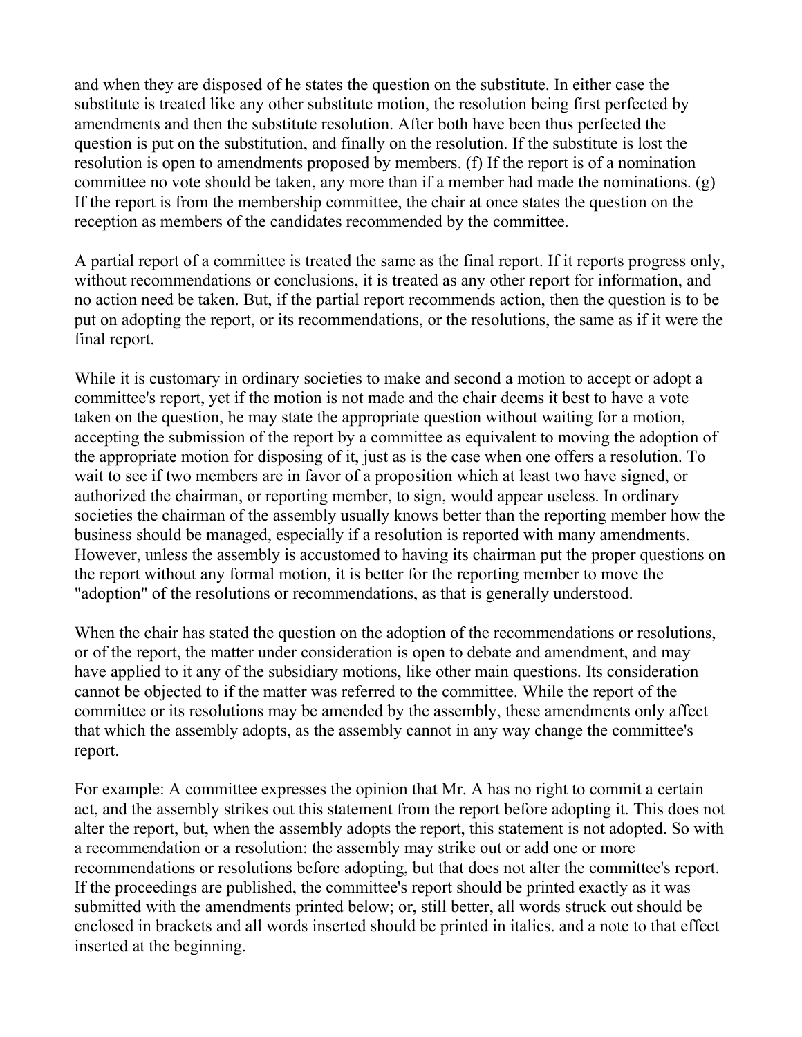and when they are disposed of he states the question on the substitute. In either case the substitute is treated like any other substitute motion, the resolution being first perfected by amendments and then the substitute resolution. After both have been thus perfected the question is put on the substitution, and finally on the resolution. If the substitute is lost the resolution is open to amendments proposed by members. (f) If the report is of a nomination committee no vote should be taken, any more than if a member had made the nominations. (g) If the report is from the membership committee, the chair at once states the question on the reception as members of the candidates recommended by the committee.

A partial report of a committee is treated the same as the final report. If it reports progress only, without recommendations or conclusions, it is treated as any other report for information, and no action need be taken. But, if the partial report recommends action, then the question is to be put on adopting the report, or its recommendations, or the resolutions, the same as if it were the final report.

While it is customary in ordinary societies to make and second a motion to accept or adopt a committee's report, yet if the motion is not made and the chair deems it best to have a vote taken on the question, he may state the appropriate question without waiting for a motion, accepting the submission of the report by a committee as equivalent to moving the adoption of the appropriate motion for disposing of it, just as is the case when one offers a resolution. To wait to see if two members are in favor of a proposition which at least two have signed, or authorized the chairman, or reporting member, to sign, would appear useless. In ordinary societies the chairman of the assembly usually knows better than the reporting member how the business should be managed, especially if a resolution is reported with many amendments. However, unless the assembly is accustomed to having its chairman put the proper questions on the report without any formal motion, it is better for the reporting member to move the "adoption" of the resolutions or recommendations, as that is generally understood.

When the chair has stated the question on the adoption of the recommendations or resolutions, or of the report, the matter under consideration is open to debate and amendment, and may have applied to it any of the subsidiary motions, like other main questions. Its consideration cannot be objected to if the matter was referred to the committee. While the report of the committee or its resolutions may be amended by the assembly, these amendments only affect that which the assembly adopts, as the assembly cannot in any way change the committee's report.

For example: A committee expresses the opinion that Mr. A has no right to commit a certain act, and the assembly strikes out this statement from the report before adopting it. This does not alter the report, but, when the assembly adopts the report, this statement is not adopted. So with a recommendation or a resolution: the assembly may strike out or add one or more recommendations or resolutions before adopting, but that does not alter the committee's report. If the proceedings are published, the committee's report should be printed exactly as it was submitted with the amendments printed below; or, still better, all words struck out should be enclosed in brackets and all words inserted should be printed in italics. and a note to that effect inserted at the beginning.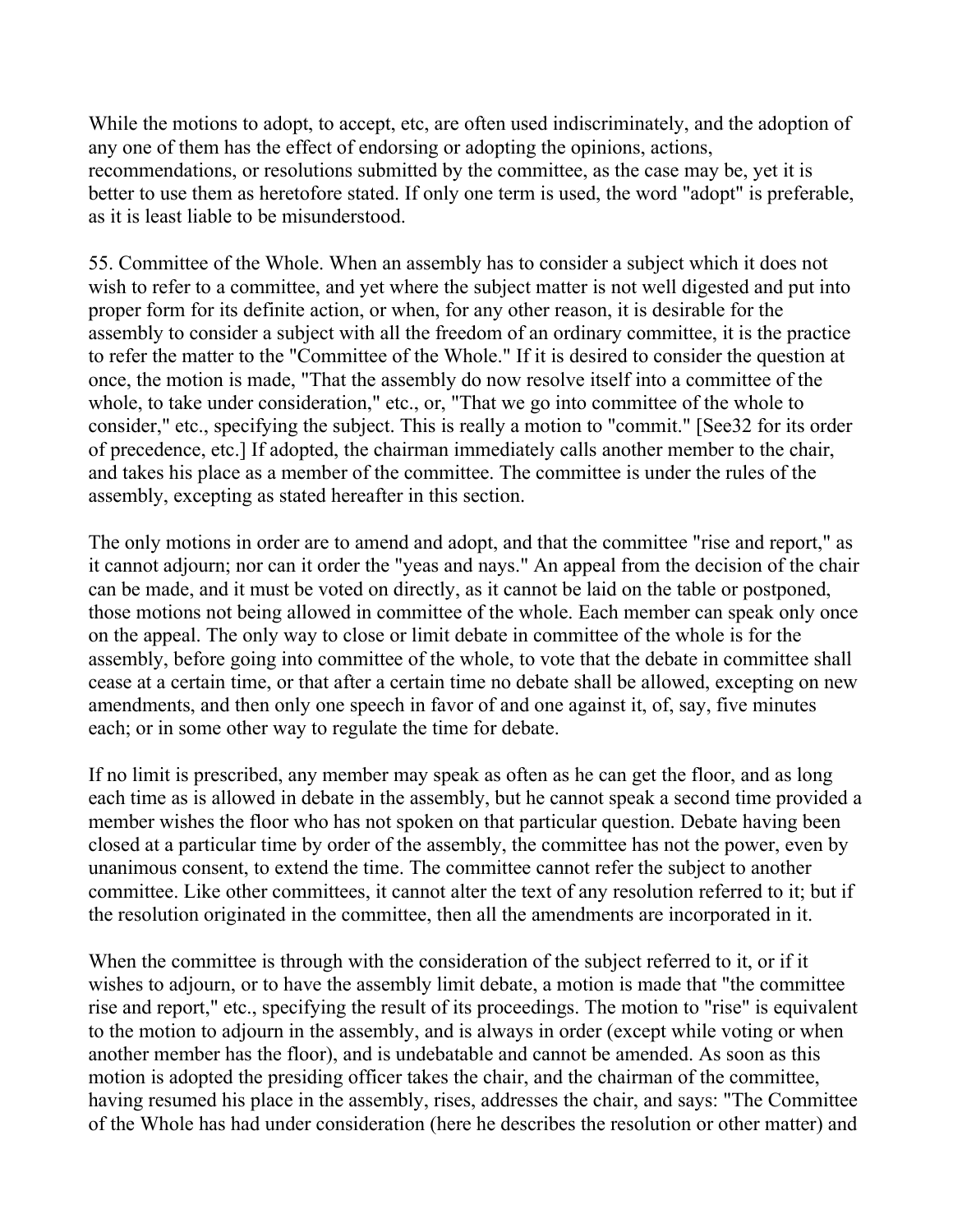While the motions to adopt, to accept, etc, are often used indiscriminately, and the adoption of any one of them has the effect of endorsing or adopting the opinions, actions, recommendations, or resolutions submitted by the committee, as the case may be, yet it is better to use them as heretofore stated. If only one term is used, the word "adopt" is preferable, as it is least liable to be misunderstood.

55. Committee of the Whole. When an assembly has to consider a subject which it does not wish to refer to a committee, and yet where the subject matter is not well digested and put into proper form for its definite action, or when, for any other reason, it is desirable for the assembly to consider a subject with all the freedom of an ordinary committee, it is the practice to refer the matter to the "Committee of the Whole." If it is desired to consider the question at once, the motion is made, "That the assembly do now resolve itself into a committee of the whole, to take under consideration," etc., or, "That we go into committee of the whole to consider," etc., specifying the subject. This is really a motion to "commit." [See32 for its order of precedence, etc.] If adopted, the chairman immediately calls another member to the chair, and takes his place as a member of the committee. The committee is under the rules of the assembly, excepting as stated hereafter in this section.

The only motions in order are to amend and adopt, and that the committee "rise and report," as it cannot adjourn; nor can it order the "yeas and nays." An appeal from the decision of the chair can be made, and it must be voted on directly, as it cannot be laid on the table or postponed, those motions not being allowed in committee of the whole. Each member can speak only once on the appeal. The only way to close or limit debate in committee of the whole is for the assembly, before going into committee of the whole, to vote that the debate in committee shall cease at a certain time, or that after a certain time no debate shall be allowed, excepting on new amendments, and then only one speech in favor of and one against it, of, say, five minutes each; or in some other way to regulate the time for debate.

If no limit is prescribed, any member may speak as often as he can get the floor, and as long each time as is allowed in debate in the assembly, but he cannot speak a second time provided a member wishes the floor who has not spoken on that particular question. Debate having been closed at a particular time by order of the assembly, the committee has not the power, even by unanimous consent, to extend the time. The committee cannot refer the subject to another committee. Like other committees, it cannot alter the text of any resolution referred to it; but if the resolution originated in the committee, then all the amendments are incorporated in it.

When the committee is through with the consideration of the subject referred to it, or if it wishes to adjourn, or to have the assembly limit debate, a motion is made that "the committee rise and report," etc., specifying the result of its proceedings. The motion to "rise" is equivalent to the motion to adjourn in the assembly, and is always in order (except while voting or when another member has the floor), and is undebatable and cannot be amended. As soon as this motion is adopted the presiding officer takes the chair, and the chairman of the committee, having resumed his place in the assembly, rises, addresses the chair, and says: "The Committee of the Whole has had under consideration (here he describes the resolution or other matter) and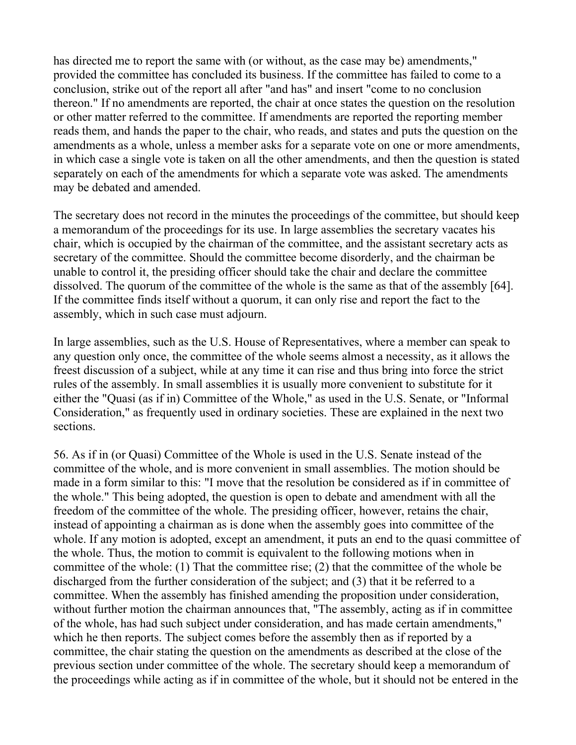has directed me to report the same with (or without, as the case may be) amendments," provided the committee has concluded its business. If the committee has failed to come to a conclusion, strike out of the report all after "and has" and insert "come to no conclusion thereon." If no amendments are reported, the chair at once states the question on the resolution or other matter referred to the committee. If amendments are reported the reporting member reads them, and hands the paper to the chair, who reads, and states and puts the question on the amendments as a whole, unless a member asks for a separate vote on one or more amendments, in which case a single vote is taken on all the other amendments, and then the question is stated separately on each of the amendments for which a separate vote was asked. The amendments may be debated and amended.

The secretary does not record in the minutes the proceedings of the committee, but should keep a memorandum of the proceedings for its use. In large assemblies the secretary vacates his chair, which is occupied by the chairman of the committee, and the assistant secretary acts as secretary of the committee. Should the committee become disorderly, and the chairman be unable to control it, the presiding officer should take the chair and declare the committee dissolved. The quorum of the committee of the whole is the same as that of the assembly [64]. If the committee finds itself without a quorum, it can only rise and report the fact to the assembly, which in such case must adjourn.

In large assemblies, such as the U.S. House of Representatives, where a member can speak to any question only once, the committee of the whole seems almost a necessity, as it allows the freest discussion of a subject, while at any time it can rise and thus bring into force the strict rules of the assembly. In small assemblies it is usually more convenient to substitute for it either the "Quasi (as if in) Committee of the Whole," as used in the U.S. Senate, or "Informal Consideration," as frequently used in ordinary societies. These are explained in the next two sections.

56. As if in (or Quasi) Committee of the Whole is used in the U.S. Senate instead of the committee of the whole, and is more convenient in small assemblies. The motion should be made in a form similar to this: "I move that the resolution be considered as if in committee of the whole." This being adopted, the question is open to debate and amendment with all the freedom of the committee of the whole. The presiding officer, however, retains the chair, instead of appointing a chairman as is done when the assembly goes into committee of the whole. If any motion is adopted, except an amendment, it puts an end to the quasi committee of the whole. Thus, the motion to commit is equivalent to the following motions when in committee of the whole: (1) That the committee rise; (2) that the committee of the whole be discharged from the further consideration of the subject; and (3) that it be referred to a committee. When the assembly has finished amending the proposition under consideration, without further motion the chairman announces that, "The assembly, acting as if in committee of the whole, has had such subject under consideration, and has made certain amendments," which he then reports. The subject comes before the assembly then as if reported by a committee, the chair stating the question on the amendments as described at the close of the previous section under committee of the whole. The secretary should keep a memorandum of the proceedings while acting as if in committee of the whole, but it should not be entered in the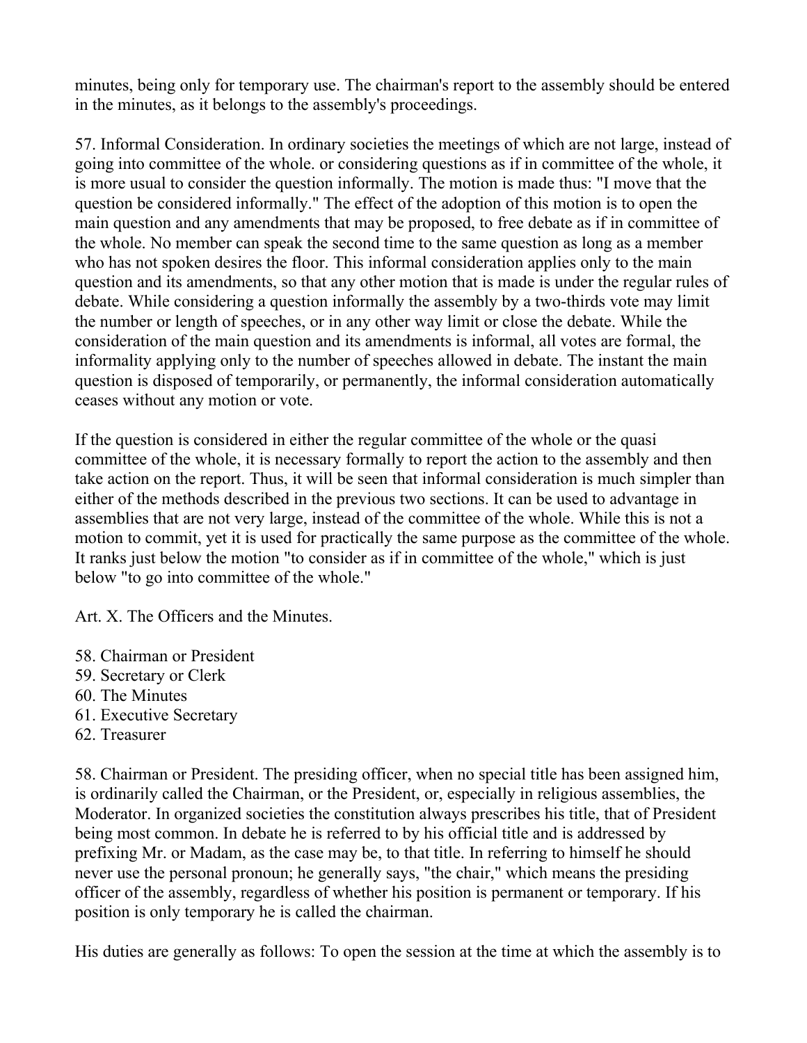minutes, being only for temporary use. The chairman's report to the assembly should be entered in the minutes, as it belongs to the assembly's proceedings.

57. Informal Consideration. In ordinary societies the meetings of which are not large, instead of going into committee of the whole. or considering questions as if in committee of the whole, it is more usual to consider the question informally. The motion is made thus: "I move that the question be considered informally." The effect of the adoption of this motion is to open the main question and any amendments that may be proposed, to free debate as if in committee of the whole. No member can speak the second time to the same question as long as a member who has not spoken desires the floor. This informal consideration applies only to the main question and its amendments, so that any other motion that is made is under the regular rules of debate. While considering a question informally the assembly by a two-thirds vote may limit the number or length of speeches, or in any other way limit or close the debate. While the consideration of the main question and its amendments is informal, all votes are formal, the informality applying only to the number of speeches allowed in debate. The instant the main question is disposed of temporarily, or permanently, the informal consideration automatically ceases without any motion or vote.

If the question is considered in either the regular committee of the whole or the quasi committee of the whole, it is necessary formally to report the action to the assembly and then take action on the report. Thus, it will be seen that informal consideration is much simpler than either of the methods described in the previous two sections. It can be used to advantage in assemblies that are not very large, instead of the committee of the whole. While this is not a motion to commit, yet it is used for practically the same purpose as the committee of the whole. It ranks just below the motion "to consider as if in committee of the whole," which is just below "to go into committee of the whole."

## Art. X. The Officers and the Minutes.

58. Chairman or President
59. Secretary or Clerk
60. The Minutes
61. Executive Secretary
62. Treasurer

58. Chairman or President. The presiding officer, when no special title has been assigned him, is ordinarily called the Chairman, or the President, or, especially in religious assemblies, the Moderator. In organized societies the constitution always prescribes his title, that of President being most common. In debate he is referred to by his official title and is addressed by prefixing Mr. or Madam, as the case may be, to that title. In referring to himself he should never use the personal pronoun; he generally says, "the chair," which means the presiding officer of the assembly, regardless of whether his position is permanent or temporary. If his position is only temporary he is called the chairman.

His duties are generally as follows: To open the session at the time at which the assembly is to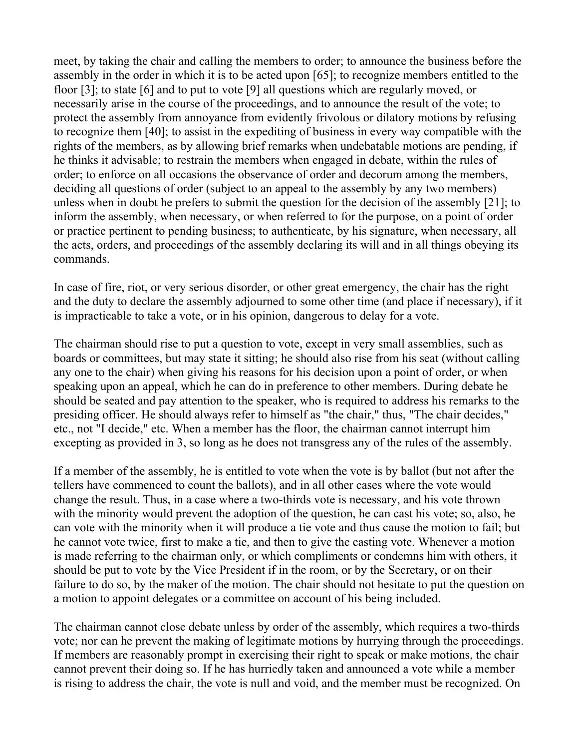meet, by taking the chair and calling the members to order; to announce the business before the assembly in the order in which it is to be acted upon [65]; to recognize members entitled to the floor [3]; to state [6] and to put to vote [9] all questions which are regularly moved, or necessarily arise in the course of the proceedings, and to announce the result of the vote; to protect the assembly from annoyance from evidently frivolous or dilatory motions by refusing to recognize them [40]; to assist in the expediting of business in every way compatible with the rights of the members, as by allowing brief remarks when undebatable motions are pending, if he thinks it advisable; to restrain the members when engaged in debate, within the rules of order; to enforce on all occasions the observance of order and decorum among the members, deciding all questions of order (subject to an appeal to the assembly by any two members) unless when in doubt he prefers to submit the question for the decision of the assembly [21]; to inform the assembly, when necessary, or when referred to for the purpose, on a point of order or practice pertinent to pending business; to authenticate, by his signature, when necessary, all the acts, orders, and proceedings of the assembly declaring its will and in all things obeying its commands.

In case of fire, riot, or very serious disorder, or other great emergency, the chair has the right and the duty to declare the assembly adjourned to some other time (and place if necessary), if it is impracticable to take a vote, or in his opinion, dangerous to delay for a vote.

The chairman should rise to put a question to vote, except in very small assemblies, such as boards or committees, but may state it sitting; he should also rise from his seat (without calling any one to the chair) when giving his reasons for his decision upon a point of order, or when speaking upon an appeal, which he can do in preference to other members. During debate he should be seated and pay attention to the speaker, who is required to address his remarks to the presiding officer. He should always refer to himself as "the chair," thus, "The chair decides," etc., not "I decide," etc. When a member has the floor, the chairman cannot interrupt him excepting as provided in 3, so long as he does not transgress any of the rules of the assembly.

If a member of the assembly, he is entitled to vote when the vote is by ballot (but not after the tellers have commenced to count the ballots), and in all other cases where the vote would change the result. Thus, in a case where a two-thirds vote is necessary, and his vote thrown with the minority would prevent the adoption of the question, he can cast his vote; so, also, he can vote with the minority when it will produce a tie vote and thus cause the motion to fail; but he cannot vote twice, first to make a tie, and then to give the casting vote. Whenever a motion is made referring to the chairman only, or which compliments or condemns him with others, it should be put to vote by the Vice President if in the room, or by the Secretary, or on their failure to do so, by the maker of the motion. The chair should not hesitate to put the question on a motion to appoint delegates or a committee on account of his being included.

The chairman cannot close debate unless by order of the assembly, which requires a two-thirds vote; nor can he prevent the making of legitimate motions by hurrying through the proceedings. If members are reasonably prompt in exercising their right to speak or make motions, the chair cannot prevent their doing so. If he has hurriedly taken and announced a vote while a member is rising to address the chair, the vote is null and void, and the member must be recognized. On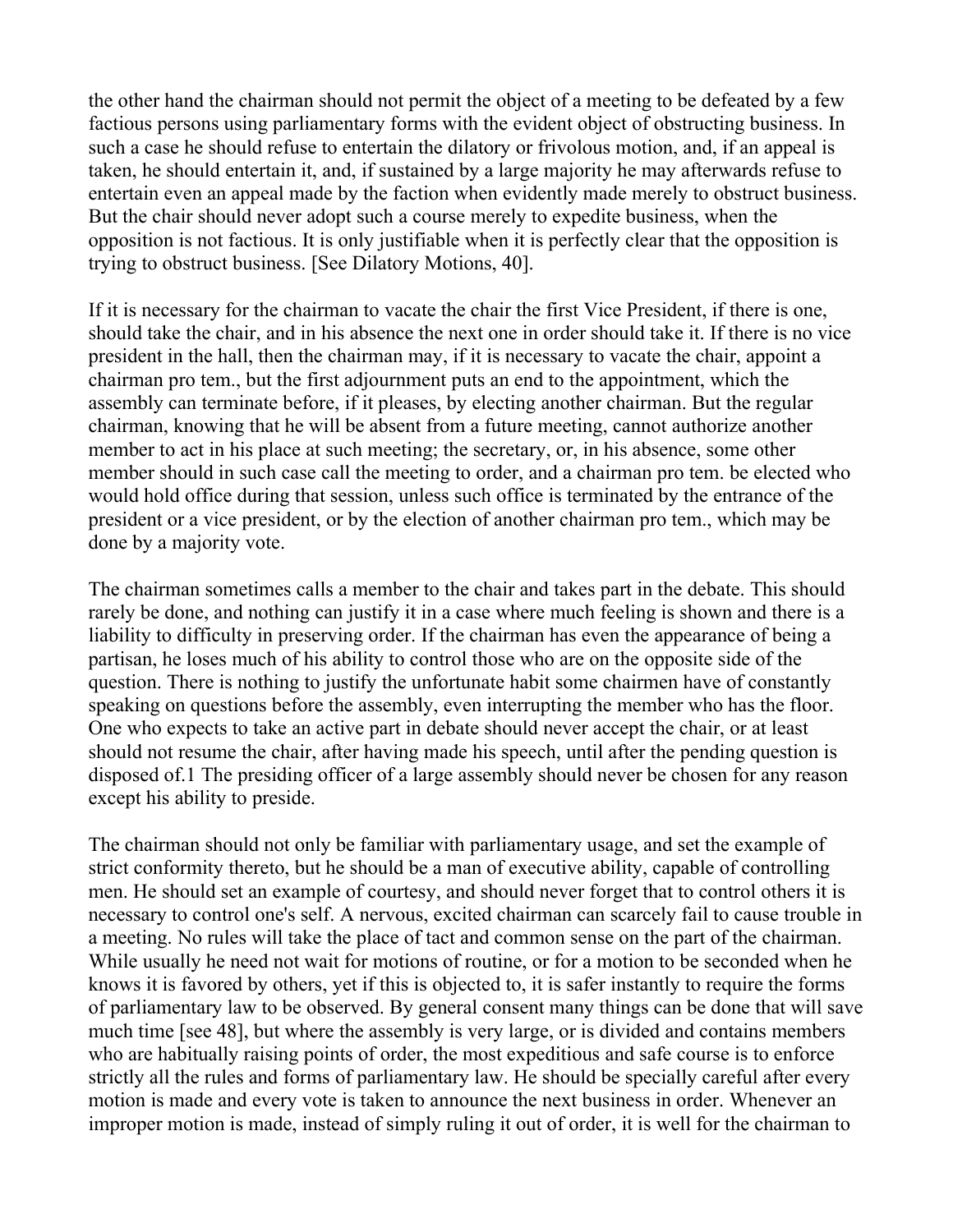the other hand the chairman should not permit the object of a meeting to be defeated by a few factious persons using parliamentary forms with the evident object of obstructing business. In such a case he should refuse to entertain the dilatory or frivolous motion, and, if an appeal is taken, he should entertain it, and, if sustained by a large majority he may afterwards refuse to entertain even an appeal made by the faction when evidently made merely to obstruct business. But the chair should never adopt such a course merely to expedite business, when the opposition is not factious. It is only justifiable when it is perfectly clear that the opposition is trying to obstruct business. [See Dilatory Motions, 40].

If it is necessary for the chairman to vacate the chair the first Vice President, if there is one, should take the chair, and in his absence the next one in order should take it. If there is no vice president in the hall, then the chairman may, if it is necessary to vacate the chair, appoint a chairman pro tem., but the first adjournment puts an end to the appointment, which the assembly can terminate before, if it pleases, by electing another chairman. But the regular chairman, knowing that he will be absent from a future meeting, cannot authorize another member to act in his place at such meeting; the secretary, or, in his absence, some other member should in such case call the meeting to order, and a chairman pro tem. be elected who would hold office during that session, unless such office is terminated by the entrance of the president or a vice president, or by the election of another chairman pro tem., which may be done by a majority vote.

The chairman sometimes calls a member to the chair and takes part in the debate. This should rarely be done, and nothing can justify it in a case where much feeling is shown and there is a liability to difficulty in preserving order. If the chairman has even the appearance of being a partisan, he loses much of his ability to control those who are on the opposite side of the question. There is nothing to justify the unfortunate habit some chairmen have of constantly speaking on questions before the assembly, even interrupting the member who has the floor. One who expects to take an active part in debate should never accept the chair, or at least should not resume the chair, after having made his speech, until after the pending question is disposed of.[1] The presiding officer of a large assembly should never be chosen for any reason except his ability to preside.

The chairman should not only be familiar with parliamentary usage, and set the example of strict conformity thereto, but he should be a man of executive ability, capable of controlling men. He should set an example of courtesy, and should never forget that to control others it is necessary to control one's self. A nervous, excited chairman can scarcely fail to cause trouble in a meeting. No rules will take the place of tact and common sense on the part of the chairman. While usually he need not wait for motions of routine, or for a motion to be seconded when he knows it is favored by others, yet if this is objected to, it is safer instantly to require the forms of parliamentary law to be observed. By general consent many things can be done that will save much time [see 48], but where the assembly is very large, or is divided and contains members who are habitually raising points of order, the most expeditious and safe course is to enforce strictly all the rules and forms of parliamentary law. He should be specially careful after every motion is made and every vote is taken to announce the next business in order. Whenever an improper motion is made, instead of simply ruling it out of order, it is well for the chairman to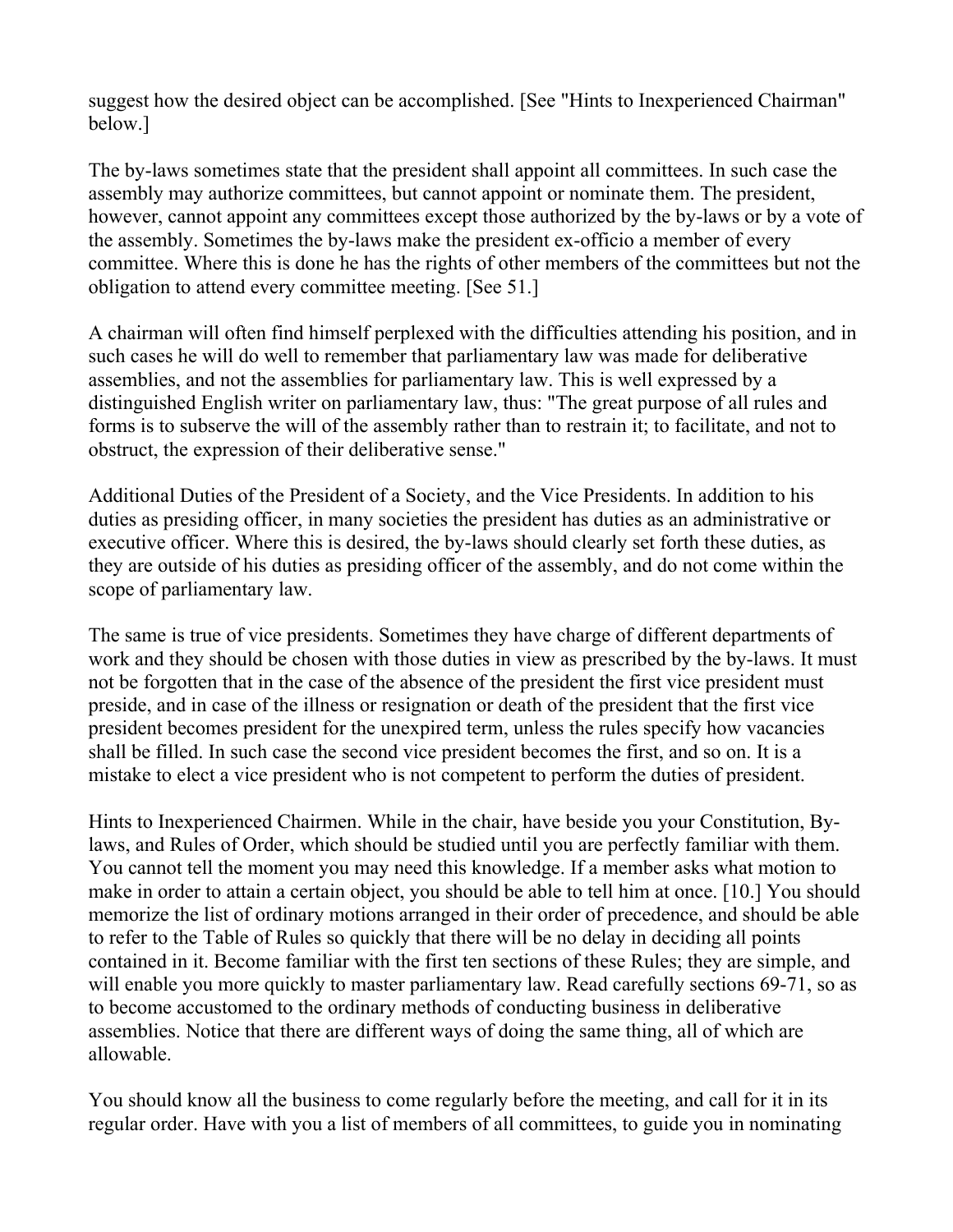suggest how the desired object can be accomplished. [See "Hints to Inexperienced Chairman" below.]

The by-laws sometimes state that the president shall appoint all committees. In such case the assembly may authorize committees, but cannot appoint or nominate them. The president, however, cannot appoint any committees except those authorized by the by-laws or by a vote of the assembly. Sometimes the by-laws make the president ex-officio a member of every committee. Where this is done he has the rights of other members of the committees but not the obligation to attend every committee meeting. [See 51.]

A chairman will often find himself perplexed with the difficulties attending his position, and in such cases he will do well to remember that parliamentary law was made for deliberative assemblies, and not the assemblies for parliamentary law. This is well expressed by a distinguished English writer on parliamentary law, thus: "The great purpose of all rules and forms is to subserve the will of the assembly rather than to restrain it; to facilitate, and not to obstruct, the expression of their deliberative sense."

Additional Duties of the President of a Society, and the Vice Presidents. In addition to his duties as presiding officer, in many societies the president has duties as an administrative or executive officer. Where this is desired, the by-laws should clearly set forth these duties, as they are outside of his duties as presiding officer of the assembly, and do not come within the scope of parliamentary law.

The same is true of vice presidents. Sometimes they have charge of different departments of work and they should be chosen with those duties in view as prescribed by the by-laws. It must not be forgotten that in the case of the absence of the president the first vice president must preside, and in case of the illness or resignation or death of the president that the first vice president becomes president for the unexpired term, unless the rules specify how vacancies shall be filled. In such case the second vice president becomes the first, and so on. It is a mistake to elect a vice president who is not competent to perform the duties of president.

Hints to Inexperienced Chairmen. While in the chair, have beside you your Constitution, By-laws, and Rules of Order, which should be studied until you are perfectly familiar with them. You cannot tell the moment you may need this knowledge. If a member asks what motion to make in order to attain a certain object, you should be able to tell him at once. [10.] You should memorize the list of ordinary motions arranged in their order of precedence, and should be able to refer to the Table of Rules so quickly that there will be no delay in deciding all points contained in it. Become familiar with the first ten sections of these Rules; they are simple, and will enable you more quickly to master parliamentary law. Read carefully sections 69-71, so as to become accustomed to the ordinary methods of conducting business in deliberative assemblies. Notice that there are different ways of doing the same thing, all of which are allowable.

You should know all the business to come regularly before the meeting, and call for it in its regular order. Have with you a list of members of all committees, to guide you in nominating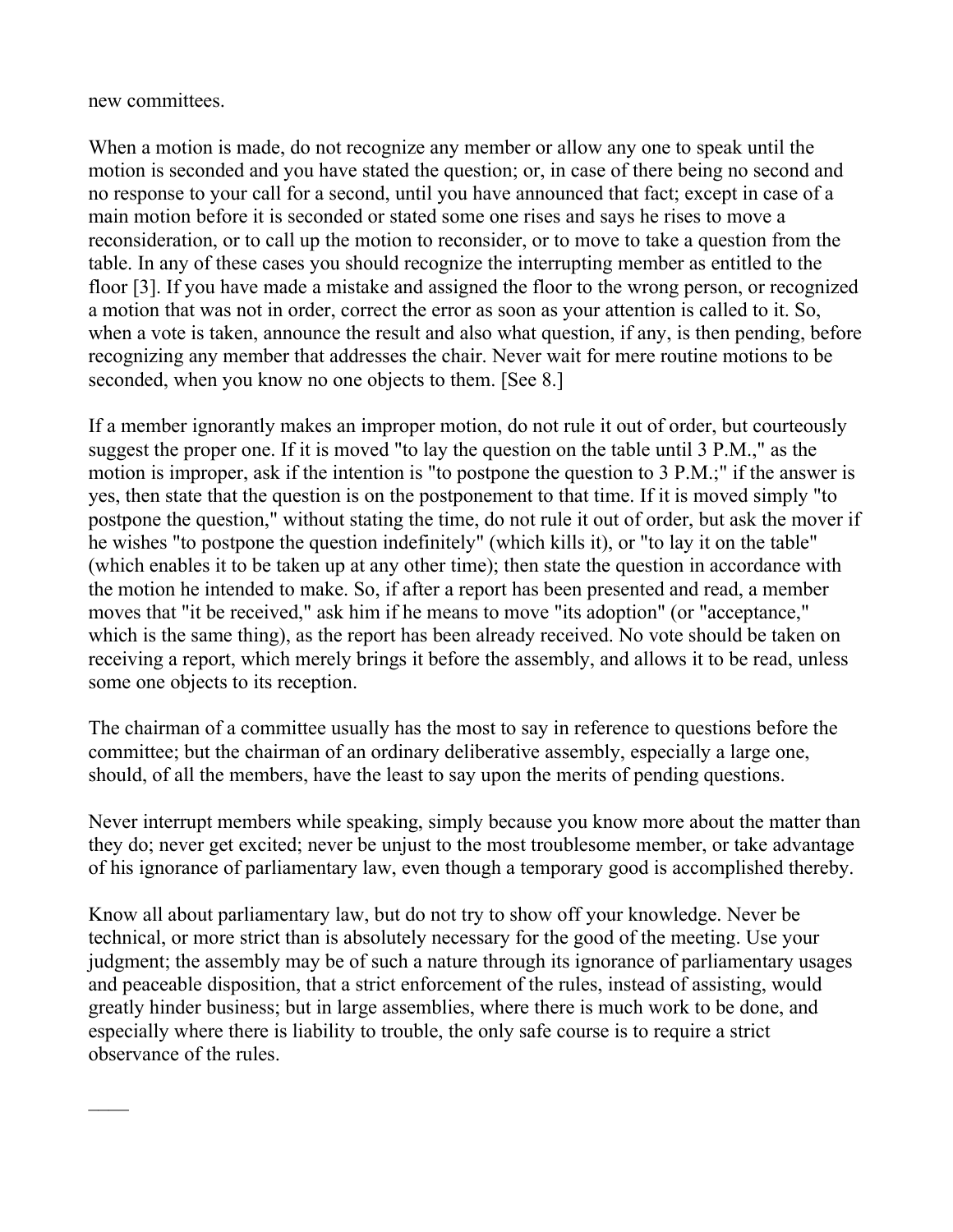new committees.

When a motion is made, do not recognize any member or allow any one to speak until the motion is seconded and you have stated the question; or, in case of there being no second and no response to your call for a second, until you have announced that fact; except in case of a main motion before it is seconded or stated some one rises and says he rises to move a reconsideration, or to call up the motion to reconsider, or to move to take a question from the table. In any of these cases you should recognize the interrupting member as entitled to the floor [3]. If you have made a mistake and assigned the floor to the wrong person, or recognized a motion that was not in order, correct the error as soon as your attention is called to it. So, when a vote is taken, announce the result and also what question, if any, is then pending, before recognizing any member that addresses the chair. Never wait for mere routine motions to be seconded, when you know no one objects to them. [See 8.]

If a member ignorantly makes an improper motion, do not rule it out of order, but courteously suggest the proper one. If it is moved "to lay the question on the table until 3 P.M.," as the motion is improper, ask if the intention is "to postpone the question to 3 P.M.;" if the answer is yes, then state that the question is on the postponement to that time. If it is moved simply "to postpone the question," without stating the time, do not rule it out of order, but ask the mover if he wishes "to postpone the question indefinitely" (which kills it), or "to lay it on the table" (which enables it to be taken up at any other time); then state the question in accordance with the motion he intended to make. So, if after a report has been presented and read, a member moves that "it be received," ask him if he means to move "its adoption" (or "acceptance," which is the same thing), as the report has been already received. No vote should be taken on receiving a report, which merely brings it before the assembly, and allows it to be read, unless some one objects to its reception.

The chairman of a committee usually has the most to say in reference to questions before the committee; but the chairman of an ordinary deliberative assembly, especially a large one, should, of all the members, have the least to say upon the merits of pending questions.

Never interrupt members while speaking, simply because you know more about the matter than they do; never get excited; never be unjust to the most troublesome member, or take advantage of his ignorance of parliamentary law, even though a temporary good is accomplished thereby.

Know all about parliamentary law, but do not try to show off your knowledge. Never be technical, or more strict than is absolutely necessary for the good of the meeting. Use your judgment; the assembly may be of such a nature through its ignorance of parliamentary usages and peaceable disposition, that a strict enforcement of the rules, instead of assisting, would greatly hinder business; but in large assemblies, where there is much work to be done, and especially where there is liability to trouble, the only safe course is to require a strict observance of the rules.

____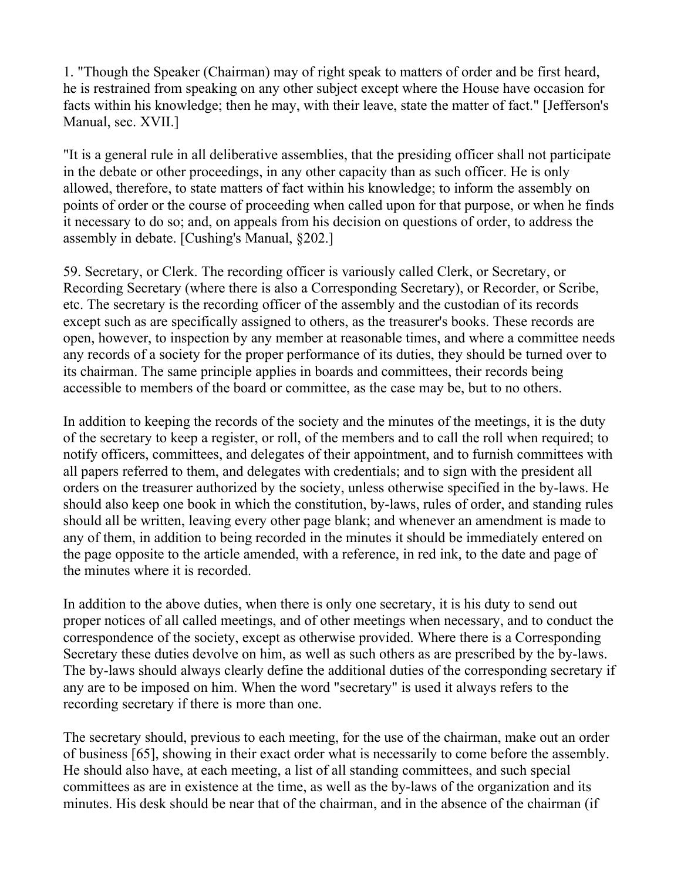1. "Though the Speaker (Chairman) may of right speak to matters of order and be first heard, he is restrained from speaking on any other subject except where the House have occasion for facts within his knowledge; then he may, with their leave, state the matter of fact." [Jefferson's Manual, sec. XVII.]

"It is a general rule in all deliberative assemblies, that the presiding officer shall not participate in the debate or other proceedings, in any other capacity than as such officer. He is only allowed, therefore, to state matters of fact within his knowledge; to inform the assembly on points of order or the course of proceeding when called upon for that purpose, or when he finds it necessary to do so; and, on appeals from his decision on questions of order, to address the assembly in debate. [Cushing's Manual, §202.]

59. Secretary, or Clerk. The recording officer is variously called Clerk, or Secretary, or Recording Secretary (where there is also a Corresponding Secretary), or Recorder, or Scribe, etc. The secretary is the recording officer of the assembly and the custodian of its records except such as are specifically assigned to others, as the treasurer's books. These records are open, however, to inspection by any member at reasonable times, and where a committee needs any records of a society for the proper performance of its duties, they should be turned over to its chairman. The same principle applies in boards and committees, their records being accessible to members of the board or committee, as the case may be, but to no others.

In addition to keeping the records of the society and the minutes of the meetings, it is the duty of the secretary to keep a register, or roll, of the members and to call the roll when required; to notify officers, committees, and delegates of their appointment, and to furnish committees with all papers referred to them, and delegates with credentials; and to sign with the president all orders on the treasurer authorized by the society, unless otherwise specified in the by-laws. He should also keep one book in which the constitution, by-laws, rules of order, and standing rules should all be written, leaving every other page blank; and whenever an amendment is made to any of them, in addition to being recorded in the minutes it should be immediately entered on the page opposite to the article amended, with a reference, in red ink, to the date and page of the minutes where it is recorded.

In addition to the above duties, when there is only one secretary, it is his duty to send out proper notices of all called meetings, and of other meetings when necessary, and to conduct the correspondence of the society, except as otherwise provided. Where there is a Corresponding Secretary these duties devolve on him, as well as such others as are prescribed by the by-laws. The by-laws should always clearly define the additional duties of the corresponding secretary if any are to be imposed on him. When the word "secretary" is used it always refers to the recording secretary if there is more than one.

The secretary should, previous to each meeting, for the use of the chairman, make out an order of business [65], showing in their exact order what is necessarily to come before the assembly. He should also have, at each meeting, a list of all standing committees, and such special committees as are in existence at the time, as well as the by-laws of the organization and its minutes. His desk should be near that of the chairman, and in the absence of the chairman (if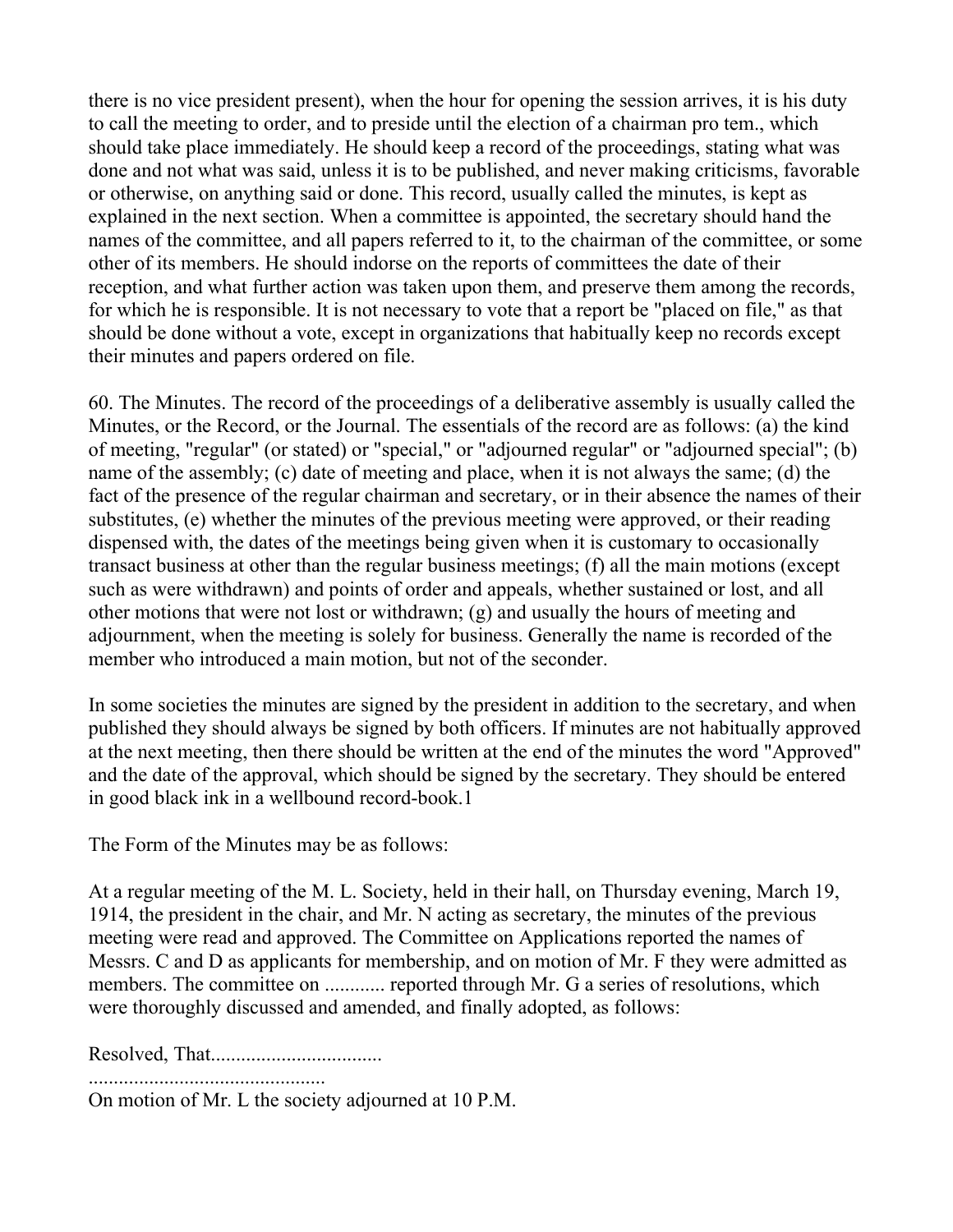there is no vice president present), when the hour for opening the session arrives, it is his duty to call the meeting to order, and to preside until the election of a chairman pro tem., which should take place immediately. He should keep a record of the proceedings, stating what was done and not what was said, unless it is to be published, and never making criticisms, favorable or otherwise, on anything said or done. This record, usually called the minutes, is kept as explained in the next section. When a committee is appointed, the secretary should hand the names of the committee, and all papers referred to it, to the chairman of the committee, or some other of its members. He should indorse on the reports of committees the date of their reception, and what further action was taken upon them, and preserve them among the records, for which he is responsible. It is not necessary to vote that a report be "placed on file," as that should be done without a vote, except in organizations that habitually keep no records except their minutes and papers ordered on file.

60. The Minutes. The record of the proceedings of a deliberative assembly is usually called the Minutes, or the Record, or the Journal. The essentials of the record are as follows: (a) the kind of meeting, "regular" (or stated) or "special," or "adjourned regular" or "adjourned special"; (b) name of the assembly; (c) date of meeting and place, when it is not always the same; (d) the fact of the presence of the regular chairman and secretary, or in their absence the names of their substitutes, (e) whether the minutes of the previous meeting were approved, or their reading dispensed with, the dates of the meetings being given when it is customary to occasionally transact business at other than the regular business meetings; (f) all the main motions (except such as were withdrawn) and points of order and appeals, whether sustained or lost, and all other motions that were not lost or withdrawn; (g) and usually the hours of meeting and adjournment, when the meeting is solely for business. Generally the name is recorded of the member who introduced a main motion, but not of the seconder.

In some societies the minutes are signed by the president in addition to the secretary, and when published they should always be signed by both officers. If minutes are not habitually approved at the next meeting, then there should be written at the end of the minutes the word "Approved" and the date of the approval, which should be signed by the secretary. They should be entered in good black ink in a wellbound record-book.1

The Form of the Minutes may be as follows:

At a regular meeting of the M. L. Society, held in their hall, on Thursday evening, March 19, 1914, the president in the chair, and Mr. N acting as secretary, the minutes of the previous meeting were read and approved. The Committee on Applications reported the names of Messrs. C and D as applicants for membership, and on motion of Mr. F they were admitted as members. The committee on ............ reported through Mr. G a series of resolutions, which were thoroughly discussed and amended, and finally adopted, as follows:

Resolved, That.................................
..............................................
On motion of Mr. L the society adjourned at 10 P.M.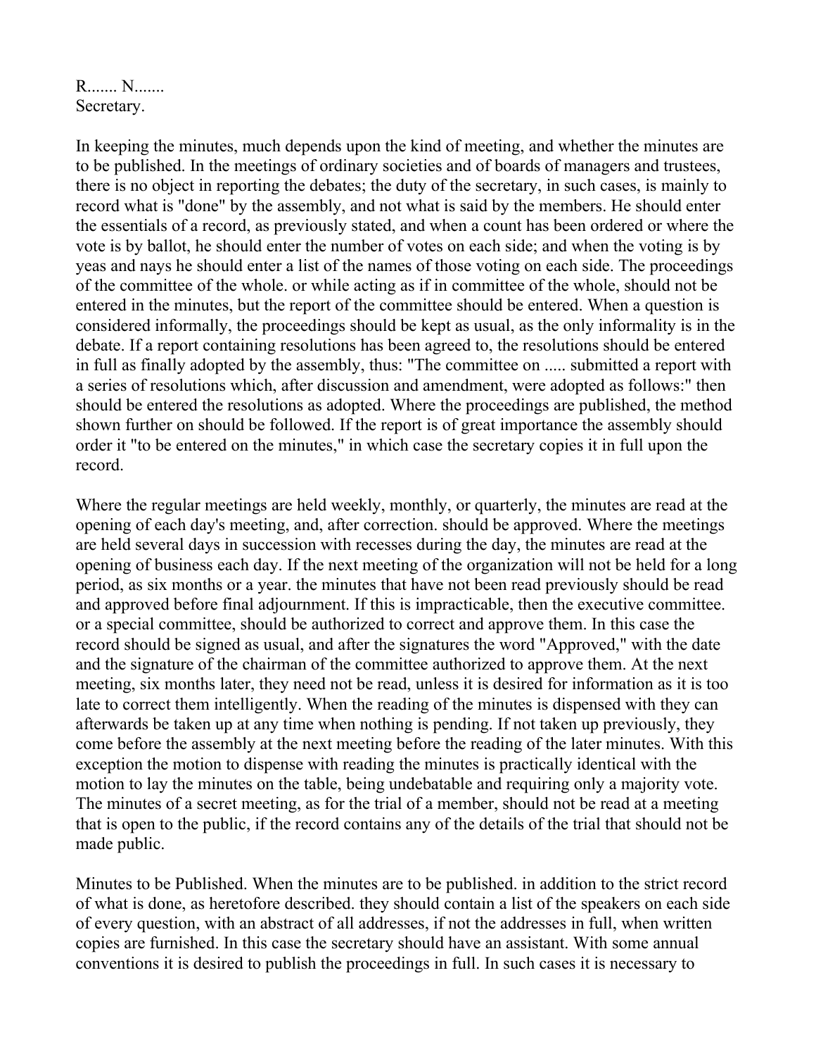R....... N.......
Secretary.

In keeping the minutes, much depends upon the kind of meeting, and whether the minutes are to be published. In the meetings of ordinary societies and of boards of managers and trustees, there is no object in reporting the debates; the duty of the secretary, in such cases, is mainly to record what is "done" by the assembly, and not what is said by the members. He should enter the essentials of a record, as previously stated, and when a count has been ordered or where the vote is by ballot, he should enter the number of votes on each side; and when the voting is by yeas and nays he should enter a list of the names of those voting on each side. The proceedings of the committee of the whole. or while acting as if in committee of the whole, should not be entered in the minutes, but the report of the committee should be entered. When a question is considered informally, the proceedings should be kept as usual, as the only informality is in the debate. If a report containing resolutions has been agreed to, the resolutions should be entered in full as finally adopted by the assembly, thus: "The committee on ..... submitted a report with a series of resolutions which, after discussion and amendment, were adopted as follows:" then should be entered the resolutions as adopted. Where the proceedings are published, the method shown further on should be followed. If the report is of great importance the assembly should order it "to be entered on the minutes," in which case the secretary copies it in full upon the record.

Where the regular meetings are held weekly, monthly, or quarterly, the minutes are read at the opening of each day's meeting, and, after correction. should be approved. Where the meetings are held several days in succession with recesses during the day, the minutes are read at the opening of business each day. If the next meeting of the organization will not be held for a long period, as six months or a year. the minutes that have not been read previously should be read and approved before final adjournment. If this is impracticable, then the executive committee. or a special committee, should be authorized to correct and approve them. In this case the record should be signed as usual, and after the signatures the word "Approved," with the date and the signature of the chairman of the committee authorized to approve them. At the next meeting, six months later, they need not be read, unless it is desired for information as it is too late to correct them intelligently. When the reading of the minutes is dispensed with they can afterwards be taken up at any time when nothing is pending. If not taken up previously, they come before the assembly at the next meeting before the reading of the later minutes. With this exception the motion to dispense with reading the minutes is practically identical with the motion to lay the minutes on the table, being undebatable and requiring only a majority vote. The minutes of a secret meeting, as for the trial of a member, should not be read at a meeting that is open to the public, if the record contains any of the details of the trial that should not be made public.

Minutes to be Published. When the minutes are to be published. in addition to the strict record of what is done, as heretofore described. they should contain a list of the speakers on each side of every question, with an abstract of all addresses, if not the addresses in full, when written copies are furnished. In this case the secretary should have an assistant. With some annual conventions it is desired to publish the proceedings in full. In such cases it is necessary to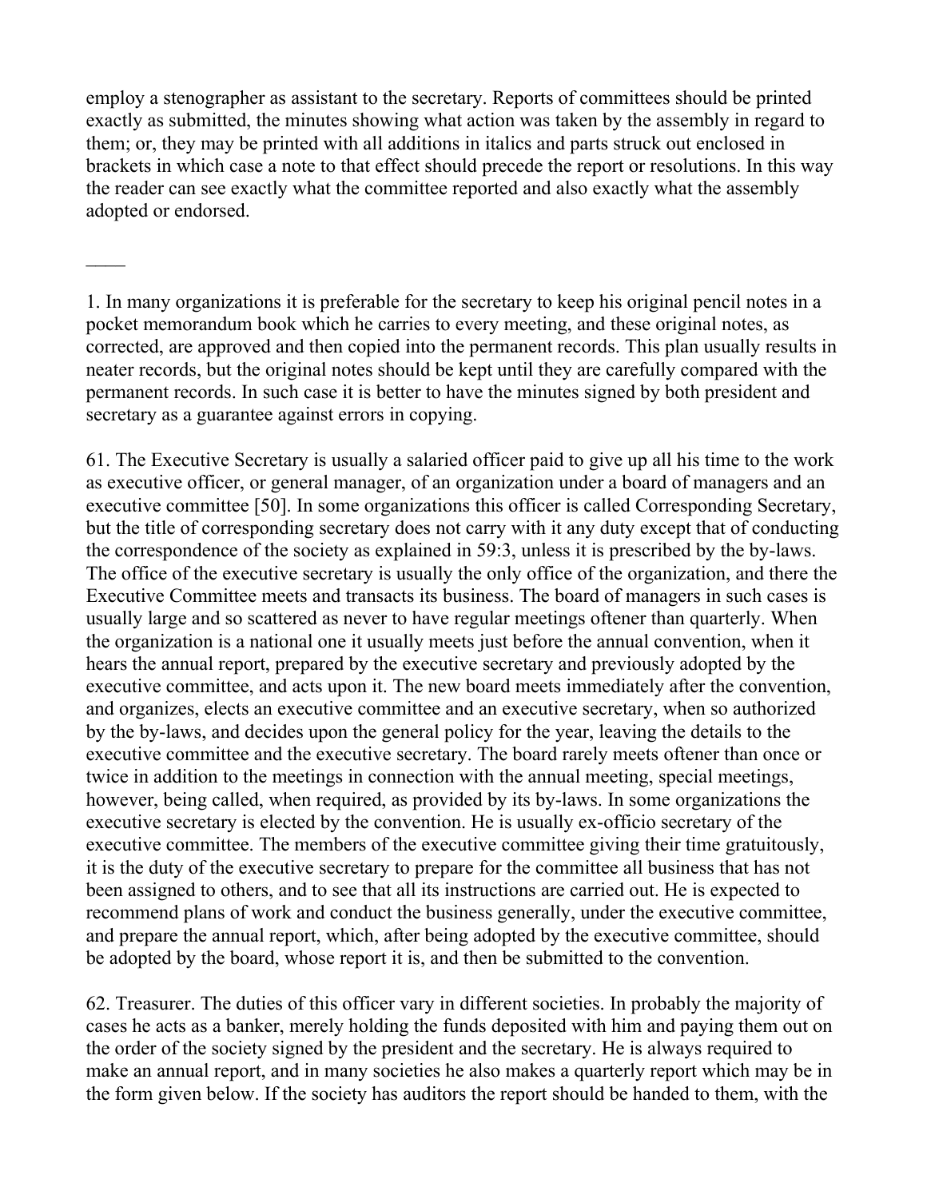employ a stenographer as assistant to the secretary. Reports of committees should be printed exactly as submitted, the minutes showing what action was taken by the assembly in regard to them; or, they may be printed with all additions in italics and parts struck out enclosed in brackets in which case a note to that effect should precede the report or resolutions. In this way the reader can see exactly what the committee reported and also exactly what the assembly adopted or endorsed.

____

1. In many organizations it is preferable for the secretary to keep his original pencil notes in a pocket memorandum book which he carries to every meeting, and these original notes, as corrected, are approved and then copied into the permanent records. This plan usually results in neater records, but the original notes should be kept until they are carefully compared with the permanent records. In such case it is better to have the minutes signed by both president and secretary as a guarantee against errors in copying.

61. The Executive Secretary is usually a salaried officer paid to give up all his time to the work as executive officer, or general manager, of an organization under a board of managers and an executive committee [50]. In some organizations this officer is called Corresponding Secretary, but the title of corresponding secretary does not carry with it any duty except that of conducting the correspondence of the society as explained in 59:3, unless it is prescribed by the by-laws. The office of the executive secretary is usually the only office of the organization, and there the Executive Committee meets and transacts its business. The board of managers in such cases is usually large and so scattered as never to have regular meetings oftener than quarterly. When the organization is a national one it usually meets just before the annual convention, when it hears the annual report, prepared by the executive secretary and previously adopted by the executive committee, and acts upon it. The new board meets immediately after the convention, and organizes, elects an executive committee and an executive secretary, when so authorized by the by-laws, and decides upon the general policy for the year, leaving the details to the executive committee and the executive secretary. The board rarely meets oftener than once or twice in addition to the meetings in connection with the annual meeting, special meetings, however, being called, when required, as provided by its by-laws. In some organizations the executive secretary is elected by the convention. He is usually ex-officio secretary of the executive committee. The members of the executive committee giving their time gratuitously, it is the duty of the executive secretary to prepare for the committee all business that has not been assigned to others, and to see that all its instructions are carried out. He is expected to recommend plans of work and conduct the business generally, under the executive committee, and prepare the annual report, which, after being adopted by the executive committee, should be adopted by the board, whose report it is, and then be submitted to the convention.

62. Treasurer. The duties of this officer vary in different societies. In probably the majority of cases he acts as a banker, merely holding the funds deposited with him and paying them out on the order of the society signed by the president and the secretary. He is always required to make an annual report, and in many societies he also makes a quarterly report which may be in the form given below. If the society has auditors the report should be handed to them, with the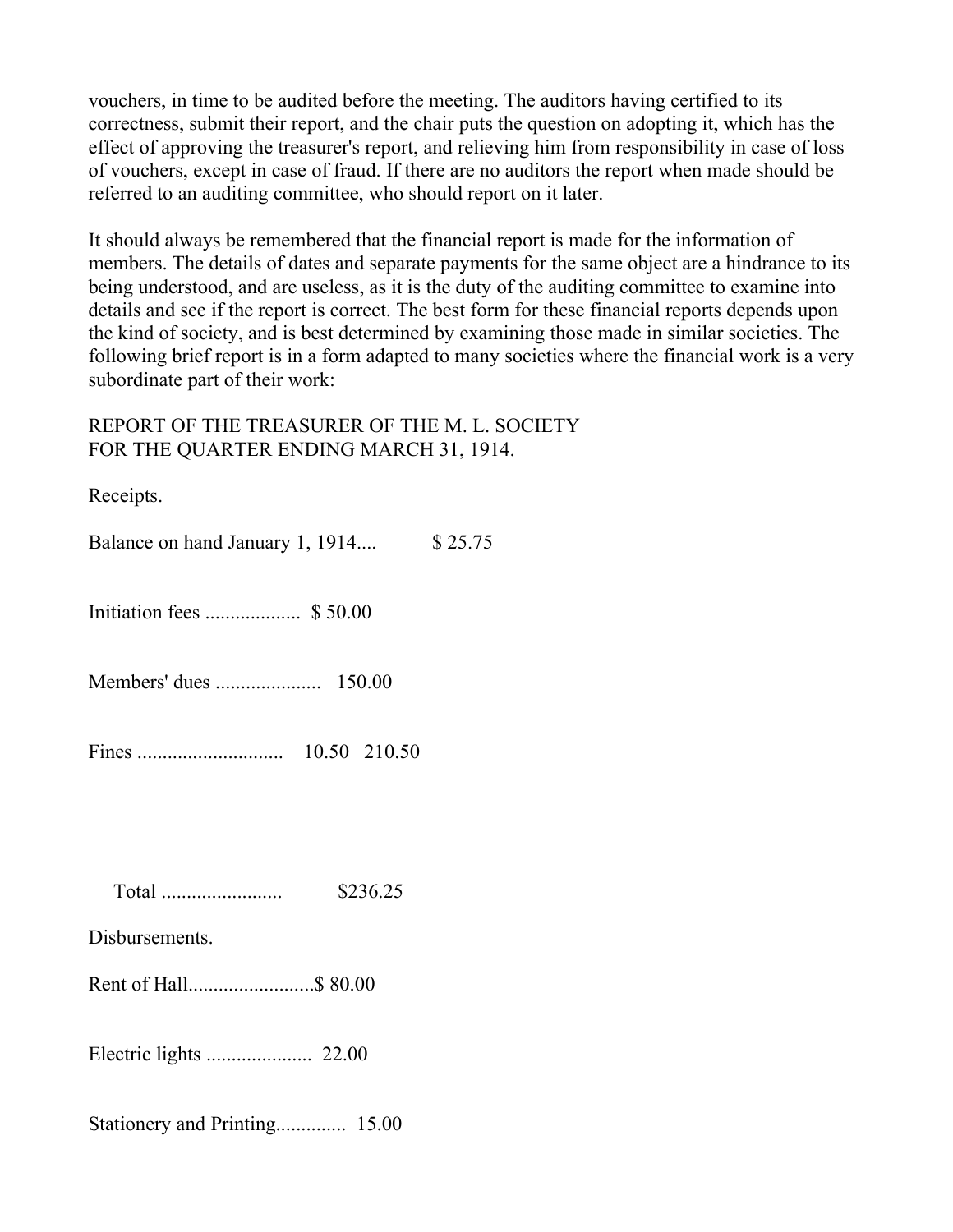vouchers, in time to be audited before the meeting. The auditors having certified to its correctness, submit their report, and the chair puts the question on adopting it, which has the effect of approving the treasurer's report, and relieving him from responsibility in case of loss of vouchers, except in case of fraud. If there are no auditors the report when made should be referred to an auditing committee, who should report on it later.

It should always be remembered that the financial report is made for the information of members. The details of dates and separate payments for the same object are a hindrance to its being understood, and are useless, as it is the duty of the auditing committee to examine into details and see if the report is correct. The best form for these financial reports depends upon the kind of society, and is best determined by examining those made in similar societies. The following brief report is in a form adapted to many societies where the financial work is a very subordinate part of their work:

REPORT OF THE TREASURER OF THE M. L. SOCIETY
FOR THE QUARTER ENDING MARCH 31, 1914.

Receipts.

Balance on hand January 1, 1914.... $ 25.75

Initiation fees .................. $ 50.00

Members' dues .................... 150.00

Fines ............................ 10.50 210.50

Total ........................ $236.25

Disbursements.

Rent of Hall.........................$ 80.00

Electric lights .................... 22.00

Stationery and Printing............. 15.00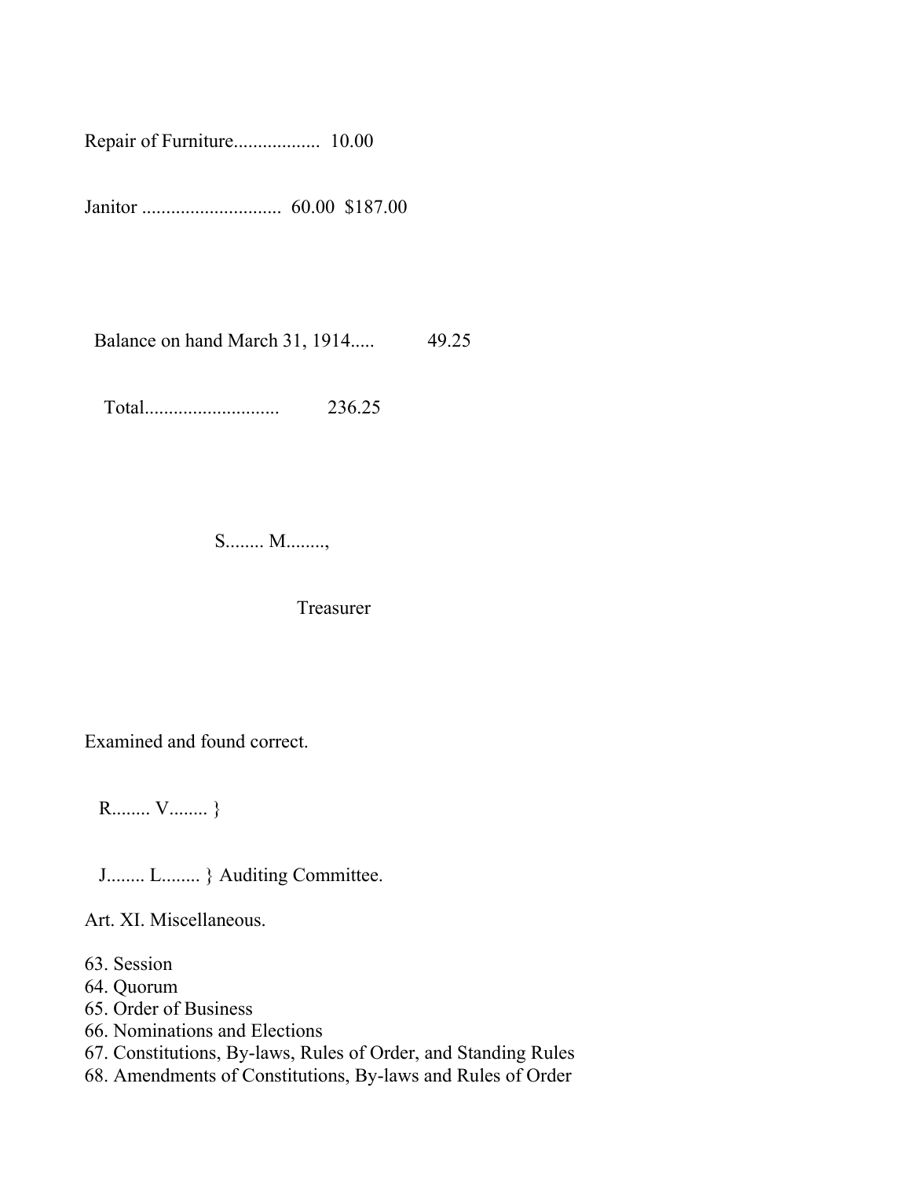Repair of Furniture.................. 10.00

Janitor ............................ 60.00 $187.00

Balance on hand March 31, 1914..... 49.25

Total........................... 236.25

S........ M........,

Treasurer

Examined and found correct.

R........ V........ }

J........ L........ } Auditing Committee.

Art. XI. Miscellaneous.

63. Session
64. Quorum
65. Order of Business
66. Nominations and Elections
67. Constitutions, By-laws, Rules of Order, and Standing Rules
68. Amendments of Constitutions, By-laws and Rules of Order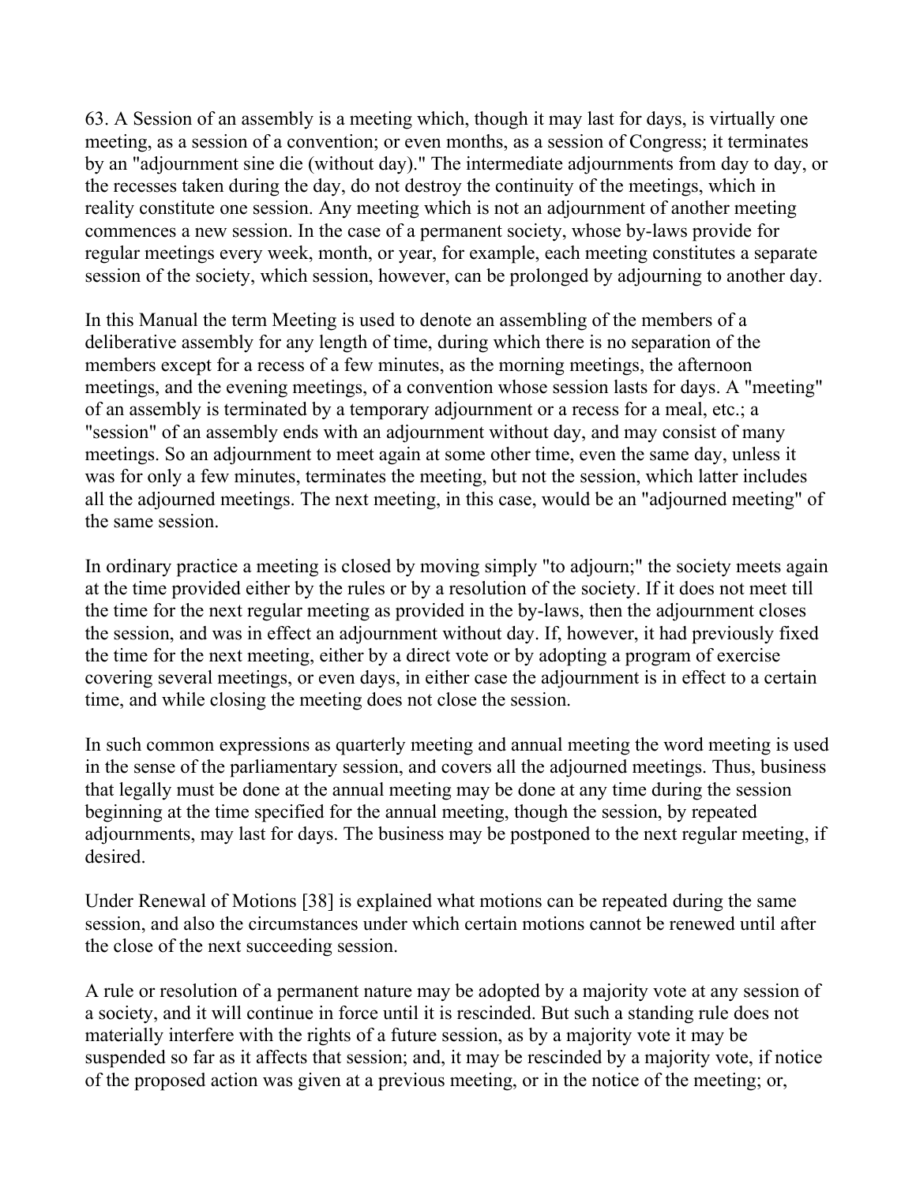63. A Session of an assembly is a meeting which, though it may last for days, is virtually one meeting, as a session of a convention; or even months, as a session of Congress; it terminates by an "adjournment sine die (without day)." The intermediate adjournments from day to day, or the recesses taken during the day, do not destroy the continuity of the meetings, which in reality constitute one session. Any meeting which is not an adjournment of another meeting commences a new session. In the case of a permanent society, whose by-laws provide for regular meetings every week, month, or year, for example, each meeting constitutes a separate session of the society, which session, however, can be prolonged by adjourning to another day.

In this Manual the term Meeting is used to denote an assembling of the members of a deliberative assembly for any length of time, during which there is no separation of the members except for a recess of a few minutes, as the morning meetings, the afternoon meetings, and the evening meetings, of a convention whose session lasts for days. A "meeting" of an assembly is terminated by a temporary adjournment or a recess for a meal, etc.; a "session" of an assembly ends with an adjournment without day, and may consist of many meetings. So an adjournment to meet again at some other time, even the same day, unless it was for only a few minutes, terminates the meeting, but not the session, which latter includes all the adjourned meetings. The next meeting, in this case, would be an "adjourned meeting" of the same session.

In ordinary practice a meeting is closed by moving simply "to adjourn;" the society meets again at the time provided either by the rules or by a resolution of the society. If it does not meet till the time for the next regular meeting as provided in the by-laws, then the adjournment closes the session, and was in effect an adjournment without day. If, however, it had previously fixed the time for the next meeting, either by a direct vote or by adopting a program of exercise covering several meetings, or even days, in either case the adjournment is in effect to a certain time, and while closing the meeting does not close the session.

In such common expressions as quarterly meeting and annual meeting the word meeting is used in the sense of the parliamentary session, and covers all the adjourned meetings. Thus, business that legally must be done at the annual meeting may be done at any time during the session beginning at the time specified for the annual meeting, though the session, by repeated adjournments, may last for days. The business may be postponed to the next regular meeting, if desired.

Under Renewal of Motions [38] is explained what motions can be repeated during the same session, and also the circumstances under which certain motions cannot be renewed until after the close of the next succeeding session.

A rule or resolution of a permanent nature may be adopted by a majority vote at any session of a society, and it will continue in force until it is rescinded. But such a standing rule does not materially interfere with the rights of a future session, as by a majority vote it may be suspended so far as it affects that session; and, it may be rescinded by a majority vote, if notice of the proposed action was given at a previous meeting, or in the notice of the meeting; or,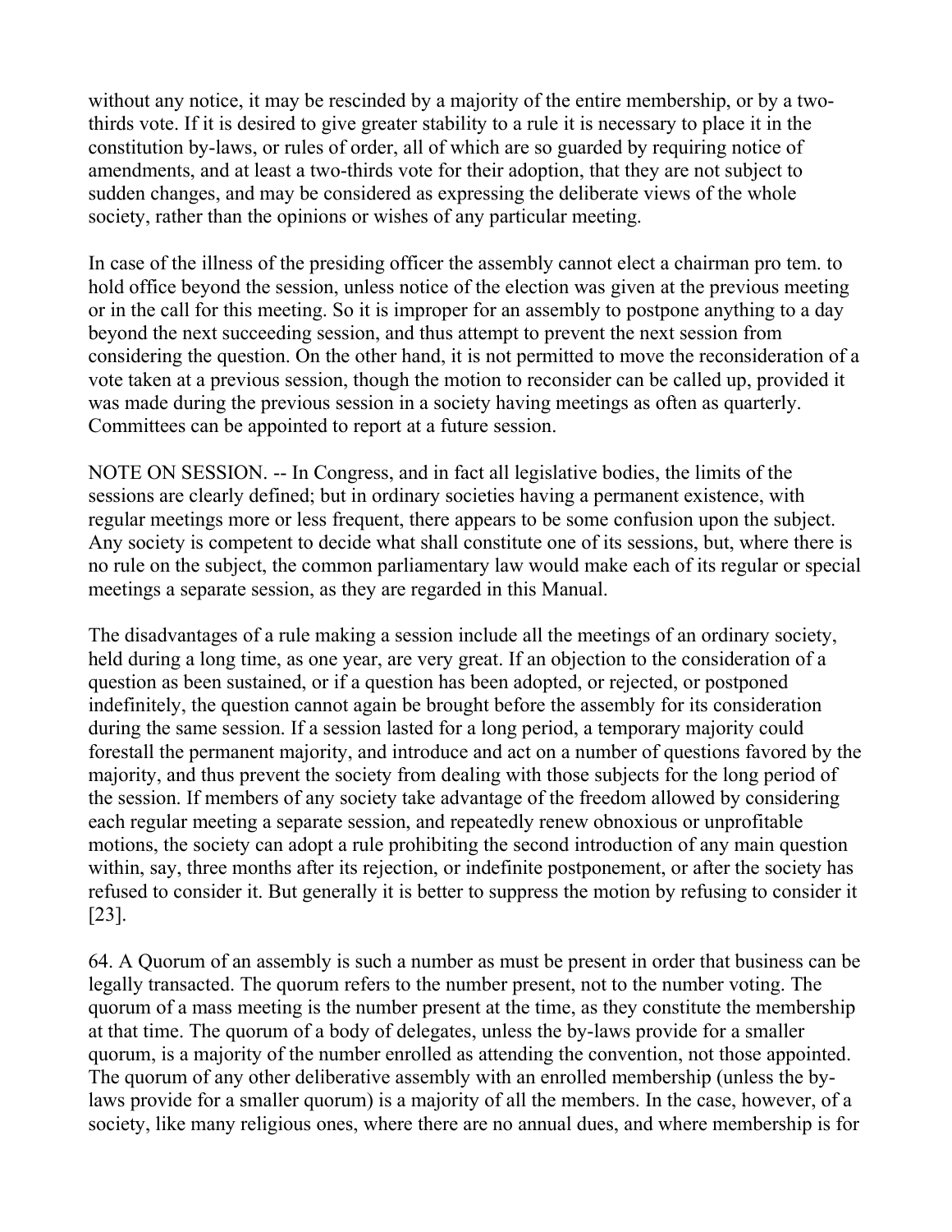without any notice, it may be rescinded by a majority of the entire membership, or by a two-thirds vote. If it is desired to give greater stability to a rule it is necessary to place it in the constitution by-laws, or rules of order, all of which are so guarded by requiring notice of amendments, and at least a two-thirds vote for their adoption, that they are not subject to sudden changes, and may be considered as expressing the deliberate views of the whole society, rather than the opinions or wishes of any particular meeting.

In case of the illness of the presiding officer the assembly cannot elect a chairman pro tem. to hold office beyond the session, unless notice of the election was given at the previous meeting or in the call for this meeting. So it is improper for an assembly to postpone anything to a day beyond the next succeeding session, and thus attempt to prevent the next session from considering the question. On the other hand, it is not permitted to move the reconsideration of a vote taken at a previous session, though the motion to reconsider can be called up, provided it was made during the previous session in a society having meetings as often as quarterly. Committees can be appointed to report at a future session.

NOTE ON SESSION. -- In Congress, and in fact all legislative bodies, the limits of the sessions are clearly defined; but in ordinary societies having a permanent existence, with regular meetings more or less frequent, there appears to be some confusion upon the subject. Any society is competent to decide what shall constitute one of its sessions, but, where there is no rule on the subject, the common parliamentary law would make each of its regular or special meetings a separate session, as they are regarded in this Manual.

The disadvantages of a rule making a session include all the meetings of an ordinary society, held during a long time, as one year, are very great. If an objection to the consideration of a question as been sustained, or if a question has been adopted, or rejected, or postponed indefinitely, the question cannot again be brought before the assembly for its consideration during the same session. If a session lasted for a long period, a temporary majority could forestall the permanent majority, and introduce and act on a number of questions favored by the majority, and thus prevent the society from dealing with those subjects for the long period of the session. If members of any society take advantage of the freedom allowed by considering each regular meeting a separate session, and repeatedly renew obnoxious or unprofitable motions, the society can adopt a rule prohibiting the second introduction of any main question within, say, three months after its rejection, or indefinite postponement, or after the society has refused to consider it. But generally it is better to suppress the motion by refusing to consider it [23].

64. A Quorum of an assembly is such a number as must be present in order that business can be legally transacted. The quorum refers to the number present, not to the number voting. The quorum of a mass meeting is the number present at the time, as they constitute the membership at that time. The quorum of a body of delegates, unless the by-laws provide for a smaller quorum, is a majority of the number enrolled as attending the convention, not those appointed. The quorum of any other deliberative assembly with an enrolled membership (unless the by-laws provide for a smaller quorum) is a majority of all the members. In the case, however, of a society, like many religious ones, where there are no annual dues, and where membership is for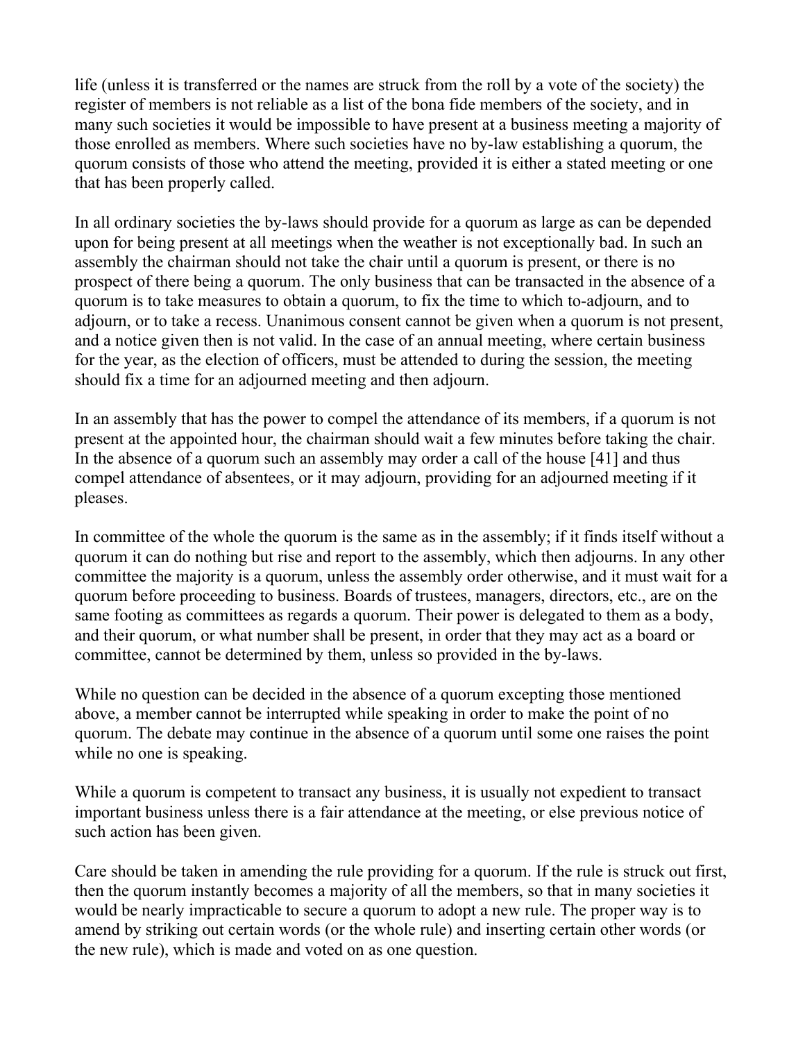life (unless it is transferred or the names are struck from the roll by a vote of the society) the register of members is not reliable as a list of the bona fide members of the society, and in many such societies it would be impossible to have present at a business meeting a majority of those enrolled as members. Where such societies have no by-law establishing a quorum, the quorum consists of those who attend the meeting, provided it is either a stated meeting or one that has been properly called.

In all ordinary societies the by-laws should provide for a quorum as large as can be depended upon for being present at all meetings when the weather is not exceptionally bad. In such an assembly the chairman should not take the chair until a quorum is present, or there is no prospect of there being a quorum. The only business that can be transacted in the absence of a quorum is to take measures to obtain a quorum, to fix the time to which to-adjourn, and to adjourn, or to take a recess. Unanimous consent cannot be given when a quorum is not present, and a notice given then is not valid. In the case of an annual meeting, where certain business for the year, as the election of officers, must be attended to during the session, the meeting should fix a time for an adjourned meeting and then adjourn.

In an assembly that has the power to compel the attendance of its members, if a quorum is not present at the appointed hour, the chairman should wait a few minutes before taking the chair. In the absence of a quorum such an assembly may order a call of the house [41] and thus compel attendance of absentees, or it may adjourn, providing for an adjourned meeting if it pleases.

In committee of the whole the quorum is the same as in the assembly; if it finds itself without a quorum it can do nothing but rise and report to the assembly, which then adjourns. In any other committee the majority is a quorum, unless the assembly order otherwise, and it must wait for a quorum before proceeding to business. Boards of trustees, managers, directors, etc., are on the same footing as committees as regards a quorum. Their power is delegated to them as a body, and their quorum, or what number shall be present, in order that they may act as a board or committee, cannot be determined by them, unless so provided in the by-laws.

While no question can be decided in the absence of a quorum excepting those mentioned above, a member cannot be interrupted while speaking in order to make the point of no quorum. The debate may continue in the absence of a quorum until some one raises the point while no one is speaking.

While a quorum is competent to transact any business, it is usually not expedient to transact important business unless there is a fair attendance at the meeting, or else previous notice of such action has been given.

Care should be taken in amending the rule providing for a quorum. If the rule is struck out first, then the quorum instantly becomes a majority of all the members, so that in many societies it would be nearly impracticable to secure a quorum to adopt a new rule. The proper way is to amend by striking out certain words (or the whole rule) and inserting certain other words (or the new rule), which is made and voted on as one question.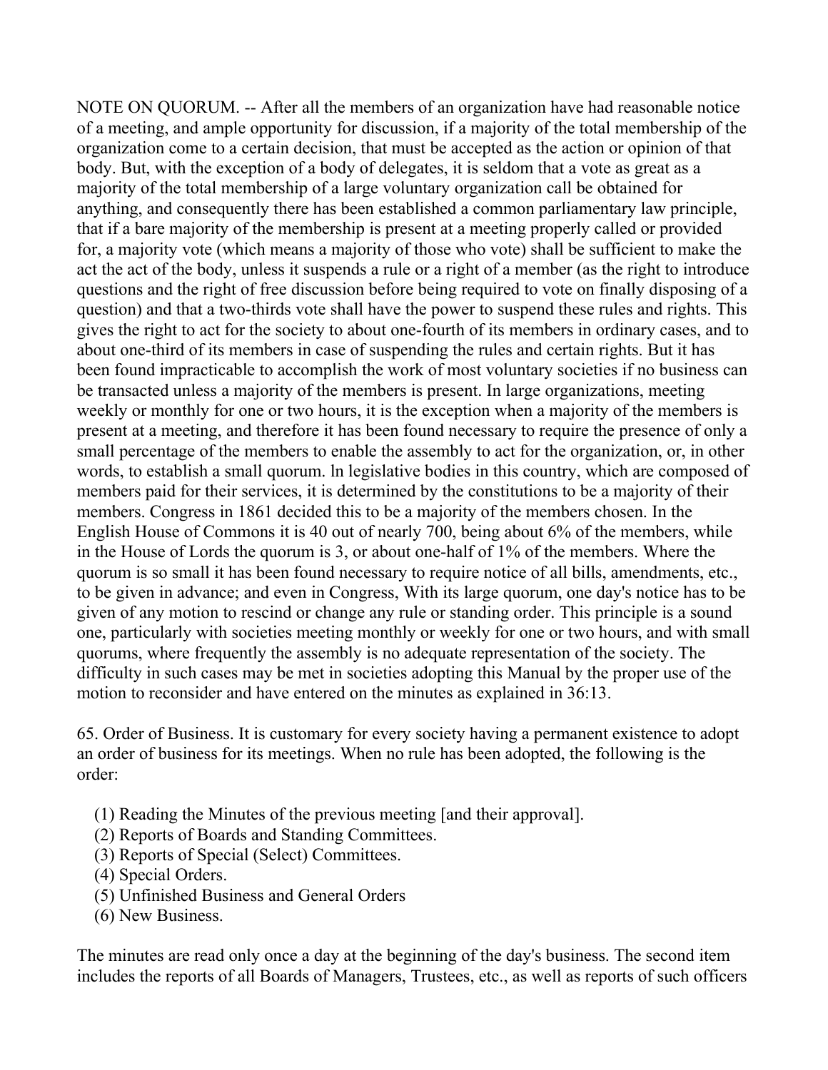NOTE ON QUORUM. -- After all the members of an organization have had reasonable notice of a meeting, and ample opportunity for discussion, if a majority of the total membership of the organization come to a certain decision, that must be accepted as the action or opinion of that body. But, with the exception of a body of delegates, it is seldom that a vote as great as a majority of the total membership of a large voluntary organization call be obtained for anything, and consequently there has been established a common parliamentary law principle, that if a bare majority of the membership is present at a meeting properly called or provided for, a majority vote (which means a majority of those who vote) shall be sufficient to make the act the act of the body, unless it suspends a rule or a right of a member (as the right to introduce questions and the right of free discussion before being required to vote on finally disposing of a question) and that a two-thirds vote shall have the power to suspend these rules and rights. This gives the right to act for the society to about one-fourth of its members in ordinary cases, and to about one-third of its members in case of suspending the rules and certain rights. But it has been found impracticable to accomplish the work of most voluntary societies if no business can be transacted unless a majority of the members is present. In large organizations, meeting weekly or monthly for one or two hours, it is the exception when a majority of the members is present at a meeting, and therefore it has been found necessary to require the presence of only a small percentage of the members to enable the assembly to act for the organization, or, in other words, to establish a small quorum. ln legislative bodies in this country, which are composed of members paid for their services, it is determined by the constitutions to be a majority of their members. Congress in 1861 decided this to be a majority of the members chosen. In the English House of Commons it is 40 out of nearly 700, being about 6% of the members, while in the House of Lords the quorum is 3, or about one-half of 1% of the members. Where the quorum is so small it has been found necessary to require notice of all bills, amendments, etc., to be given in advance; and even in Congress, With its large quorum, one day's notice has to be given of any motion to rescind or change any rule or standing order. This principle is a sound one, particularly with societies meeting monthly or weekly for one or two hours, and with small quorums, where frequently the assembly is no adequate representation of the society. The difficulty in such cases may be met in societies adopting this Manual by the proper use of the motion to reconsider and have entered on the minutes as explained in 36:13.

65. Order of Business. It is customary for every society having a permanent existence to adopt an order of business for its meetings. When no rule has been adopted, the following is the order:

(1) Reading the Minutes of the previous meeting [and their approval].
(2) Reports of Boards and Standing Committees.
(3) Reports of Special (Select) Committees.
(4) Special Orders.
(5) Unfinished Business and General Orders
(6) New Business.

The minutes are read only once a day at the beginning of the day's business. The second item includes the reports of all Boards of Managers, Trustees, etc., as well as reports of such officers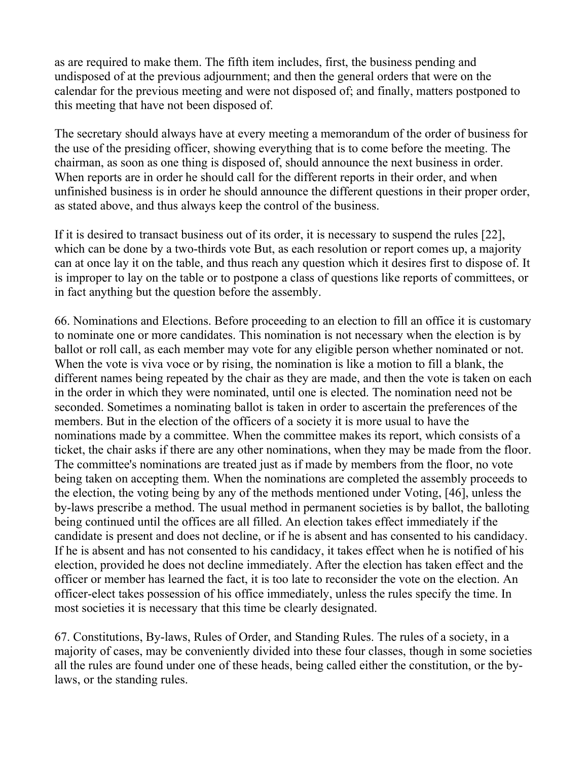as are required to make them. The fifth item includes, first, the business pending and undisposed of at the previous adjournment; and then the general orders that were on the calendar for the previous meeting and were not disposed of; and finally, matters postponed to this meeting that have not been disposed of.

The secretary should always have at every meeting a memorandum of the order of business for the use of the presiding officer, showing everything that is to come before the meeting. The chairman, as soon as one thing is disposed of, should announce the next business in order. When reports are in order he should call for the different reports in their order, and when unfinished business is in order he should announce the different questions in their proper order, as stated above, and thus always keep the control of the business.

If it is desired to transact business out of its order, it is necessary to suspend the rules [22], which can be done by a two-thirds vote But, as each resolution or report comes up, a majority can at once lay it on the table, and thus reach any question which it desires first to dispose of. It is improper to lay on the table or to postpone a class of questions like reports of committees, or in fact anything but the question before the assembly.

66. Nominations and Elections. Before proceeding to an election to fill an office it is customary to nominate one or more candidates. This nomination is not necessary when the election is by ballot or roll call, as each member may vote for any eligible person whether nominated or not. When the vote is viva voce or by rising, the nomination is like a motion to fill a blank, the different names being repeated by the chair as they are made, and then the vote is taken on each in the order in which they were nominated, until one is elected. The nomination need not be seconded. Sometimes a nominating ballot is taken in order to ascertain the preferences of the members. But in the election of the officers of a society it is more usual to have the nominations made by a committee. When the committee makes its report, which consists of a ticket, the chair asks if there are any other nominations, when they may be made from the floor. The committee's nominations are treated just as if made by members from the floor, no vote being taken on accepting them. When the nominations are completed the assembly proceeds to the election, the voting being by any of the methods mentioned under Voting, [46], unless the by-laws prescribe a method. The usual method in permanent societies is by ballot, the balloting being continued until the offices are all filled. An election takes effect immediately if the candidate is present and does not decline, or if he is absent and has consented to his candidacy. If he is absent and has not consented to his candidacy, it takes effect when he is notified of his election, provided he does not decline immediately. After the election has taken effect and the officer or member has learned the fact, it is too late to reconsider the vote on the election. An officer-elect takes possession of his office immediately, unless the rules specify the time. In most societies it is necessary that this time be clearly designated.

67. Constitutions, By-laws, Rules of Order, and Standing Rules. The rules of a society, in a majority of cases, may be conveniently divided into these four classes, though in some societies all the rules are found under one of these heads, being called either the constitution, or the by-laws, or the standing rules.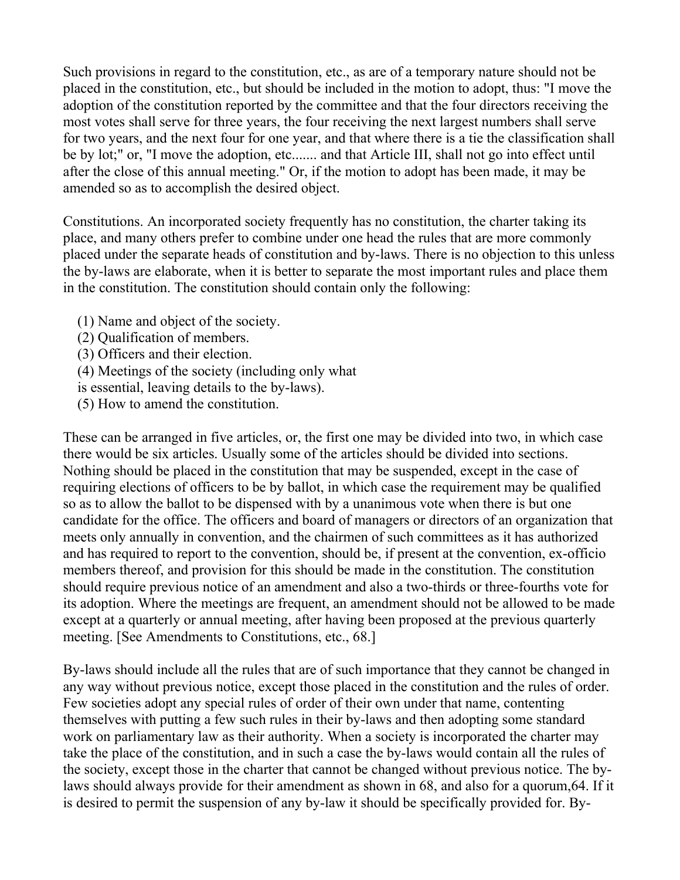Such provisions in regard to the constitution, etc., as are of a temporary nature should not be placed in the constitution, etc., but should be included in the motion to adopt, thus: "I move the adoption of the constitution reported by the committee and that the four directors receiving the most votes shall serve for three years, the four receiving the next largest numbers shall serve for two years, and the next four for one year, and that where there is a tie the classification shall be by lot;" or, "I move the adoption, etc....... and that Article III, shall not go into effect until after the close of this annual meeting." Or, if the motion to adopt has been made, it may be amended so as to accomplish the desired object.

Constitutions. An incorporated society frequently has no constitution, the charter taking its place, and many others prefer to combine under one head the rules that are more commonly placed under the separate heads of constitution and by-laws. There is no objection to this unless the by-laws are elaborate, when it is better to separate the most important rules and place them in the constitution. The constitution should contain only the following:

(1) Name and object of the society.
(2) Qualification of members.
(3) Officers and their election.
(4) Meetings of the society (including only what is essential, leaving details to the by-laws).
(5) How to amend the constitution.

These can be arranged in five articles, or, the first one may be divided into two, in which case there would be six articles. Usually some of the articles should be divided into sections. Nothing should be placed in the constitution that may be suspended, except in the case of requiring elections of officers to be by ballot, in which case the requirement may be qualified so as to allow the ballot to be dispensed with by a unanimous vote when there is but one candidate for the office. The officers and board of managers or directors of an organization that meets only annually in convention, and the chairmen of such committees as it has authorized and has required to report to the convention, should be, if present at the convention, ex-officio members thereof, and provision for this should be made in the constitution. The constitution should require previous notice of an amendment and also a two-thirds or three-fourths vote for its adoption. Where the meetings are frequent, an amendment should not be allowed to be made except at a quarterly or annual meeting, after having been proposed at the previous quarterly meeting. [See Amendments to Constitutions, etc., 68.]

By-laws should include all the rules that are of such importance that they cannot be changed in any way without previous notice, except those placed in the constitution and the rules of order. Few societies adopt any special rules of order of their own under that name, contenting themselves with putting a few such rules in their by-laws and then adopting some standard work on parliamentary law as their authority. When a society is incorporated the charter may take the place of the constitution, and in such a case the by-laws would contain all the rules of the society, except those in the charter that cannot be changed without previous notice. The by-laws should always provide for their amendment as shown in 68, and also for a quorum,64. If it is desired to permit the suspension of any by-law it should be specifically provided for. By-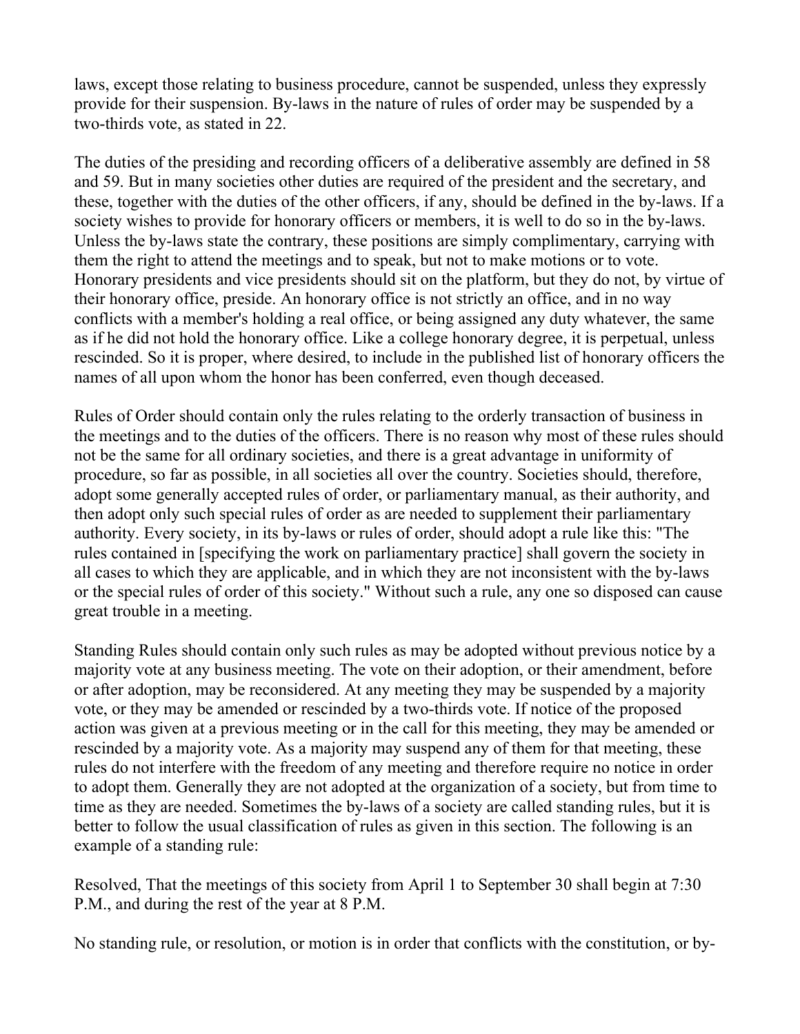laws, except those relating to business procedure, cannot be suspended, unless they expressly provide for their suspension. By-laws in the nature of rules of order may be suspended by a two-thirds vote, as stated in 22.

The duties of the presiding and recording officers of a deliberative assembly are defined in 58 and 59. But in many societies other duties are required of the president and the secretary, and these, together with the duties of the other officers, if any, should be defined in the by-laws. If a society wishes to provide for honorary officers or members, it is well to do so in the by-laws. Unless the by-laws state the contrary, these positions are simply complimentary, carrying with them the right to attend the meetings and to speak, but not to make motions or to vote. Honorary presidents and vice presidents should sit on the platform, but they do not, by virtue of their honorary office, preside. An honorary office is not strictly an office, and in no way conflicts with a member's holding a real office, or being assigned any duty whatever, the same as if he did not hold the honorary office. Like a college honorary degree, it is perpetual, unless rescinded. So it is proper, where desired, to include in the published list of honorary officers the names of all upon whom the honor has been conferred, even though deceased.

Rules of Order should contain only the rules relating to the orderly transaction of business in the meetings and to the duties of the officers. There is no reason why most of these rules should not be the same for all ordinary societies, and there is a great advantage in uniformity of procedure, so far as possible, in all societies all over the country. Societies should, therefore, adopt some generally accepted rules of order, or parliamentary manual, as their authority, and then adopt only such special rules of order as are needed to supplement their parliamentary authority. Every society, in its by-laws or rules of order, should adopt a rule like this: "The rules contained in [specifying the work on parliamentary practice] shall govern the society in all cases to which they are applicable, and in which they are not inconsistent with the by-laws or the special rules of order of this society." Without such a rule, any one so disposed can cause great trouble in a meeting.

Standing Rules should contain only such rules as may be adopted without previous notice by a majority vote at any business meeting. The vote on their adoption, or their amendment, before or after adoption, may be reconsidered. At any meeting they may be suspended by a majority vote, or they may be amended or rescinded by a two-thirds vote. If notice of the proposed action was given at a previous meeting or in the call for this meeting, they may be amended or rescinded by a majority vote. As a majority may suspend any of them for that meeting, these rules do not interfere with the freedom of any meeting and therefore require no notice in order to adopt them. Generally they are not adopted at the organization of a society, but from time to time as they are needed. Sometimes the by-laws of a society are called standing rules, but it is better to follow the usual classification of rules as given in this section. The following is an example of a standing rule:

Resolved, That the meetings of this society from April 1 to September 30 shall begin at 7:30 P.M., and during the rest of the year at 8 P.M.

No standing rule, or resolution, or motion is in order that conflicts with the constitution, or by-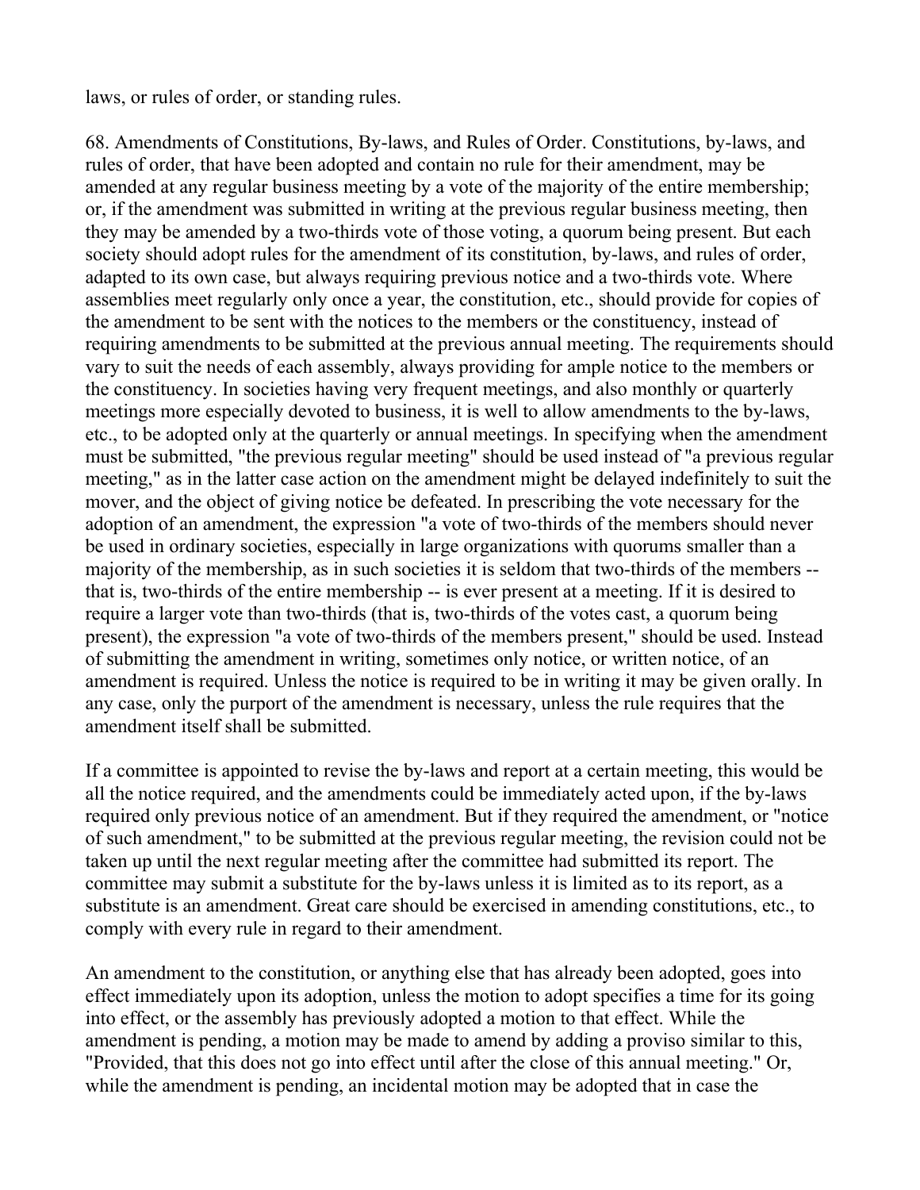laws, or rules of order, or standing rules.

68. Amendments of Constitutions, By-laws, and Rules of Order. Constitutions, by-laws, and rules of order, that have been adopted and contain no rule for their amendment, may be amended at any regular business meeting by a vote of the majority of the entire membership; or, if the amendment was submitted in writing at the previous regular business meeting, then they may be amended by a two-thirds vote of those voting, a quorum being present. But each society should adopt rules for the amendment of its constitution, by-laws, and rules of order, adapted to its own case, but always requiring previous notice and a two-thirds vote. Where assemblies meet regularly only once a year, the constitution, etc., should provide for copies of the amendment to be sent with the notices to the members or the constituency, instead of requiring amendments to be submitted at the previous annual meeting. The requirements should vary to suit the needs of each assembly, always providing for ample notice to the members or the constituency. In societies having very frequent meetings, and also monthly or quarterly meetings more especially devoted to business, it is well to allow amendments to the by-laws, etc., to be adopted only at the quarterly or annual meetings. In specifying when the amendment must be submitted, "the previous regular meeting" should be used instead of "a previous regular meeting," as in the latter case action on the amendment might be delayed indefinitely to suit the mover, and the object of giving notice be defeated. In prescribing the vote necessary for the adoption of an amendment, the expression "a vote of two-thirds of the members should never be used in ordinary societies, especially in large organizations with quorums smaller than a majority of the membership, as in such societies it is seldom that two-thirds of the members -- that is, two-thirds of the entire membership -- is ever present at a meeting. If it is desired to require a larger vote than two-thirds (that is, two-thirds of the votes cast, a quorum being present), the expression "a vote of two-thirds of the members present," should be used. Instead of submitting the amendment in writing, sometimes only notice, or written notice, of an amendment is required. Unless the notice is required to be in writing it may be given orally. In any case, only the purport of the amendment is necessary, unless the rule requires that the amendment itself shall be submitted.

If a committee is appointed to revise the by-laws and report at a certain meeting, this would be all the notice required, and the amendments could be immediately acted upon, if the by-laws required only previous notice of an amendment. But if they required the amendment, or "notice of such amendment," to be submitted at the previous regular meeting, the revision could not be taken up until the next regular meeting after the committee had submitted its report. The committee may submit a substitute for the by-laws unless it is limited as to its report, as a substitute is an amendment. Great care should be exercised in amending constitutions, etc., to comply with every rule in regard to their amendment.

An amendment to the constitution, or anything else that has already been adopted, goes into effect immediately upon its adoption, unless the motion to adopt specifies a time for its going into effect, or the assembly has previously adopted a motion to that effect. While the amendment is pending, a motion may be made to amend by adding a proviso similar to this, "Provided, that this does not go into effect until after the close of this annual meeting." Or, while the amendment is pending, an incidental motion may be adopted that in case the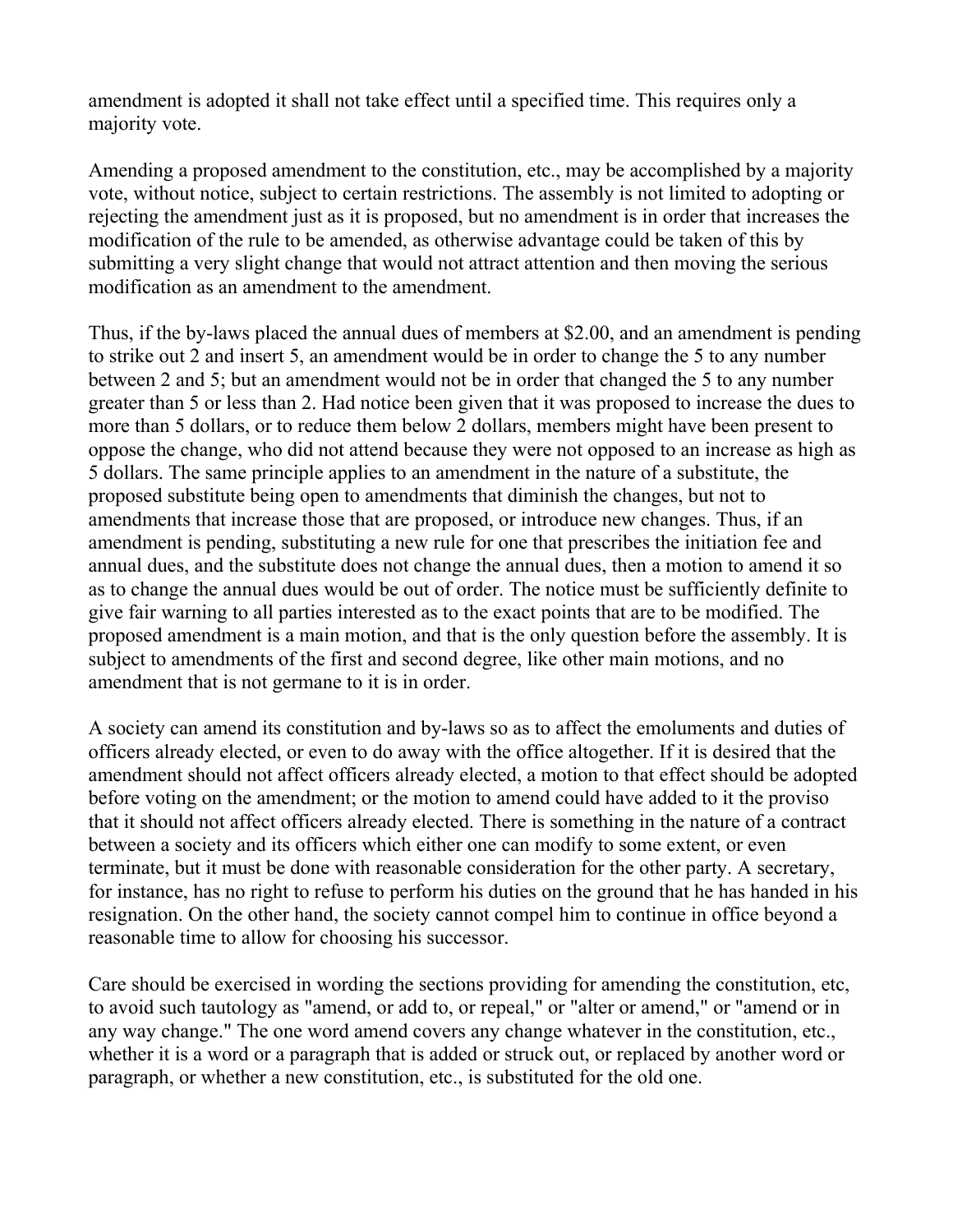amendment is adopted it shall not take effect until a specified time. This requires only a majority vote.

Amending a proposed amendment to the constitution, etc., may be accomplished by a majority vote, without notice, subject to certain restrictions. The assembly is not limited to adopting or rejecting the amendment just as it is proposed, but no amendment is in order that increases the modification of the rule to be amended, as otherwise advantage could be taken of this by submitting a very slight change that would not attract attention and then moving the serious modification as an amendment to the amendment.

Thus, if the by-laws placed the annual dues of members at $2.00, and an amendment is pending to strike out 2 and insert 5, an amendment would be in order to change the 5 to any number between 2 and 5; but an amendment would not be in order that changed the 5 to any number greater than 5 or less than 2. Had notice been given that it was proposed to increase the dues to more than 5 dollars, or to reduce them below 2 dollars, members might have been present to oppose the change, who did not attend because they were not opposed to an increase as high as 5 dollars. The same principle applies to an amendment in the nature of a substitute, the proposed substitute being open to amendments that diminish the changes, but not to amendments that increase those that are proposed, or introduce new changes. Thus, if an amendment is pending, substituting a new rule for one that prescribes the initiation fee and annual dues, and the substitute does not change the annual dues, then a motion to amend it so as to change the annual dues would be out of order. The notice must be sufficiently definite to give fair warning to all parties interested as to the exact points that are to be modified. The proposed amendment is a main motion, and that is the only question before the assembly. It is subject to amendments of the first and second degree, like other main motions, and no amendment that is not germane to it is in order.

A society can amend its constitution and by-laws so as to affect the emoluments and duties of officers already elected, or even to do away with the office altogether. If it is desired that the amendment should not affect officers already elected, a motion to that effect should be adopted before voting on the amendment; or the motion to amend could have added to it the proviso that it should not affect officers already elected. There is something in the nature of a contract between a society and its officers which either one can modify to some extent, or even terminate, but it must be done with reasonable consideration for the other party. A secretary, for instance, has no right to refuse to perform his duties on the ground that he has handed in his resignation. On the other hand, the society cannot compel him to continue in office beyond a reasonable time to allow for choosing his successor.

Care should be exercised in wording the sections providing for amending the constitution, etc, to avoid such tautology as "amend, or add to, or repeal," or "alter or amend," or "amend or in any way change." The one word amend covers any change whatever in the constitution, etc., whether it is a word or a paragraph that is added or struck out, or replaced by another word or paragraph, or whether a new constitution, etc., is substituted for the old one.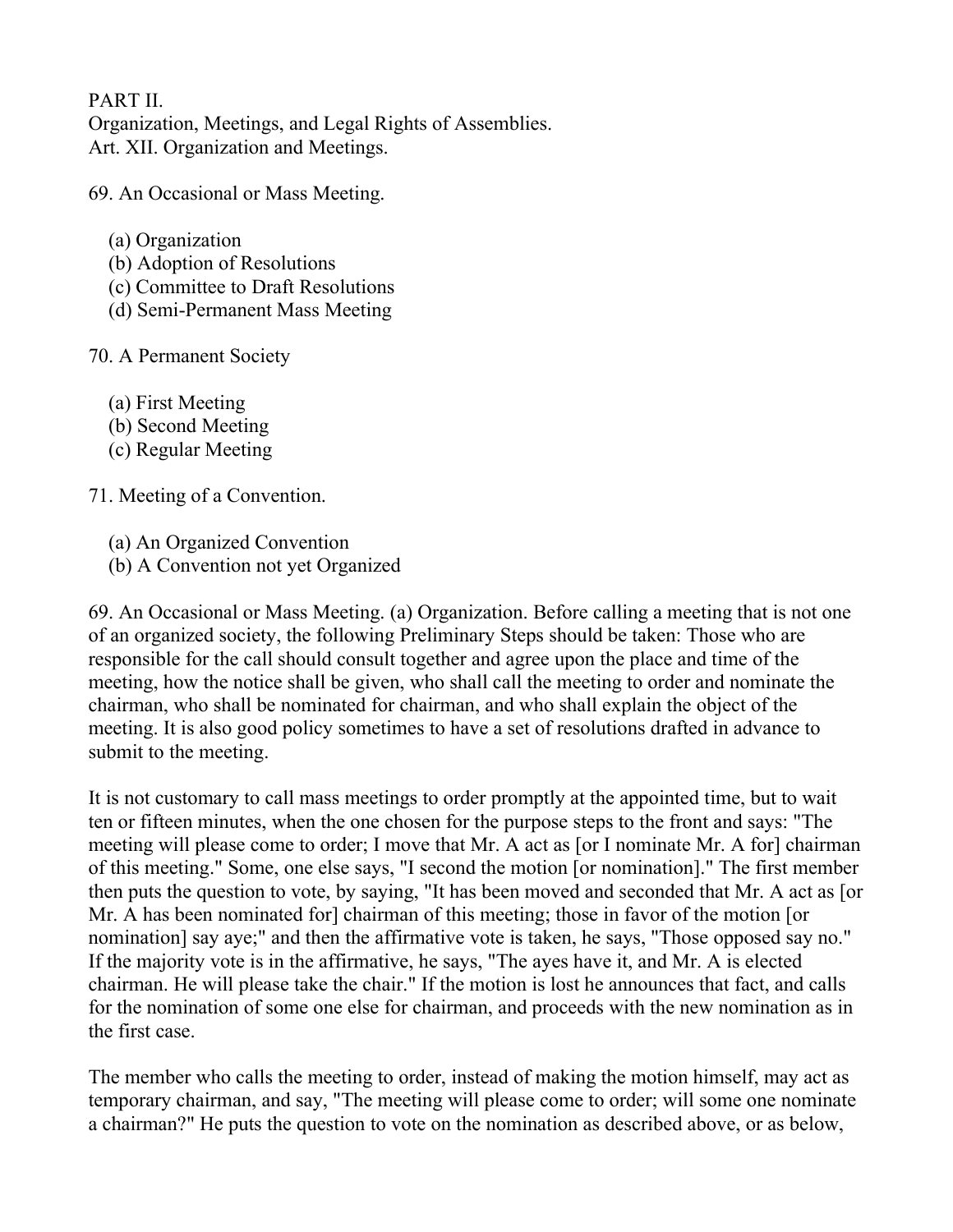PART II.
Organization, Meetings, and Legal Rights of Assemblies.
Art. XII. Organization and Meetings.

69. An Occasional or Mass Meeting.

- (a) Organization
- (b) Adoption of Resolutions
- (c) Committee to Draft Resolutions
- (d) Semi-Permanent Mass Meeting

70. A Permanent Society

- (a) First Meeting
- (b) Second Meeting
- (c) Regular Meeting

71. Meeting of a Convention.

- (a) An Organized Convention
- (b) A Convention not yet Organized

69. An Occasional or Mass Meeting. (a) Organization. Before calling a meeting that is not one of an organized society, the following Preliminary Steps should be taken: Those who are responsible for the call should consult together and agree upon the place and time of the meeting, how the notice shall be given, who shall call the meeting to order and nominate the chairman, who shall be nominated for chairman, and who shall explain the object of the meeting. It is also good policy sometimes to have a set of resolutions drafted in advance to submit to the meeting.

It is not customary to call mass meetings to order promptly at the appointed time, but to wait ten or fifteen minutes, when the one chosen for the purpose steps to the front and says: "The meeting will please come to order; I move that Mr. A act as [or I nominate Mr. A for] chairman of this meeting." Some, one else says, "I second the motion [or nomination]." The first member then puts the question to vote, by saying, "It has been moved and seconded that Mr. A act as [or Mr. A has been nominated for] chairman of this meeting; those in favor of the motion [or nomination] say aye;" and then the affirmative vote is taken, he says, "Those opposed say no." If the majority vote is in the affirmative, he says, "The ayes have it, and Mr. A is elected chairman. He will please take the chair." If the motion is lost he announces that fact, and calls for the nomination of some one else for chairman, and proceeds with the new nomination as in the first case.

The member who calls the meeting to order, instead of making the motion himself, may act as temporary chairman, and say, "The meeting will please come to order; will some one nominate a chairman?" He puts the question to vote on the nomination as described above, or as below,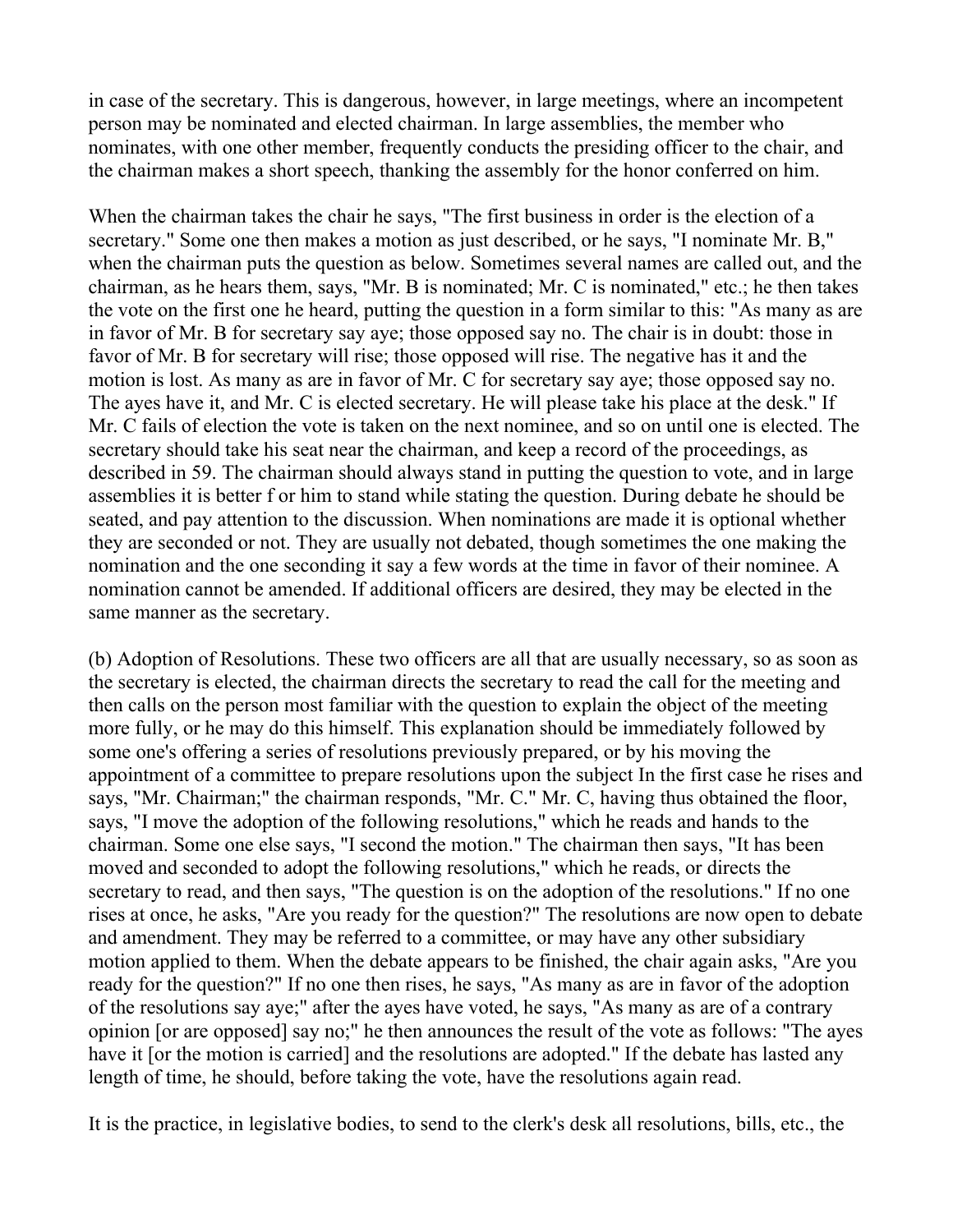in case of the secretary. This is dangerous, however, in large meetings, where an incompetent person may be nominated and elected chairman. In large assemblies, the member who nominates, with one other member, frequently conducts the presiding officer to the chair, and the chairman makes a short speech, thanking the assembly for the honor conferred on him.

When the chairman takes the chair he says, "The first business in order is the election of a secretary." Some one then makes a motion as just described, or he says, "I nominate Mr. B," when the chairman puts the question as below. Sometimes several names are called out, and the chairman, as he hears them, says, "Mr. B is nominated; Mr. C is nominated," etc.; he then takes the vote on the first one he heard, putting the question in a form similar to this: "As many as are in favor of Mr. B for secretary say aye; those opposed say no. The chair is in doubt: those in favor of Mr. B for secretary will rise; those opposed will rise. The negative has it and the motion is lost. As many as are in favor of Mr. C for secretary say aye; those opposed say no. The ayes have it, and Mr. C is elected secretary. He will please take his place at the desk." If Mr. C fails of election the vote is taken on the next nominee, and so on until one is elected. The secretary should take his seat near the chairman, and keep a record of the proceedings, as described in 59. The chairman should always stand in putting the question to vote, and in large assemblies it is better f or him to stand while stating the question. During debate he should be seated, and pay attention to the discussion. When nominations are made it is optional whether they are seconded or not. They are usually not debated, though sometimes the one making the nomination and the one seconding it say a few words at the time in favor of their nominee. A nomination cannot be amended. If additional officers are desired, they may be elected in the same manner as the secretary.

(b) Adoption of Resolutions. These two officers are all that are usually necessary, so as soon as the secretary is elected, the chairman directs the secretary to read the call for the meeting and then calls on the person most familiar with the question to explain the object of the meeting more fully, or he may do this himself. This explanation should be immediately followed by some one's offering a series of resolutions previously prepared, or by his moving the appointment of a committee to prepare resolutions upon the subject In the first case he rises and says, "Mr. Chairman;" the chairman responds, "Mr. C." Mr. C, having thus obtained the floor, says, "I move the adoption of the following resolutions," which he reads and hands to the chairman. Some one else says, "I second the motion." The chairman then says, "It has been moved and seconded to adopt the following resolutions," which he reads, or directs the secretary to read, and then says, "The question is on the adoption of the resolutions." If no one rises at once, he asks, "Are you ready for the question?" The resolutions are now open to debate and amendment. They may be referred to a committee, or may have any other subsidiary motion applied to them. When the debate appears to be finished, the chair again asks, "Are you ready for the question?" If no one then rises, he says, "As many as are in favor of the adoption of the resolutions say aye;" after the ayes have voted, he says, "As many as are of a contrary opinion [or are opposed] say no;" he then announces the result of the vote as follows: "The ayes have it [or the motion is carried] and the resolutions are adopted." If the debate has lasted any length of time, he should, before taking the vote, have the resolutions again read.

It is the practice, in legislative bodies, to send to the clerk's desk all resolutions, bills, etc., the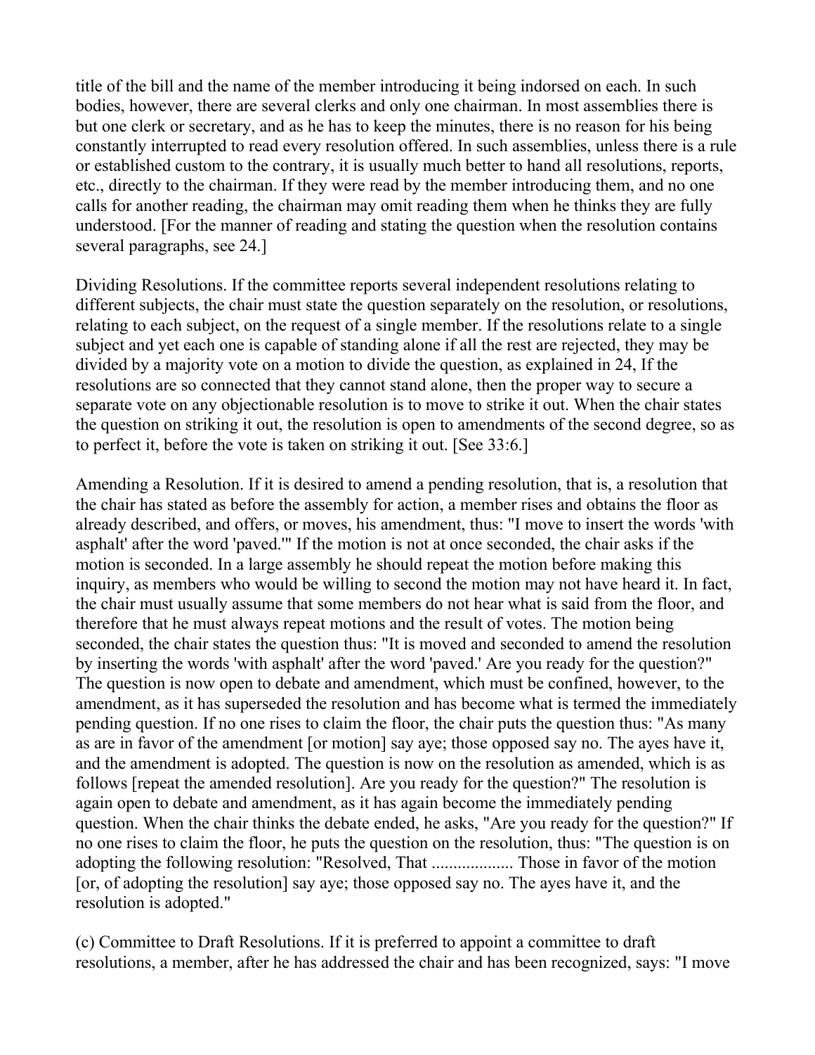title of the bill and the name of the member introducing it being indorsed on each. In such bodies, however, there are several clerks and only one chairman. In most assemblies there is but one clerk or secretary, and as he has to keep the minutes, there is no reason for his being constantly interrupted to read every resolution offered. In such assemblies, unless there is a rule or established custom to the contrary, it is usually much better to hand all resolutions, reports, etc., directly to the chairman. If they were read by the member introducing them, and no one calls for another reading, the chairman may omit reading them when he thinks they are fully understood. [For the manner of reading and stating the question when the resolution contains several paragraphs, see 24.]

Dividing Resolutions. If the committee reports several independent resolutions relating to different subjects, the chair must state the question separately on the resolution, or resolutions, relating to each subject, on the request of a single member. If the resolutions relate to a single subject and yet each one is capable of standing alone if all the rest are rejected, they may be divided by a majority vote on a motion to divide the question, as explained in 24, If the resolutions are so connected that they cannot stand alone, then the proper way to secure a separate vote on any objectionable resolution is to move to strike it out. When the chair states the question on striking it out, the resolution is open to amendments of the second degree, so as to perfect it, before the vote is taken on striking it out. [See 33:6.]

Amending a Resolution. If it is desired to amend a pending resolution, that is, a resolution that the chair has stated as before the assembly for action, a member rises and obtains the floor as already described, and offers, or moves, his amendment, thus: "I move to insert the words 'with asphalt' after the word 'paved.'" If the motion is not at once seconded, the chair asks if the motion is seconded. In a large assembly he should repeat the motion before making this inquiry, as members who would be willing to second the motion may not have heard it. In fact, the chair must usually assume that some members do not hear what is said from the floor, and therefore that he must always repeat motions and the result of votes. The motion being seconded, the chair states the question thus: "It is moved and seconded to amend the resolution by inserting the words 'with asphalt' after the word 'paved.' Are you ready for the question?" The question is now open to debate and amendment, which must be confined, however, to the amendment, as it has superseded the resolution and has become what is termed the immediately pending question. If no one rises to claim the floor, the chair puts the question thus: "As many as are in favor of the amendment [or motion] say aye; those opposed say no. The ayes have it, and the amendment is adopted. The question is now on the resolution as amended, which is as follows [repeat the amended resolution]. Are you ready for the question?" The resolution is again open to debate and amendment, as it has again become the immediately pending question. When the chair thinks the debate ended, he asks, "Are you ready for the question?" If no one rises to claim the floor, he puts the question on the resolution, thus: "The question is on adopting the following resolution: "Resolved, That .................. Those in favor of the motion [or, of adopting the resolution] say aye; those opposed say no. The ayes have it, and the resolution is adopted."

(c) Committee to Draft Resolutions. If it is preferred to appoint a committee to draft resolutions, a member, after he has addressed the chair and has been recognized, says: "I move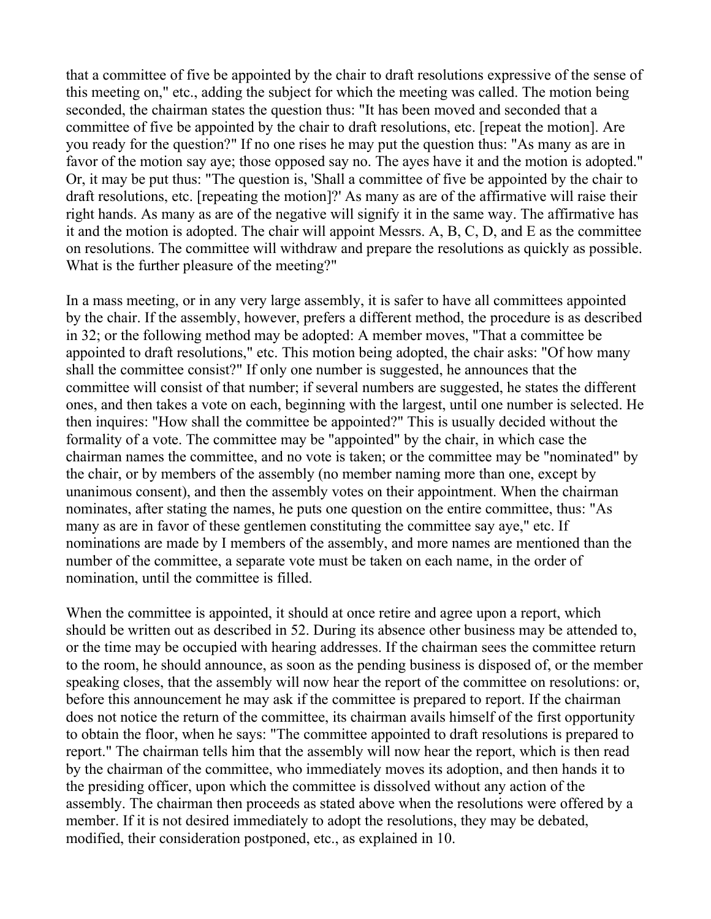that a committee of five be appointed by the chair to draft resolutions expressive of the sense of this meeting on," etc., adding the subject for which the meeting was called. The motion being seconded, the chairman states the question thus: "It has been moved and seconded that a committee of five be appointed by the chair to draft resolutions, etc. [repeat the motion]. Are you ready for the question?" If no one rises he may put the question thus: "As many as are in favor of the motion say aye; those opposed say no. The ayes have it and the motion is adopted." Or, it may be put thus: "The question is, 'Shall a committee of five be appointed by the chair to draft resolutions, etc. [repeating the motion]?' As many as are of the affirmative will raise their right hands. As many as are of the negative will signify it in the same way. The affirmative has it and the motion is adopted. The chair will appoint Messrs. A, B, C, D, and E as the committee on resolutions. The committee will withdraw and prepare the resolutions as quickly as possible. What is the further pleasure of the meeting?"

In a mass meeting, or in any very large assembly, it is safer to have all committees appointed by the chair. If the assembly, however, prefers a different method, the procedure is as described in 32; or the following method may be adopted: A member moves, "That a committee be appointed to draft resolutions," etc. This motion being adopted, the chair asks: "Of how many shall the committee consist?" If only one number is suggested, he announces that the committee will consist of that number; if several numbers are suggested, he states the different ones, and then takes a vote on each, beginning with the largest, until one number is selected. He then inquires: "How shall the committee be appointed?" This is usually decided without the formality of a vote. The committee may be "appointed" by the chair, in which case the chairman names the committee, and no vote is taken; or the committee may be "nominated" by the chair, or by members of the assembly (no member naming more than one, except by unanimous consent), and then the assembly votes on their appointment. When the chairman nominates, after stating the names, he puts one question on the entire committee, thus: "As many as are in favor of these gentlemen constituting the committee say aye," etc. If nominations are made by I members of the assembly, and more names are mentioned than the number of the committee, a separate vote must be taken on each name, in the order of nomination, until the committee is filled.

When the committee is appointed, it should at once retire and agree upon a report, which should be written out as described in 52. During its absence other business may be attended to, or the time may be occupied with hearing addresses. If the chairman sees the committee return to the room, he should announce, as soon as the pending business is disposed of, or the member speaking closes, that the assembly will now hear the report of the committee on resolutions: or, before this announcement he may ask if the committee is prepared to report. If the chairman does not notice the return of the committee, its chairman avails himself of the first opportunity to obtain the floor, when he says: "The committee appointed to draft resolutions is prepared to report." The chairman tells him that the assembly will now hear the report, which is then read by the chairman of the committee, who immediately moves its adoption, and then hands it to the presiding officer, upon which the committee is dissolved without any action of the assembly. The chairman then proceeds as stated above when the resolutions were offered by a member. If it is not desired immediately to adopt the resolutions, they may be debated, modified, their consideration postponed, etc., as explained in 10.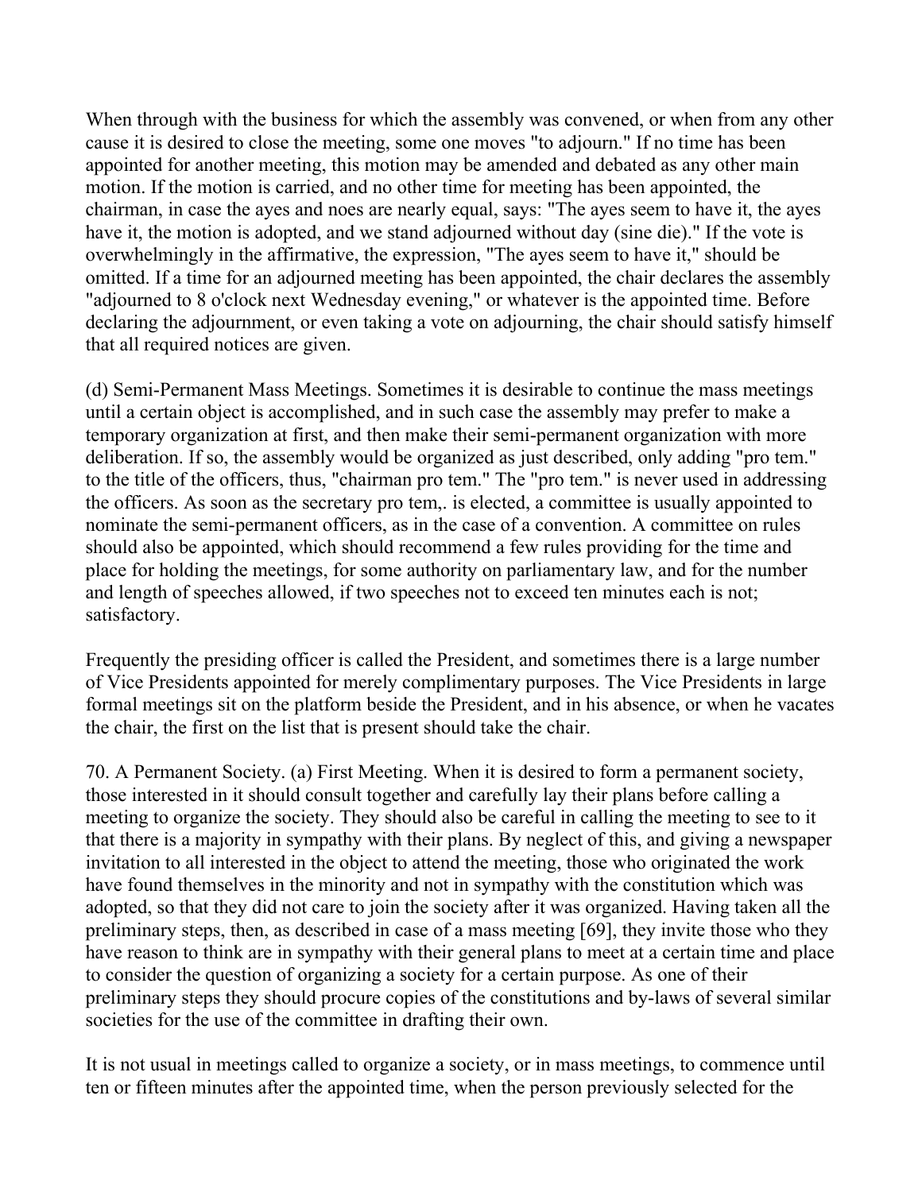When through with the business for which the assembly was convened, or when from any other cause it is desired to close the meeting, some one moves "to adjourn." If no time has been appointed for another meeting, this motion may be amended and debated as any other main motion. If the motion is carried, and no other time for meeting has been appointed, the chairman, in case the ayes and noes are nearly equal, says: "The ayes seem to have it, the ayes have it, the motion is adopted, and we stand adjourned without day (sine die)." If the vote is overwhelmingly in the affirmative, the expression, "The ayes seem to have it," should be omitted. If a time for an adjourned meeting has been appointed, the chair declares the assembly "adjourned to 8 o'clock next Wednesday evening," or whatever is the appointed time. Before declaring the adjournment, or even taking a vote on adjourning, the chair should satisfy himself that all required notices are given.

(d) Semi-Permanent Mass Meetings. Sometimes it is desirable to continue the mass meetings until a certain object is accomplished, and in such case the assembly may prefer to make a temporary organization at first, and then make their semi-permanent organization with more deliberation. If so, the assembly would be organized as just described, only adding "pro tem." to the title of the officers, thus, "chairman pro tem." The "pro tem." is never used in addressing the officers. As soon as the secretary pro tem,. is elected, a committee is usually appointed to nominate the semi-permanent officers, as in the case of a convention. A committee on rules should also be appointed, which should recommend a few rules providing for the time and place for holding the meetings, for some authority on parliamentary law, and for the number and length of speeches allowed, if two speeches not to exceed ten minutes each is not; satisfactory.

Frequently the presiding officer is called the President, and sometimes there is a large number of Vice Presidents appointed for merely complimentary purposes. The Vice Presidents in large formal meetings sit on the platform beside the President, and in his absence, or when he vacates the chair, the first on the list that is present should take the chair.

70. A Permanent Society. (a) First Meeting. When it is desired to form a permanent society, those interested in it should consult together and carefully lay their plans before calling a meeting to organize the society. They should also be careful in calling the meeting to see to it that there is a majority in sympathy with their plans. By neglect of this, and giving a newspaper invitation to all interested in the object to attend the meeting, those who originated the work have found themselves in the minority and not in sympathy with the constitution which was adopted, so that they did not care to join the society after it was organized. Having taken all the preliminary steps, then, as described in case of a mass meeting [69], they invite those who they have reason to think are in sympathy with their general plans to meet at a certain time and place to consider the question of organizing a society for a certain purpose. As one of their preliminary steps they should procure copies of the constitutions and by-laws of several similar societies for the use of the committee in drafting their own.

It is not usual in meetings called to organize a society, or in mass meetings, to commence until ten or fifteen minutes after the appointed time, when the person previously selected for the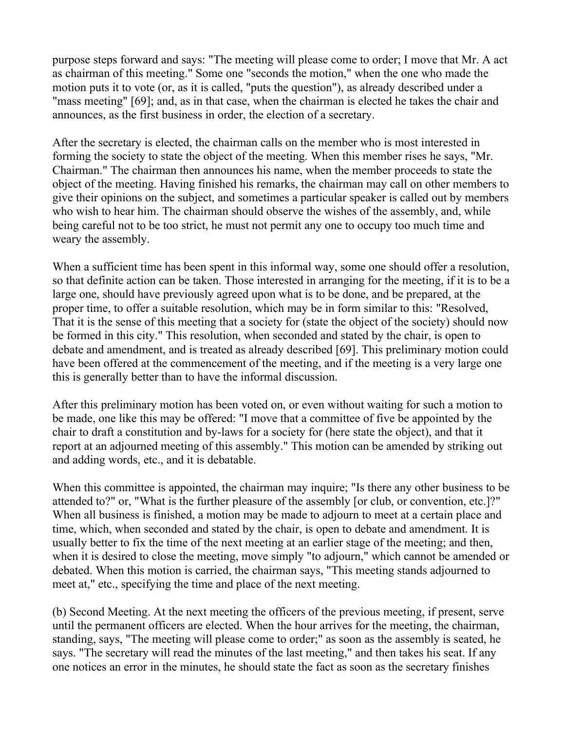purpose steps forward and says: "The meeting will please come to order; I move that Mr. A act as chairman of this meeting." Some one "seconds the motion," when the one who made the motion puts it to vote (or, as it is called, "puts the question"), as already described under a "mass meeting" [69]; and, as in that case, when the chairman is elected he takes the chair and announces, as the first business in order, the election of a secretary.

After the secretary is elected, the chairman calls on the member who is most interested in forming the society to state the object of the meeting. When this member rises he says, "Mr. Chairman." The chairman then announces his name, when the member proceeds to state the object of the meeting. Having finished his remarks, the chairman may call on other members to give their opinions on the subject, and sometimes a particular speaker is called out by members who wish to hear him. The chairman should observe the wishes of the assembly, and, while being careful not to be too strict, he must not permit any one to occupy too much time and weary the assembly.

When a sufficient time has been spent in this informal way, some one should offer a resolution, so that definite action can be taken. Those interested in arranging for the meeting, if it is to be a large one, should have previously agreed upon what is to be done, and be prepared, at the proper time, to offer a suitable resolution, which may be in form similar to this: "Resolved, That it is the sense of this meeting that a society for (state the object of the society) should now be formed in this city." This resolution, when seconded and stated by the chair, is open to debate and amendment, and is treated as already described [69]. This preliminary motion could have been offered at the commencement of the meeting, and if the meeting is a very large one this is generally better than to have the informal discussion.

After this preliminary motion has been voted on, or even without waiting for such a motion to be made, one like this may be offered: "I move that a committee of five be appointed by the chair to draft a constitution and by-laws for a society for (here state the object), and that it report at an adjourned meeting of this assembly." This motion can be amended by striking out and adding words, etc., and it is debatable.

When this committee is appointed, the chairman may inquire; "Is there any other business to be attended to?" or, "What is the further pleasure of the assembly [or club, or convention, etc.]?" When all business is finished, a motion may be made to adjourn to meet at a certain place and time, which, when seconded and stated by the chair, is open to debate and amendment. It is usually better to fix the time of the next meeting at an earlier stage of the meeting; and then, when it is desired to close the meeting, move simply "to adjourn," which cannot be amended or debated. When this motion is carried, the chairman says, "This meeting stands adjourned to meet at," etc., specifying the time and place of the next meeting.

(b) Second Meeting. At the next meeting the officers of the previous meeting, if present, serve until the permanent officers are elected. When the hour arrives for the meeting, the chairman, standing, says, "The meeting will please come to order;" as soon as the assembly is seated, he says. "The secretary will read the minutes of the last meeting," and then takes his seat. If any one notices an error in the minutes, he should state the fact as soon as the secretary finishes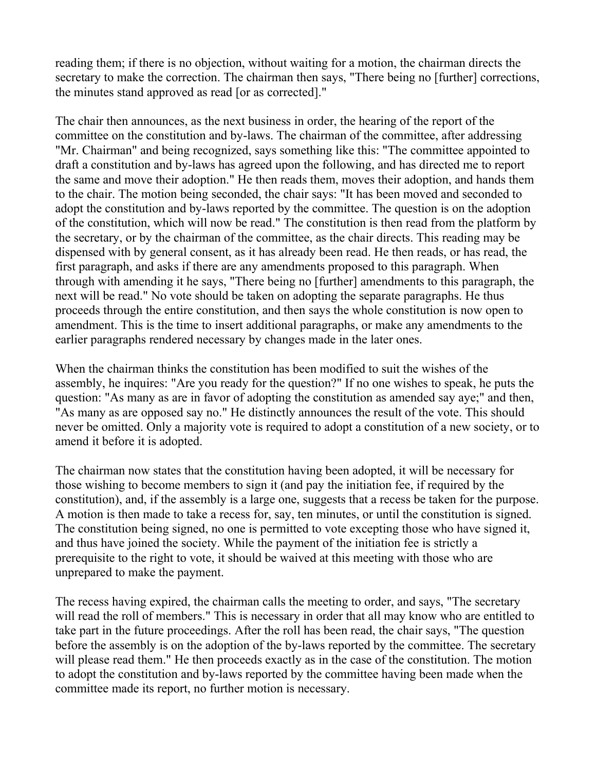reading them; if there is no objection, without waiting for a motion, the chairman directs the secretary to make the correction. The chairman then says, "There being no [further] corrections, the minutes stand approved as read [or as corrected]."

The chair then announces, as the next business in order, the hearing of the report of the committee on the constitution and by-laws. The chairman of the committee, after addressing "Mr. Chairman" and being recognized, says something like this: "The committee appointed to draft a constitution and by-laws has agreed upon the following, and has directed me to report the same and move their adoption." He then reads them, moves their adoption, and hands them to the chair. The motion being seconded, the chair says: "It has been moved and seconded to adopt the constitution and by-laws reported by the committee. The question is on the adoption of the constitution, which will now be read." The constitution is then read from the platform by the secretary, or by the chairman of the committee, as the chair directs. This reading may be dispensed with by general consent, as it has already been read. He then reads, or has read, the first paragraph, and asks if there are any amendments proposed to this paragraph. When through with amending it he says, "There being no [further] amendments to this paragraph, the next will be read." No vote should be taken on adopting the separate paragraphs. He thus proceeds through the entire constitution, and then says the whole constitution is now open to amendment. This is the time to insert additional paragraphs, or make any amendments to the earlier paragraphs rendered necessary by changes made in the later ones.

When the chairman thinks the constitution has been modified to suit the wishes of the assembly, he inquires: "Are you ready for the question?" If no one wishes to speak, he puts the question: "As many as are in favor of adopting the constitution as amended say aye;" and then, "As many as are opposed say no." He distinctly announces the result of the vote. This should never be omitted. Only a majority vote is required to adopt a constitution of a new society, or to amend it before it is adopted.

The chairman now states that the constitution having been adopted, it will be necessary for those wishing to become members to sign it (and pay the initiation fee, if required by the constitution), and, if the assembly is a large one, suggests that a recess be taken for the purpose. A motion is then made to take a recess for, say, ten minutes, or until the constitution is signed. The constitution being signed, no one is permitted to vote excepting those who have signed it, and thus have joined the society. While the payment of the initiation fee is strictly a prerequisite to the right to vote, it should be waived at this meeting with those who are unprepared to make the payment.

The recess having expired, the chairman calls the meeting to order, and says, "The secretary will read the roll of members." This is necessary in order that all may know who are entitled to take part in the future proceedings. After the roll has been read, the chair says, "The question before the assembly is on the adoption of the by-laws reported by the committee. The secretary will please read them." He then proceeds exactly as in the case of the constitution. The motion to adopt the constitution and by-laws reported by the committee having been made when the committee made its report, no further motion is necessary.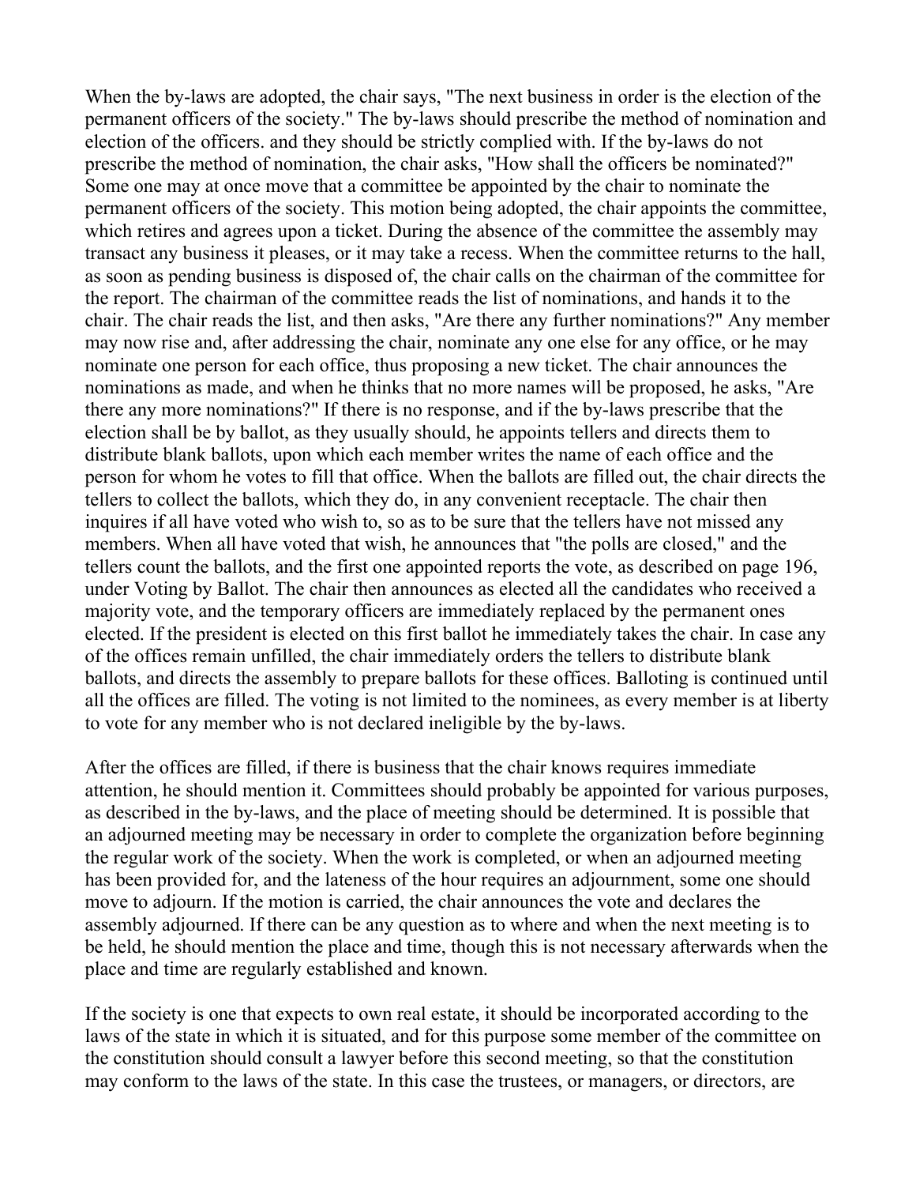When the by-laws are adopted, the chair says, "The next business in order is the election of the permanent officers of the society." The by-laws should prescribe the method of nomination and election of the officers. and they should be strictly complied with. If the by-laws do not prescribe the method of nomination, the chair asks, "How shall the officers be nominated?" Some one may at once move that a committee be appointed by the chair to nominate the permanent officers of the society. This motion being adopted, the chair appoints the committee, which retires and agrees upon a ticket. During the absence of the committee the assembly may transact any business it pleases, or it may take a recess. When the committee returns to the hall, as soon as pending business is disposed of, the chair calls on the chairman of the committee for the report. The chairman of the committee reads the list of nominations, and hands it to the chair. The chair reads the list, and then asks, "Are there any further nominations?" Any member may now rise and, after addressing the chair, nominate any one else for any office, or he may nominate one person for each office, thus proposing a new ticket. The chair announces the nominations as made, and when he thinks that no more names will be proposed, he asks, "Are there any more nominations?" If there is no response, and if the by-laws prescribe that the election shall be by ballot, as they usually should, he appoints tellers and directs them to distribute blank ballots, upon which each member writes the name of each office and the person for whom he votes to fill that office. When the ballots are filled out, the chair directs the tellers to collect the ballots, which they do, in any convenient receptacle. The chair then inquires if all have voted who wish to, so as to be sure that the tellers have not missed any members. When all have voted that wish, he announces that "the polls are closed," and the tellers count the ballots, and the first one appointed reports the vote, as described on page 196, under Voting by Ballot. The chair then announces as elected all the candidates who received a majority vote, and the temporary officers are immediately replaced by the permanent ones elected. If the president is elected on this first ballot he immediately takes the chair. In case any of the offices remain unfilled, the chair immediately orders the tellers to distribute blank ballots, and directs the assembly to prepare ballots for these offices. Balloting is continued until all the offices are filled. The voting is not limited to the nominees, as every member is at liberty to vote for any member who is not declared ineligible by the by-laws.

After the offices are filled, if there is business that the chair knows requires immediate attention, he should mention it. Committees should probably be appointed for various purposes, as described in the by-laws, and the place of meeting should be determined. It is possible that an adjourned meeting may be necessary in order to complete the organization before beginning the regular work of the society. When the work is completed, or when an adjourned meeting has been provided for, and the lateness of the hour requires an adjournment, some one should move to adjourn. If the motion is carried, the chair announces the vote and declares the assembly adjourned. If there can be any question as to where and when the next meeting is to be held, he should mention the place and time, though this is not necessary afterwards when the place and time are regularly established and known.

If the society is one that expects to own real estate, it should be incorporated according to the laws of the state in which it is situated, and for this purpose some member of the committee on the constitution should consult a lawyer before this second meeting, so that the constitution may conform to the laws of the state. In this case the trustees, or managers, or directors, are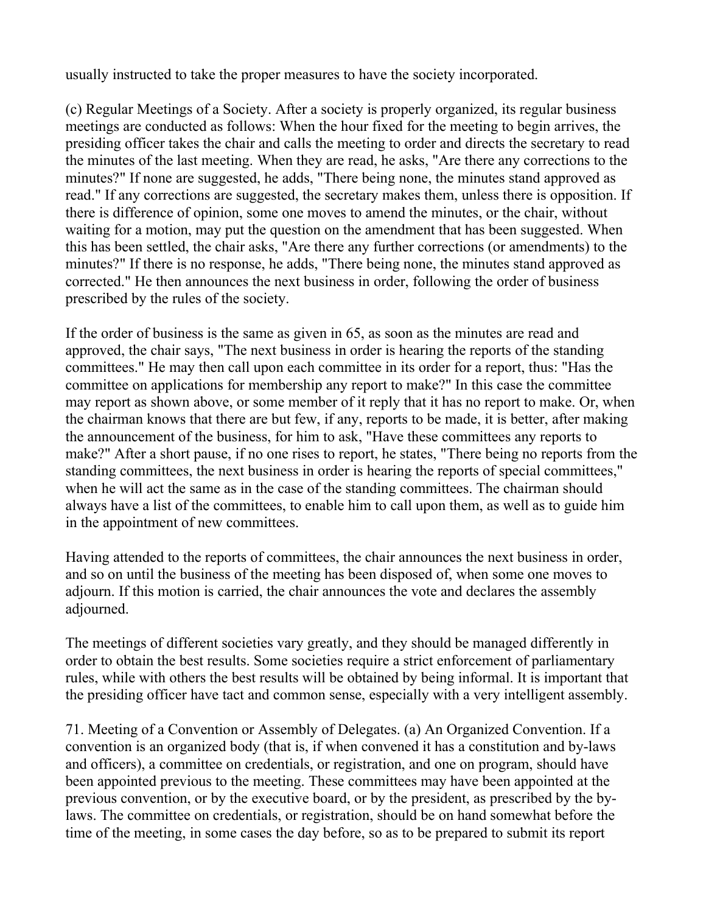usually instructed to take the proper measures to have the society incorporated.

(c) Regular Meetings of a Society. After a society is properly organized, its regular business meetings are conducted as follows: When the hour fixed for the meeting to begin arrives, the presiding officer takes the chair and calls the meeting to order and directs the secretary to read the minutes of the last meeting. When they are read, he asks, "Are there any corrections to the minutes?" If none are suggested, he adds, "There being none, the minutes stand approved as read." If any corrections are suggested, the secretary makes them, unless there is opposition. If there is difference of opinion, some one moves to amend the minutes, or the chair, without waiting for a motion, may put the question on the amendment that has been suggested. When this has been settled, the chair asks, "Are there any further corrections (or amendments) to the minutes?" If there is no response, he adds, "There being none, the minutes stand approved as corrected." He then announces the next business in order, following the order of business prescribed by the rules of the society.

If the order of business is the same as given in 65, as soon as the minutes are read and approved, the chair says, "The next business in order is hearing the reports of the standing committees." He may then call upon each committee in its order for a report, thus: "Has the committee on applications for membership any report to make?" In this case the committee may report as shown above, or some member of it reply that it has no report to make. Or, when the chairman knows that there are but few, if any, reports to be made, it is better, after making the announcement of the business, for him to ask, "Have these committees any reports to make?" After a short pause, if no one rises to report, he states, "There being no reports from the standing committees, the next business in order is hearing the reports of special committees," when he will act the same as in the case of the standing committees. The chairman should always have a list of the committees, to enable him to call upon them, as well as to guide him in the appointment of new committees.

Having attended to the reports of committees, the chair announces the next business in order, and so on until the business of the meeting has been disposed of, when some one moves to adjourn. If this motion is carried, the chair announces the vote and declares the assembly adjourned.

The meetings of different societies vary greatly, and they should be managed differently in order to obtain the best results. Some societies require a strict enforcement of parliamentary rules, while with others the best results will be obtained by being informal. It is important that the presiding officer have tact and common sense, especially with a very intelligent assembly.

71. Meeting of a Convention or Assembly of Delegates. (a) An Organized Convention. If a convention is an organized body (that is, if when convened it has a constitution and by-laws and officers), a committee on credentials, or registration, and one on program, should have been appointed previous to the meeting. These committees may have been appointed at the previous convention, or by the executive board, or by the president, as prescribed by the by-laws. The committee on credentials, or registration, should be on hand somewhat before the time of the meeting, in some cases the day before, so as to be prepared to submit its report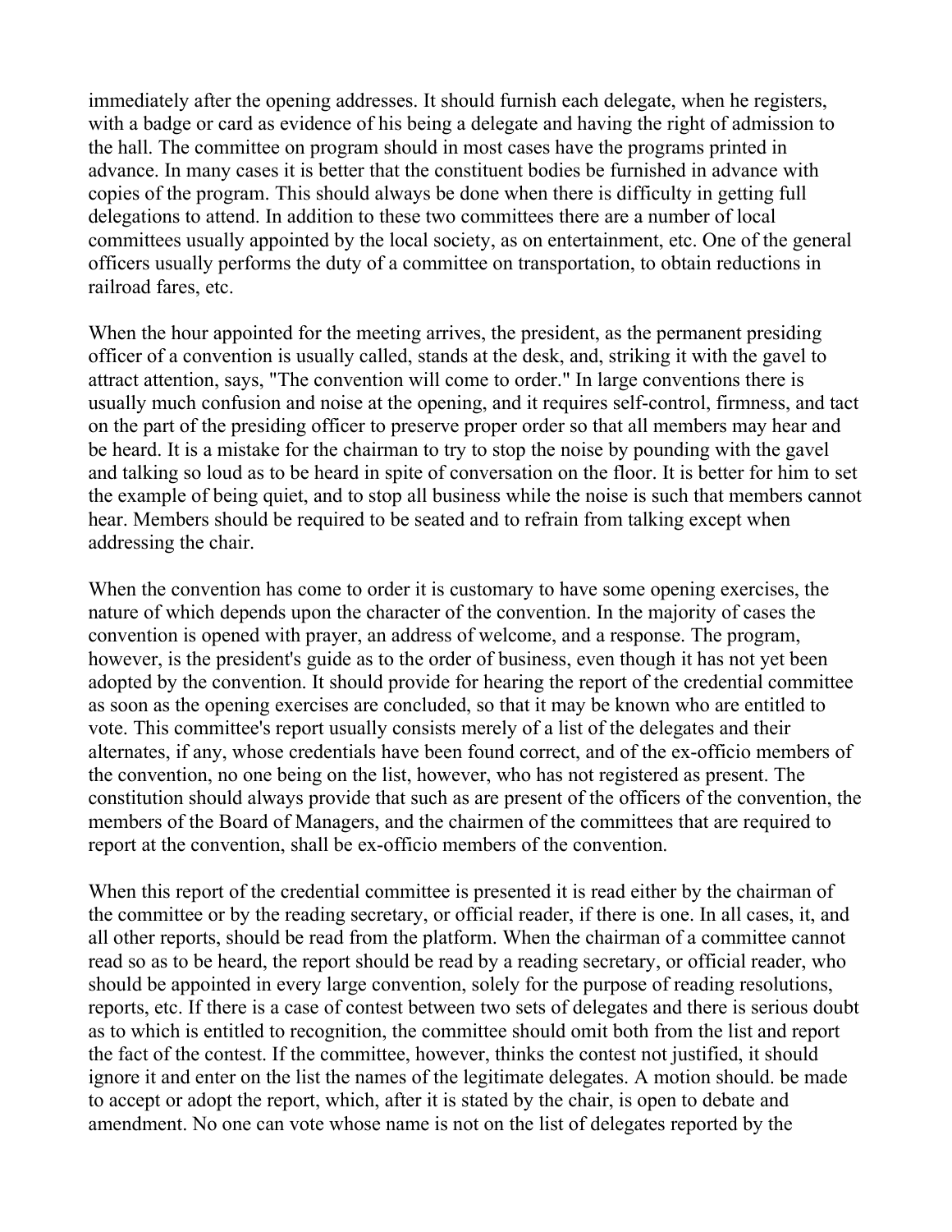immediately after the opening addresses. It should furnish each delegate, when he registers, with a badge or card as evidence of his being a delegate and having the right of admission to the hall. The committee on program should in most cases have the programs printed in advance. In many cases it is better that the constituent bodies be furnished in advance with copies of the program. This should always be done when there is difficulty in getting full delegations to attend. In addition to these two committees there are a number of local committees usually appointed by the local society, as on entertainment, etc. One of the general officers usually performs the duty of a committee on transportation, to obtain reductions in railroad fares, etc.

When the hour appointed for the meeting arrives, the president, as the permanent presiding officer of a convention is usually called, stands at the desk, and, striking it with the gavel to attract attention, says, "The convention will come to order." In large conventions there is usually much confusion and noise at the opening, and it requires self-control, firmness, and tact on the part of the presiding officer to preserve proper order so that all members may hear and be heard. It is a mistake for the chairman to try to stop the noise by pounding with the gavel and talking so loud as to be heard in spite of conversation on the floor. It is better for him to set the example of being quiet, and to stop all business while the noise is such that members cannot hear. Members should be required to be seated and to refrain from talking except when addressing the chair.

When the convention has come to order it is customary to have some opening exercises, the nature of which depends upon the character of the convention. In the majority of cases the convention is opened with prayer, an address of welcome, and a response. The program, however, is the president's guide as to the order of business, even though it has not yet been adopted by the convention. It should provide for hearing the report of the credential committee as soon as the opening exercises are concluded, so that it may be known who are entitled to vote. This committee's report usually consists merely of a list of the delegates and their alternates, if any, whose credentials have been found correct, and of the ex-officio members of the convention, no one being on the list, however, who has not registered as present. The constitution should always provide that such as are present of the officers of the convention, the members of the Board of Managers, and the chairmen of the committees that are required to report at the convention, shall be ex-officio members of the convention.

When this report of the credential committee is presented it is read either by the chairman of the committee or by the reading secretary, or official reader, if there is one. In all cases, it, and all other reports, should be read from the platform. When the chairman of a committee cannot read so as to be heard, the report should be read by a reading secretary, or official reader, who should be appointed in every large convention, solely for the purpose of reading resolutions, reports, etc. If there is a case of contest between two sets of delegates and there is serious doubt as to which is entitled to recognition, the committee should omit both from the list and report the fact of the contest. If the committee, however, thinks the contest not justified, it should ignore it and enter on the list the names of the legitimate delegates. A motion should. be made to accept or adopt the report, which, after it is stated by the chair, is open to debate and amendment. No one can vote whose name is not on the list of delegates reported by the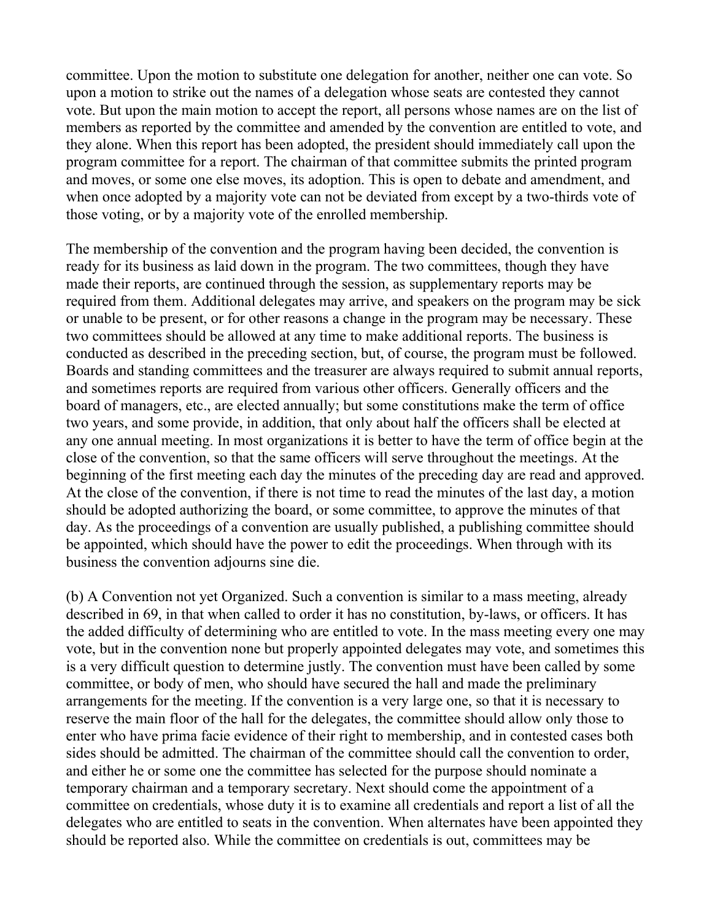committee. Upon the motion to substitute one delegation for another, neither one can vote. So upon a motion to strike out the names of a delegation whose seats are contested they cannot vote. But upon the main motion to accept the report, all persons whose names are on the list of members as reported by the committee and amended by the convention are entitled to vote, and they alone. When this report has been adopted, the president should immediately call upon the program committee for a report. The chairman of that committee submits the printed program and moves, or some one else moves, its adoption. This is open to debate and amendment, and when once adopted by a majority vote can not be deviated from except by a two-thirds vote of those voting, or by a majority vote of the enrolled membership.

The membership of the convention and the program having been decided, the convention is ready for its business as laid down in the program. The two committees, though they have made their reports, are continued through the session, as supplementary reports may be required from them. Additional delegates may arrive, and speakers on the program may be sick or unable to be present, or for other reasons a change in the program may be necessary. These two committees should be allowed at any time to make additional reports. The business is conducted as described in the preceding section, but, of course, the program must be followed. Boards and standing committees and the treasurer are always required to submit annual reports, and sometimes reports are required from various other officers. Generally officers and the board of managers, etc., are elected annually; but some constitutions make the term of office two years, and some provide, in addition, that only about half the officers shall be elected at any one annual meeting. In most organizations it is better to have the term of office begin at the close of the convention, so that the same officers will serve throughout the meetings. At the beginning of the first meeting each day the minutes of the preceding day are read and approved. At the close of the convention, if there is not time to read the minutes of the last day, a motion should be adopted authorizing the board, or some committee, to approve the minutes of that day. As the proceedings of a convention are usually published, a publishing committee should be appointed, which should have the power to edit the proceedings. When through with its business the convention adjourns sine die.

(b) A Convention not yet Organized. Such a convention is similar to a mass meeting, already described in 69, in that when called to order it has no constitution, by-laws, or officers. It has the added difficulty of determining who are entitled to vote. In the mass meeting every one may vote, but in the convention none but properly appointed delegates may vote, and sometimes this is a very difficult question to determine justly. The convention must have been called by some committee, or body of men, who should have secured the hall and made the preliminary arrangements for the meeting. If the convention is a very large one, so that it is necessary to reserve the main floor of the hall for the delegates, the committee should allow only those to enter who have prima facie evidence of their right to membership, and in contested cases both sides should be admitted. The chairman of the committee should call the convention to order, and either he or some one the committee has selected for the purpose should nominate a temporary chairman and a temporary secretary. Next should come the appointment of a committee on credentials, whose duty it is to examine all credentials and report a list of all the delegates who are entitled to seats in the convention. When alternates have been appointed they should be reported also. While the committee on credentials is out, committees may be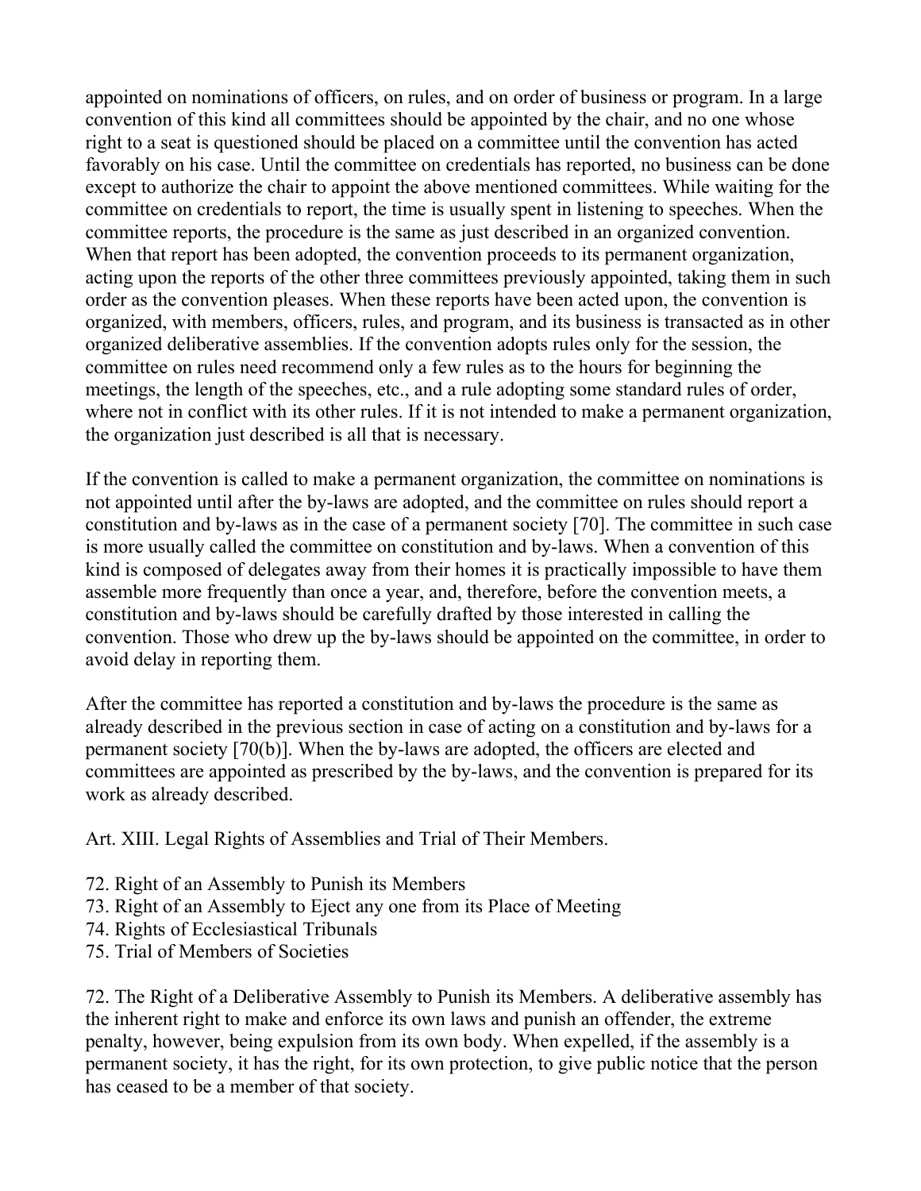appointed on nominations of officers, on rules, and on order of business or program. In a large convention of this kind all committees should be appointed by the chair, and no one whose right to a seat is questioned should be placed on a committee until the convention has acted favorably on his case. Until the committee on credentials has reported, no business can be done except to authorize the chair to appoint the above mentioned committees. While waiting for the committee on credentials to report, the time is usually spent in listening to speeches. When the committee reports, the procedure is the same as just described in an organized convention. When that report has been adopted, the convention proceeds to its permanent organization, acting upon the reports of the other three committees previously appointed, taking them in such order as the convention pleases. When these reports have been acted upon, the convention is organized, with members, officers, rules, and program, and its business is transacted as in other organized deliberative assemblies. If the convention adopts rules only for the session, the committee on rules need recommend only a few rules as to the hours for beginning the meetings, the length of the speeches, etc., and a rule adopting some standard rules of order, where not in conflict with its other rules. If it is not intended to make a permanent organization, the organization just described is all that is necessary.

If the convention is called to make a permanent organization, the committee on nominations is not appointed until after the by-laws are adopted, and the committee on rules should report a constitution and by-laws as in the case of a permanent society [70]. The committee in such case is more usually called the committee on constitution and by-laws. When a convention of this kind is composed of delegates away from their homes it is practically impossible to have them assemble more frequently than once a year, and, therefore, before the convention meets, a constitution and by-laws should be carefully drafted by those interested in calling the convention. Those who drew up the by-laws should be appointed on the committee, in order to avoid delay in reporting them.

After the committee has reported a constitution and by-laws the procedure is the same as already described in the previous section in case of acting on a constitution and by-laws for a permanent society [70(b)]. When the by-laws are adopted, the officers are elected and committees are appointed as prescribed by the by-laws, and the convention is prepared for its work as already described.

## Art. XIII. Legal Rights of Assemblies and Trial of Their Members.

72. Right of an Assembly to Punish its Members
73. Right of an Assembly to Eject any one from its Place of Meeting
74. Rights of Ecclesiastical Tribunals
75. Trial of Members of Societies

72. The Right of a Deliberative Assembly to Punish its Members. A deliberative assembly has the inherent right to make and enforce its own laws and punish an offender, the extreme penalty, however, being expulsion from its own body. When expelled, if the assembly is a permanent society, it has the right, for its own protection, to give public notice that the person has ceased to be a member of that society.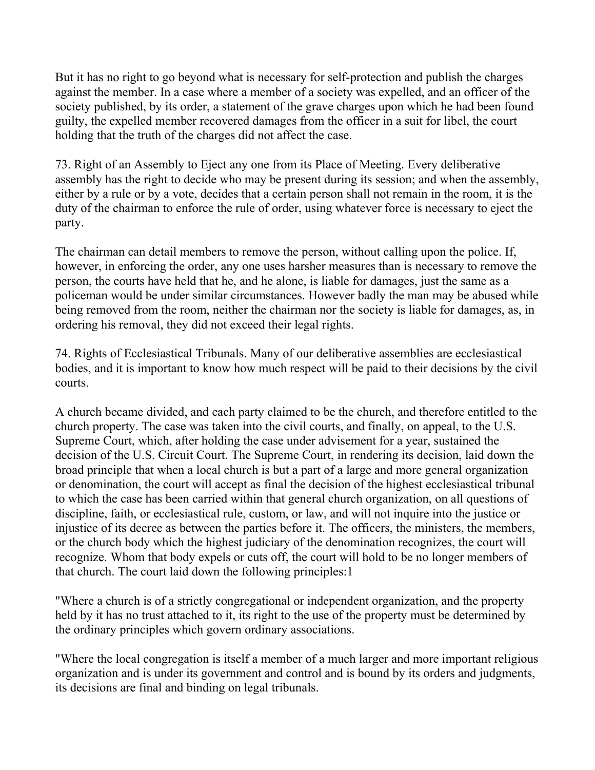But it has no right to go beyond what is necessary for self-protection and publish the charges against the member. In a case where a member of a society was expelled, and an officer of the society published, by its order, a statement of the grave charges upon which he had been found guilty, the expelled member recovered damages from the officer in a suit for libel, the court holding that the truth of the charges did not affect the case.

73. Right of an Assembly to Eject any one from its Place of Meeting. Every deliberative assembly has the right to decide who may be present during its session; and when the assembly, either by a rule or by a vote, decides that a certain person shall not remain in the room, it is the duty of the chairman to enforce the rule of order, using whatever force is necessary to eject the party.

The chairman can detail members to remove the person, without calling upon the police. If, however, in enforcing the order, any one uses harsher measures than is necessary to remove the person, the courts have held that he, and he alone, is liable for damages, just the same as a policeman would be under similar circumstances. However badly the man may be abused while being removed from the room, neither the chairman nor the society is liable for damages, as, in ordering his removal, they did not exceed their legal rights.

74. Rights of Ecclesiastical Tribunals. Many of our deliberative assemblies are ecclesiastical bodies, and it is important to know how much respect will be paid to their decisions by the civil courts.

A church became divided, and each party claimed to be the church, and therefore entitled to the church property. The case was taken into the civil courts, and finally, on appeal, to the U.S. Supreme Court, which, after holding the case under advisement for a year, sustained the decision of the U.S. Circuit Court. The Supreme Court, in rendering its decision, laid down the broad principle that when a local church is but a part of a large and more general organization or denomination, the court will accept as final the decision of the highest ecclesiastical tribunal to which the case has been carried within that general church organization, on all questions of discipline, faith, or ecclesiastical rule, custom, or law, and will not inquire into the justice or injustice of its decree as between the parties before it. The officers, the ministers, the members, or the church body which the highest judiciary of the denomination recognizes, the court will recognize. Whom that body expels or cuts off, the court will hold to be no longer members of that church. The court laid down the following principles:[1]

"Where a church is of a strictly congregational or independent organization, and the property held by it has no trust attached to it, its right to the use of the property must be determined by the ordinary principles which govern ordinary associations.

"Where the local congregation is itself a member of a much larger and more important religious organization and is under its government and control and is bound by its orders and judgments, its decisions are final and binding on legal tribunals.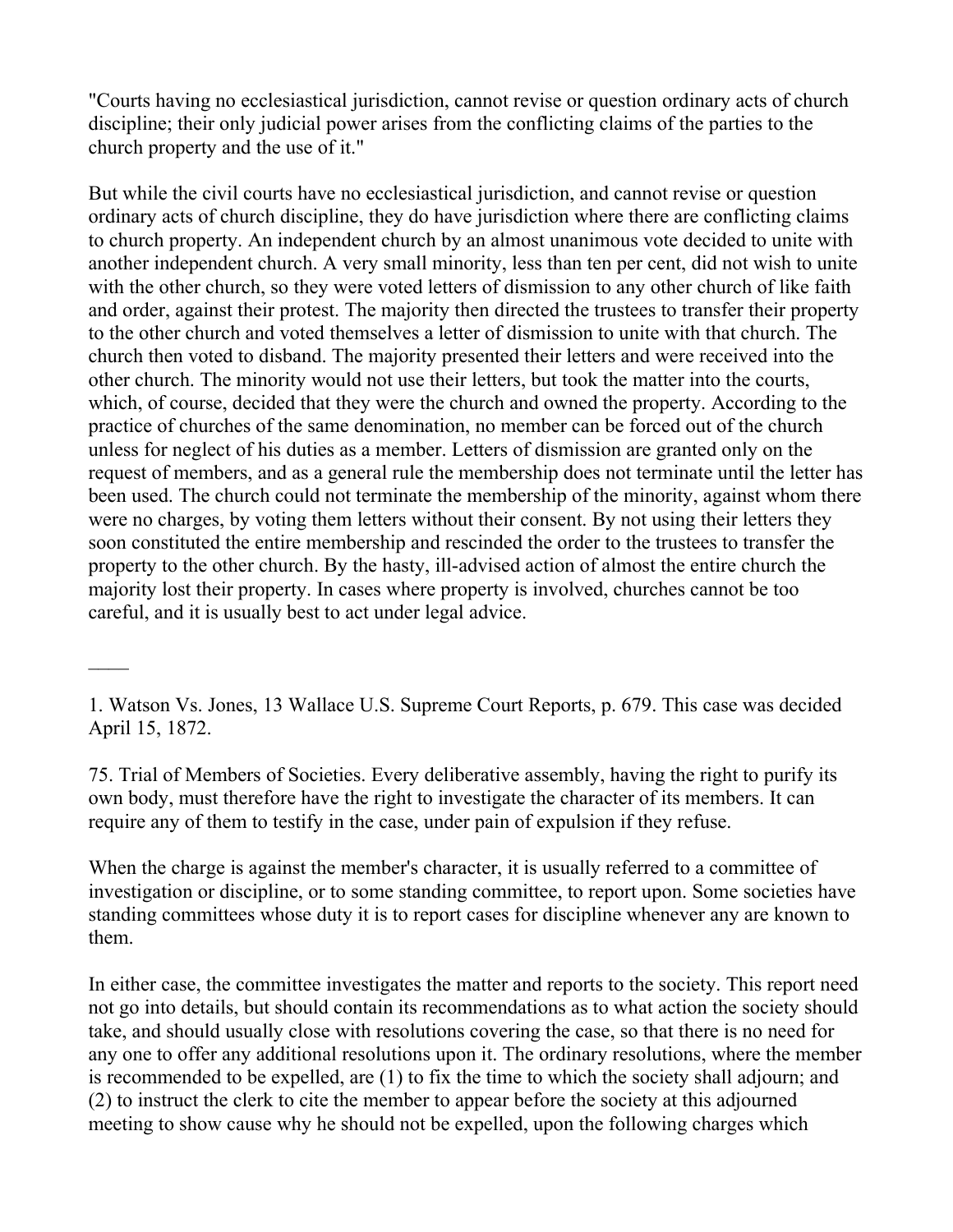"Courts having no ecclesiastical jurisdiction, cannot revise or question ordinary acts of church discipline; their only judicial power arises from the conflicting claims of the parties to the church property and the use of it."

But while the civil courts have no ecclesiastical jurisdiction, and cannot revise or question ordinary acts of church discipline, they do have jurisdiction where there are conflicting claims to church property. An independent church by an almost unanimous vote decided to unite with another independent church. A very small minority, less than ten per cent, did not wish to unite with the other church, so they were voted letters of dismission to any other church of like faith and order, against their protest. The majority then directed the trustees to transfer their property to the other church and voted themselves a letter of dismission to unite with that church. The church then voted to disband. The majority presented their letters and were received into the other church. The minority would not use their letters, but took the matter into the courts, which, of course, decided that they were the church and owned the property. According to the practice of churches of the same denomination, no member can be forced out of the church unless for neglect of his duties as a member. Letters of dismission are granted only on the request of members, and as a general rule the membership does not terminate until the letter has been used. The church could not terminate the membership of the minority, against whom there were no charges, by voting them letters without their consent. By not using their letters they soon constituted the entire membership and rescinded the order to the trustees to transfer the property to the other church. By the hasty, ill-advised action of almost the entire church the majority lost their property. In cases where property is involved, churches cannot be too careful, and it is usually best to act under legal advice.

____

1. Watson Vs. Jones, 13 Wallace U.S. Supreme Court Reports, p. 679. This case was decided April 15, 1872.

75. Trial of Members of Societies. Every deliberative assembly, having the right to purify its own body, must therefore have the right to investigate the character of its members. It can require any of them to testify in the case, under pain of expulsion if they refuse.

When the charge is against the member's character, it is usually referred to a committee of investigation or discipline, or to some standing committee, to report upon. Some societies have standing committees whose duty it is to report cases for discipline whenever any are known to them.

In either case, the committee investigates the matter and reports to the society. This report need not go into details, but should contain its recommendations as to what action the society should take, and should usually close with resolutions covering the case, so that there is no need for any one to offer any additional resolutions upon it. The ordinary resolutions, where the member is recommended to be expelled, are (1) to fix the time to which the society shall adjourn; and (2) to instruct the clerk to cite the member to appear before the society at this adjourned meeting to show cause why he should not be expelled, upon the following charges which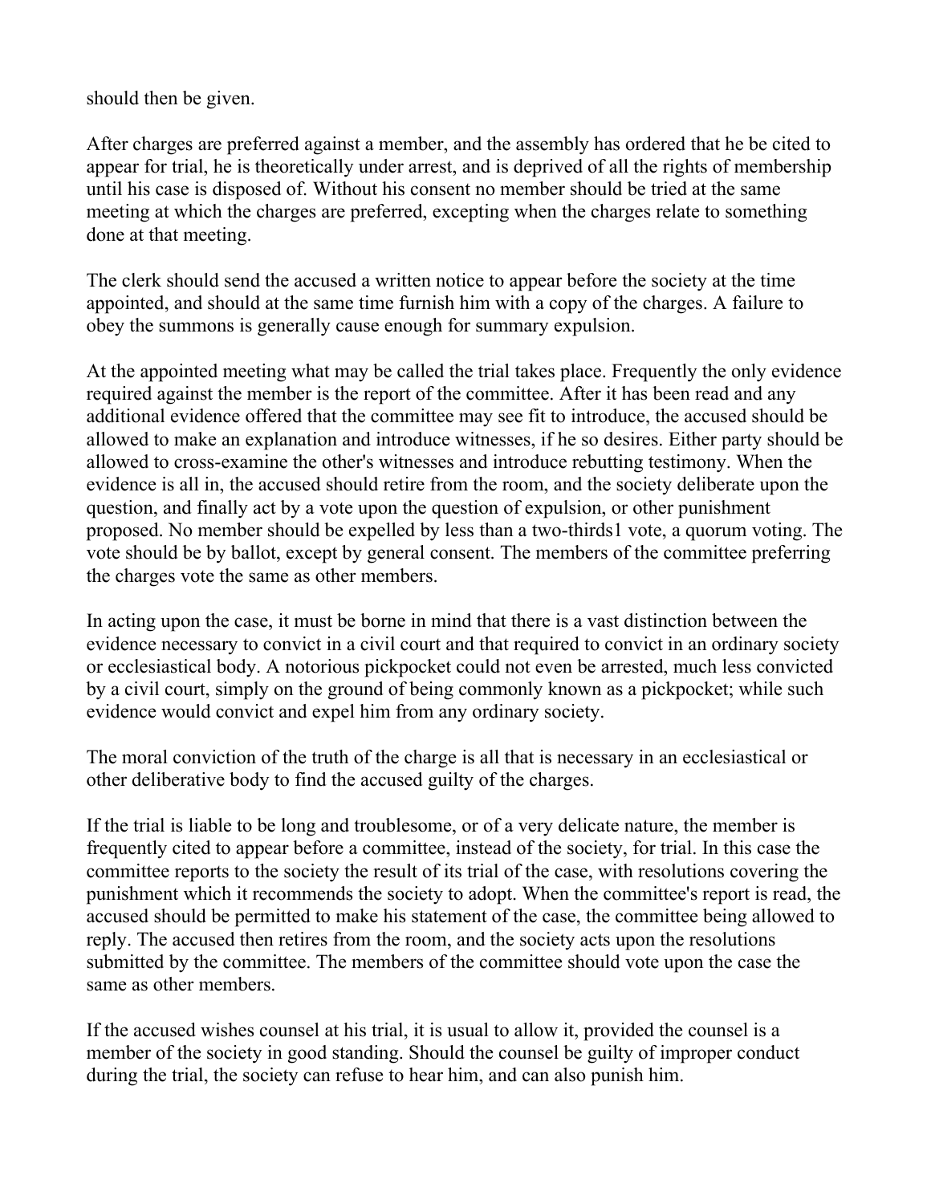should then be given.

After charges are preferred against a member, and the assembly has ordered that he be cited to appear for trial, he is theoretically under arrest, and is deprived of all the rights of membership until his case is disposed of. Without his consent no member should be tried at the same meeting at which the charges are preferred, excepting when the charges relate to something done at that meeting.

The clerk should send the accused a written notice to appear before the society at the time appointed, and should at the same time furnish him with a copy of the charges. A failure to obey the summons is generally cause enough for summary expulsion.

At the appointed meeting what may be called the trial takes place. Frequently the only evidence required against the member is the report of the committee. After it has been read and any additional evidence offered that the committee may see fit to introduce, the accused should be allowed to make an explanation and introduce witnesses, if he so desires. Either party should be allowed to cross-examine the other's witnesses and introduce rebutting testimony. When the evidence is all in, the accused should retire from the room, and the society deliberate upon the question, and finally act by a vote upon the question of expulsion, or other punishment proposed. No member should be expelled by less than a two-thirds[1] vote, a quorum voting. The vote should be by ballot, except by general consent. The members of the committee preferring the charges vote the same as other members.

In acting upon the case, it must be borne in mind that there is a vast distinction between the evidence necessary to convict in a civil court and that required to convict in an ordinary society or ecclesiastical body. A notorious pickpocket could not even be arrested, much less convicted by a civil court, simply on the ground of being commonly known as a pickpocket; while such evidence would convict and expel him from any ordinary society.

The moral conviction of the truth of the charge is all that is necessary in an ecclesiastical or other deliberative body to find the accused guilty of the charges.

If the trial is liable to be long and troublesome, or of a very delicate nature, the member is frequently cited to appear before a committee, instead of the society, for trial. In this case the committee reports to the society the result of its trial of the case, with resolutions covering the punishment which it recommends the society to adopt. When the committee's report is read, the accused should be permitted to make his statement of the case, the committee being allowed to reply. The accused then retires from the room, and the society acts upon the resolutions submitted by the committee. The members of the committee should vote upon the case the same as other members.

If the accused wishes counsel at his trial, it is usual to allow it, provided the counsel is a member of the society in good standing. Should the counsel be guilty of improper conduct during the trial, the society can refuse to hear him, and can also punish him.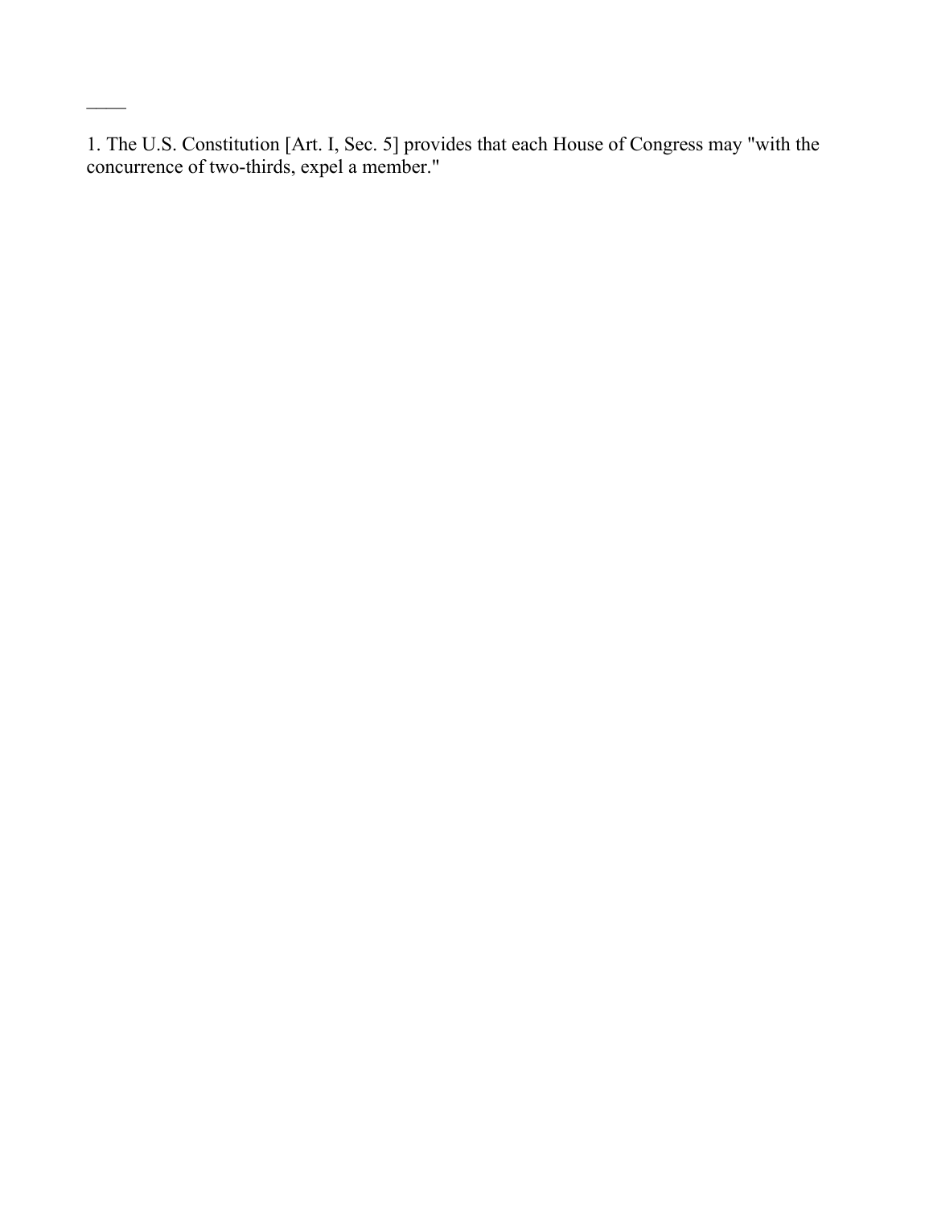____

1. The U.S. Constitution [Art. I, Sec. 5] provides that each House of Congress may "with the concurrence of two-thirds, expel a member."